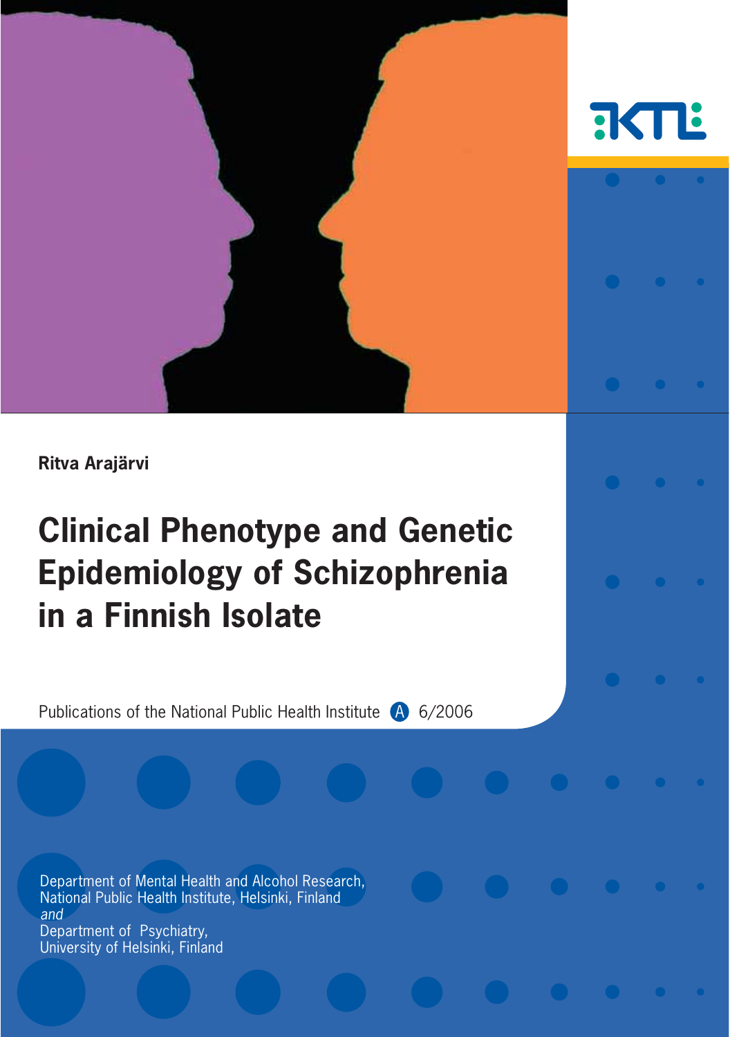**Ritva Arajärvi**

# Clinical Phenotype and Genetic Epidemiology of Schizophrenia in a Finnish Isolate

Publications of the National Public Health Institute A 6/2006

Department of Mental Health and Alcohol Research,
National Public Health Institute, Helsinki, Finland
*and*
Department of Psychiatry,
University of Helsinki, Finland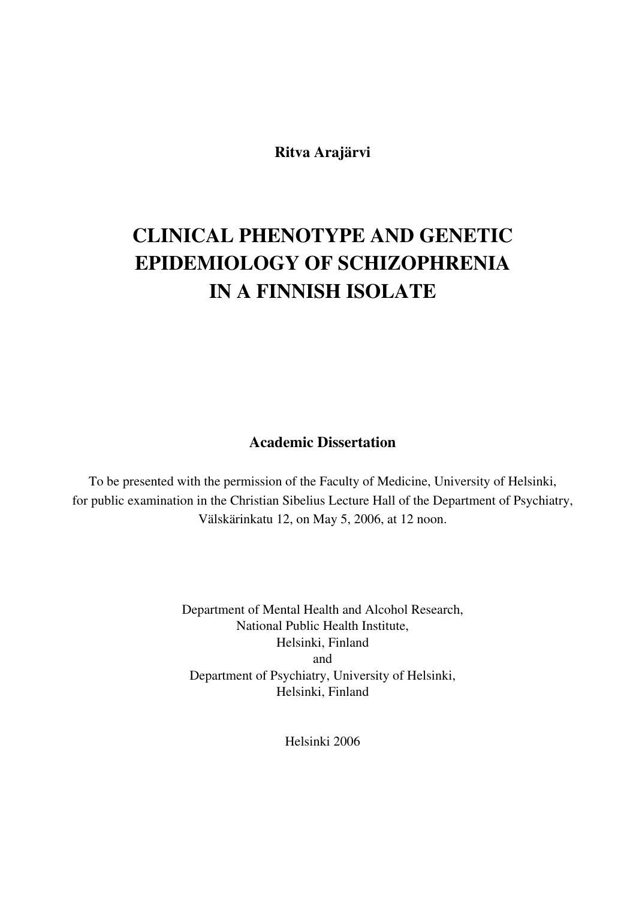**Ritva Arajärvi**

# CLINICAL PHENOTYPE AND GENETIC EPIDEMIOLOGY OF SCHIZOPHRENIA IN A FINNISH ISOLATE

**Academic Dissertation**

To be presented with the permission of the Faculty of Medicine, University of Helsinki, for public examination in the Christian Sibelius Lecture Hall of the Department of Psychiatry, Välskärinkatu 12, on May 5, 2006, at 12 noon.

Department of Mental Health and Alcohol Research,
National Public Health Institute,
Helsinki, Finland
and
Department of Psychiatry, University of Helsinki,
Helsinki, Finland

Helsinki 2006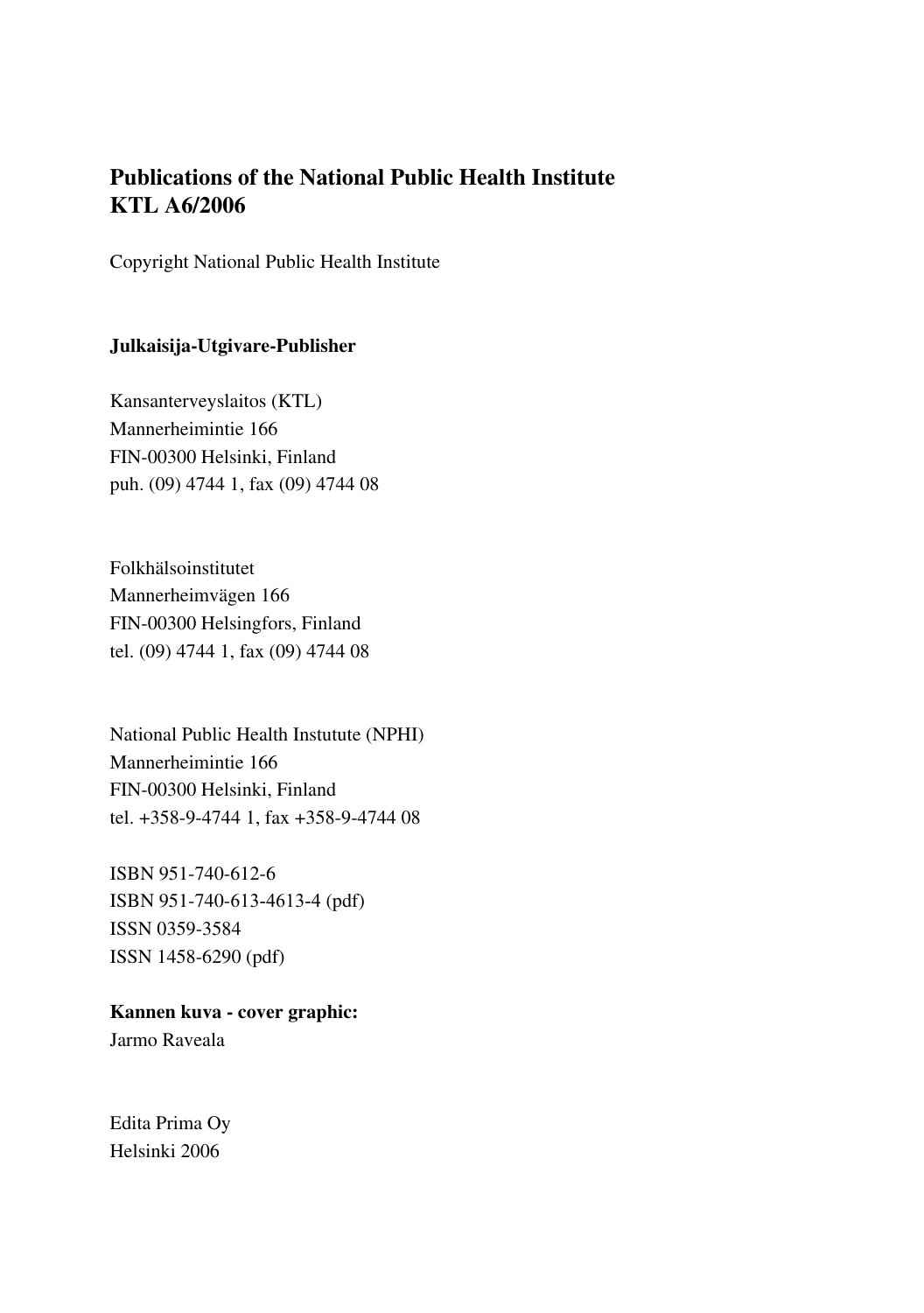**Publications of the National Public Health Institute**
**KTL A6/2006**

Copyright National Public Health Institute

**Julkaisija-Utgivare-Publisher**

Kansanterveyslaitos (KTL)
Mannerheimintie 166
FIN-00300 Helsinki, Finland
puh. (09) 4744 1, fax (09) 4744 08

Folkhälsoinstitutet
Mannerheimvägen 166
FIN-00300 Helsingfors, Finland
tel. (09) 4744 1, fax (09) 4744 08

National Public Health Instutute (NPHI)
Mannerheimintie 166
FIN-00300 Helsinki, Finland
tel. +358-9-4744 1, fax +358-9-4744 08

ISBN 951-740-612-6
ISBN 951-740-613-4613-4 (pdf)
ISSN 0359-3584
ISSN 1458-6290 (pdf)

**Kannen kuva - cover graphic:**
Jarmo Raveala

Edita Prima Oy
Helsinki 2006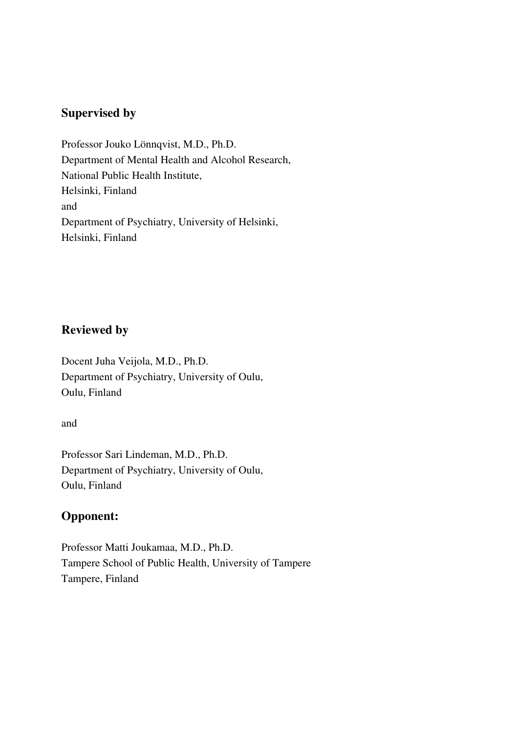## Supervised by

Professor Jouko Lönnqvist, M.D., Ph.D.
Department of Mental Health and Alcohol Research,
National Public Health Institute,
Helsinki, Finland
and
Department of Psychiatry, University of Helsinki,
Helsinki, Finland

## Reviewed by

Docent Juha Veijola, M.D., Ph.D.
Department of Psychiatry, University of Oulu,
Oulu, Finland

and

Professor Sari Lindeman, M.D., Ph.D.
Department of Psychiatry, University of Oulu,
Oulu, Finland

## Opponent:

Professor Matti Joukamaa, M.D., Ph.D.
Tampere School of Public Health, University of Tampere
Tampere, Finland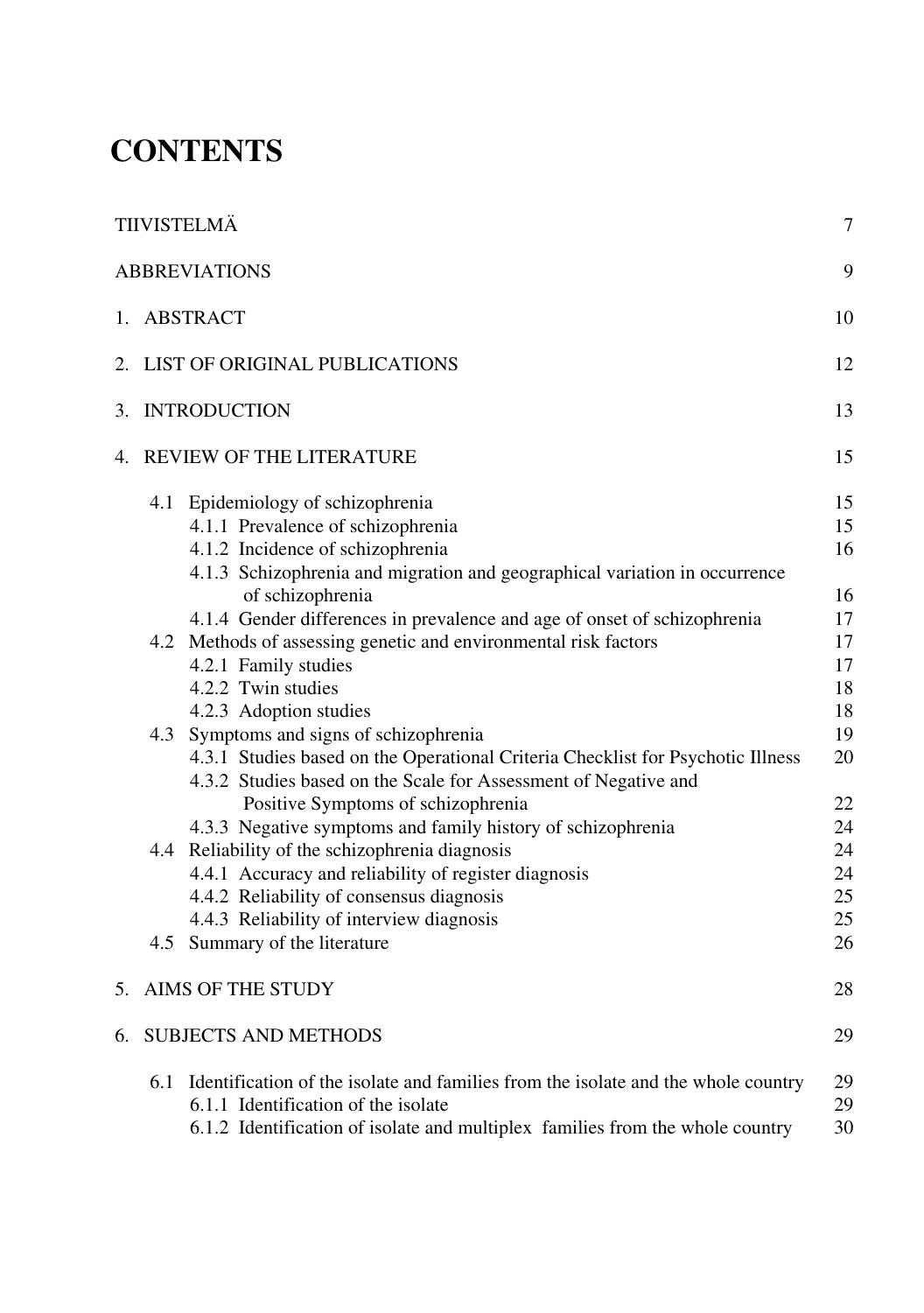# CONTENTS

| | |
|---|---|
| TIIVISTELMÄ | 7 |
| ABBREVIATIONS | 9 |
| 1. ABSTRACT | 10 |
| 2. LIST OF ORIGINAL PUBLICATIONS | 12 |
| 3. INTRODUCTION | 13 |
| 4. REVIEW OF THE LITERATURE | 15 |
| 4.1 Epidemiology of schizophrenia | 15 |
| 4.1.1 Prevalence of schizophrenia | 15 |
| 4.1.2 Incidence of schizophrenia | 16 |
| 4.1.3 Schizophrenia and migration and geographical variation in occurrence of schizophrenia | 16 |
| 4.1.4 Gender differences in prevalence and age of onset of schizophrenia | 17 |
| 4.2 Methods of assessing genetic and environmental risk factors | 17 |
| 4.2.1 Family studies | 17 |
| 4.2.2 Twin studies | 18 |
| 4.2.3 Adoption studies | 18 |
| 4.3 Symptoms and signs of schizophrenia | 19 |
| 4.3.1 Studies based on the Operational Criteria Checklist for Psychotic Illness | 20 |
| 4.3.2 Studies based on the Scale for Assessment of Negative and Positive Symptoms of schizophrenia | 22 |
| 4.3.3 Negative symptoms and family history of schizophrenia | 24 |
| 4.4 Reliability of the schizophrenia diagnosis | 24 |
| 4.4.1 Accuracy and reliability of register diagnosis | 24 |
| 4.4.2 Reliability of consensus diagnosis | 25 |
| 4.4.3 Reliability of interview diagnosis | 25 |
| 4.5 Summary of the literature | 26 |
| 5. AIMS OF THE STUDY | 28 |
| 6. SUBJECTS AND METHODS | 29 |
| 6.1 Identification of the isolate and families from the isolate and the whole country | 29 |
| 6.1.1 Identification of the isolate | 29 |
| 6.1.2 Identification of isolate and multiplex families from the whole country | 30 |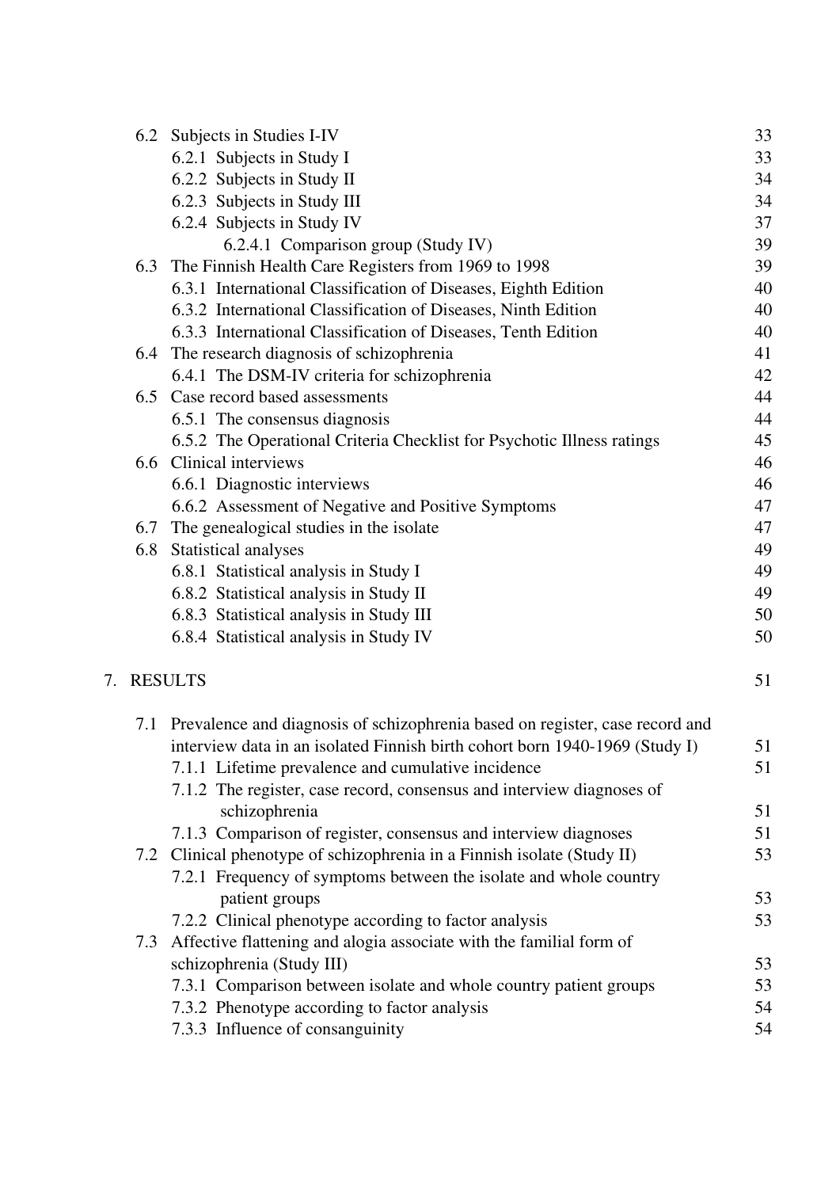6.2 Subjects in Studies I-IV 33
  6.2.1 Subjects in Study I 33
  6.2.2 Subjects in Study II 34
  6.2.3 Subjects in Study III 34
  6.2.4 Subjects in Study IV 37
    6.2.4.1 Comparison group (Study IV) 39
6.3 The Finnish Health Care Registers from 1969 to 1998 39
  6.3.1 International Classification of Diseases, Eighth Edition 40
  6.3.2 International Classification of Diseases, Ninth Edition 40
  6.3.3 International Classification of Diseases, Tenth Edition 40
6.4 The research diagnosis of schizophrenia 41
  6.4.1 The DSM-IV criteria for schizophrenia 42
6.5 Case record based assessments 44
  6.5.1 The consensus diagnosis 44
  6.5.2 The Operational Criteria Checklist for Psychotic Illness ratings 45
6.6 Clinical interviews 46
  6.6.1 Diagnostic interviews 46
  6.6.2 Assessment of Negative and Positive Symptoms 47
6.7 The genealogical studies in the isolate 47
6.8 Statistical analyses 49
  6.8.1 Statistical analysis in Study I 49
  6.8.2 Statistical analysis in Study II 49
  6.8.3 Statistical analysis in Study III 50
  6.8.4 Statistical analysis in Study IV 50

7. RESULTS 51

7.1 Prevalence and diagnosis of schizophrenia based on register, case record and interview data in an isolated Finnish birth cohort born 1940-1969 (Study I) 51
  7.1.1 Lifetime prevalence and cumulative incidence 51
  7.1.2 The register, case record, consensus and interview diagnoses of schizophrenia 51
  7.1.3 Comparison of register, consensus and interview diagnoses 51
7.2 Clinical phenotype of schizophrenia in a Finnish isolate (Study II) 53
  7.2.1 Frequency of symptoms between the isolate and whole country patient groups 53
  7.2.2 Clinical phenotype according to factor analysis 53
7.3 Affective flattening and alogia associate with the familial form of schizophrenia (Study III) 53
  7.3.1 Comparison between isolate and whole country patient groups 53
  7.3.2 Phenotype according to factor analysis 54
  7.3.3 Influence of consanguinity 54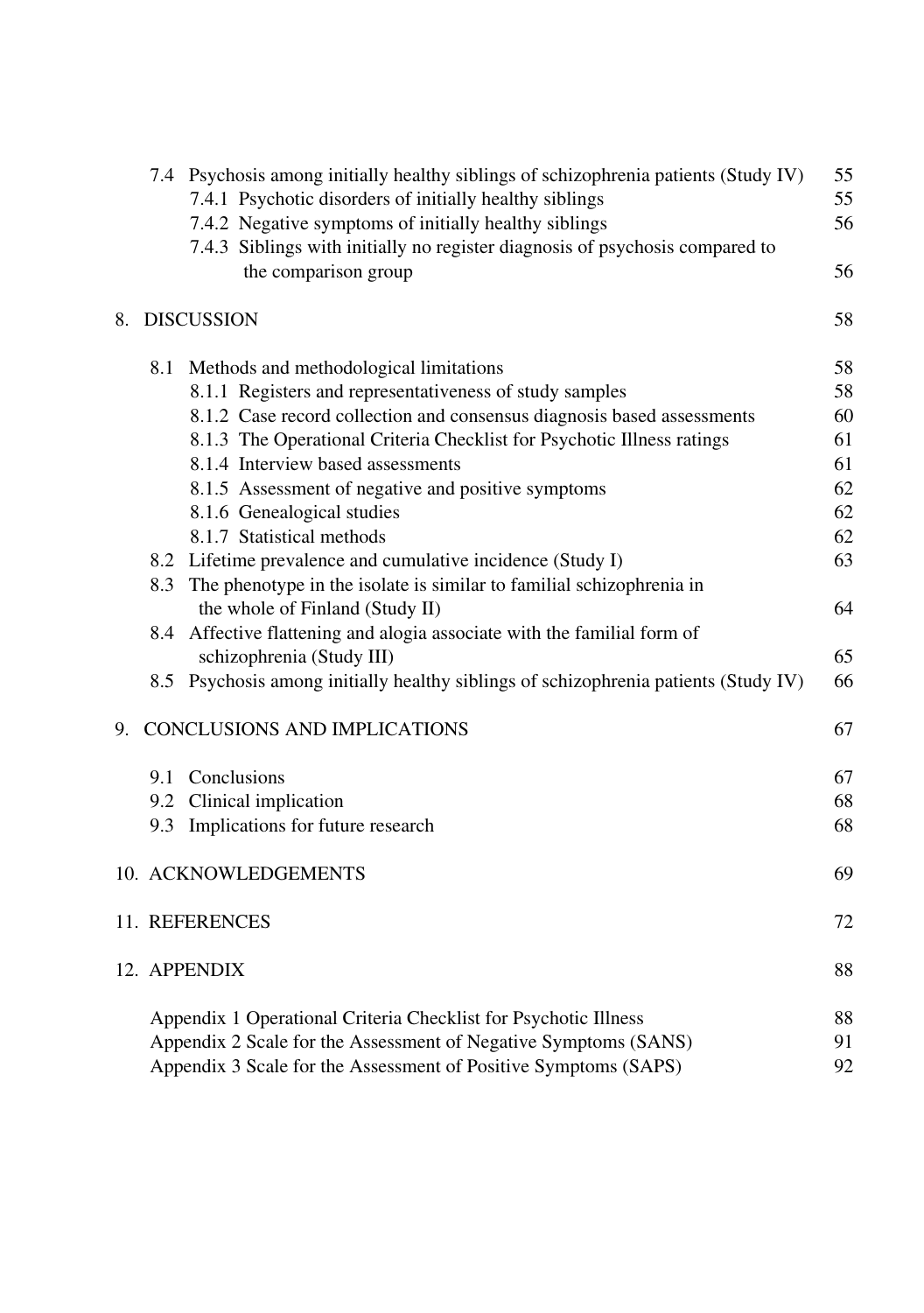7.4 Psychosis among initially healthy siblings of schizophrenia patients (Study IV) 55
- 7.4.1 Psychotic disorders of initially healthy siblings 55
- 7.4.2 Negative symptoms of initially healthy siblings 56
- 7.4.3 Siblings with initially no register diagnosis of psychosis compared to the comparison group 56

8. DISCUSSION 58

- 8.1 Methods and methodological limitations 58
  - 8.1.1 Registers and representativeness of study samples 58
  - 8.1.2 Case record collection and consensus diagnosis based assessments 60
  - 8.1.3 The Operational Criteria Checklist for Psychotic Illness ratings 61
  - 8.1.4 Interview based assessments 61
  - 8.1.5 Assessment of negative and positive symptoms 62
  - 8.1.6 Genealogical studies 62
  - 8.1.7 Statistical methods 62
- 8.2 Lifetime prevalence and cumulative incidence (Study I) 63
- 8.3 The phenotype in the isolate is similar to familial schizophrenia in the whole of Finland (Study II) 64
- 8.4 Affective flattening and alogia associate with the familial form of schizophrenia (Study III) 65
- 8.5 Psychosis among initially healthy siblings of schizophrenia patients (Study IV) 66

9. CONCLUSIONS AND IMPLICATIONS 67

- 9.1 Conclusions 67
- 9.2 Clinical implication 68
- 9.3 Implications for future research 68

10. ACKNOWLEDGEMENTS 69

11. REFERENCES 72

12. APPENDIX 88

- Appendix 1 Operational Criteria Checklist for Psychotic Illness 88
- Appendix 2 Scale for the Assessment of Negative Symptoms (SANS) 91
- Appendix 3 Scale for the Assessment of Positive Symptoms (SAPS) 92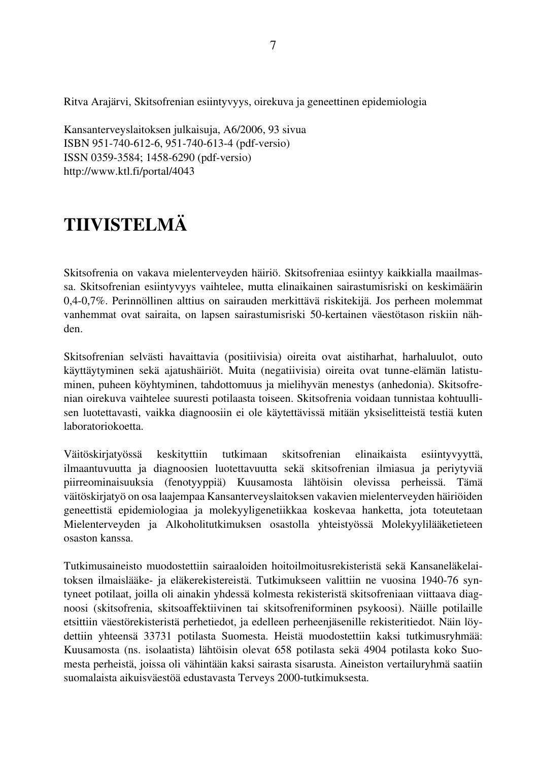Ritva Arajärvi, Skitsofrenian esiintyvyys, oirekuva ja geneettinen epidemiologia

Kansanterveyslaitoksen julkaisuja, A6/2006, 93 sivua
ISBN 951-740-612-6, 951-740-613-4 (pdf-versio)
ISSN 0359-3584; 1458-6290 (pdf-versio)
http://www.ktl.fi/portal/4043

# TIIVISTELMÄ

Skitsofrenia on vakava mielenterveyden häiriö. Skitsofreniaa esiintyy kaikkialla maailmassa. Skitsofrenian esiintyvyys vaihtelee, mutta elinaikainen sairastumisriski on keskimäärin 0,4-0,7%. Perinnöllinen alttius on sairauden merkittävä riskitekijä. Jos perheen molemmat vanhemmat ovat sairaita, on lapsen sairastumisriski 50-kertainen väestötason riskiin nähden.

Skitsofrenian selvästi havaittavia (positiivisia) oireita ovat aistiharhat, harhaluulot, outo käyttäytyminen sekä ajatushäiriöt. Muita (negatiivisia) oireita ovat tunne-elämän latistuminen, puheen köyhtyminen, tahdottomuus ja mielihyvän menestys (anhedonia). Skitsofrenian oirekuva vaihtelee suuresti potilaasta toiseen. Skitsofrenia voidaan tunnistaa kohtuullisen luotettavasti, vaikka diagnoosiin ei ole käytettävissä mitään yksiselitteistä testiä kuten laboratoriokoetta.

Väitöskirjatyössä keskityttiin tutkimaan skitsofrenian elinaikaista esiintyvyyttä, ilmaantuvuutta ja diagnoosien luotettavuutta sekä skitsofrenian ilmiasua ja periytyviä piirreominaisuuksia (fenotyyppiä) Kuusamosta lähtöisin olevissa perheissä. Tämä väitöskirjatyö on osa laajempaa Kansanterveyslaitoksen vakavien mielenterveyden häiriöiden geneettistä epidemiologiaa ja molekyyligenetiikkaa koskevaa hanketta, jota toteutetaan Mielenterveyden ja Alkoholitutkimuksen osastolla yhteistyössä Molekyylilääketieteen osaston kanssa.

Tutkimusaineisto muodostettiin sairaaloiden hoitoilmoitusrekisteristä sekä Kansaneläkelaitoksen ilmaislääke- ja eläkerekistereistä. Tutkimukseen valittiin ne vuosina 1940-76 syntyneet potilaat, joilla oli ainakin yhdessä kolmesta rekisteristä skitsofreniaan viittaava diagnoosi (skitsofrenia, skitsoaffektiivinen tai skitsofreniforminen psykoosi). Näille potilaille etsittiin väestörekisteristä perhetiedot, ja edelleen perheenjäsenille rekisteritiedot. Näin löydettiin yhteensä 33731 potilasta Suomesta. Heistä muodostettiin kaksi tutkimusryhmää: Kuusamosta (ns. isolaatista) lähtöisin olevat 658 potilasta sekä 4904 potilasta koko Suomesta perheistä, joissa oli vähintään kaksi sairasta sisarusta. Aineiston vertailuryhmä saatiin suomalaista aikuisväestöä edustavasta Terveys 2000-tutkimuksesta.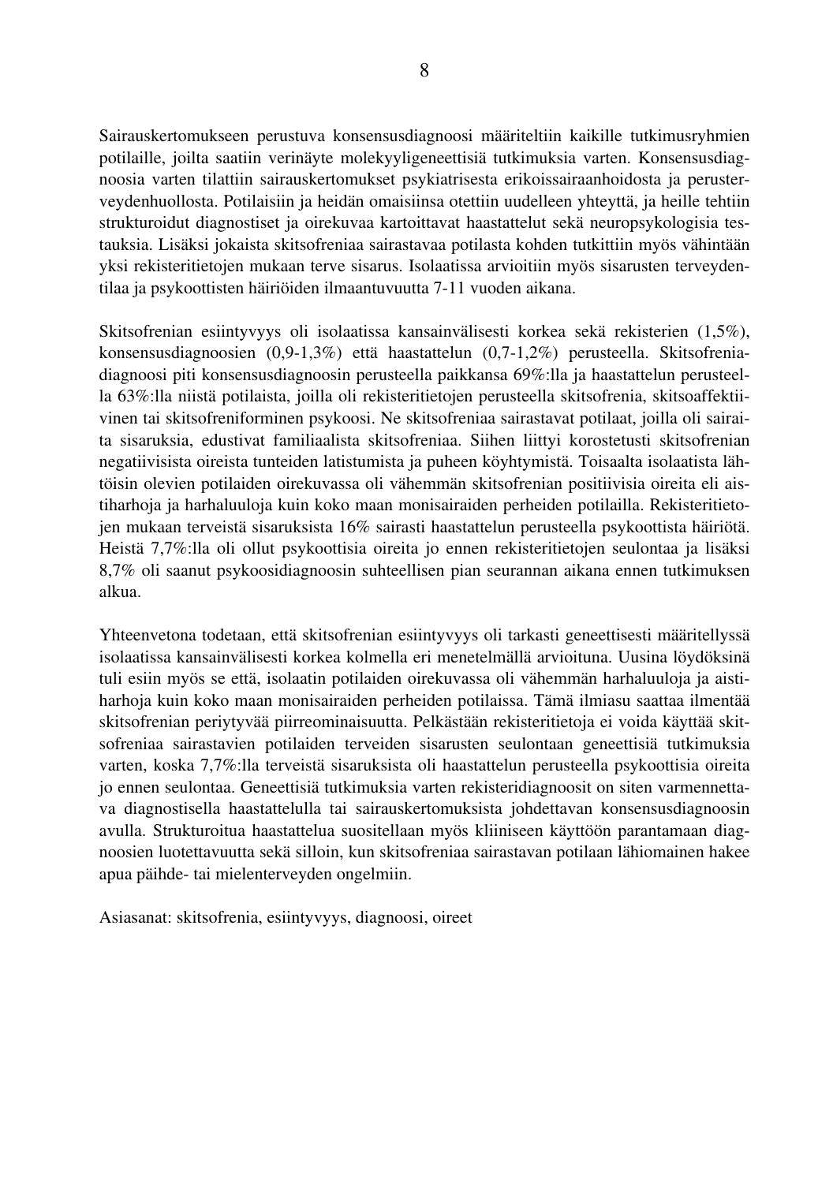Sairauskertomukseen perustuva konsensusdiagnoosi määriteltiin kaikille tutkimusryhmien potilaille, joilta saatiin verinäyte molekyyligeneettisiä tutkimuksia varten. Konsensusdiagnoosia varten tilattiin sairauskertomukset psykiatrisesta erikoissairaanhoidosta ja perusterveydenhuollosta. Potilaisiin ja heidän omaisiinsa otettiin uudelleen yhteyttä, ja heille tehtiin strukturoidut diagnostiset ja oirekuvaa kartoittavat haastattelut sekä neuropsykologisia testauksia. Lisäksi jokaista skitsofreniaa sairastavaa potilasta kohden tutkittiin myös vähintään yksi rekisteritietojen mukaan terve sisarus. Isolaatissa arvioitiin myös sisarusten terveydentilaa ja psykoottisten häiriöiden ilmaantuvuutta 7-11 vuoden aikana.

Skitsofrenian esiintyvyys oli isolaatissa kansainvälisesti korkea sekä rekisterien (1,5%), konsensusdiagnoosien (0,9-1,3%) että haastattelun (0,7-1,2%) perusteella. Skitsofreniadiagnoosi piti konsensusdiagnoosin perusteella paikkansa 69%:lla ja haastattelun perusteella 63%:lla niistä potilaista, joilla oli rekisteritietojen perusteella skitsofrenia, skitsoaffektiivinen tai skitsofreniforminen psykoosi. Ne skitsofreniaa sairastavat potilaat, joilla oli sairaita sisaruksia, edustivat familiaalista skitsofreniaa. Siihen liittyi korostetusti skitsofrenian negatiivisista oireista tunteiden latistumista ja puheen köyhtymistä. Toisaalta isolaatista lähtöisin olevien potilaiden oirekuvassa oli vähemmän skitsofrenian positiivisia oireita eli aistiharhoja ja harhaluuloja kuin koko maan monisairaiden perheiden potilailla. Rekisteritietojen mukaan terveistä sisaruksista 16% sairasti haastattelun perusteella psykoottista häiriötä. Heistä 7,7%:lla oli ollut psykoottisia oireita jo ennen rekisteritietojen seulontaa ja lisäksi 8,7% oli saanut psykoosidiagnoosin suhteellisen pian seurannan aikana ennen tutkimuksen alkua.

Yhteenvetona todetaan, että skitsofrenian esiintyvyys oli tarkasti geneettisesti määritellyssä isolaatissa kansainvälisesti korkea kolmella eri menetelmällä arvioituna. Uusina löydöksinä tuli esiin myös se että, isolaatin potilaiden oirekuvassa oli vähemmän harhaluuloja ja aistiharhoja kuin koko maan monisairaiden perheiden potilaissa. Tämä ilmiasu saattaa ilmentää skitsofrenian periytyvää piirreominaisuutta. Pelkästään rekisteritietoja ei voida käyttää skitsofreniaa sairastavien potilaiden terveiden sisarusten seulontaan geneettisiä tutkimuksia varten, koska 7,7%:lla terveistä sisaruksista oli haastattelun perusteella psykoottisia oireita jo ennen seulontaa. Geneettisiä tutkimuksia varten rekisteridiagnoosit on siten varmennettava diagnostisella haastattelulla tai sairauskertomuksista johdettavan konsensusdiagnoosin avulla. Strukturoitua haastattelua suositellaan myös kliiniseen käyttöön parantamaan diagnoosien luotettavuutta sekä silloin, kun skitsofreniaa sairastavan potilaan lähiomainen hakee apua päihde- tai mielenterveyden ongelmiin.

Asiasanat: skitsofrenia, esiintyvyys, diagnoosi, oireet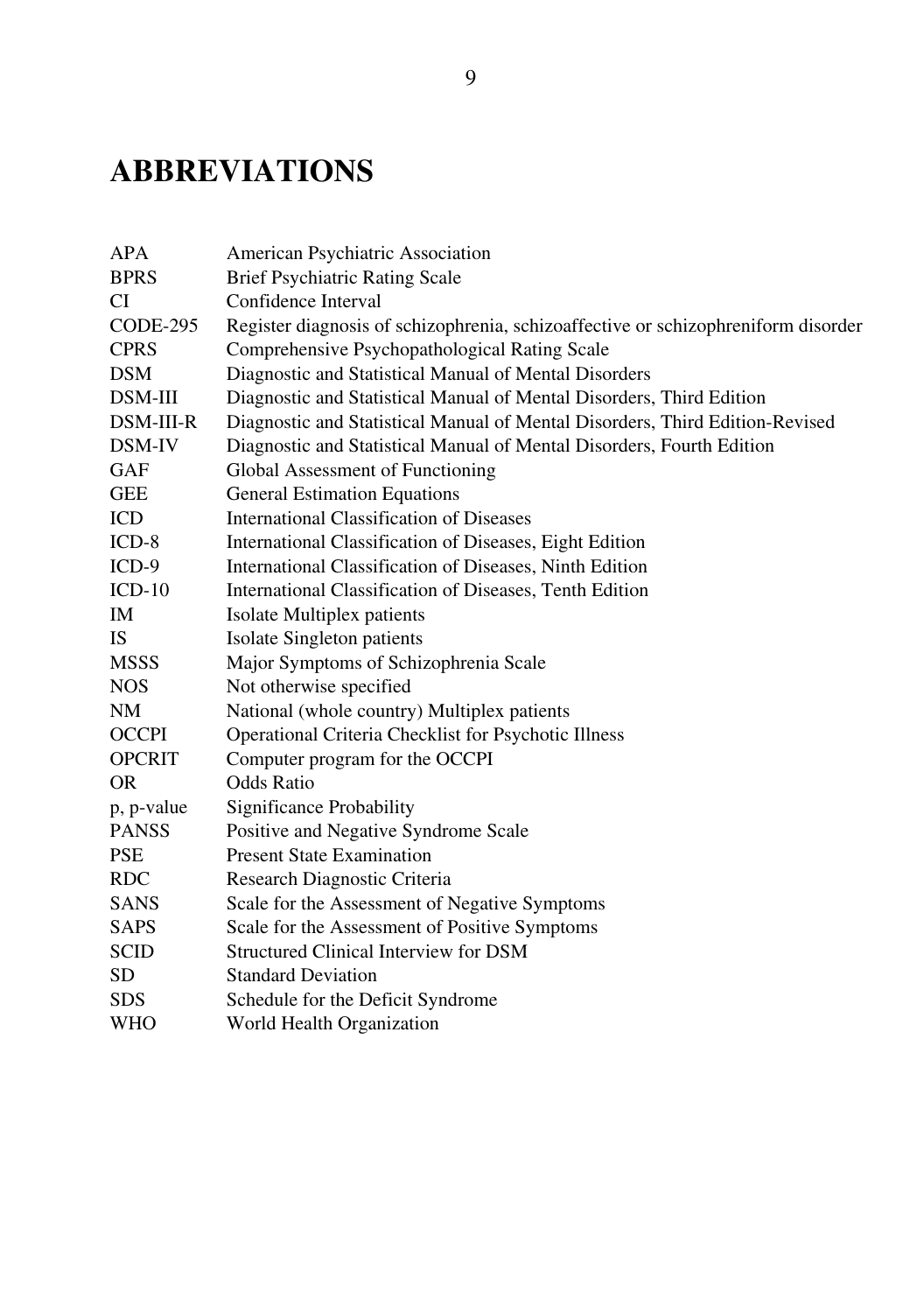# ABBREVIATIONS

| | |
|---|---|
| APA | American Psychiatric Association |
| BPRS | Brief Psychiatric Rating Scale |
| CI | Confidence Interval |
| CODE-295 | Register diagnosis of schizophrenia, schizoaffective or schizophreniform disorder |
| CPRS | Comprehensive Psychopathological Rating Scale |
| DSM | Diagnostic and Statistical Manual of Mental Disorders |
| DSM-III | Diagnostic and Statistical Manual of Mental Disorders, Third Edition |
| DSM-III-R | Diagnostic and Statistical Manual of Mental Disorders, Third Edition-Revised |
| DSM-IV | Diagnostic and Statistical Manual of Mental Disorders, Fourth Edition |
| GAF | Global Assessment of Functioning |
| GEE | General Estimation Equations |
| ICD | International Classification of Diseases |
| ICD-8 | International Classification of Diseases, Eight Edition |
| ICD-9 | International Classification of Diseases, Ninth Edition |
| ICD-10 | International Classification of Diseases, Tenth Edition |
| IM | Isolate Multiplex patients |
| IS | Isolate Singleton patients |
| MSSS | Major Symptoms of Schizophrenia Scale |
| NOS | Not otherwise specified |
| NM | National (whole country) Multiplex patients |
| OCCPI | Operational Criteria Checklist for Psychotic Illness |
| OPCRIT | Computer program for the OCCPI |
| OR | Odds Ratio |
| p, p-value | Significance Probability |
| PANSS | Positive and Negative Syndrome Scale |
| PSE | Present State Examination |
| RDC | Research Diagnostic Criteria |
| SANS | Scale for the Assessment of Negative Symptoms |
| SAPS | Scale for the Assessment of Positive Symptoms |
| SCID | Structured Clinical Interview for DSM |
| SD | Standard Deviation |
| SDS | Schedule for the Deficit Syndrome |
| WHO | World Health Organization |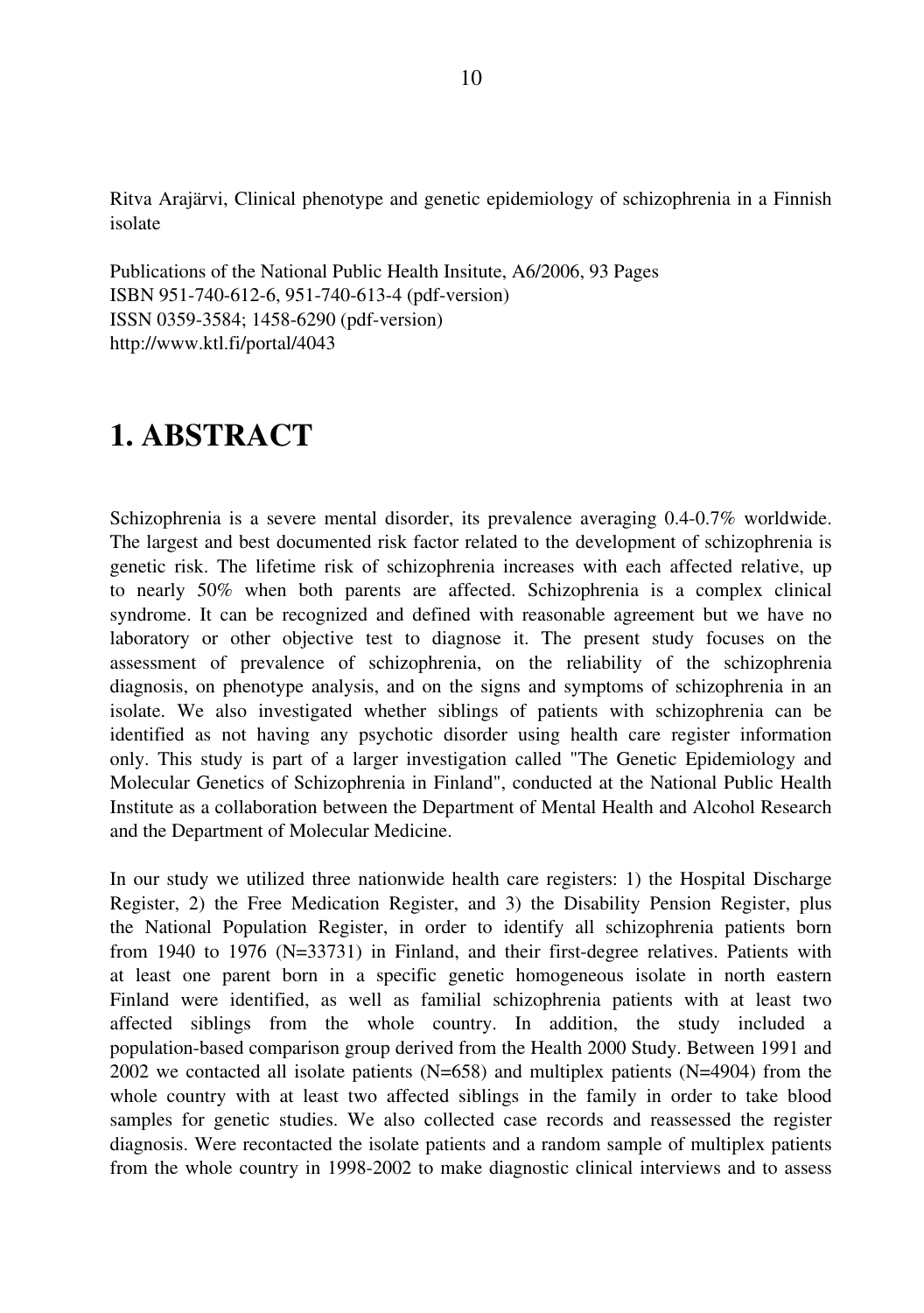Ritva Arajärvi, Clinical phenotype and genetic epidemiology of schizophrenia in a Finnish isolate

Publications of the National Public Health Insitute, A6/2006, 93 Pages
ISBN 951-740-612-6, 951-740-613-4 (pdf-version)
ISSN 0359-3584; 1458-6290 (pdf-version)
http://www.ktl.fi/portal/4043

# 1. ABSTRACT

Schizophrenia is a severe mental disorder, its prevalence averaging 0.4-0.7% worldwide. The largest and best documented risk factor related to the development of schizophrenia is genetic risk. The lifetime risk of schizophrenia increases with each affected relative, up to nearly 50% when both parents are affected. Schizophrenia is a complex clinical syndrome. It can be recognized and defined with reasonable agreement but we have no laboratory or other objective test to diagnose it. The present study focuses on the assessment of prevalence of schizophrenia, on the reliability of the schizophrenia diagnosis, on phenotype analysis, and on the signs and symptoms of schizophrenia in an isolate. We also investigated whether siblings of patients with schizophrenia can be identified as not having any psychotic disorder using health care register information only. This study is part of a larger investigation called "The Genetic Epidemiology and Molecular Genetics of Schizophrenia in Finland", conducted at the National Public Health Institute as a collaboration between the Department of Mental Health and Alcohol Research and the Department of Molecular Medicine.

In our study we utilized three nationwide health care registers: 1) the Hospital Discharge Register, 2) the Free Medication Register, and 3) the Disability Pension Register, plus the National Population Register, in order to identify all schizophrenia patients born from 1940 to 1976 (N=33731) in Finland, and their first-degree relatives. Patients with at least one parent born in a specific genetic homogeneous isolate in north eastern Finland were identified, as well as familial schizophrenia patients with at least two affected siblings from the whole country. In addition, the study included a population-based comparison group derived from the Health 2000 Study. Between 1991 and 2002 we contacted all isolate patients (N=658) and multiplex patients (N=4904) from the whole country with at least two affected siblings in the family in order to take blood samples for genetic studies. We also collected case records and reassessed the register diagnosis. Were recontacted the isolate patients and a random sample of multiplex patients from the whole country in 1998-2002 to make diagnostic clinical interviews and to assess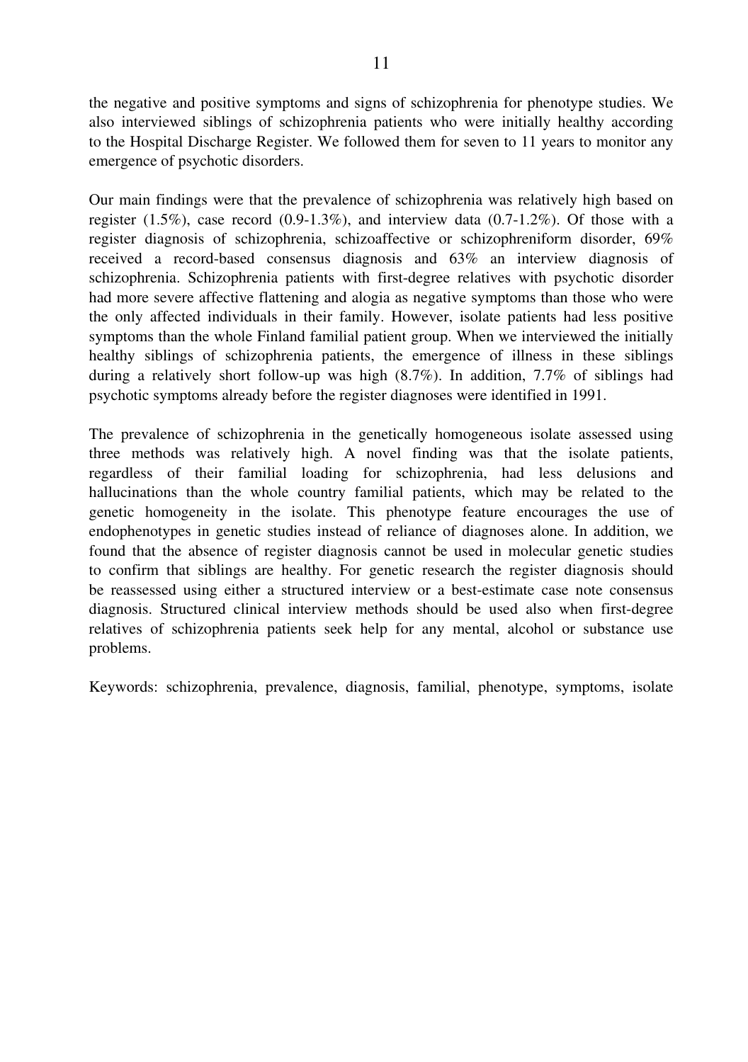the negative and positive symptoms and signs of schizophrenia for phenotype studies. We also interviewed siblings of schizophrenia patients who were initially healthy according to the Hospital Discharge Register. We followed them for seven to 11 years to monitor any emergence of psychotic disorders.

Our main findings were that the prevalence of schizophrenia was relatively high based on register (1.5%), case record (0.9-1.3%), and interview data (0.7-1.2%). Of those with a register diagnosis of schizophrenia, schizoaffective or schizophreniform disorder, 69% received a record-based consensus diagnosis and 63% an interview diagnosis of schizophrenia. Schizophrenia patients with first-degree relatives with psychotic disorder had more severe affective flattening and alogia as negative symptoms than those who were the only affected individuals in their family. However, isolate patients had less positive symptoms than the whole Finland familial patient group. When we interviewed the initially healthy siblings of schizophrenia patients, the emergence of illness in these siblings during a relatively short follow-up was high (8.7%). In addition, 7.7% of siblings had psychotic symptoms already before the register diagnoses were identified in 1991.

The prevalence of schizophrenia in the genetically homogeneous isolate assessed using three methods was relatively high. A novel finding was that the isolate patients, regardless of their familial loading for schizophrenia, had less delusions and hallucinations than the whole country familial patients, which may be related to the genetic homogeneity in the isolate. This phenotype feature encourages the use of endophenotypes in genetic studies instead of reliance of diagnoses alone. In addition, we found that the absence of register diagnosis cannot be used in molecular genetic studies to confirm that siblings are healthy. For genetic research the register diagnosis should be reassessed using either a structured interview or a best-estimate case note consensus diagnosis. Structured clinical interview methods should be used also when first-degree relatives of schizophrenia patients seek help for any mental, alcohol or substance use problems.

Keywords: schizophrenia, prevalence, diagnosis, familial, phenotype, symptoms, isolate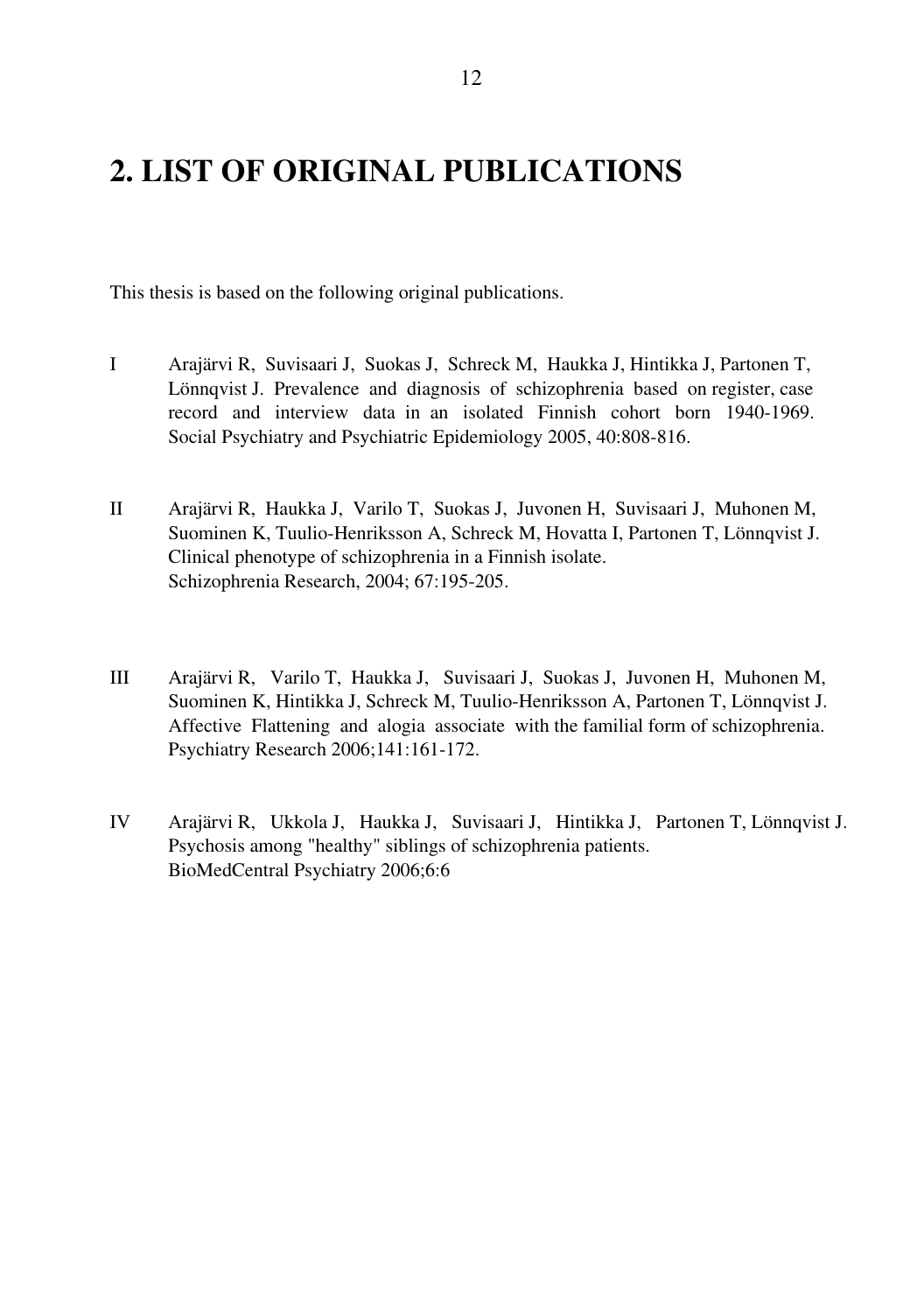# 2. LIST OF ORIGINAL PUBLICATIONS

This thesis is based on the following original publications.

I Arajärvi R, Suvisaari J, Suokas J, Schreck M, Haukka J, Hintikka J, Partonen T, Lönnqvist J. Prevalence and diagnosis of schizophrenia based on register, case record and interview data in an isolated Finnish cohort born 1940-1969. Social Psychiatry and Psychiatric Epidemiology 2005, 40:808-816.

II Arajärvi R, Haukka J, Varilo T, Suokas J, Juvonen H, Suvisaari J, Muhonen M, Suominen K, Tuulio-Henriksson A, Schreck M, Hovatta I, Partonen T, Lönnqvist J. Clinical phenotype of schizophrenia in a Finnish isolate. Schizophrenia Research, 2004; 67:195-205.

III Arajärvi R, Varilo T, Haukka J, Suvisaari J, Suokas J, Juvonen H, Muhonen M, Suominen K, Hintikka J, Schreck M, Tuulio-Henriksson A, Partonen T, Lönnqvist J. Affective Flattening and alogia associate with the familial form of schizophrenia. Psychiatry Research 2006;141:161-172.

IV Arajärvi R, Ukkola J, Haukka J, Suvisaari J, Hintikka J, Partonen T, Lönnqvist J. Psychosis among "healthy" siblings of schizophrenia patients. BioMedCentral Psychiatry 2006;6:6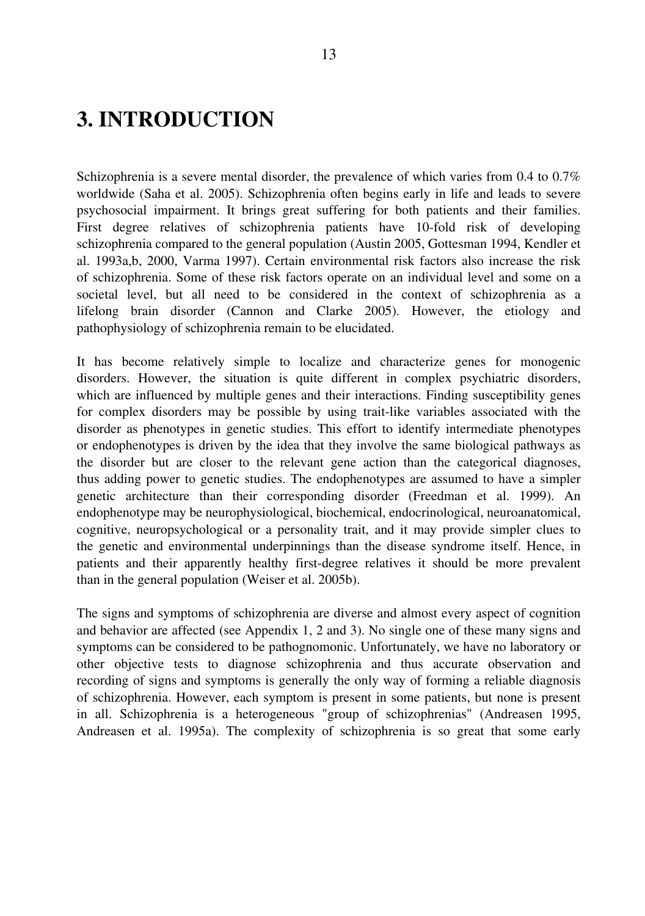# 3. INTRODUCTION

Schizophrenia is a severe mental disorder, the prevalence of which varies from 0.4 to 0.7% worldwide (Saha et al. 2005). Schizophrenia often begins early in life and leads to severe psychosocial impairment. It brings great suffering for both patients and their families. First degree relatives of schizophrenia patients have 10-fold risk of developing schizophrenia compared to the general population (Austin 2005, Gottesman 1994, Kendler et al. 1993a,b, 2000, Varma 1997). Certain environmental risk factors also increase the risk of schizophrenia. Some of these risk factors operate on an individual level and some on a societal level, but all need to be considered in the context of schizophrenia as a lifelong brain disorder (Cannon and Clarke 2005). However, the etiology and pathophysiology of schizophrenia remain to be elucidated.

It has become relatively simple to localize and characterize genes for monogenic disorders. However, the situation is quite different in complex psychiatric disorders, which are influenced by multiple genes and their interactions. Finding susceptibility genes for complex disorders may be possible by using trait-like variables associated with the disorder as phenotypes in genetic studies. This effort to identify intermediate phenotypes or endophenotypes is driven by the idea that they involve the same biological pathways as the disorder but are closer to the relevant gene action than the categorical diagnoses, thus adding power to genetic studies. The endophenotypes are assumed to have a simpler genetic architecture than their corresponding disorder (Freedman et al. 1999). An endophenotype may be neurophysiological, biochemical, endocrinological, neuroanatomical, cognitive, neuropsychological or a personality trait, and it may provide simpler clues to the genetic and environmental underpinnings than the disease syndrome itself. Hence, in patients and their apparently healthy first-degree relatives it should be more prevalent than in the general population (Weiser et al. 2005b).

The signs and symptoms of schizophrenia are diverse and almost every aspect of cognition and behavior are affected (see Appendix 1, 2 and 3). No single one of these many signs and symptoms can be considered to be pathognomonic. Unfortunately, we have no laboratory or other objective tests to diagnose schizophrenia and thus accurate observation and recording of signs and symptoms is generally the only way of forming a reliable diagnosis of schizophrenia. However, each symptom is present in some patients, but none is present in all. Schizophrenia is a heterogeneous "group of schizophrenias" (Andreasen 1995, Andreasen et al. 1995a). The complexity of schizophrenia is so great that some early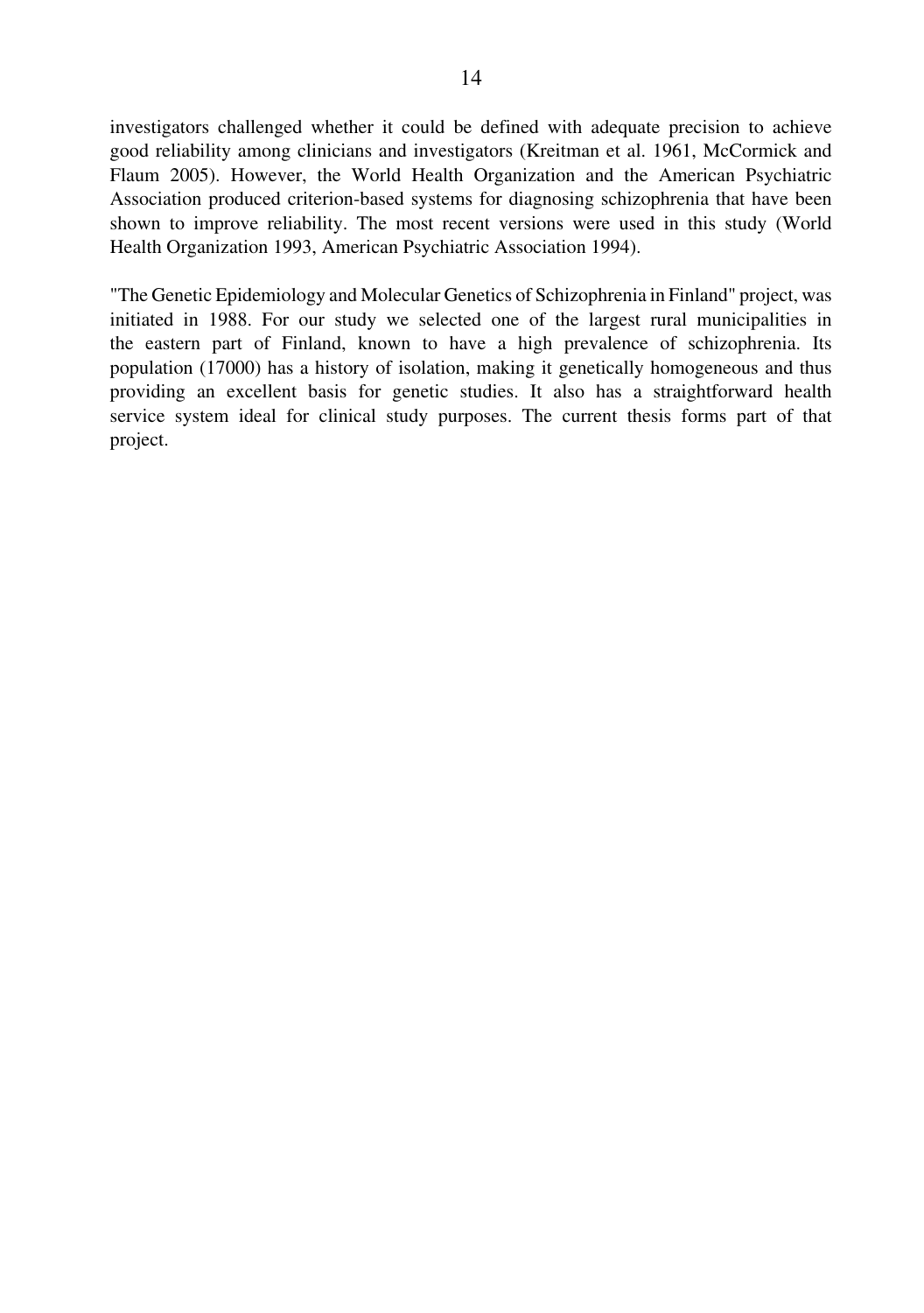investigators challenged whether it could be defined with adequate precision to achieve good reliability among clinicians and investigators (Kreitman et al. 1961, McCormick and Flaum 2005). However, the World Health Organization and the American Psychiatric Association produced criterion-based systems for diagnosing schizophrenia that have been shown to improve reliability. The most recent versions were used in this study (World Health Organization 1993, American Psychiatric Association 1994).

"The Genetic Epidemiology and Molecular Genetics of Schizophrenia in Finland" project, was initiated in 1988. For our study we selected one of the largest rural municipalities in the eastern part of Finland, known to have a high prevalence of schizophrenia. Its population (17000) has a history of isolation, making it genetically homogeneous and thus providing an excellent basis for genetic studies. It also has a straightforward health service system ideal for clinical study purposes. The current thesis forms part of that project.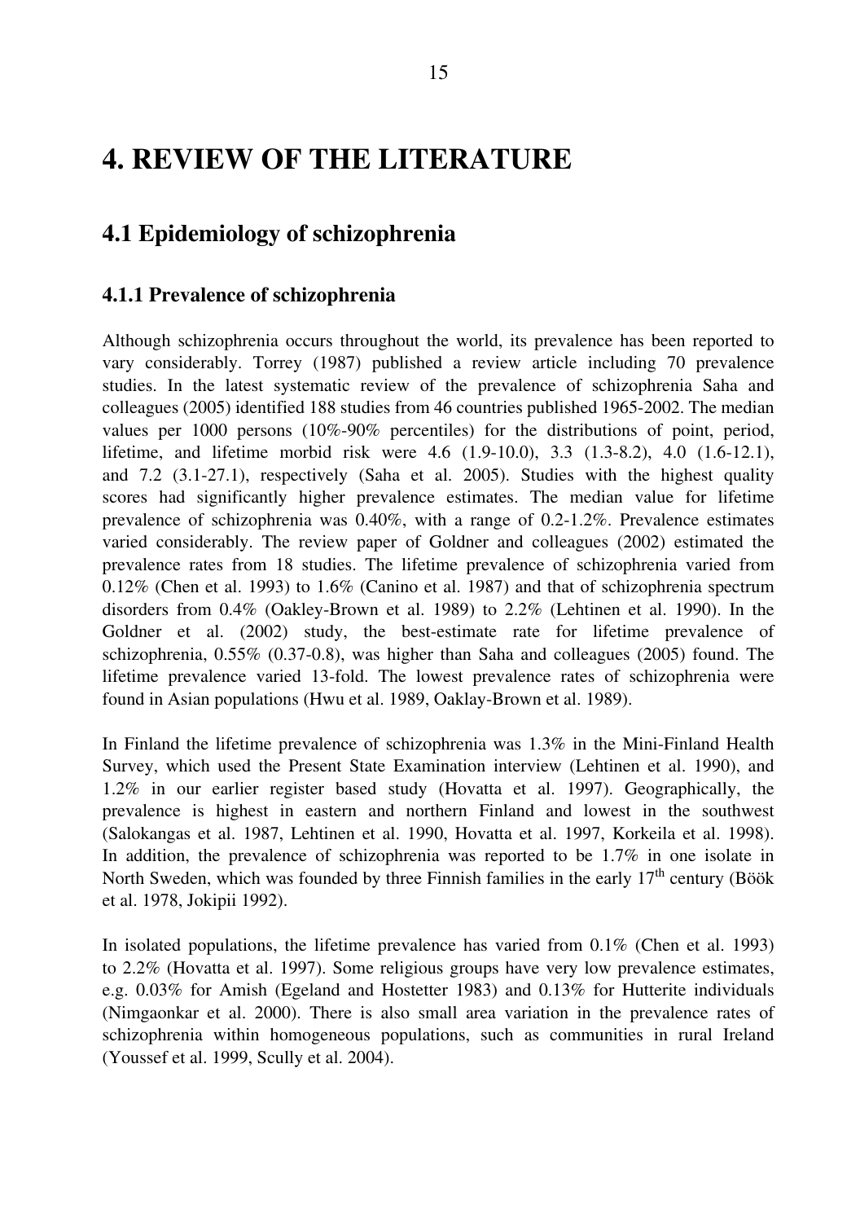# 4. REVIEW OF THE LITERATURE

## 4.1 Epidemiology of schizophrenia

### 4.1.1 Prevalence of schizophrenia

Although schizophrenia occurs throughout the world, its prevalence has been reported to vary considerably. Torrey (1987) published a review article including 70 prevalence studies. In the latest systematic review of the prevalence of schizophrenia Saha and colleagues (2005) identified 188 studies from 46 countries published 1965-2002. The median values per 1000 persons (10%-90% percentiles) for the distributions of point, period, lifetime, and lifetime morbid risk were 4.6 (1.9-10.0), 3.3 (1.3-8.2), 4.0 (1.6-12.1), and 7.2 (3.1-27.1), respectively (Saha et al. 2005). Studies with the highest quality scores had significantly higher prevalence estimates. The median value for lifetime prevalence of schizophrenia was 0.40%, with a range of 0.2-1.2%. Prevalence estimates varied considerably. The review paper of Goldner and colleagues (2002) estimated the prevalence rates from 18 studies. The lifetime prevalence of schizophrenia varied from 0.12% (Chen et al. 1993) to 1.6% (Canino et al. 1987) and that of schizophrenia spectrum disorders from 0.4% (Oakley-Brown et al. 1989) to 2.2% (Lehtinen et al. 1990). In the Goldner et al. (2002) study, the best-estimate rate for lifetime prevalence of schizophrenia, 0.55% (0.37-0.8), was higher than Saha and colleagues (2005) found. The lifetime prevalence varied 13-fold. The lowest prevalence rates of schizophrenia were found in Asian populations (Hwu et al. 1989, Oaklay-Brown et al. 1989).

In Finland the lifetime prevalence of schizophrenia was 1.3% in the Mini-Finland Health Survey, which used the Present State Examination interview (Lehtinen et al. 1990), and 1.2% in our earlier register based study (Hovatta et al. 1997). Geographically, the prevalence is highest in eastern and northern Finland and lowest in the southwest (Salokangas et al. 1987, Lehtinen et al. 1990, Hovatta et al. 1997, Korkeila et al. 1998). In addition, the prevalence of schizophrenia was reported to be 1.7% in one isolate in North Sweden, which was founded by three Finnish families in the early 17th century (Böök et al. 1978, Jokipii 1992).

In isolated populations, the lifetime prevalence has varied from 0.1% (Chen et al. 1993) to 2.2% (Hovatta et al. 1997). Some religious groups have very low prevalence estimates, e.g. 0.03% for Amish (Egeland and Hostetter 1983) and 0.13% for Hutterite individuals (Nimgaonkar et al. 2000). There is also small area variation in the prevalence rates of schizophrenia within homogeneous populations, such as communities in rural Ireland (Youssef et al. 1999, Scully et al. 2004).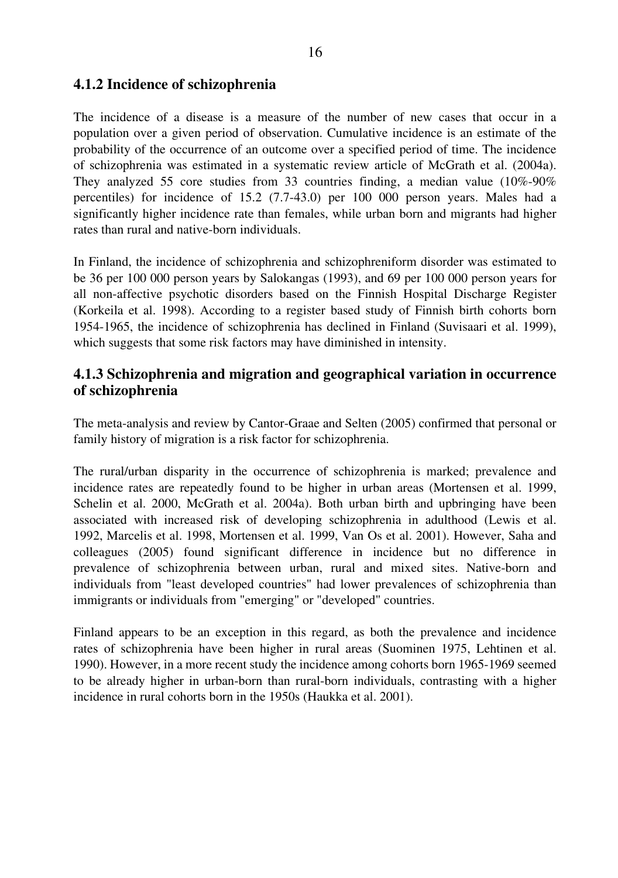### 4.1.2 Incidence of schizophrenia

The incidence of a disease is a measure of the number of new cases that occur in a population over a given period of observation. Cumulative incidence is an estimate of the probability of the occurrence of an outcome over a specified period of time. The incidence of schizophrenia was estimated in a systematic review article of McGrath et al. (2004a). They analyzed 55 core studies from 33 countries finding, a median value (10%-90% percentiles) for incidence of 15.2 (7.7-43.0) per 100 000 person years. Males had a significantly higher incidence rate than females, while urban born and migrants had higher rates than rural and native-born individuals.

In Finland, the incidence of schizophrenia and schizophreniform disorder was estimated to be 36 per 100 000 person years by Salokangas (1993), and 69 per 100 000 person years for all non-affective psychotic disorders based on the Finnish Hospital Discharge Register (Korkeila et al. 1998). According to a register based study of Finnish birth cohorts born 1954-1965, the incidence of schizophrenia has declined in Finland (Suvisaari et al. 1999), which suggests that some risk factors may have diminished in intensity.

### 4.1.3 Schizophrenia and migration and geographical variation in occurrence of schizophrenia

The meta-analysis and review by Cantor-Graae and Selten (2005) confirmed that personal or family history of migration is a risk factor for schizophrenia.

The rural/urban disparity in the occurrence of schizophrenia is marked; prevalence and incidence rates are repeatedly found to be higher in urban areas (Mortensen et al. 1999, Schelin et al. 2000, McGrath et al. 2004a). Both urban birth and upbringing have been associated with increased risk of developing schizophrenia in adulthood (Lewis et al. 1992, Marcelis et al. 1998, Mortensen et al. 1999, Van Os et al. 2001). However, Saha and colleagues (2005) found significant difference in incidence but no difference in prevalence of schizophrenia between urban, rural and mixed sites. Native-born and individuals from "least developed countries" had lower prevalences of schizophrenia than immigrants or individuals from "emerging" or "developed" countries.

Finland appears to be an exception in this regard, as both the prevalence and incidence rates of schizophrenia have been higher in rural areas (Suominen 1975, Lehtinen et al. 1990). However, in a more recent study the incidence among cohorts born 1965-1969 seemed to be already higher in urban-born than rural-born individuals, contrasting with a higher incidence in rural cohorts born in the 1950s (Haukka et al. 2001).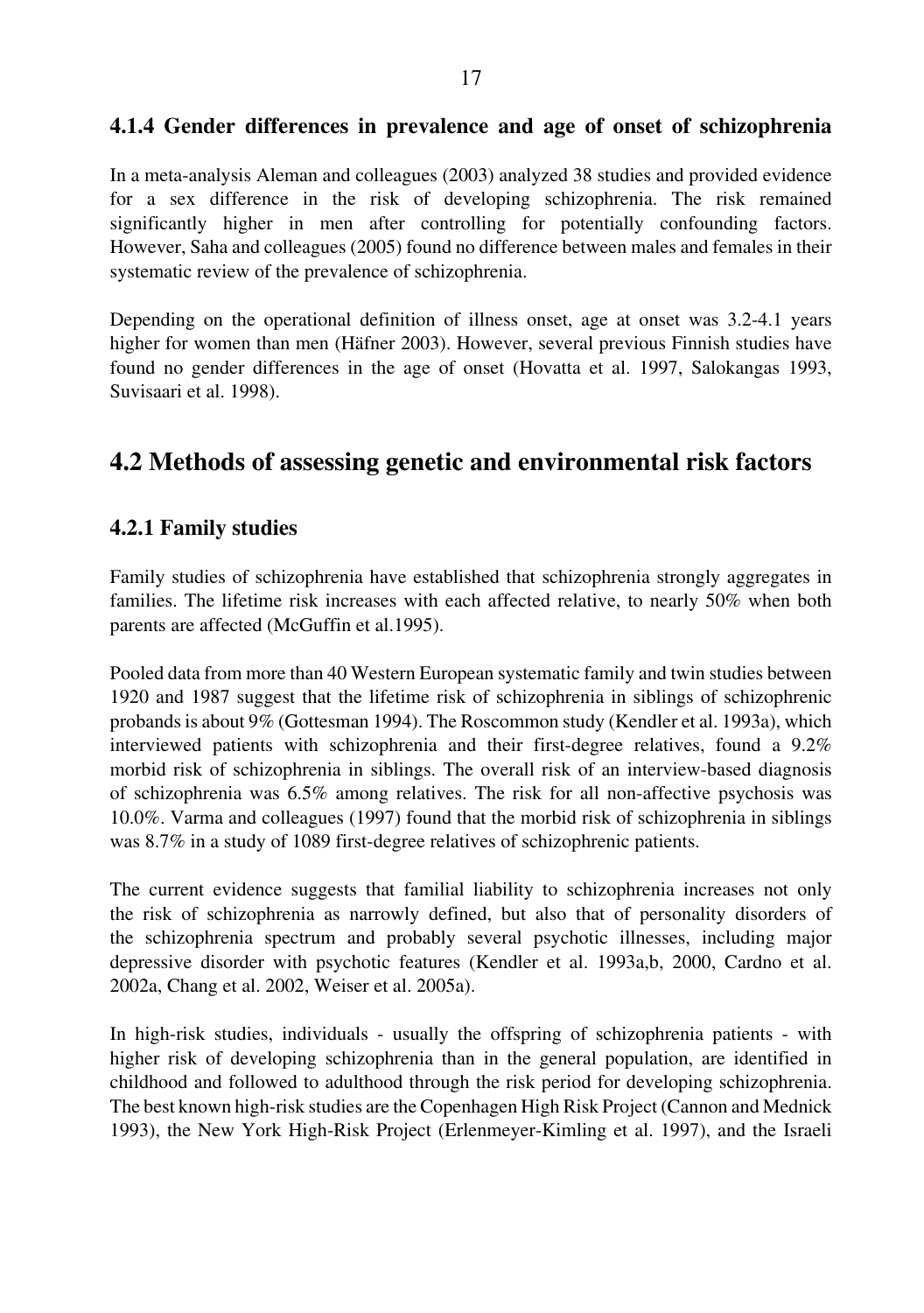### 4.1.4 Gender differences in prevalence and age of onset of schizophrenia

In a meta-analysis Aleman and colleagues (2003) analyzed 38 studies and provided evidence for a sex difference in the risk of developing schizophrenia. The risk remained significantly higher in men after controlling for potentially confounding factors. However, Saha and colleagues (2005) found no difference between males and females in their systematic review of the prevalence of schizophrenia.

Depending on the operational definition of illness onset, age at onset was 3.2-4.1 years higher for women than men (Häfner 2003). However, several previous Finnish studies have found no gender differences in the age of onset (Hovatta et al. 1997, Salokangas 1993, Suvisaari et al. 1998).

## 4.2 Methods of assessing genetic and environmental risk factors

### 4.2.1 Family studies

Family studies of schizophrenia have established that schizophrenia strongly aggregates in families. The lifetime risk increases with each affected relative, to nearly 50% when both parents are affected (McGuffin et al.1995).

Pooled data from more than 40 Western European systematic family and twin studies between 1920 and 1987 suggest that the lifetime risk of schizophrenia in siblings of schizophrenic probands is about 9% (Gottesman 1994). The Roscommon study (Kendler et al. 1993a), which interviewed patients with schizophrenia and their first-degree relatives, found a 9.2% morbid risk of schizophrenia in siblings. The overall risk of an interview-based diagnosis of schizophrenia was 6.5% among relatives. The risk for all non-affective psychosis was 10.0%. Varma and colleagues (1997) found that the morbid risk of schizophrenia in siblings was 8.7% in a study of 1089 first-degree relatives of schizophrenic patients.

The current evidence suggests that familial liability to schizophrenia increases not only the risk of schizophrenia as narrowly defined, but also that of personality disorders of the schizophrenia spectrum and probably several psychotic illnesses, including major depressive disorder with psychotic features (Kendler et al. 1993a,b, 2000, Cardno et al. 2002a, Chang et al. 2002, Weiser et al. 2005a).

In high-risk studies, individuals - usually the offspring of schizophrenia patients - with higher risk of developing schizophrenia than in the general population, are identified in childhood and followed to adulthood through the risk period for developing schizophrenia. The best known high-risk studies are the Copenhagen High Risk Project (Cannon and Mednick 1993), the New York High-Risk Project (Erlenmeyer-Kimling et al. 1997), and the Israeli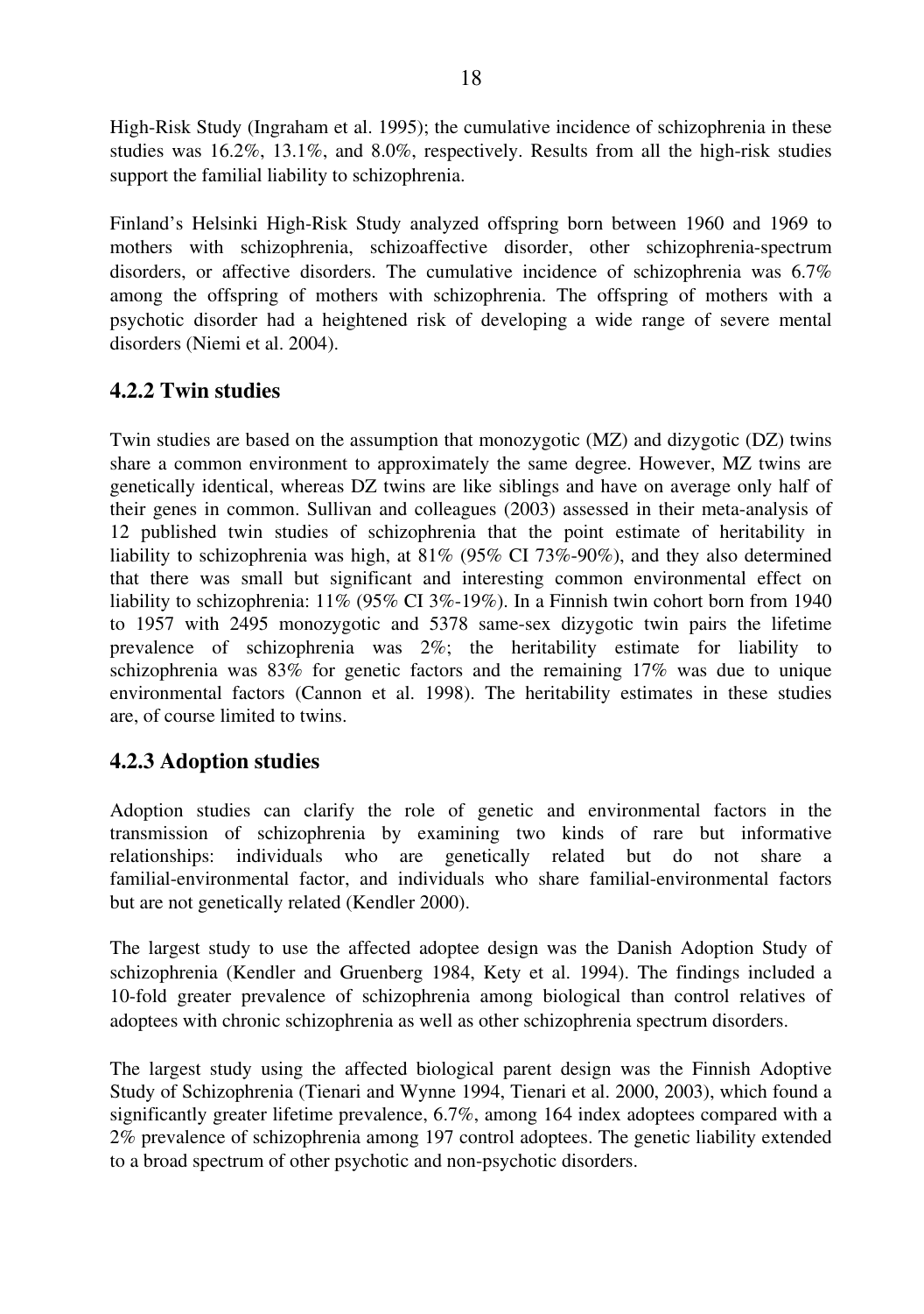High-Risk Study (Ingraham et al. 1995); the cumulative incidence of schizophrenia in these studies was 16.2%, 13.1%, and 8.0%, respectively. Results from all the high-risk studies support the familial liability to schizophrenia.

Finland's Helsinki High-Risk Study analyzed offspring born between 1960 and 1969 to mothers with schizophrenia, schizoaffective disorder, other schizophrenia-spectrum disorders, or affective disorders. The cumulative incidence of schizophrenia was 6.7% among the offspring of mothers with schizophrenia. The offspring of mothers with a psychotic disorder had a heightened risk of developing a wide range of severe mental disorders (Niemi et al. 2004).

### 4.2.2 Twin studies

Twin studies are based on the assumption that monozygotic (MZ) and dizygotic (DZ) twins share a common environment to approximately the same degree. However, MZ twins are genetically identical, whereas DZ twins are like siblings and have on average only half of their genes in common. Sullivan and colleagues (2003) assessed in their meta-analysis of 12 published twin studies of schizophrenia that the point estimate of heritability in liability to schizophrenia was high, at 81% (95% CI 73%-90%), and they also determined that there was small but significant and interesting common environmental effect on liability to schizophrenia: 11% (95% CI 3%-19%). In a Finnish twin cohort born from 1940 to 1957 with 2495 monozygotic and 5378 same-sex dizygotic twin pairs the lifetime prevalence of schizophrenia was 2%; the heritability estimate for liability to schizophrenia was 83% for genetic factors and the remaining 17% was due to unique environmental factors (Cannon et al. 1998). The heritability estimates in these studies are, of course limited to twins.

### 4.2.3 Adoption studies

Adoption studies can clarify the role of genetic and environmental factors in the transmission of schizophrenia by examining two kinds of rare but informative relationships: individuals who are genetically related but do not share a familial-environmental factor, and individuals who share familial-environmental factors but are not genetically related (Kendler 2000).

The largest study to use the affected adoptee design was the Danish Adoption Study of schizophrenia (Kendler and Gruenberg 1984, Kety et al. 1994). The findings included a 10-fold greater prevalence of schizophrenia among biological than control relatives of adoptees with chronic schizophrenia as well as other schizophrenia spectrum disorders.

The largest study using the affected biological parent design was the Finnish Adoptive Study of Schizophrenia (Tienari and Wynne 1994, Tienari et al. 2000, 2003), which found a significantly greater lifetime prevalence, 6.7%, among 164 index adoptees compared with a 2% prevalence of schizophrenia among 197 control adoptees. The genetic liability extended to a broad spectrum of other psychotic and non-psychotic disorders.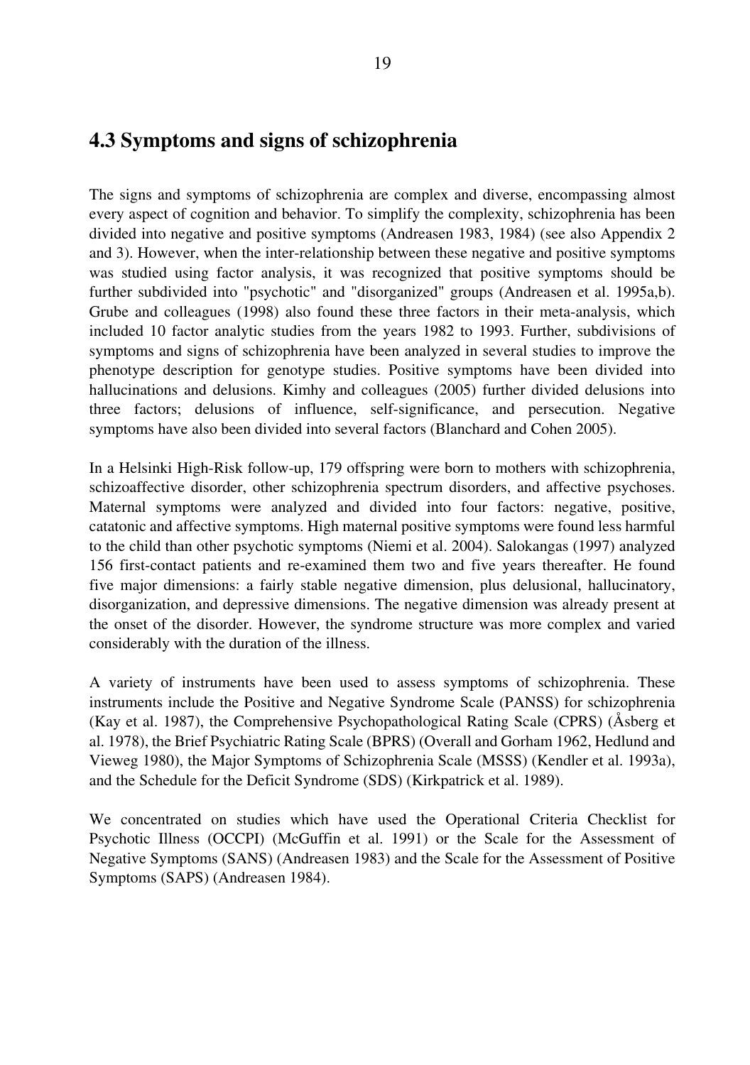## 4.3 Symptoms and signs of schizophrenia

The signs and symptoms of schizophrenia are complex and diverse, encompassing almost every aspect of cognition and behavior. To simplify the complexity, schizophrenia has been divided into negative and positive symptoms (Andreasen 1983, 1984) (see also Appendix 2 and 3). However, when the inter-relationship between these negative and positive symptoms was studied using factor analysis, it was recognized that positive symptoms should be further subdivided into "psychotic" and "disorganized" groups (Andreasen et al. 1995a,b). Grube and colleagues (1998) also found these three factors in their meta-analysis, which included 10 factor analytic studies from the years 1982 to 1993. Further, subdivisions of symptoms and signs of schizophrenia have been analyzed in several studies to improve the phenotype description for genotype studies. Positive symptoms have been divided into hallucinations and delusions. Kimhy and colleagues (2005) further divided delusions into three factors; delusions of influence, self-significance, and persecution. Negative symptoms have also been divided into several factors (Blanchard and Cohen 2005).

In a Helsinki High-Risk follow-up, 179 offspring were born to mothers with schizophrenia, schizoaffective disorder, other schizophrenia spectrum disorders, and affective psychoses. Maternal symptoms were analyzed and divided into four factors: negative, positive, catatonic and affective symptoms. High maternal positive symptoms were found less harmful to the child than other psychotic symptoms (Niemi et al. 2004). Salokangas (1997) analyzed 156 first-contact patients and re-examined them two and five years thereafter. He found five major dimensions: a fairly stable negative dimension, plus delusional, hallucinatory, disorganization, and depressive dimensions. The negative dimension was already present at the onset of the disorder. However, the syndrome structure was more complex and varied considerably with the duration of the illness.

A variety of instruments have been used to assess symptoms of schizophrenia. These instruments include the Positive and Negative Syndrome Scale (PANSS) for schizophrenia (Kay et al. 1987), the Comprehensive Psychopathological Rating Scale (CPRS) (Åsberg et al. 1978), the Brief Psychiatric Rating Scale (BPRS) (Overall and Gorham 1962, Hedlund and Vieweg 1980), the Major Symptoms of Schizophrenia Scale (MSSS) (Kendler et al. 1993a), and the Schedule for the Deficit Syndrome (SDS) (Kirkpatrick et al. 1989).

We concentrated on studies which have used the Operational Criteria Checklist for Psychotic Illness (OCCPI) (McGuffin et al. 1991) or the Scale for the Assessment of Negative Symptoms (SANS) (Andreasen 1983) and the Scale for the Assessment of Positive Symptoms (SAPS) (Andreasen 1984).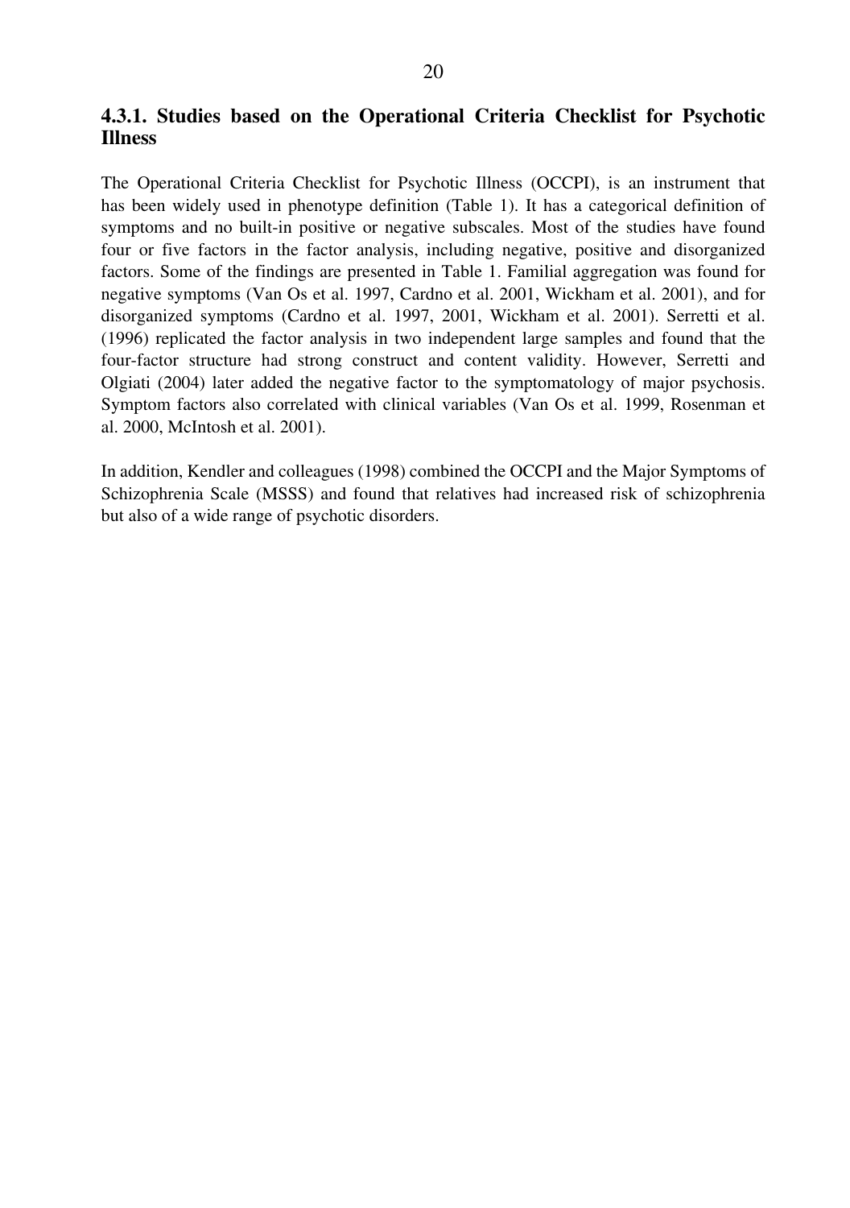### 4.3.1. Studies based on the Operational Criteria Checklist for Psychotic Illness

The Operational Criteria Checklist for Psychotic Illness (OCCPI), is an instrument that has been widely used in phenotype definition (Table 1). It has a categorical definition of symptoms and no built-in positive or negative subscales. Most of the studies have found four or five factors in the factor analysis, including negative, positive and disorganized factors. Some of the findings are presented in Table 1. Familial aggregation was found for negative symptoms (Van Os et al. 1997, Cardno et al. 2001, Wickham et al. 2001), and for disorganized symptoms (Cardno et al. 1997, 2001, Wickham et al. 2001). Serretti et al. (1996) replicated the factor analysis in two independent large samples and found that the four-factor structure had strong construct and content validity. However, Serretti and Olgiati (2004) later added the negative factor to the symptomatology of major psychosis. Symptom factors also correlated with clinical variables (Van Os et al. 1999, Rosenman et al. 2000, McIntosh et al. 2001).

In addition, Kendler and colleagues (1998) combined the OCCPI and the Major Symptoms of Schizophrenia Scale (MSSS) and found that relatives had increased risk of schizophrenia but also of a wide range of psychotic disorders.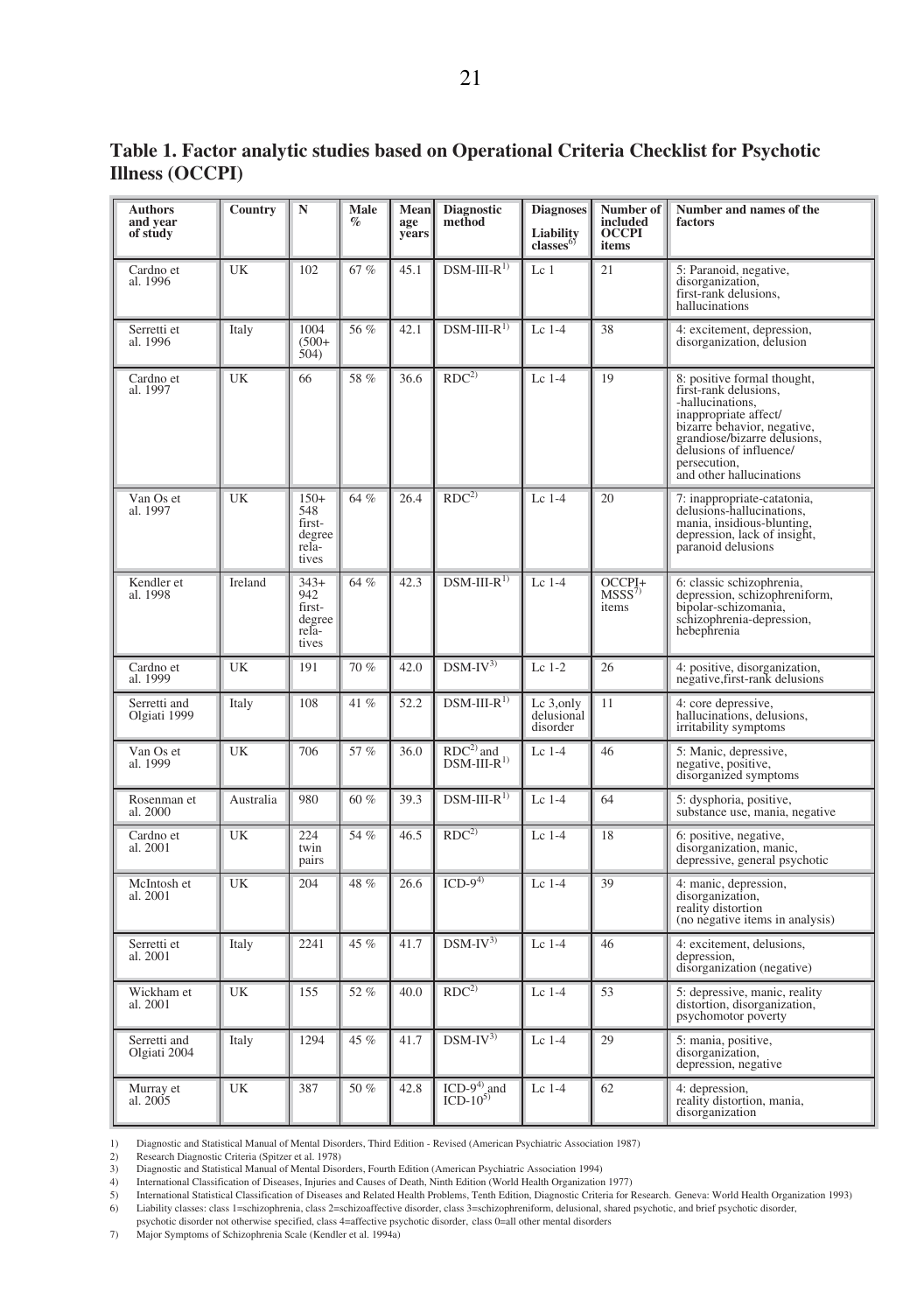**Table 1. Factor analytic studies based on Operational Criteria Checklist for Psychotic Illness (OCCPI)**

| Authors and year of study | Country | N | Male % | Mean age years | Diagnostic method | Diagnoses Liability classes[6] | Number of included OCCPI items | Number and names of the factors |
|---|---|---|---|---|---|---|---|---|
| Cardno et al. 1996 | UK | 102 | 67 % | 45.1 | DSM-III-R[1] | Lc 1 | 21 | 5: Paranoid, negative, disorganization, first-rank delusions, hallucinations |
| Serretti et al. 1996 | Italy | 1004 (500+ 504) | 56 % | 42.1 | DSM-III-R[1] | Lc 1-4 | 38 | 4: excitement, depression, disorganization, delusion |
| Cardno et al. 1997 | UK | 66 | 58 % | 36.6 | RDC[2] | Lc 1-4 | 19 | 8: positive formal thought, first-rank delusions, -hallucinations, inappropriate affect/ bizarre behavior, negative, grandiose/bizarre delusions, delusions of influence/ persecution, and other hallucinations |
| Van Os et al. 1997 | UK | 150+ 548 first-degree relatives | 64 % | 26.4 | RDC[2] | Lc 1-4 | 20 | 7: inappropriate-catatonia, delusions-hallucinations, mania, insidious-blunting, depression, lack of insight, paranoid delusions |
| Kendler et al. 1998 | Ireland | 343+ 942 first-degree relatives | 64 % | 42.3 | DSM-III-R[1] | Lc 1-4 | OCCPI+ MSSS[7] items | 6: classic schizophrenia, depression, schizophreniform, bipolar-schizomania, schizophrenia-depression, hebephrenia |
| Cardno et al. 1999 | UK | 191 | 70 % | 42.0 | DSM-IV[3] | Lc 1-2 | 26 | 4: positive, disorganization, negative,first-rank delusions |
| Serretti and Olgiati 1999 | Italy | 108 | 41 % | 52.2 | DSM-III-R[1] | Lc 3,only delusional disorder | 11 | 4: core depressive, hallucinations, delusions, irritability symptoms |
| Van Os et al. 1999 | UK | 706 | 57 % | 36.0 | RDC[2] and DSM-III-R[1] | Lc 1-4 | 46 | 5: Manic, depressive, negative, positive, disorganized symptoms |
| Rosenman et al. 2000 | Australia | 980 | 60 % | 39.3 | DSM-III-R[1] | Lc 1-4 | 64 | 5: dysphoria, positive, substance use, mania, negative |
| Cardno et al. 2001 | UK | 224 twin pairs | 54 % | 46.5 | RDC[2] | Lc 1-4 | 18 | 6: positive, negative, disorganization, manic, depressive, general psychotic |
| McIntosh et al. 2001 | UK | 204 | 48 % | 26.6 | ICD-9[4] | Lc 1-4 | 39 | 4: manic, depression, disorganization, reality distortion (no negative items in analysis) |
| Serretti et al. 2001 | Italy | 2241 | 45 % | 41.7 | DSM-IV[3] | Lc 1-4 | 46 | 4: excitement, delusions, depression, disorganization (negative) |
| Wickham et al. 2001 | UK | 155 | 52 % | 40.0 | RDC[2] | Lc 1-4 | 53 | 5: depressive, manic, reality distortion, disorganization, psychomotor poverty |
| Serretti and Olgiati 2004 | Italy | 1294 | 45 % | 41.7 | DSM-IV[3] | Lc 1-4 | 29 | 5: mania, positive, disorganization, depression, negative |
| Murray et al. 2005 | UK | 387 | 50 % | 42.8 | ICD-9[4] and ICD-10[5] | Lc 1-4 | 62 | 4: depression, reality distortion, mania, disorganization |

1) Diagnostic and Statistical Manual of Mental Disorders, Third Edition - Revised (American Psychiatric Association 1987)
2) Research Diagnostic Criteria (Spitzer et al. 1978)
3) Diagnostic and Statistical Manual of Mental Disorders, Fourth Edition (American Psychiatric Association 1994)
4) International Classification of Diseases, Injuries and Causes of Death, Ninth Edition (World Health Organization 1977)
5) International Statistical Classification of Diseases and Related Health Problems, Tenth Edition, Diagnostic Criteria for Research. Geneva: World Health Organization 1993)
6) Liability classes: class 1=schizophrenia, class 2=schizoaffective disorder, class 3=schizophreniform, delusional, shared psychotic, and brief psychotic disorder, psychotic disorder not otherwise specified, class 4=affective psychotic disorder, class 0=all other mental disorders
7) Major Symptoms of Schizophrenia Scale (Kendler et al. 1994a)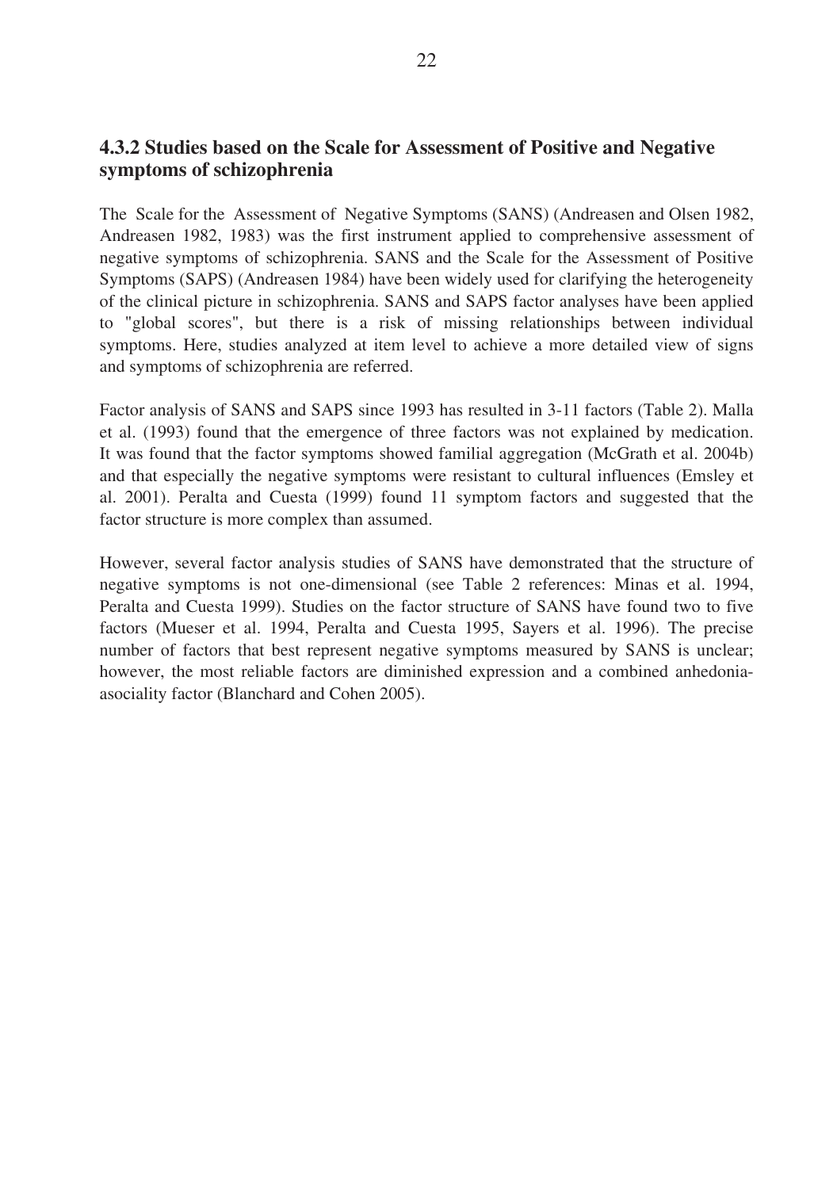### 4.3.2 Studies based on the Scale for Assessment of Positive and Negative symptoms of schizophrenia

The Scale for the Assessment of Negative Symptoms (SANS) (Andreasen and Olsen 1982, Andreasen 1982, 1983) was the first instrument applied to comprehensive assessment of negative symptoms of schizophrenia. SANS and the Scale for the Assessment of Positive Symptoms (SAPS) (Andreasen 1984) have been widely used for clarifying the heterogeneity of the clinical picture in schizophrenia. SANS and SAPS factor analyses have been applied to "global scores", but there is a risk of missing relationships between individual symptoms. Here, studies analyzed at item level to achieve a more detailed view of signs and symptoms of schizophrenia are referred.

Factor analysis of SANS and SAPS since 1993 has resulted in 3-11 factors (Table 2). Malla et al. (1993) found that the emergence of three factors was not explained by medication. It was found that the factor symptoms showed familial aggregation (McGrath et al. 2004b) and that especially the negative symptoms were resistant to cultural influences (Emsley et al. 2001). Peralta and Cuesta (1999) found 11 symptom factors and suggested that the factor structure is more complex than assumed.

However, several factor analysis studies of SANS have demonstrated that the structure of negative symptoms is not one-dimensional (see Table 2 references: Minas et al. 1994, Peralta and Cuesta 1999). Studies on the factor structure of SANS have found two to five factors (Mueser et al. 1994, Peralta and Cuesta 1995, Sayers et al. 1996). The precise number of factors that best represent negative symptoms measured by SANS is unclear; however, the most reliable factors are diminished expression and a combined anhedonia-asociality factor (Blanchard and Cohen 2005).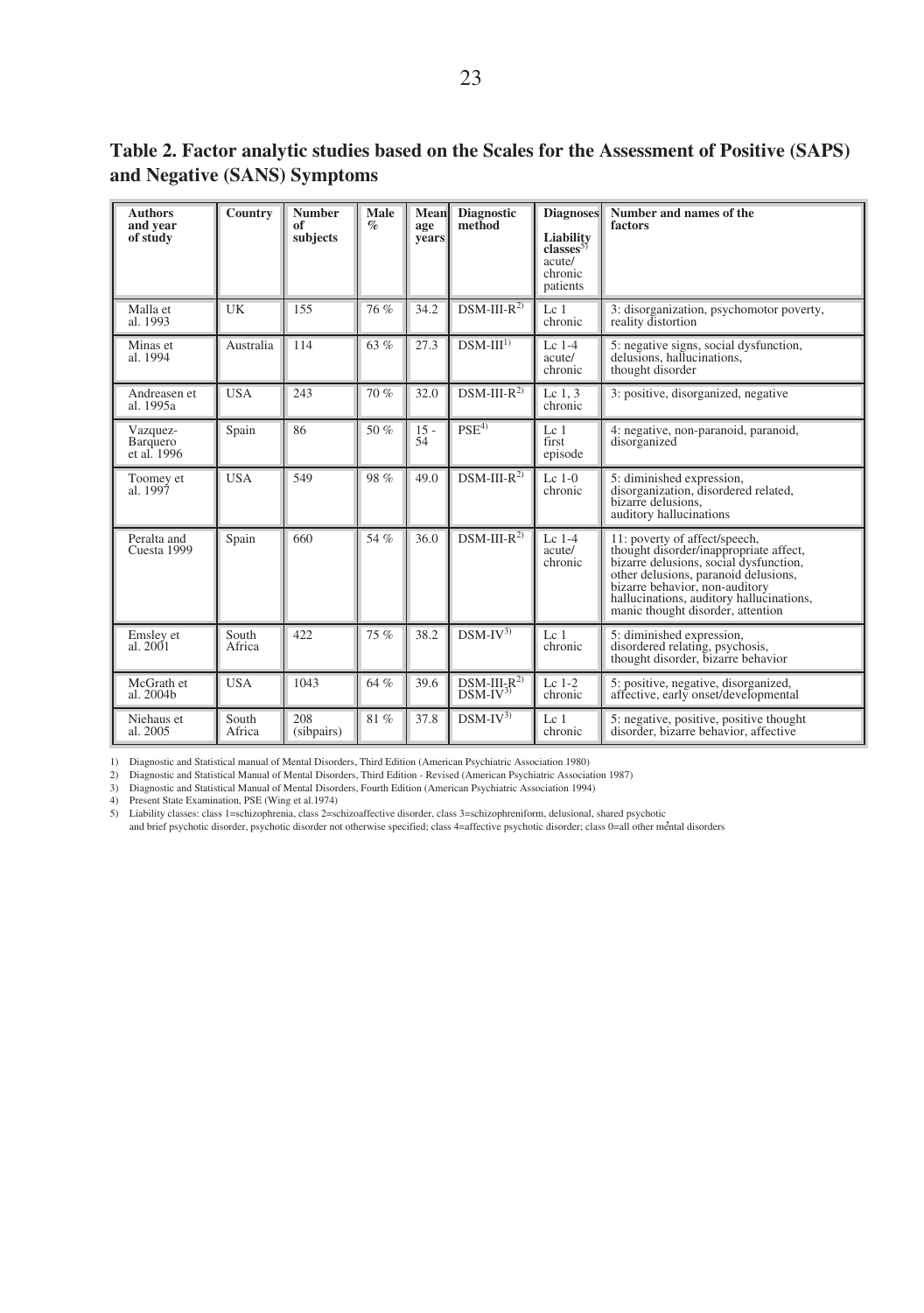**Table 2. Factor analytic studies based on the Scales for the Assessment of Positive (SAPS) and Negative (SANS) Symptoms**

| Authors and year of study | Country | Number of subjects | Male % | Mean age years | Diagnostic method | Diagnoses Liability classes[5] acute/ chronic patients | Number and names of the factors |
|---|---|---|---|---|---|---|---|
| Malla et al. 1993 | UK | 155 | 76 % | 34.2 | DSM-III-R[2] | Lc 1 chronic | 3: disorganization, psychomotor poverty, reality distortion |
| Minas et al. 1994 | Australia | 114 | 63 % | 27.3 | DSM-III[1] | Lc 1-4 acute/ chronic | 5: negative signs, social dysfunction, delusions, hallucinations, thought disorder |
| Andreasen et al. 1995a | USA | 243 | 70 % | 32.0 | DSM-III-R[2] | Lc 1, 3 chronic | 3: positive, disorganized, negative |
| Vazquez-Barquero et al. 1996 | Spain | 86 | 50 % | 15 - 54 | PSE[4] | Lc 1 first episode | 4: negative, non-paranoid, paranoid, disorganized |
| Toomey et al. 1997 | USA | 549 | 98 % | 49.0 | DSM-III-R[2] | Lc 1-0 chronic | 5: diminished expression, disorganization, disordered related, bizarre delusions, auditory hallucinations |
| Peralta and Cuesta 1999 | Spain | 660 | 54 % | 36.0 | DSM-III-R[2] | Lc 1-4 acute/ chronic | 11: poverty of affect/speech, thought disorder/inappropriate affect, bizarre delusions, social dysfunction, other delusions, paranoid delusions, bizarre behavior, non-auditory hallucinations, auditory hallucinations, manic thought disorder, attention |
| Emsley et al. 2001 | South Africa | 422 | 75 % | 38.2 | DSM-IV[3] | Lc 1 chronic | 5: diminished expression, disordered relating, psychosis, thought disorder, bizarre behavior |
| McGrath et al. 2004b | USA | 1043 | 64 % | 39.6 | DSM-III-R[2] DSM-IV[3] | Lc 1-2 chronic | 5: positive, negative, disorganized, affective, early onset/developmental |
| Niehaus et al. 2005 | South Africa | 208 (sibpairs) | 81 % | 37.8 | DSM-IV[3] | Lc 1 chronic | 5: negative, positive, positive thought disorder, bizarre behavior, affective |

1) Diagnostic and Statistical manual of Mental Disorders, Third Edition (American Psychiatric Association 1980)
2) Diagnostic and Statistical Manual of Mental Disorders, Third Edition - Revised (American Psychiatric Association 1987)
3) Diagnostic and Statistical Manual of Mental Disorders, Fourth Edition (American Psychiatric Association 1994)
4) Present State Examination, PSE (Wing et al.1974)
5) Liability classes: class 1=schizophrenia, class 2=schizoaffective disorder, class 3=schizophreniform, delusional, shared psychotic and brief psychotic disorder, psychotic disorder not otherwise specified; class 4=affective psychotic disorder; class 0=all other mental disorders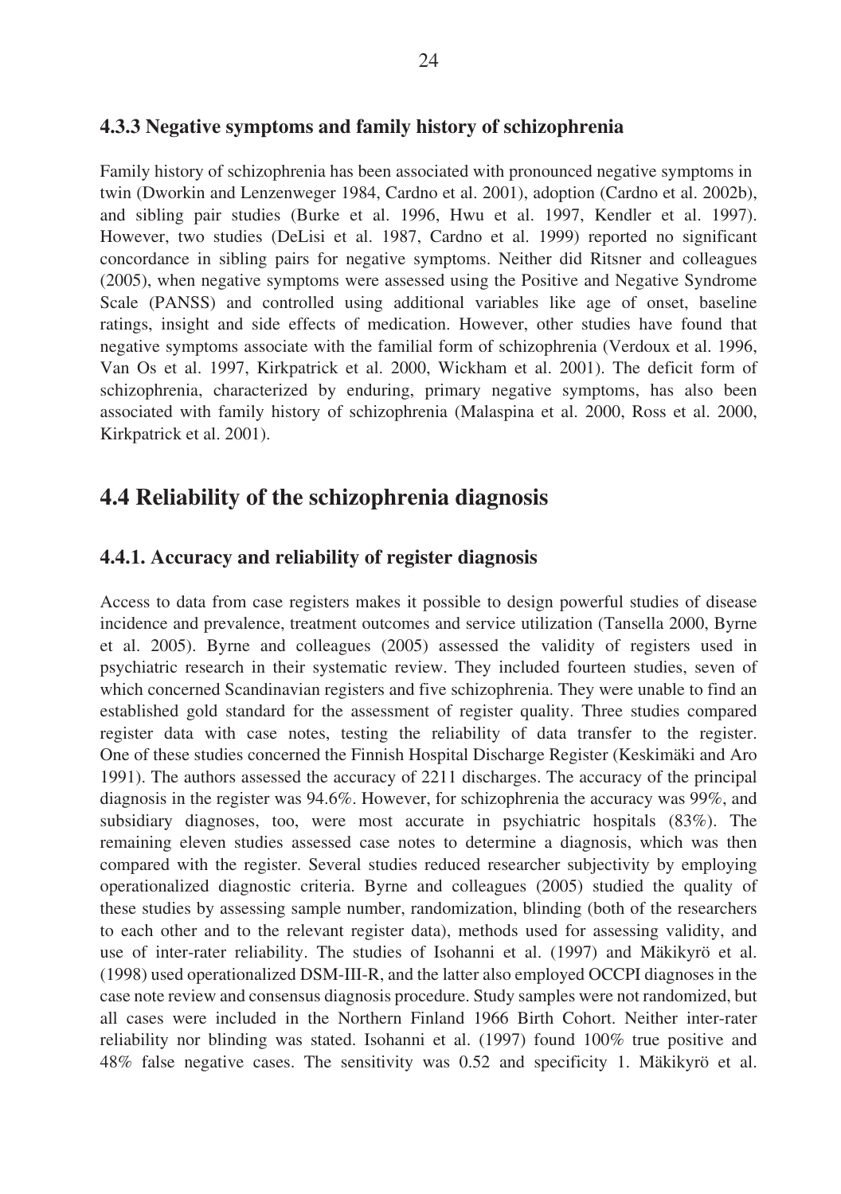### 4.3.3 Negative symptoms and family history of schizophrenia

Family history of schizophrenia has been associated with pronounced negative symptoms in twin (Dworkin and Lenzenweger 1984, Cardno et al. 2001), adoption (Cardno et al. 2002b), and sibling pair studies (Burke et al. 1996, Hwu et al. 1997, Kendler et al. 1997). However, two studies (DeLisi et al. 1987, Cardno et al. 1999) reported no significant concordance in sibling pairs for negative symptoms. Neither did Ritsner and colleagues (2005), when negative symptoms were assessed using the Positive and Negative Syndrome Scale (PANSS) and controlled using additional variables like age of onset, baseline ratings, insight and side effects of medication. However, other studies have found that negative symptoms associate with the familial form of schizophrenia (Verdoux et al. 1996, Van Os et al. 1997, Kirkpatrick et al. 2000, Wickham et al. 2001). The deficit form of schizophrenia, characterized by enduring, primary negative symptoms, has also been associated with family history of schizophrenia (Malaspina et al. 2000, Ross et al. 2000, Kirkpatrick et al. 2001).

## 4.4 Reliability of the schizophrenia diagnosis

### 4.4.1. Accuracy and reliability of register diagnosis

Access to data from case registers makes it possible to design powerful studies of disease incidence and prevalence, treatment outcomes and service utilization (Tansella 2000, Byrne et al. 2005). Byrne and colleagues (2005) assessed the validity of registers used in psychiatric research in their systematic review. They included fourteen studies, seven of which concerned Scandinavian registers and five schizophrenia. They were unable to find an established gold standard for the assessment of register quality. Three studies compared register data with case notes, testing the reliability of data transfer to the register. One of these studies concerned the Finnish Hospital Discharge Register (Keskimäki and Aro 1991). The authors assessed the accuracy of 2211 discharges. The accuracy of the principal diagnosis in the register was 94.6%. However, for schizophrenia the accuracy was 99%, and subsidiary diagnoses, too, were most accurate in psychiatric hospitals (83%). The remaining eleven studies assessed case notes to determine a diagnosis, which was then compared with the register. Several studies reduced researcher subjectivity by employing operationalized diagnostic criteria. Byrne and colleagues (2005) studied the quality of these studies by assessing sample number, randomization, blinding (both of the researchers to each other and to the relevant register data), methods used for assessing validity, and use of inter-rater reliability. The studies of Isohanni et al. (1997) and Mäkikyrö et al. (1998) used operationalized DSM-III-R, and the latter also employed OCCPI diagnoses in the case note review and consensus diagnosis procedure. Study samples were not randomized, but all cases were included in the Northern Finland 1966 Birth Cohort. Neither inter-rater reliability nor blinding was stated. Isohanni et al. (1997) found 100% true positive and 48% false negative cases. The sensitivity was 0.52 and specificity 1. Mäkikyrö et al.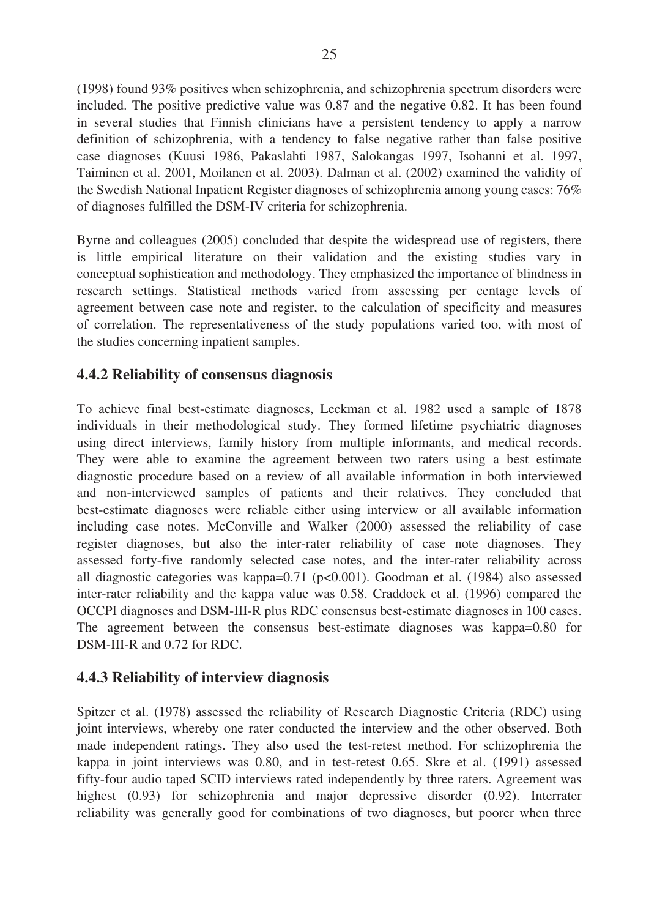(1998) found 93% positives when schizophrenia, and schizophrenia spectrum disorders were included. The positive predictive value was 0.87 and the negative 0.82. It has been found in several studies that Finnish clinicians have a persistent tendency to apply a narrow definition of schizophrenia, with a tendency to false negative rather than false positive case diagnoses (Kuusi 1986, Pakaslahti 1987, Salokangas 1997, Isohanni et al. 1997, Taiminen et al. 2001, Moilanen et al. 2003). Dalman et al. (2002) examined the validity of the Swedish National Inpatient Register diagnoses of schizophrenia among young cases: 76% of diagnoses fulfilled the DSM-IV criteria for schizophrenia.

Byrne and colleagues (2005) concluded that despite the widespread use of registers, there is little empirical literature on their validation and the existing studies vary in conceptual sophistication and methodology. They emphasized the importance of blindness in research settings. Statistical methods varied from assessing per centage levels of agreement between case note and register, to the calculation of specificity and measures of correlation. The representativeness of the study populations varied too, with most of the studies concerning inpatient samples.

### 4.4.2 Reliability of consensus diagnosis

To achieve final best-estimate diagnoses, Leckman et al. 1982 used a sample of 1878 individuals in their methodological study. They formed lifetime psychiatric diagnoses using direct interviews, family history from multiple informants, and medical records. They were able to examine the agreement between two raters using a best estimate diagnostic procedure based on a review of all available information in both interviewed and non-interviewed samples of patients and their relatives. They concluded that best-estimate diagnoses were reliable either using interview or all available information including case notes. McConville and Walker (2000) assessed the reliability of case register diagnoses, but also the inter-rater reliability of case note diagnoses. They assessed forty-five randomly selected case notes, and the inter-rater reliability across all diagnostic categories was kappa=0.71 ($p<0.001$). Goodman et al. (1984) also assessed inter-rater reliability and the kappa value was 0.58. Craddock et al. (1996) compared the OCCPI diagnoses and DSM-III-R plus RDC consensus best-estimate diagnoses in 100 cases. The agreement between the consensus best-estimate diagnoses was kappa=0.80 for DSM-III-R and 0.72 for RDC.

### 4.4.3 Reliability of interview diagnosis

Spitzer et al. (1978) assessed the reliability of Research Diagnostic Criteria (RDC) using joint interviews, whereby one rater conducted the interview and the other observed. Both made independent ratings. They also used the test-retest method. For schizophrenia the kappa in joint interviews was 0.80, and in test-retest 0.65. Skre et al. (1991) assessed fifty-four audio taped SCID interviews rated independently by three raters. Agreement was highest (0.93) for schizophrenia and major depressive disorder (0.92). Interrater reliability was generally good for combinations of two diagnoses, but poorer when three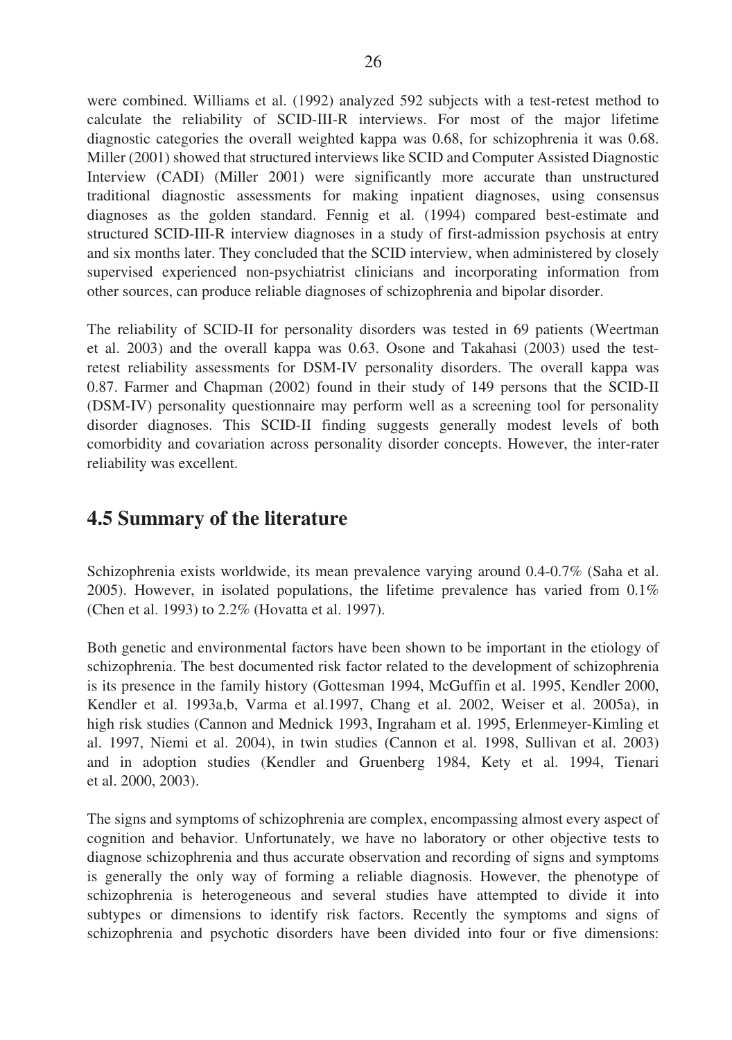were combined. Williams et al. (1992) analyzed 592 subjects with a test-retest method to calculate the reliability of SCID-III-R interviews. For most of the major lifetime diagnostic categories the overall weighted kappa was 0.68, for schizophrenia it was 0.68. Miller (2001) showed that structured interviews like SCID and Computer Assisted Diagnostic Interview (CADI) (Miller 2001) were significantly more accurate than unstructured traditional diagnostic assessments for making inpatient diagnoses, using consensus diagnoses as the golden standard. Fennig et al. (1994) compared best-estimate and structured SCID-III-R interview diagnoses in a study of first-admission psychosis at entry and six months later. They concluded that the SCID interview, when administered by closely supervised experienced non-psychiatrist clinicians and incorporating information from other sources, can produce reliable diagnoses of schizophrenia and bipolar disorder.

The reliability of SCID-II for personality disorders was tested in 69 patients (Weertman et al. 2003) and the overall kappa was 0.63. Osone and Takahasi (2003) used the test-retest reliability assessments for DSM-IV personality disorders. The overall kappa was 0.87. Farmer and Chapman (2002) found in their study of 149 persons that the SCID-II (DSM-IV) personality questionnaire may perform well as a screening tool for personality disorder diagnoses. This SCID-II finding suggests generally modest levels of both comorbidity and covariation across personality disorder concepts. However, the inter-rater reliability was excellent.

## 4.5 Summary of the literature

Schizophrenia exists worldwide, its mean prevalence varying around 0.4-0.7% (Saha et al. 2005). However, in isolated populations, the lifetime prevalence has varied from 0.1% (Chen et al. 1993) to 2.2% (Hovatta et al. 1997).

Both genetic and environmental factors have been shown to be important in the etiology of schizophrenia. The best documented risk factor related to the development of schizophrenia is its presence in the family history (Gottesman 1994, McGuffin et al. 1995, Kendler 2000, Kendler et al. 1993a,b, Varma et al.1997, Chang et al. 2002, Weiser et al. 2005a), in high risk studies (Cannon and Mednick 1993, Ingraham et al. 1995, Erlenmeyer-Kimling et al. 1997, Niemi et al. 2004), in twin studies (Cannon et al. 1998, Sullivan et al. 2003) and in adoption studies (Kendler and Gruenberg 1984, Kety et al. 1994, Tienari et al. 2000, 2003).

The signs and symptoms of schizophrenia are complex, encompassing almost every aspect of cognition and behavior. Unfortunately, we have no laboratory or other objective tests to diagnose schizophrenia and thus accurate observation and recording of signs and symptoms is generally the only way of forming a reliable diagnosis. However, the phenotype of schizophrenia is heterogeneous and several studies have attempted to divide it into subtypes or dimensions to identify risk factors. Recently the symptoms and signs of schizophrenia and psychotic disorders have been divided into four or five dimensions: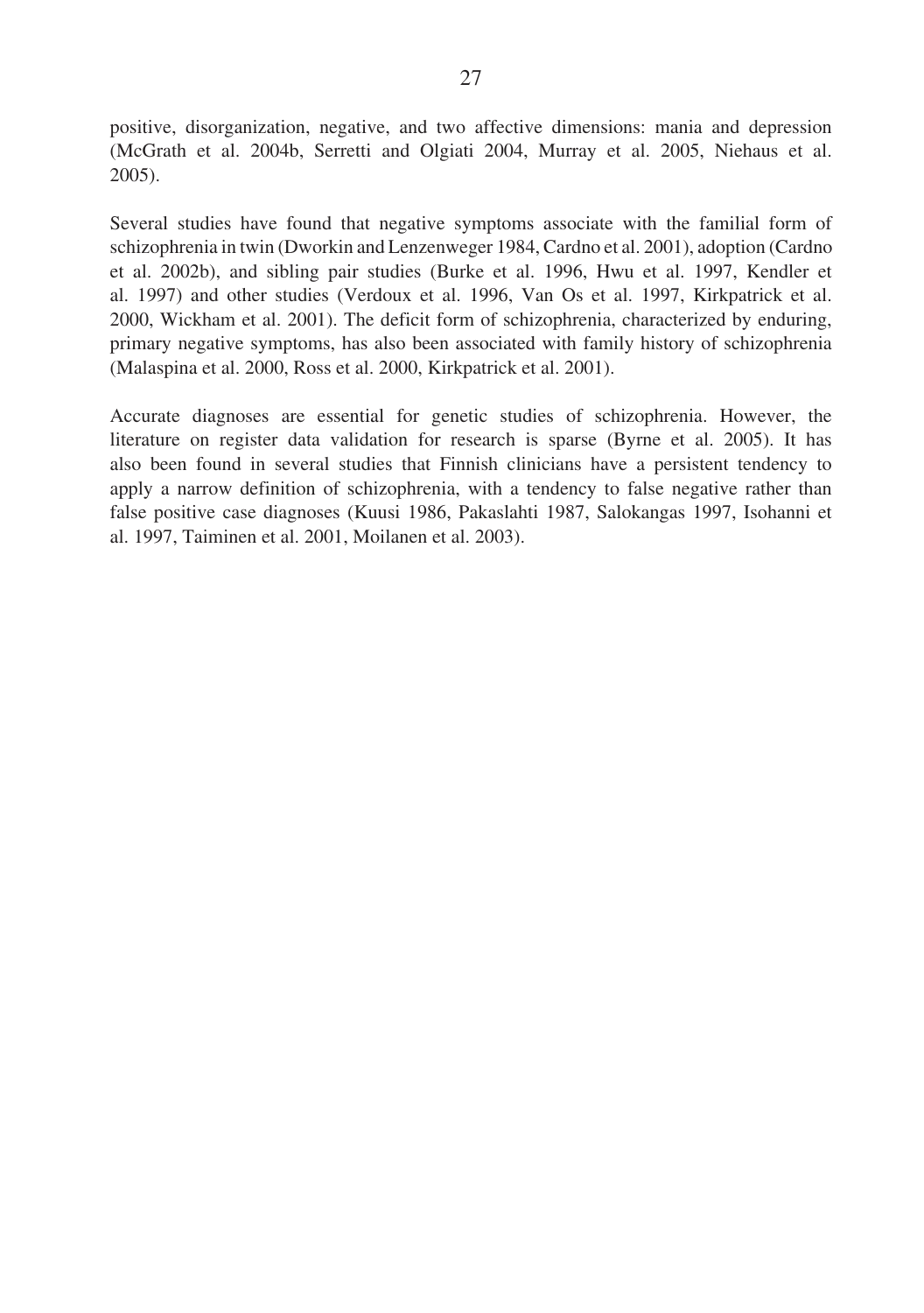positive, disorganization, negative, and two affective dimensions: mania and depression (McGrath et al. 2004b, Serretti and Olgiati 2004, Murray et al. 2005, Niehaus et al. 2005).

Several studies have found that negative symptoms associate with the familial form of schizophrenia in twin (Dworkin and Lenzenweger 1984, Cardno et al. 2001), adoption (Cardno et al. 2002b), and sibling pair studies (Burke et al. 1996, Hwu et al. 1997, Kendler et al. 1997) and other studies (Verdoux et al. 1996, Van Os et al. 1997, Kirkpatrick et al. 2000, Wickham et al. 2001). The deficit form of schizophrenia, characterized by enduring, primary negative symptoms, has also been associated with family history of schizophrenia (Malaspina et al. 2000, Ross et al. 2000, Kirkpatrick et al. 2001).

Accurate diagnoses are essential for genetic studies of schizophrenia. However, the literature on register data validation for research is sparse (Byrne et al. 2005). It has also been found in several studies that Finnish clinicians have a persistent tendency to apply a narrow definition of schizophrenia, with a tendency to false negative rather than false positive case diagnoses (Kuusi 1986, Pakaslahti 1987, Salokangas 1997, Isohanni et al. 1997, Taiminen et al. 2001, Moilanen et al. 2003).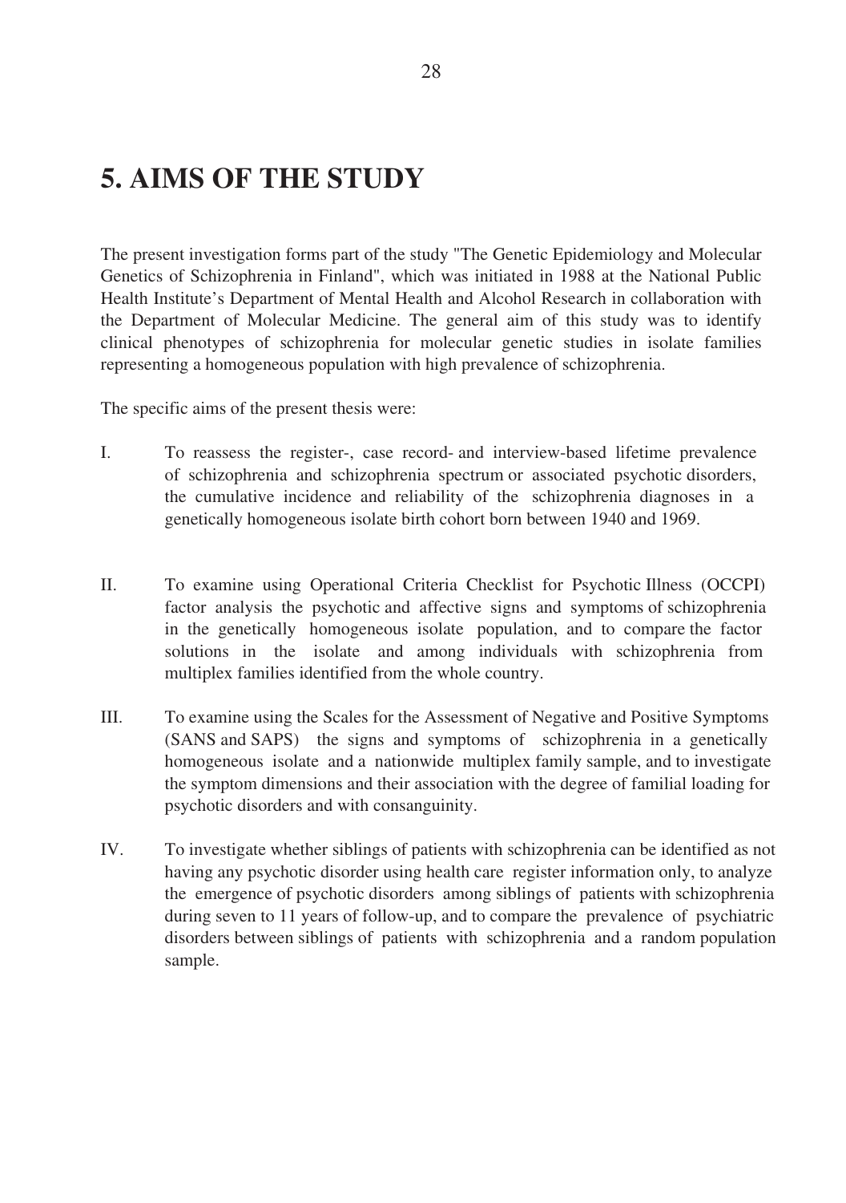# 5. AIMS OF THE STUDY

The present investigation forms part of the study "The Genetic Epidemiology and Molecular Genetics of Schizophrenia in Finland", which was initiated in 1988 at the National Public Health Institute's Department of Mental Health and Alcohol Research in collaboration with the Department of Molecular Medicine. The general aim of this study was to identify clinical phenotypes of schizophrenia for molecular genetic studies in isolate families representing a homogeneous population with high prevalence of schizophrenia.

The specific aims of the present thesis were:

I. To reassess the register-, case record- and interview-based lifetime prevalence of schizophrenia and schizophrenia spectrum or associated psychotic disorders, the cumulative incidence and reliability of the schizophrenia diagnoses in a genetically homogeneous isolate birth cohort born between 1940 and 1969.

II. To examine using Operational Criteria Checklist for Psychotic Illness (OCCPI) factor analysis the psychotic and affective signs and symptoms of schizophrenia in the genetically homogeneous isolate population, and to compare the factor solutions in the isolate and among individuals with schizophrenia from multiplex families identified from the whole country.

III. To examine using the Scales for the Assessment of Negative and Positive Symptoms (SANS and SAPS) the signs and symptoms of schizophrenia in a genetically homogeneous isolate and a nationwide multiplex family sample, and to investigate the symptom dimensions and their association with the degree of familial loading for psychotic disorders and with consanguinity.

IV. To investigate whether siblings of patients with schizophrenia can be identified as not having any psychotic disorder using health care register information only, to analyze the emergence of psychotic disorders among siblings of patients with schizophrenia during seven to 11 years of follow-up, and to compare the prevalence of psychiatric disorders between siblings of patients with schizophrenia and a random population sample.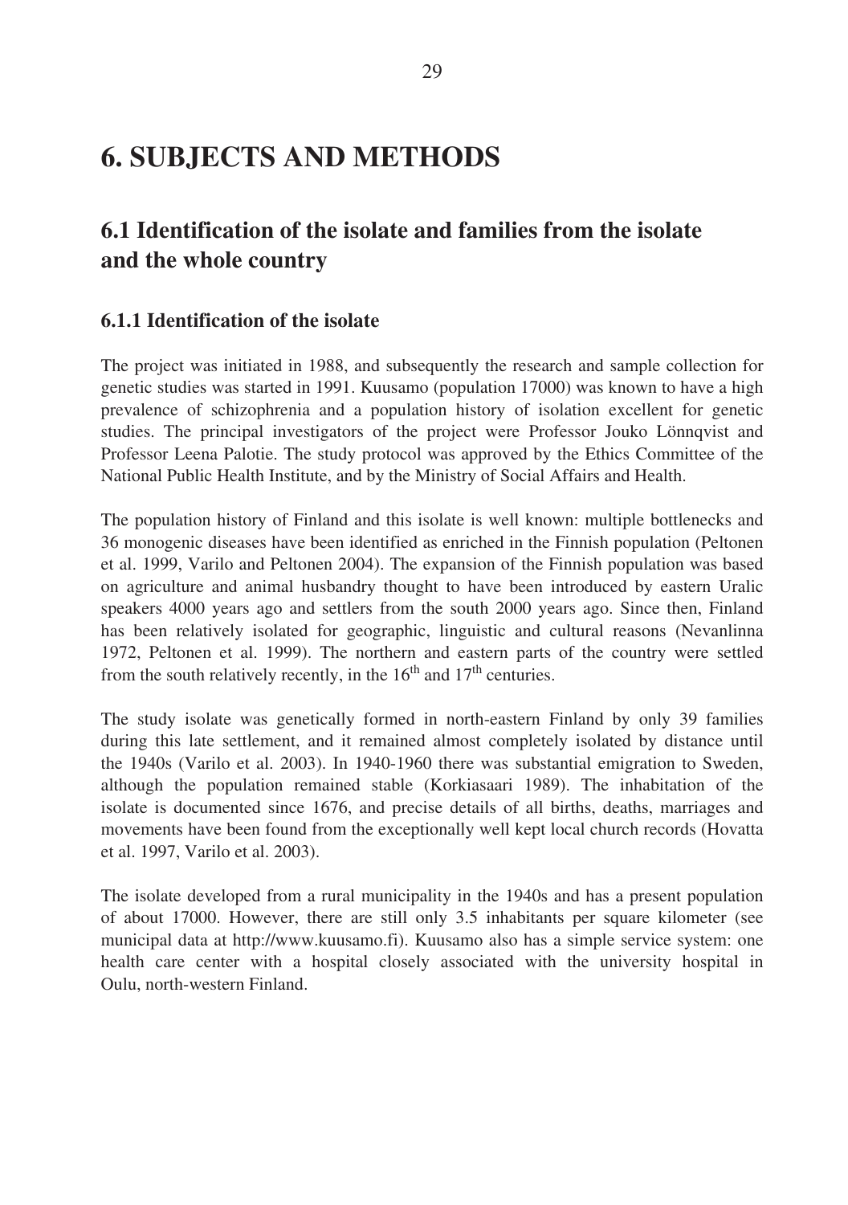# 6. SUBJECTS AND METHODS

## 6.1 Identification of the isolate and families from the isolate and the whole country

### 6.1.1 Identification of the isolate

The project was initiated in 1988, and subsequently the research and sample collection for genetic studies was started in 1991. Kuusamo (population 17000) was known to have a high prevalence of schizophrenia and a population history of isolation excellent for genetic studies. The principal investigators of the project were Professor Jouko Lönnqvist and Professor Leena Palotie. The study protocol was approved by the Ethics Committee of the National Public Health Institute, and by the Ministry of Social Affairs and Health.

The population history of Finland and this isolate is well known: multiple bottlenecks and 36 monogenic diseases have been identified as enriched in the Finnish population (Peltonen et al. 1999, Varilo and Peltonen 2004). The expansion of the Finnish population was based on agriculture and animal husbandry thought to have been introduced by eastern Uralic speakers 4000 years ago and settlers from the south 2000 years ago. Since then, Finland has been relatively isolated for geographic, linguistic and cultural reasons (Nevanlinna 1972, Peltonen et al. 1999). The northern and eastern parts of the country were settled from the south relatively recently, in the 16th and 17th centuries.

The study isolate was genetically formed in north-eastern Finland by only 39 families during this late settlement, and it remained almost completely isolated by distance until the 1940s (Varilo et al. 2003). In 1940-1960 there was substantial emigration to Sweden, although the population remained stable (Korkiasaari 1989). The inhabitation of the isolate is documented since 1676, and precise details of all births, deaths, marriages and movements have been found from the exceptionally well kept local church records (Hovatta et al. 1997, Varilo et al. 2003).

The isolate developed from a rural municipality in the 1940s and has a present population of about 17000. However, there are still only 3.5 inhabitants per square kilometer (see municipal data at http://www.kuusamo.fi). Kuusamo also has a simple service system: one health care center with a hospital closely associated with the university hospital in Oulu, north-western Finland.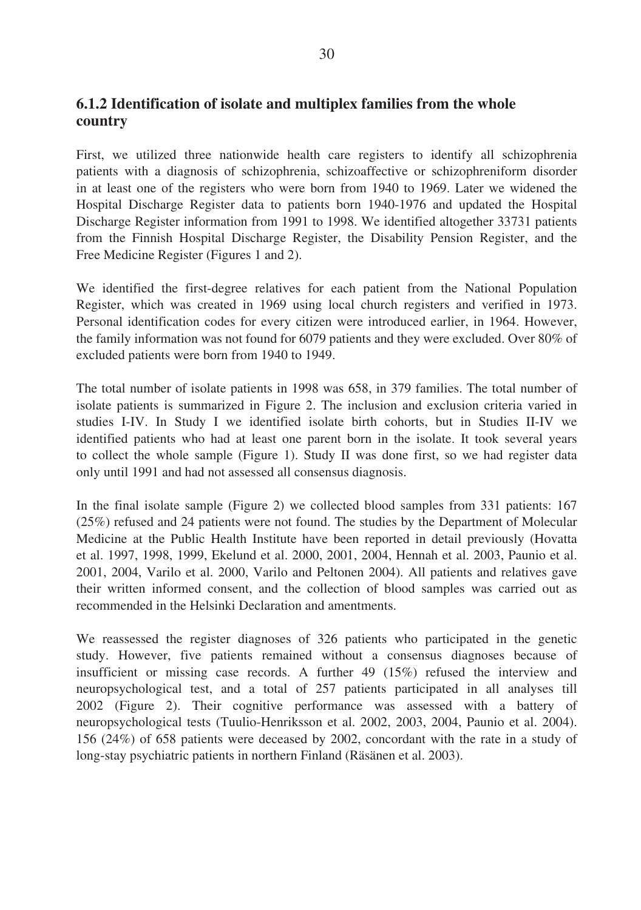### 6.1.2 Identification of isolate and multiplex families from the whole country

First, we utilized three nationwide health care registers to identify all schizophrenia patients with a diagnosis of schizophrenia, schizoaffective or schizophreniform disorder in at least one of the registers who were born from 1940 to 1969. Later we widened the Hospital Discharge Register data to patients born 1940-1976 and updated the Hospital Discharge Register information from 1991 to 1998. We identified altogether 33731 patients from the Finnish Hospital Discharge Register, the Disability Pension Register, and the Free Medicine Register (Figures 1 and 2).

We identified the first-degree relatives for each patient from the National Population Register, which was created in 1969 using local church registers and verified in 1973. Personal identification codes for every citizen were introduced earlier, in 1964. However, the family information was not found for 6079 patients and they were excluded. Over 80% of excluded patients were born from 1940 to 1949.

The total number of isolate patients in 1998 was 658, in 379 families. The total number of isolate patients is summarized in Figure 2. The inclusion and exclusion criteria varied in studies I-IV. In Study I we identified isolate birth cohorts, but in Studies II-IV we identified patients who had at least one parent born in the isolate. It took several years to collect the whole sample (Figure 1). Study II was done first, so we had register data only until 1991 and had not assessed all consensus diagnosis.

In the final isolate sample (Figure 2) we collected blood samples from 331 patients: 167 (25%) refused and 24 patients were not found. The studies by the Department of Molecular Medicine at the Public Health Institute have been reported in detail previously (Hovatta et al. 1997, 1998, 1999, Ekelund et al. 2000, 2001, 2004, Hennah et al. 2003, Paunio et al. 2001, 2004, Varilo et al. 2000, Varilo and Peltonen 2004). All patients and relatives gave their written informed consent, and the collection of blood samples was carried out as recommended in the Helsinki Declaration and amentments.

We reassessed the register diagnoses of 326 patients who participated in the genetic study. However, five patients remained without a consensus diagnoses because of insufficient or missing case records. A further 49 (15%) refused the interview and neuropsychological test, and a total of 257 patients participated in all analyses till 2002 (Figure 2). Their cognitive performance was assessed with a battery of neuropsychological tests (Tuulio-Henriksson et al. 2002, 2003, 2004, Paunio et al. 2004). 156 (24%) of 658 patients were deceased by 2002, concordant with the rate in a study of long-stay psychiatric patients in northern Finland (Räsänen et al. 2003).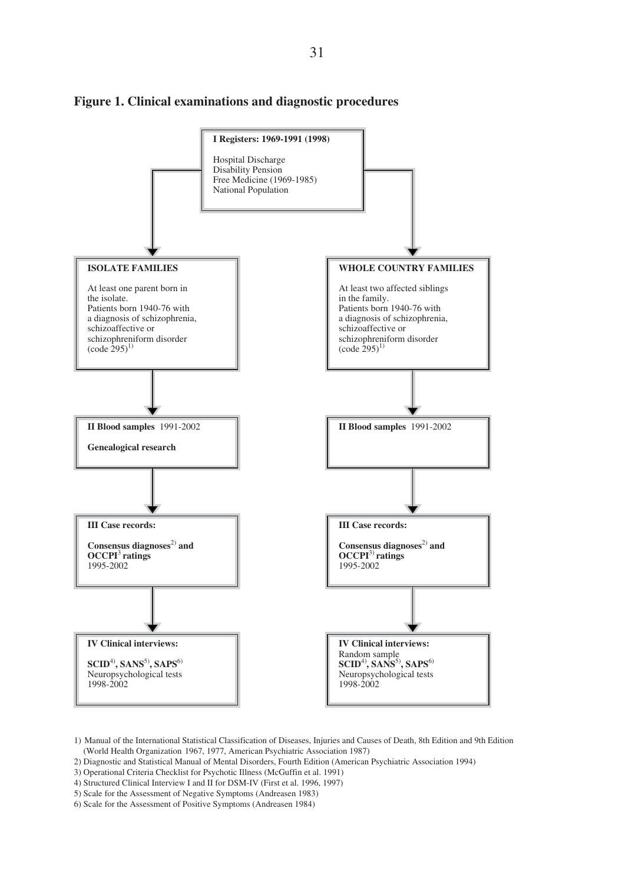## Figure 1. Clinical examinations and diagnostic procedures

**I Registers: 1969-1991 (1998)**

Hospital Discharge
Disability Pension
Free Medicine (1969-1985)
National Population

**ISOLATE FAMILIES**

At least one parent born in the isolate.
Patients born 1940-76 with a diagnosis of schizophrenia, schizoaffective or schizophreniform disorder (code 295)[1)]

**II Blood samples** 1991-2002

**Genealogical research**

**III Case records:**

**Consensus diagnoses**[2)] **and OCCPI**[3] **ratings**
1995-2002

**IV Clinical interviews:**

**SCID**[4)], **SANS**[5)], **SAPS**[6)]
Neuropsychological tests
1998-2002

**WHOLE COUNTRY FAMILIES**

At least two affected siblings in the family.
Patients born 1940-76 with a diagnosis of schizophrenia, schizoaffective or schizophreniform disorder (code 295)[1)]

**II Blood samples** 1991-2002

**III Case records:**

**Consensus diagnoses**[2)] **and OCCPI**[3)] **ratings**
1995-2002

**IV Clinical interviews:**
Random sample
**SCID**[4)], **SANS**[5)], **SAPS**[6)]
Neuropsychological tests
1998-2002

1) Manual of the International Statistical Classification of Diseases, Injuries and Causes of Death, 8th Edition and 9th Edition (World Health Organization 1967, 1977, American Psychiatric Association 1987)
2) Diagnostic and Statistical Manual of Mental Disorders, Fourth Edition (American Psychiatric Association 1994)
3) Operational Criteria Checklist for Psychotic Illness (McGuffin et al. 1991)
4) Structured Clinical Interview I and II for DSM-IV (First et al. 1996, 1997)
5) Scale for the Assessment of Negative Symptoms (Andreasen 1983)
6) Scale for the Assessment of Positive Symptoms (Andreasen 1984)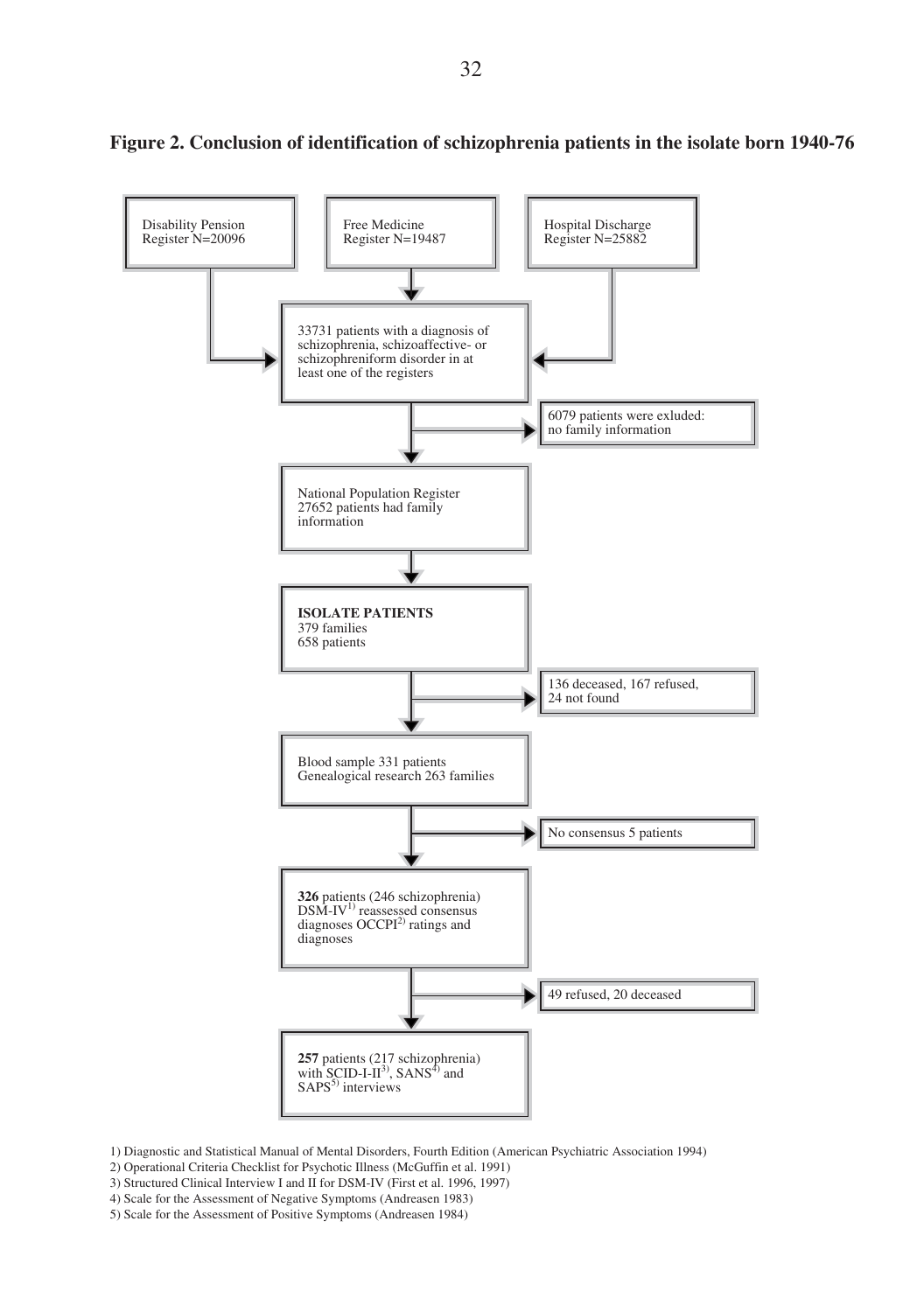**Figure 2. Conclusion of identification of schizophrenia patients in the isolate born 1940-76**

Disability Pension Register N=20096

Free Medicine Register N=19487

Hospital Discharge Register N=25882

33731 patients with a diagnosis of schizophrenia, schizoaffective- or schizophreniform disorder in at least one of the registers

6079 patients were exluded: no family information

National Population Register 27652 patients had family information

**ISOLATE PATIENTS**
379 families
658 patients

136 deceased, 167 refused, 24 not found

Blood sample 331 patients
Genealogical research 263 families

No consensus 5 patients

**326** patients (246 schizophrenia) DSM-IV[1] reassessed consensus diagnoses OCCPI[2] ratings and diagnoses

49 refused, 20 deceased

**257** patients (217 schizophrenia) with SCID-I-II[3], SANS[4] and SAPS[5] interviews

1) Diagnostic and Statistical Manual of Mental Disorders, Fourth Edition (American Psychiatric Association 1994)
2) Operational Criteria Checklist for Psychotic Illness (McGuffin et al. 1991)
3) Structured Clinical Interview I and II for DSM-IV (First et al. 1996, 1997)
4) Scale for the Assessment of Negative Symptoms (Andreasen 1983)
5) Scale for the Assessment of Positive Symptoms (Andreasen 1984)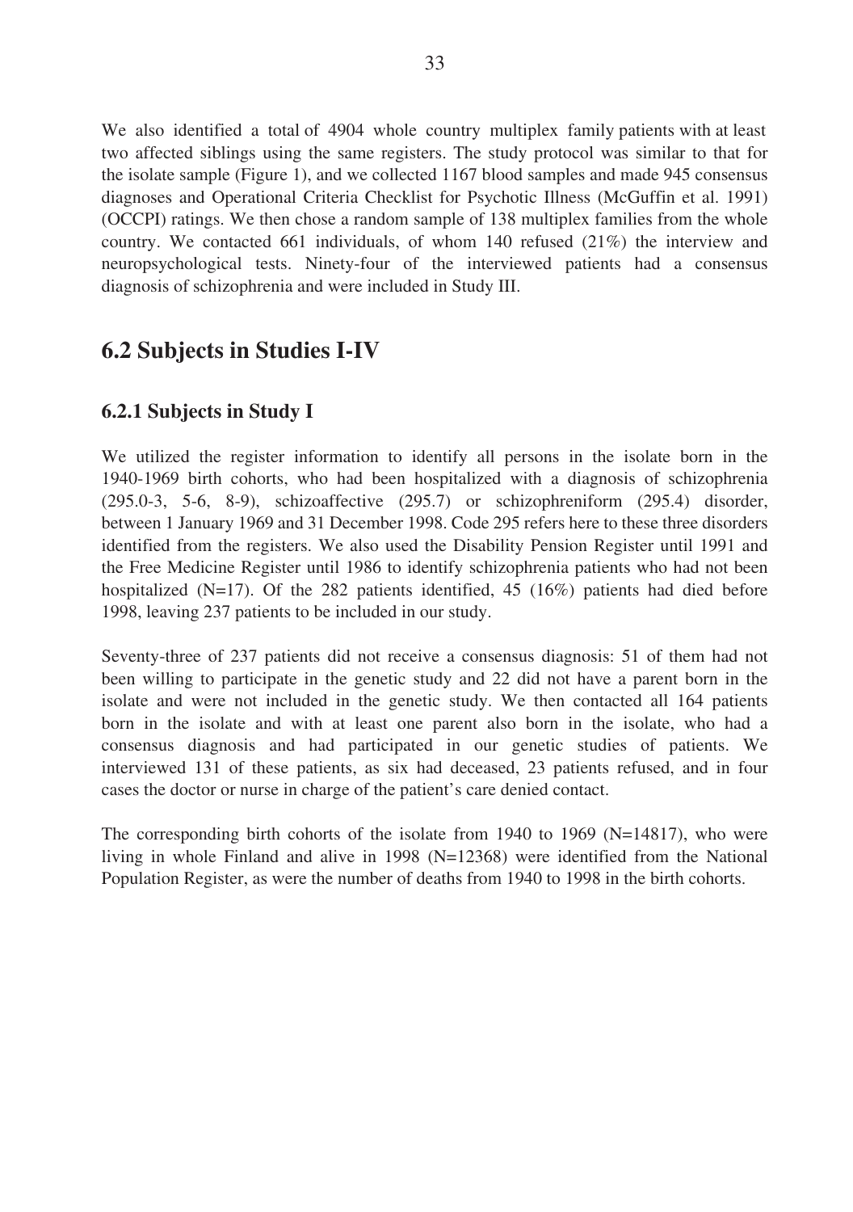We also identified a total of 4904 whole country multiplex family patients with at least two affected siblings using the same registers. The study protocol was similar to that for the isolate sample (Figure 1), and we collected 1167 blood samples and made 945 consensus diagnoses and Operational Criteria Checklist for Psychotic Illness (McGuffin et al. 1991) (OCCPI) ratings. We then chose a random sample of 138 multiplex families from the whole country. We contacted 661 individuals, of whom 140 refused (21%) the interview and neuropsychological tests. Ninety-four of the interviewed patients had a consensus diagnosis of schizophrenia and were included in Study III.

## 6.2 Subjects in Studies I-IV

### 6.2.1 Subjects in Study I

We utilized the register information to identify all persons in the isolate born in the 1940-1969 birth cohorts, who had been hospitalized with a diagnosis of schizophrenia (295.0-3, 5-6, 8-9), schizoaffective (295.7) or schizophreniform (295.4) disorder, between 1 January 1969 and 31 December 1998. Code 295 refers here to these three disorders identified from the registers. We also used the Disability Pension Register until 1991 and the Free Medicine Register until 1986 to identify schizophrenia patients who had not been hospitalized (N=17). Of the 282 patients identified, 45 (16%) patients had died before 1998, leaving 237 patients to be included in our study.

Seventy-three of 237 patients did not receive a consensus diagnosis: 51 of them had not been willing to participate in the genetic study and 22 did not have a parent born in the isolate and were not included in the genetic study. We then contacted all 164 patients born in the isolate and with at least one parent also born in the isolate, who had a consensus diagnosis and had participated in our genetic studies of patients. We interviewed 131 of these patients, as six had deceased, 23 patients refused, and in four cases the doctor or nurse in charge of the patient's care denied contact.

The corresponding birth cohorts of the isolate from 1940 to 1969 (N=14817), who were living in whole Finland and alive in 1998 (N=12368) were identified from the National Population Register, as were the number of deaths from 1940 to 1998 in the birth cohorts.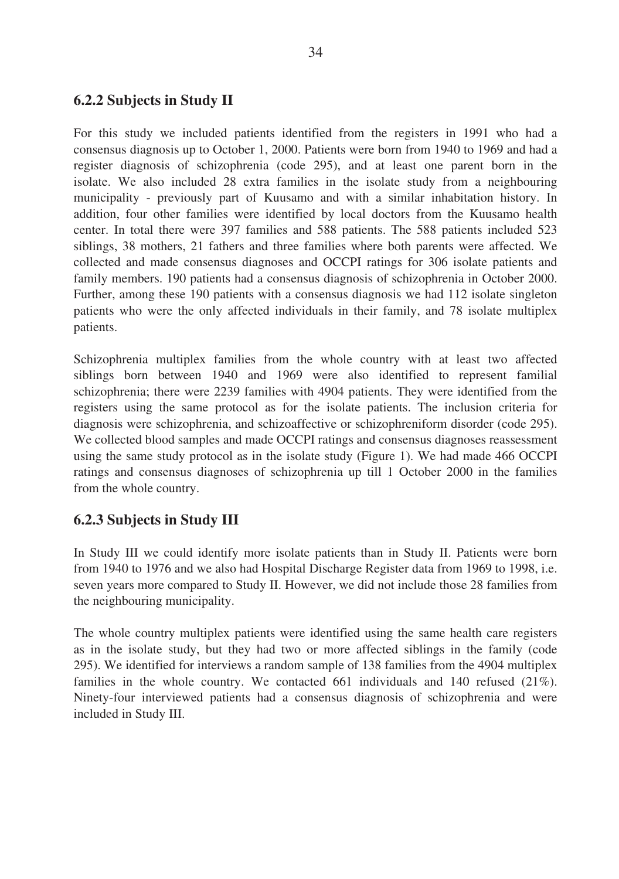### 6.2.2 Subjects in Study II

For this study we included patients identified from the registers in 1991 who had a consensus diagnosis up to October 1, 2000. Patients were born from 1940 to 1969 and had a register diagnosis of schizophrenia (code 295), and at least one parent born in the isolate. We also included 28 extra families in the isolate study from a neighbouring municipality - previously part of Kuusamo and with a similar inhabitation history. In addition, four other families were identified by local doctors from the Kuusamo health center. In total there were 397 families and 588 patients. The 588 patients included 523 siblings, 38 mothers, 21 fathers and three families where both parents were affected. We collected and made consensus diagnoses and OCCPI ratings for 306 isolate patients and family members. 190 patients had a consensus diagnosis of schizophrenia in October 2000. Further, among these 190 patients with a consensus diagnosis we had 112 isolate singleton patients who were the only affected individuals in their family, and 78 isolate multiplex patients.

Schizophrenia multiplex families from the whole country with at least two affected siblings born between 1940 and 1969 were also identified to represent familial schizophrenia; there were 2239 families with 4904 patients. They were identified from the registers using the same protocol as for the isolate patients. The inclusion criteria for diagnosis were schizophrenia, and schizoaffective or schizophreniform disorder (code 295). We collected blood samples and made OCCPI ratings and consensus diagnoses reassessment using the same study protocol as in the isolate study (Figure 1). We had made 466 OCCPI ratings and consensus diagnoses of schizophrenia up till 1 October 2000 in the families from the whole country.

### 6.2.3 Subjects in Study III

In Study III we could identify more isolate patients than in Study II. Patients were born from 1940 to 1976 and we also had Hospital Discharge Register data from 1969 to 1998, i.e. seven years more compared to Study II. However, we did not include those 28 families from the neighbouring municipality.

The whole country multiplex patients were identified using the same health care registers as in the isolate study, but they had two or more affected siblings in the family (code 295). We identified for interviews a random sample of 138 families from the 4904 multiplex families in the whole country. We contacted 661 individuals and 140 refused (21%). Ninety-four interviewed patients had a consensus diagnosis of schizophrenia and were included in Study III.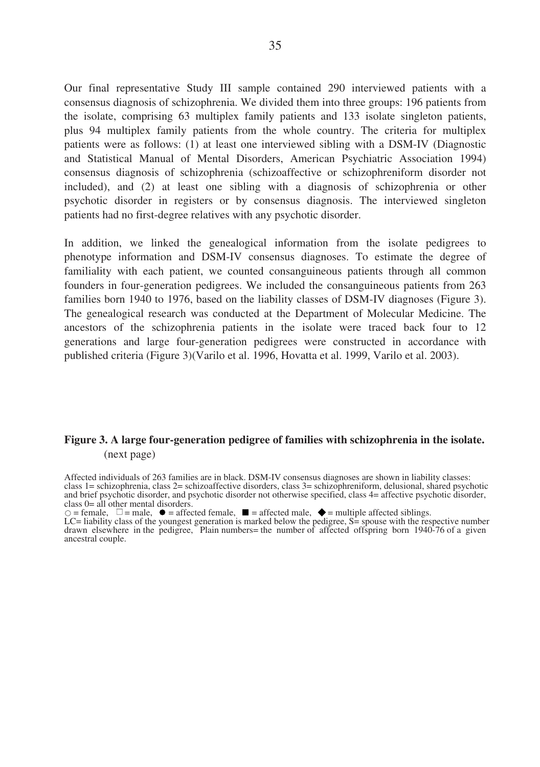Our final representative Study III sample contained 290 interviewed patients with a consensus diagnosis of schizophrenia. We divided them into three groups: 196 patients from the isolate, comprising 63 multiplex family patients and 133 isolate singleton patients, plus 94 multiplex family patients from the whole country. The criteria for multiplex patients were as follows: (1) at least one interviewed sibling with a DSM-IV (Diagnostic and Statistical Manual of Mental Disorders, American Psychiatric Association 1994) consensus diagnosis of schizophrenia (schizoaffective or schizophreniform disorder not included), and (2) at least one sibling with a diagnosis of schizophrenia or other psychotic disorder in registers or by consensus diagnosis. The interviewed singleton patients had no first-degree relatives with any psychotic disorder.

In addition, we linked the genealogical information from the isolate pedigrees to phenotype information and DSM-IV consensus diagnoses. To estimate the degree of familiality with each patient, we counted consanguineous patients through all common founders in four-generation pedigrees. We included the consanguineous patients from 263 families born 1940 to 1976, based on the liability classes of DSM-IV diagnoses (Figure 3). The genealogical research was conducted at the Department of Molecular Medicine. The ancestors of the schizophrenia patients in the isolate were traced back four to 12 generations and large four-generation pedigrees were constructed in accordance with published criteria (Figure 3)(Varilo et al. 1996, Hovatta et al. 1999, Varilo et al. 2003).

**Figure 3. A large four-generation pedigree of families with schizophrenia in the isolate.** (next page)

Affected individuals of 263 families are in black. DSM-IV consensus diagnoses are shown in liability classes: class 1= schizophrenia, class 2= schizoaffective disorders, class 3= schizophreniform, delusional, shared psychotic and brief psychotic disorder, and psychotic disorder not otherwise specified, class 4= affective psychotic disorder, class 0= all other mental disorders.
○ = female, □ = male, ● = affected female, ■ = affected male, ◆ = multiple affected siblings.
LC= liability class of the youngest generation is marked below the pedigree, S= spouse with the respective number drawn elsewhere in the pedigree, Plain numbers= the number of affected offspring born 1940-76 of a given ancestral couple.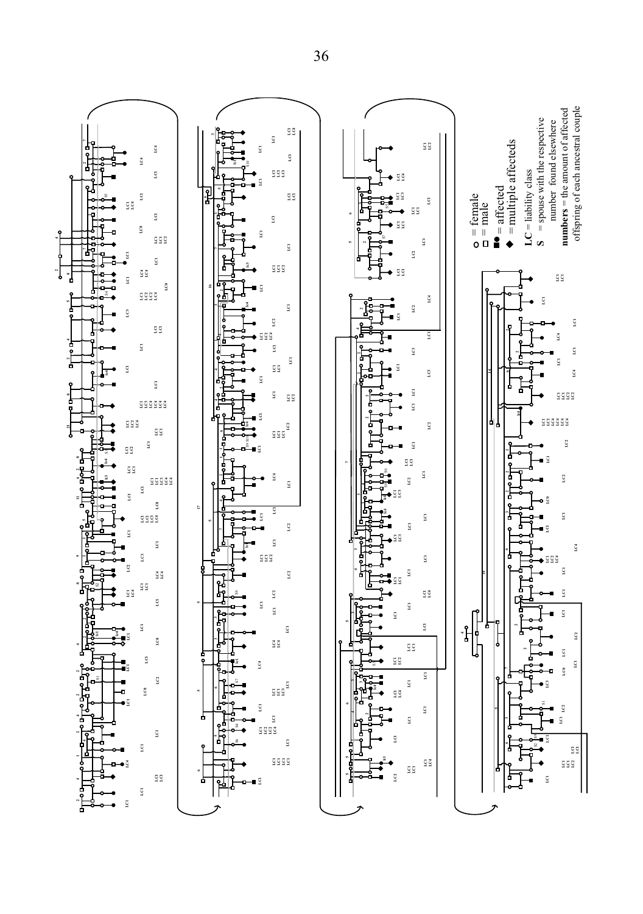○ = female
□ = male
■● = affected
◆ = multiple affecteds
**LC** = liability class
**S** = spouse with the respective number found elsewhere
**numbers** = the amount of affected offspring of each ancestral couple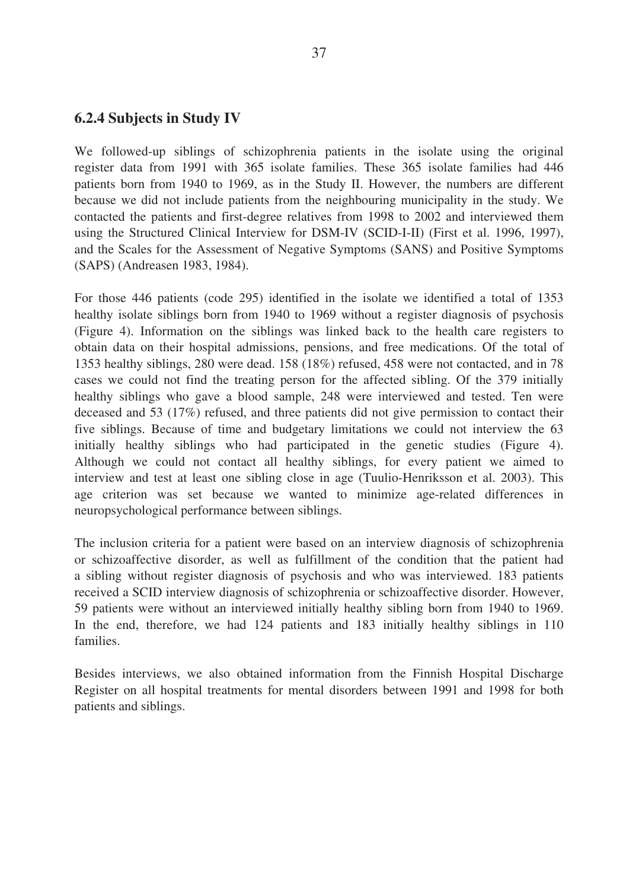### 6.2.4 Subjects in Study IV

We followed-up siblings of schizophrenia patients in the isolate using the original register data from 1991 with 365 isolate families. These 365 isolate families had 446 patients born from 1940 to 1969, as in the Study II. However, the numbers are different because we did not include patients from the neighbouring municipality in the study. We contacted the patients and first-degree relatives from 1998 to 2002 and interviewed them using the Structured Clinical Interview for DSM-IV (SCID-I-II) (First et al. 1996, 1997), and the Scales for the Assessment of Negative Symptoms (SANS) and Positive Symptoms (SAPS) (Andreasen 1983, 1984).

For those 446 patients (code 295) identified in the isolate we identified a total of 1353 healthy isolate siblings born from 1940 to 1969 without a register diagnosis of psychosis (Figure 4). Information on the siblings was linked back to the health care registers to obtain data on their hospital admissions, pensions, and free medications. Of the total of 1353 healthy siblings, 280 were dead. 158 (18%) refused, 458 were not contacted, and in 78 cases we could not find the treating person for the affected sibling. Of the 379 initially healthy siblings who gave a blood sample, 248 were interviewed and tested. Ten were deceased and 53 (17%) refused, and three patients did not give permission to contact their five siblings. Because of time and budgetary limitations we could not interview the 63 initially healthy siblings who had participated in the genetic studies (Figure 4). Although we could not contact all healthy siblings, for every patient we aimed to interview and test at least one sibling close in age (Tuulio-Henriksson et al. 2003). This age criterion was set because we wanted to minimize age-related differences in neuropsychological performance between siblings.

The inclusion criteria for a patient were based on an interview diagnosis of schizophrenia or schizoaffective disorder, as well as fulfillment of the condition that the patient had a sibling without register diagnosis of psychosis and who was interviewed. 183 patients received a SCID interview diagnosis of schizophrenia or schizoaffective disorder. However, 59 patients were without an interviewed initially healthy sibling born from 1940 to 1969. In the end, therefore, we had 124 patients and 183 initially healthy siblings in 110 families.

Besides interviews, we also obtained information from the Finnish Hospital Discharge Register on all hospital treatments for mental disorders between 1991 and 1998 for both patients and siblings.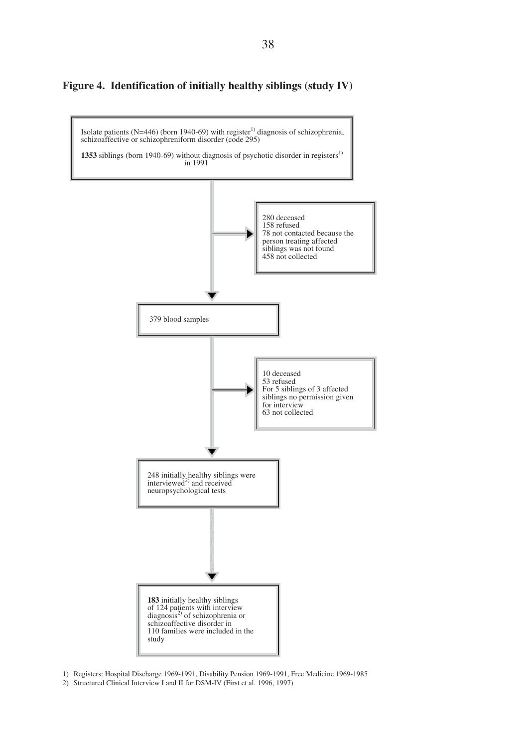**Figure 4. Identification of initially healthy siblings (study IV)**

Isolate patients (N=446) (born 1940-69) with register[1)] diagnosis of schizophrenia, schizoaffective or schizophreniform disorder (code 295)

**1353** siblings (born 1940-69) without diagnosis of psychotic disorder in registers[1)] in 1991

→ 280 deceased
158 refused
78 not contacted because the person treating affected siblings was not found
458 not collected

379 blood samples

→ 10 deceased
53 refused
For 5 siblings of 3 affected siblings no permission given for interview
63 not collected

248 initially healthy siblings were interviewed[2)] and received neuropsychological tests

**183** initially healthy siblings of 124 patients with interview diagnosis[2)] of schizophrenia or schizoaffective disorder in 110 families were included in the study

1) Registers: Hospital Discharge 1969-1991, Disability Pension 1969-1991, Free Medicine 1969-1985

2) Structured Clinical Interview I and II for DSM-IV (First et al. 1996, 1997)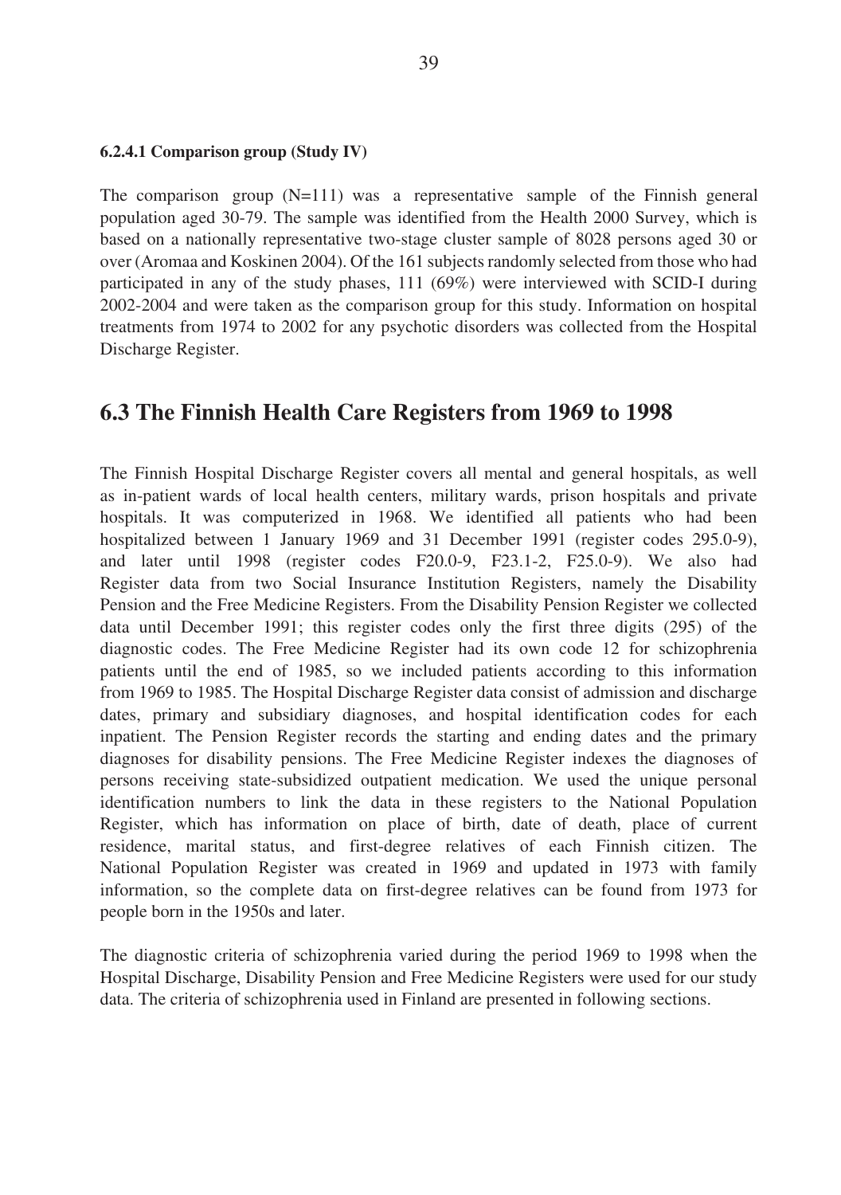#### 6.2.4.1 Comparison group (Study IV)

The comparison group (N=111) was a representative sample of the Finnish general population aged 30-79. The sample was identified from the Health 2000 Survey, which is based on a nationally representative two-stage cluster sample of 8028 persons aged 30 or over (Aromaa and Koskinen 2004). Of the 161 subjects randomly selected from those who had participated in any of the study phases, 111 (69%) were interviewed with SCID-I during 2002-2004 and were taken as the comparison group for this study. Information on hospital treatments from 1974 to 2002 for any psychotic disorders was collected from the Hospital Discharge Register.

## 6.3 The Finnish Health Care Registers from 1969 to 1998

The Finnish Hospital Discharge Register covers all mental and general hospitals, as well as in-patient wards of local health centers, military wards, prison hospitals and private hospitals. It was computerized in 1968. We identified all patients who had been hospitalized between 1 January 1969 and 31 December 1991 (register codes 295.0-9), and later until 1998 (register codes F20.0-9, F23.1-2, F25.0-9). We also had Register data from two Social Insurance Institution Registers, namely the Disability Pension and the Free Medicine Registers. From the Disability Pension Register we collected data until December 1991; this register codes only the first three digits (295) of the diagnostic codes. The Free Medicine Register had its own code 12 for schizophrenia patients until the end of 1985, so we included patients according to this information from 1969 to 1985. The Hospital Discharge Register data consist of admission and discharge dates, primary and subsidiary diagnoses, and hospital identification codes for each inpatient. The Pension Register records the starting and ending dates and the primary diagnoses for disability pensions. The Free Medicine Register indexes the diagnoses of persons receiving state-subsidized outpatient medication. We used the unique personal identification numbers to link the data in these registers to the National Population Register, which has information on place of birth, date of death, place of current residence, marital status, and first-degree relatives of each Finnish citizen. The National Population Register was created in 1969 and updated in 1973 with family information, so the complete data on first-degree relatives can be found from 1973 for people born in the 1950s and later.

The diagnostic criteria of schizophrenia varied during the period 1969 to 1998 when the Hospital Discharge, Disability Pension and Free Medicine Registers were used for our study data. The criteria of schizophrenia used in Finland are presented in following sections.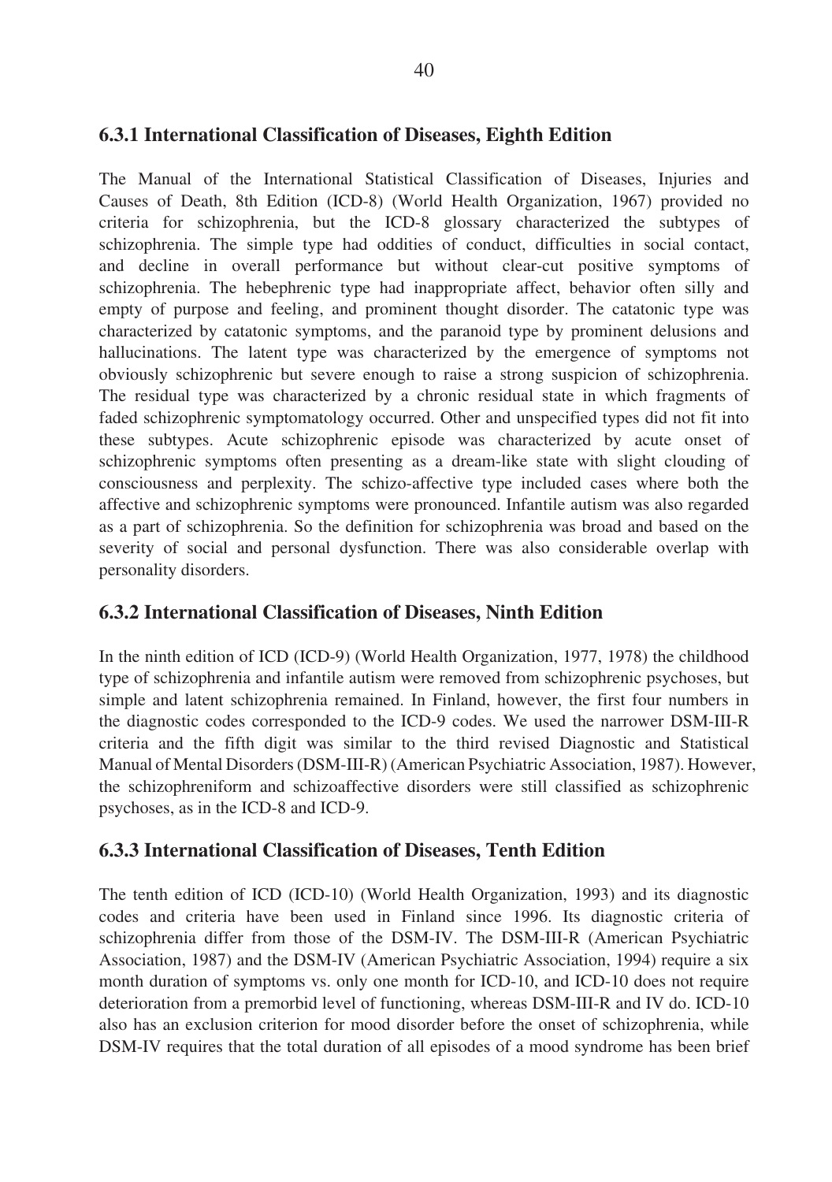### 6.3.1 International Classification of Diseases, Eighth Edition

The Manual of the International Statistical Classification of Diseases, Injuries and Causes of Death, 8th Edition (ICD-8) (World Health Organization, 1967) provided no criteria for schizophrenia, but the ICD-8 glossary characterized the subtypes of schizophrenia. The simple type had oddities of conduct, difficulties in social contact, and decline in overall performance but without clear-cut positive symptoms of schizophrenia. The hebephrenic type had inappropriate affect, behavior often silly and empty of purpose and feeling, and prominent thought disorder. The catatonic type was characterized by catatonic symptoms, and the paranoid type by prominent delusions and hallucinations. The latent type was characterized by the emergence of symptoms not obviously schizophrenic but severe enough to raise a strong suspicion of schizophrenia. The residual type was characterized by a chronic residual state in which fragments of faded schizophrenic symptomatology occurred. Other and unspecified types did not fit into these subtypes. Acute schizophrenic episode was characterized by acute onset of schizophrenic symptoms often presenting as a dream-like state with slight clouding of consciousness and perplexity. The schizo-affective type included cases where both the affective and schizophrenic symptoms were pronounced. Infantile autism was also regarded as a part of schizophrenia. So the definition for schizophrenia was broad and based on the severity of social and personal dysfunction. There was also considerable overlap with personality disorders.

### 6.3.2 International Classification of Diseases, Ninth Edition

In the ninth edition of ICD (ICD-9) (World Health Organization, 1977, 1978) the childhood type of schizophrenia and infantile autism were removed from schizophrenic psychoses, but simple and latent schizophrenia remained. In Finland, however, the first four numbers in the diagnostic codes corresponded to the ICD-9 codes. We used the narrower DSM-III-R criteria and the fifth digit was similar to the third revised Diagnostic and Statistical Manual of Mental Disorders (DSM-III-R) (American Psychiatric Association, 1987). However, the schizophreniform and schizoaffective disorders were still classified as schizophrenic psychoses, as in the ICD-8 and ICD-9.

### 6.3.3 International Classification of Diseases, Tenth Edition

The tenth edition of ICD (ICD-10) (World Health Organization, 1993) and its diagnostic codes and criteria have been used in Finland since 1996. Its diagnostic criteria of schizophrenia differ from those of the DSM-IV. The DSM-III-R (American Psychiatric Association, 1987) and the DSM-IV (American Psychiatric Association, 1994) require a six month duration of symptoms vs. only one month for ICD-10, and ICD-10 does not require deterioration from a premorbid level of functioning, whereas DSM-III-R and IV do. ICD-10 also has an exclusion criterion for mood disorder before the onset of schizophrenia, while DSM-IV requires that the total duration of all episodes of a mood syndrome has been brief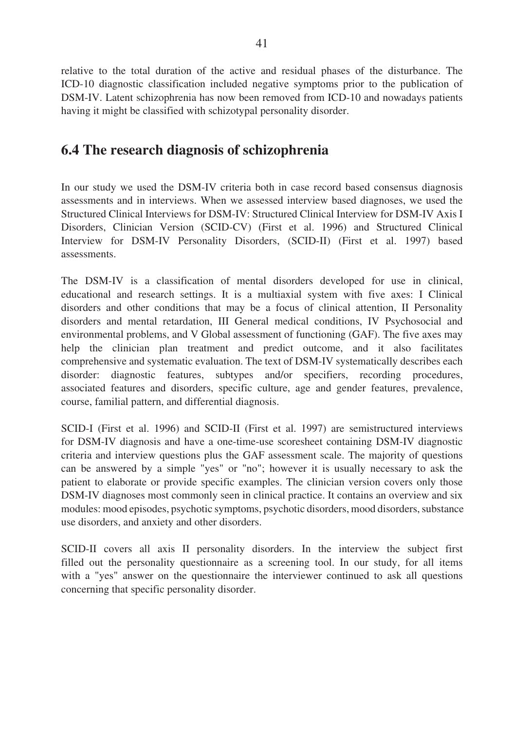relative to the total duration of the active and residual phases of the disturbance. The ICD-10 diagnostic classification included negative symptoms prior to the publication of DSM-IV. Latent schizophrenia has now been removed from ICD-10 and nowadays patients having it might be classified with schizotypal personality disorder.

## 6.4 The research diagnosis of schizophrenia

In our study we used the DSM-IV criteria both in case record based consensus diagnosis assessments and in interviews. When we assessed interview based diagnoses, we used the Structured Clinical Interviews for DSM-IV: Structured Clinical Interview for DSM-IV Axis I Disorders, Clinician Version (SCID-CV) (First et al. 1996) and Structured Clinical Interview for DSM-IV Personality Disorders, (SCID-II) (First et al. 1997) based assessments.

The DSM-IV is a classification of mental disorders developed for use in clinical, educational and research settings. It is a multiaxial system with five axes: I Clinical disorders and other conditions that may be a focus of clinical attention, II Personality disorders and mental retardation, III General medical conditions, IV Psychosocial and environmental problems, and V Global assessment of functioning (GAF). The five axes may help the clinician plan treatment and predict outcome, and it also facilitates comprehensive and systematic evaluation. The text of DSM-IV systematically describes each disorder: diagnostic features, subtypes and/or specifiers, recording procedures, associated features and disorders, specific culture, age and gender features, prevalence, course, familial pattern, and differential diagnosis.

SCID-I (First et al. 1996) and SCID-II (First et al. 1997) are semistructured interviews for DSM-IV diagnosis and have a one-time-use scoresheet containing DSM-IV diagnostic criteria and interview questions plus the GAF assessment scale. The majority of questions can be answered by a simple "yes" or "no"; however it is usually necessary to ask the patient to elaborate or provide specific examples. The clinician version covers only those DSM-IV diagnoses most commonly seen in clinical practice. It contains an overview and six modules: mood episodes, psychotic symptoms, psychotic disorders, mood disorders, substance use disorders, and anxiety and other disorders.

SCID-II covers all axis II personality disorders. In the interview the subject first filled out the personality questionnaire as a screening tool. In our study, for all items with a "yes" answer on the questionnaire the interviewer continued to ask all questions concerning that specific personality disorder.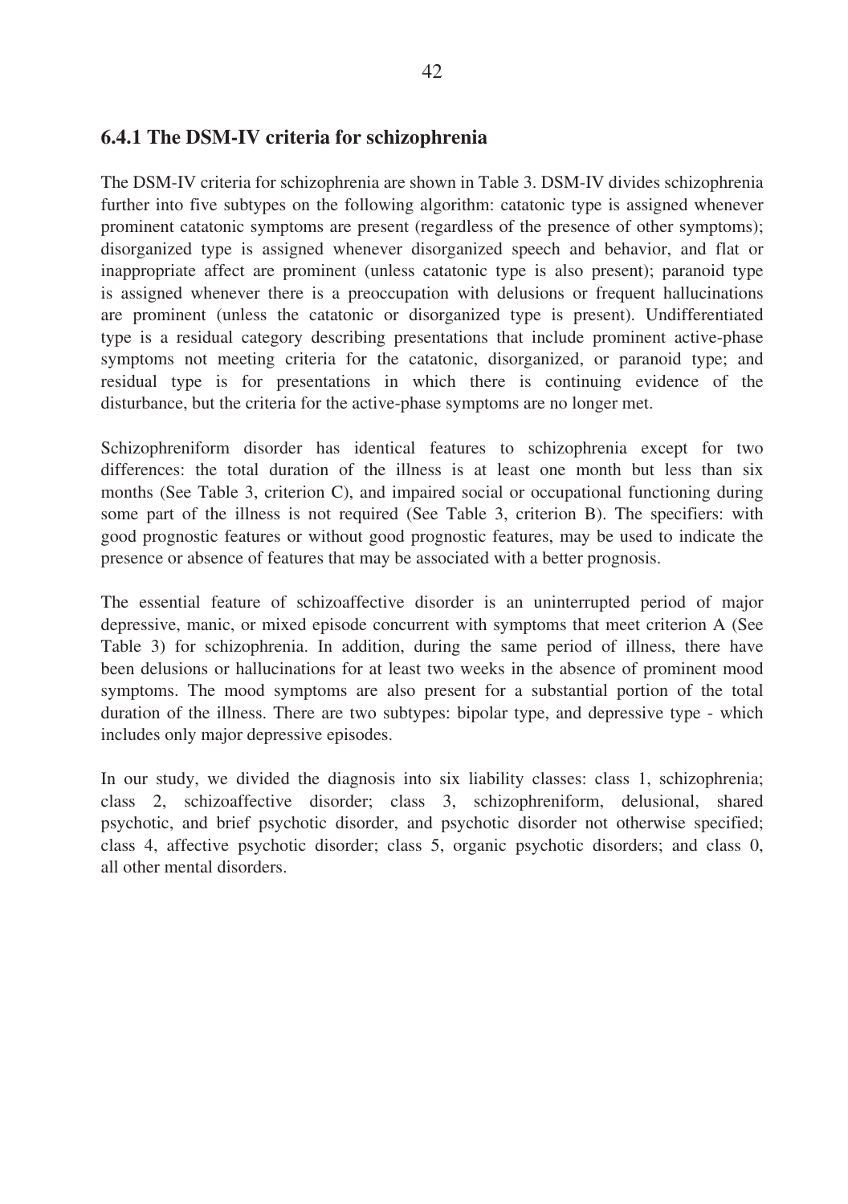### 6.4.1 The DSM-IV criteria for schizophrenia

The DSM-IV criteria for schizophrenia are shown in Table 3. DSM-IV divides schizophrenia further into five subtypes on the following algorithm: catatonic type is assigned whenever prominent catatonic symptoms are present (regardless of the presence of other symptoms); disorganized type is assigned whenever disorganized speech and behavior, and flat or inappropriate affect are prominent (unless catatonic type is also present); paranoid type is assigned whenever there is a preoccupation with delusions or frequent hallucinations are prominent (unless the catatonic or disorganized type is present). Undifferentiated type is a residual category describing presentations that include prominent active-phase symptoms not meeting criteria for the catatonic, disorganized, or paranoid type; and residual type is for presentations in which there is continuing evidence of the disturbance, but the criteria for the active-phase symptoms are no longer met.

Schizophreniform disorder has identical features to schizophrenia except for two differences: the total duration of the illness is at least one month but less than six months (See Table 3, criterion C), and impaired social or occupational functioning during some part of the illness is not required (See Table 3, criterion B). The specifiers: with good prognostic features or without good prognostic features, may be used to indicate the presence or absence of features that may be associated with a better prognosis.

The essential feature of schizoaffective disorder is an uninterrupted period of major depressive, manic, or mixed episode concurrent with symptoms that meet criterion A (See Table 3) for schizophrenia. In addition, during the same period of illness, there have been delusions or hallucinations for at least two weeks in the absence of prominent mood symptoms. The mood symptoms are also present for a substantial portion of the total duration of the illness. There are two subtypes: bipolar type, and depressive type - which includes only major depressive episodes.

In our study, we divided the diagnosis into six liability classes: class 1, schizophrenia; class 2, schizoaffective disorder; class 3, schizophreniform, delusional, shared psychotic, and brief psychotic disorder, and psychotic disorder not otherwise specified; class 4, affective psychotic disorder; class 5, organic psychotic disorders; and class 0, all other mental disorders.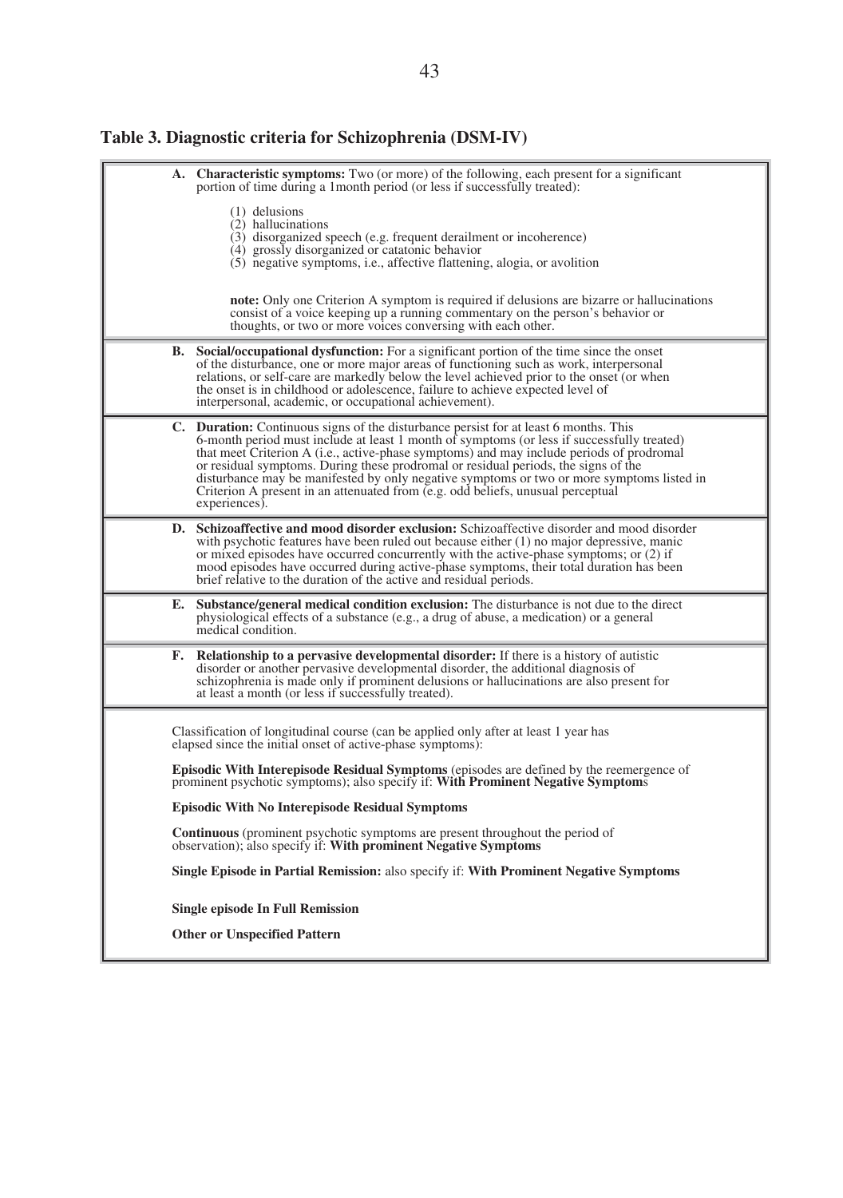## Table 3. Diagnostic criteria for Schizophrenia (DSM-IV)

**A. Characteristic symptoms:** Two (or more) of the following, each present for a significant portion of time during a 1month period (or less if successfully treated):

(1) delusions
(2) hallucinations
(3) disorganized speech (e.g. frequent derailment or incoherence)
(4) grossly disorganized or catatonic behavior
(5) negative symptoms, i.e., affective flattening, alogia, or avolition

**note:** Only one Criterion A symptom is required if delusions are bizarre or hallucinations consist of a voice keeping up a running commentary on the person's behavior or thoughts, or two or more voices conversing with each other.

**B. Social/occupational dysfunction:** For a significant portion of the time since the onset of the disturbance, one or more major areas of functioning such as work, interpersonal relations, or self-care are markedly below the level achieved prior to the onset (or when the onset is in childhood or adolescence, failure to achieve expected level of interpersonal, academic, or occupational achievement).

**C. Duration:** Continuous signs of the disturbance persist for at least 6 months. This 6-month period must include at least 1 month of symptoms (or less if successfully treated) that meet Criterion A (i.e., active-phase symptoms) and may include periods of prodromal or residual symptoms. During these prodromal or residual periods, the signs of the disturbance may be manifested by only negative symptoms or two or more symptoms listed in Criterion A present in an attenuated from (e.g. odd beliefs, unusual perceptual experiences).

**D. Schizoaffective and mood disorder exclusion:** Schizoaffective disorder and mood disorder with psychotic features have been ruled out because either (1) no major depressive, manic or mixed episodes have occurred concurrently with the active-phase symptoms; or (2) if mood episodes have occurred during active-phase symptoms, their total duration has been brief relative to the duration of the active and residual periods.

**E. Substance/general medical condition exclusion:** The disturbance is not due to the direct physiological effects of a substance (e.g., a drug of abuse, a medication) or a general medical condition.

**F. Relationship to a pervasive developmental disorder:** If there is a history of autistic disorder or another pervasive developmental disorder, the additional diagnosis of schizophrenia is made only if prominent delusions or hallucinations are also present for at least a month (or less if successfully treated).

Classification of longitudinal course (can be applied only after at least 1 year has elapsed since the initial onset of active-phase symptoms):

**Episodic With Interepisode Residual Symptoms** (episodes are defined by the reemergence of prominent psychotic symptoms); also specify if: **With Prominent Negative Symptoms**

**Episodic With No Interepisode Residual Symptoms**

**Continuous** (prominent psychotic symptoms are present throughout the period of observation); also specify if: **With prominent Negative Symptoms**

**Single Episode in Partial Remission:** also specify if: **With Prominent Negative Symptoms**

**Single episode In Full Remission**

**Other or Unspecified Pattern**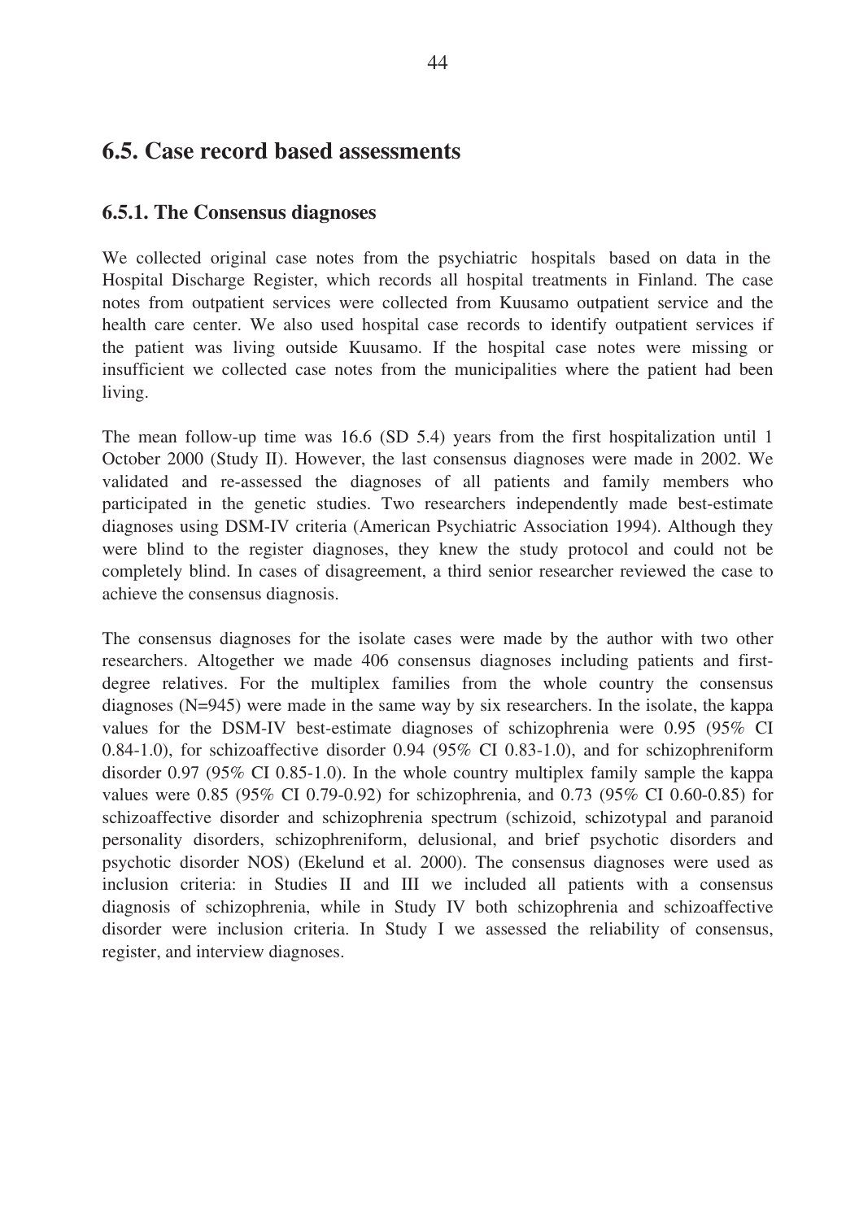## 6.5. Case record based assessments

### 6.5.1. The Consensus diagnoses

We collected original case notes from the psychiatric hospitals based on data in the Hospital Discharge Register, which records all hospital treatments in Finland. The case notes from outpatient services were collected from Kuusamo outpatient service and the health care center. We also used hospital case records to identify outpatient services if the patient was living outside Kuusamo. If the hospital case notes were missing or insufficient we collected case notes from the municipalities where the patient had been living.

The mean follow-up time was 16.6 (SD 5.4) years from the first hospitalization until 1 October 2000 (Study II). However, the last consensus diagnoses were made in 2002. We validated and re-assessed the diagnoses of all patients and family members who participated in the genetic studies. Two researchers independently made best-estimate diagnoses using DSM-IV criteria (American Psychiatric Association 1994). Although they were blind to the register diagnoses, they knew the study protocol and could not be completely blind. In cases of disagreement, a third senior researcher reviewed the case to achieve the consensus diagnosis.

The consensus diagnoses for the isolate cases were made by the author with two other researchers. Altogether we made 406 consensus diagnoses including patients and first-degree relatives. For the multiplex families from the whole country the consensus diagnoses (N=945) were made in the same way by six researchers. In the isolate, the kappa values for the DSM-IV best-estimate diagnoses of schizophrenia were 0.95 (95% CI 0.84-1.0), for schizoaffective disorder 0.94 (95% CI 0.83-1.0), and for schizophreniform disorder 0.97 (95% CI 0.85-1.0). In the whole country multiplex family sample the kappa values were 0.85 (95% CI 0.79-0.92) for schizophrenia, and 0.73 (95% CI 0.60-0.85) for schizoaffective disorder and schizophrenia spectrum (schizoid, schizotypal and paranoid personality disorders, schizophreniform, delusional, and brief psychotic disorders and psychotic disorder NOS) (Ekelund et al. 2000). The consensus diagnoses were used as inclusion criteria: in Studies II and III we included all patients with a consensus diagnosis of schizophrenia, while in Study IV both schizophrenia and schizoaffective disorder were inclusion criteria. In Study I we assessed the reliability of consensus, register, and interview diagnoses.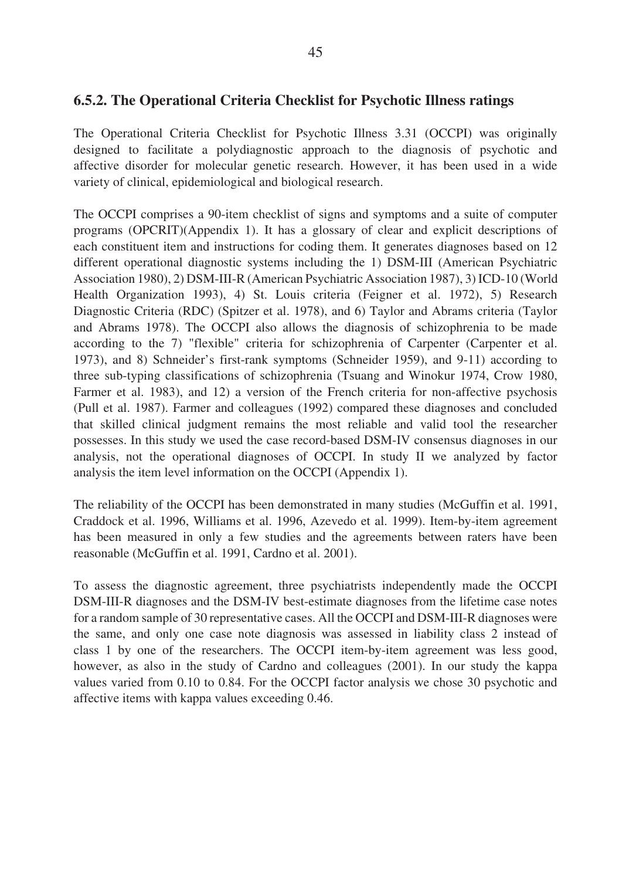### 6.5.2. The Operational Criteria Checklist for Psychotic Illness ratings

The Operational Criteria Checklist for Psychotic Illness 3.31 (OCCPI) was originally designed to facilitate a polydiagnostic approach to the diagnosis of psychotic and affective disorder for molecular genetic research. However, it has been used in a wide variety of clinical, epidemiological and biological research.

The OCCPI comprises a 90-item checklist of signs and symptoms and a suite of computer programs (OPCRIT)(Appendix 1). It has a glossary of clear and explicit descriptions of each constituent item and instructions for coding them. It generates diagnoses based on 12 different operational diagnostic systems including the 1) DSM-III (American Psychiatric Association 1980), 2) DSM-III-R (American Psychiatric Association 1987), 3) ICD-10 (World Health Organization 1993), 4) St. Louis criteria (Feigner et al. 1972), 5) Research Diagnostic Criteria (RDC) (Spitzer et al. 1978), and 6) Taylor and Abrams criteria (Taylor and Abrams 1978). The OCCPI also allows the diagnosis of schizophrenia to be made according to the 7) "flexible" criteria for schizophrenia of Carpenter (Carpenter et al. 1973), and 8) Schneider's first-rank symptoms (Schneider 1959), and 9-11) according to three sub-typing classifications of schizophrenia (Tsuang and Winokur 1974, Crow 1980, Farmer et al. 1983), and 12) a version of the French criteria for non-affective psychosis (Pull et al. 1987). Farmer and colleagues (1992) compared these diagnoses and concluded that skilled clinical judgment remains the most reliable and valid tool the researcher possesses. In this study we used the case record-based DSM-IV consensus diagnoses in our analysis, not the operational diagnoses of OCCPI. In study II we analyzed by factor analysis the item level information on the OCCPI (Appendix 1).

The reliability of the OCCPI has been demonstrated in many studies (McGuffin et al. 1991, Craddock et al. 1996, Williams et al. 1996, Azevedo et al. 1999). Item-by-item agreement has been measured in only a few studies and the agreements between raters have been reasonable (McGuffin et al. 1991, Cardno et al. 2001).

To assess the diagnostic agreement, three psychiatrists independently made the OCCPI DSM-III-R diagnoses and the DSM-IV best-estimate diagnoses from the lifetime case notes for a random sample of 30 representative cases. All the OCCPI and DSM-III-R diagnoses were the same, and only one case note diagnosis was assessed in liability class 2 instead of class 1 by one of the researchers. The OCCPI item-by-item agreement was less good, however, as also in the study of Cardno and colleagues (2001). In our study the kappa values varied from 0.10 to 0.84. For the OCCPI factor analysis we chose 30 psychotic and affective items with kappa values exceeding 0.46.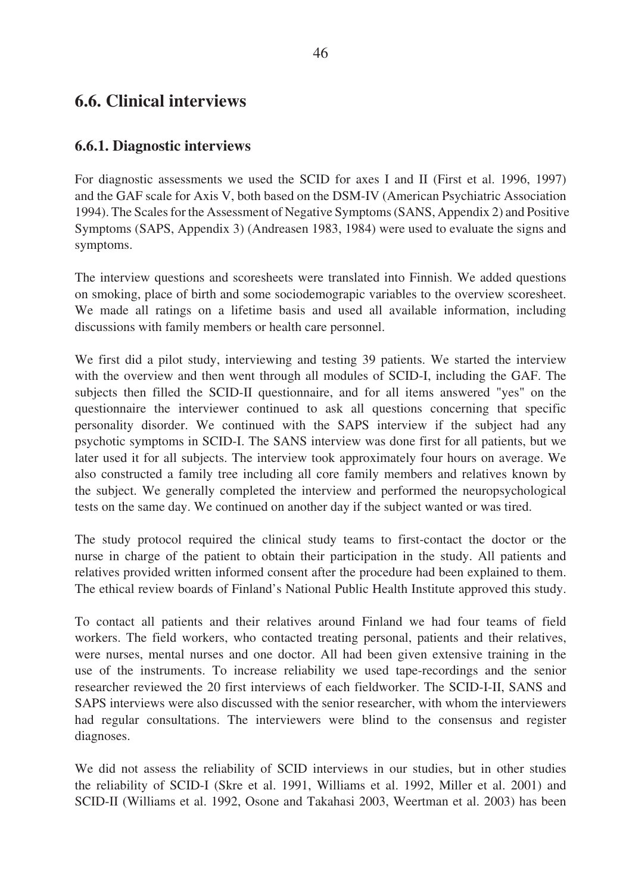## 6.6. Clinical interviews

### 6.6.1. Diagnostic interviews

For diagnostic assessments we used the SCID for axes I and II (First et al. 1996, 1997) and the GAF scale for Axis V, both based on the DSM-IV (American Psychiatric Association 1994). The Scales for the Assessment of Negative Symptoms (SANS, Appendix 2) and Positive Symptoms (SAPS, Appendix 3) (Andreasen 1983, 1984) were used to evaluate the signs and symptoms.

The interview questions and scoresheets were translated into Finnish. We added questions on smoking, place of birth and some sociodemograpic variables to the overview scoresheet. We made all ratings on a lifetime basis and used all available information, including discussions with family members or health care personnel.

We first did a pilot study, interviewing and testing 39 patients. We started the interview with the overview and then went through all modules of SCID-I, including the GAF. The subjects then filled the SCID-II questionnaire, and for all items answered "yes" on the questionnaire the interviewer continued to ask all questions concerning that specific personality disorder. We continued with the SAPS interview if the subject had any psychotic symptoms in SCID-I. The SANS interview was done first for all patients, but we later used it for all subjects. The interview took approximately four hours on average. We also constructed a family tree including all core family members and relatives known by the subject. We generally completed the interview and performed the neuropsychological tests on the same day. We continued on another day if the subject wanted or was tired.

The study protocol required the clinical study teams to first-contact the doctor or the nurse in charge of the patient to obtain their participation in the study. All patients and relatives provided written informed consent after the procedure had been explained to them. The ethical review boards of Finland's National Public Health Institute approved this study.

To contact all patients and their relatives around Finland we had four teams of field workers. The field workers, who contacted treating personal, patients and their relatives, were nurses, mental nurses and one doctor. All had been given extensive training in the use of the instruments. To increase reliability we used tape-recordings and the senior researcher reviewed the 20 first interviews of each fieldworker. The SCID-I-II, SANS and SAPS interviews were also discussed with the senior researcher, with whom the interviewers had regular consultations. The interviewers were blind to the consensus and register diagnoses.

We did not assess the reliability of SCID interviews in our studies, but in other studies the reliability of SCID-I (Skre et al. 1991, Williams et al. 1992, Miller et al. 2001) and SCID-II (Williams et al. 1992, Osone and Takahasi 2003, Weertman et al. 2003) has been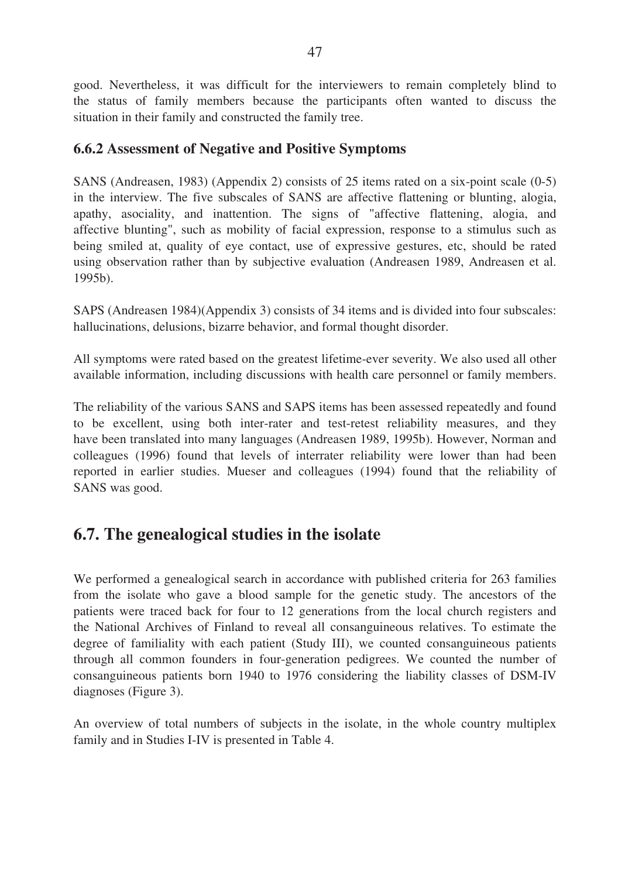good. Nevertheless, it was difficult for the interviewers to remain completely blind to the status of family members because the participants often wanted to discuss the situation in their family and constructed the family tree.

### 6.6.2 Assessment of Negative and Positive Symptoms

SANS (Andreasen, 1983) (Appendix 2) consists of 25 items rated on a six-point scale (0-5) in the interview. The five subscales of SANS are affective flattening or blunting, alogia, apathy, asociality, and inattention. The signs of "affective flattening, alogia, and affective blunting", such as mobility of facial expression, response to a stimulus such as being smiled at, quality of eye contact, use of expressive gestures, etc, should be rated using observation rather than by subjective evaluation (Andreasen 1989, Andreasen et al. 1995b).

SAPS (Andreasen 1984)(Appendix 3) consists of 34 items and is divided into four subscales: hallucinations, delusions, bizarre behavior, and formal thought disorder.

All symptoms were rated based on the greatest lifetime-ever severity. We also used all other available information, including discussions with health care personnel or family members.

The reliability of the various SANS and SAPS items has been assessed repeatedly and found to be excellent, using both inter-rater and test-retest reliability measures, and they have been translated into many languages (Andreasen 1989, 1995b). However, Norman and colleagues (1996) found that levels of interrater reliability were lower than had been reported in earlier studies. Mueser and colleagues (1994) found that the reliability of SANS was good.

## 6.7. The genealogical studies in the isolate

We performed a genealogical search in accordance with published criteria for 263 families from the isolate who gave a blood sample for the genetic study. The ancestors of the patients were traced back for four to 12 generations from the local church registers and the National Archives of Finland to reveal all consanguineous relatives. To estimate the degree of familiality with each patient (Study III), we counted consanguineous patients through all common founders in four-generation pedigrees. We counted the number of consanguineous patients born 1940 to 1976 considering the liability classes of DSM-IV diagnoses (Figure 3).

An overview of total numbers of subjects in the isolate, in the whole country multiplex family and in Studies I-IV is presented in Table 4.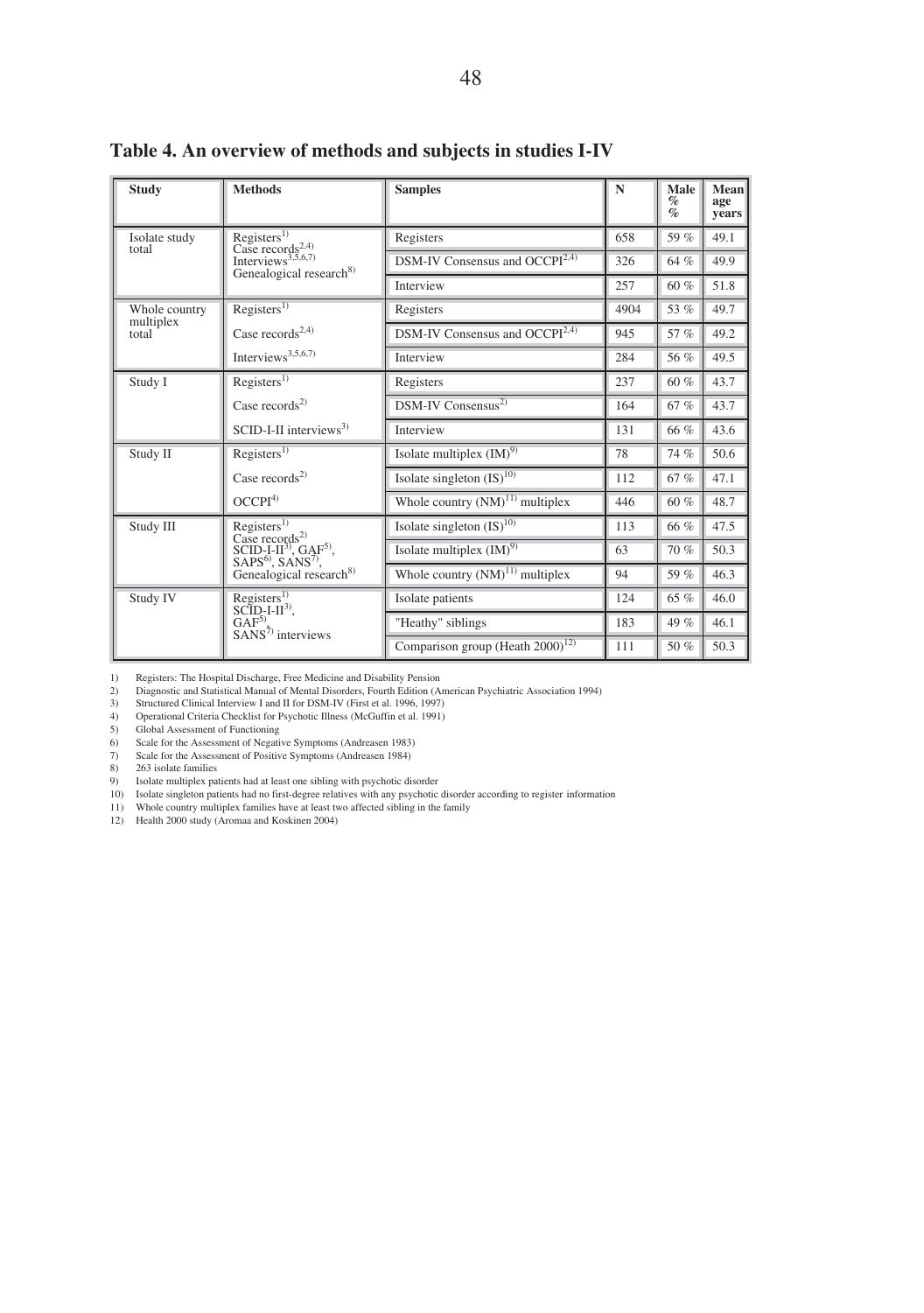**Table 4. An overview of methods and subjects in studies I-IV**

| Study | Methods | Samples | N | Male % % | Mean age years |
|---|---|---|---|---|---|
| Isolate study total | Registers[1] Case records[2,4] Interviews[3,5,6,7] Genealogical research[8] | Registers | 658 | 59 % | 49.1 |
| | | DSM-IV Consensus and OCCPI[2,4] | 326 | 64 % | 49.9 |
| | | Interview | 257 | 60 % | 51.8 |
| Whole country multiplex total | Registers[1] | Registers | 4904 | 53 % | 49.7 |
| | Case records[2,4] | DSM-IV Consensus and OCCPI[2,4] | 945 | 57 % | 49.2 |
| | Interviews[3,5,6,7] | Interview | 284 | 56 % | 49.5 |
| Study I | Registers[1] | Registers | 237 | 60 % | 43.7 |
| | Case records[2] | DSM-IV Consensus[2] | 164 | 67 % | 43.7 |
| | SCID-I-II interviews[3] | Interview | 131 | 66 % | 43.6 |
| Study II | Registers[1] | Isolate multiplex (IM)[9] | 78 | 74 % | 50.6 |
| | Case records[2] | Isolate singleton (IS)[10] | 112 | 67 % | 47.1 |
| | OCCPI[4] | Whole country (NM)[11] multiplex | 446 | 60 % | 48.7 |
| Study III | Registers[1] Case records[2] SCID-I-II[3], GAF[5], SAPS[6], SANS[7], Genealogical research[8] | Isolate singleton (IS)[10] | 113 | 66 % | 47.5 |
| | | Isolate multiplex (IM)[9] | 63 | 70 % | 50.3 |
| | | Whole country (NM)[11] multiplex | 94 | 59 % | 46.3 |
| Study IV | Registers[1] SCID-I-II[3], GAF[5], SANS[7] interviews | Isolate patients | 124 | 65 % | 46.0 |
| | | "Heathy" siblings | 183 | 49 % | 46.1 |
| | | Comparison group (Heath 2000)[12] | 111 | 50 % | 50.3 |

1) Registers: The Hospital Discharge, Free Medicine and Disability Pension
2) Diagnostic and Statistical Manual of Mental Disorders, Fourth Edition (American Psychiatric Association 1994)
3) Structured Clinical Interview I and II for DSM-IV (First et al. 1996, 1997)
4) Operational Criteria Checklist for Psychotic Illness (McGuffin et al. 1991)
5) Global Assessment of Functioning
6) Scale for the Assessment of Negative Symptoms (Andreasen 1983)
7) Scale for the Assessment of Positive Symptoms (Andreasen 1984)
8) 263 isolate families
9) Isolate multiplex patients had at least one sibling with psychotic disorder
10) Isolate singleton patients had no first-degree relatives with any psychotic disorder according to register information
11) Whole country multiplex families have at least two affected sibling in the family
12) Health 2000 study (Aromaa and Koskinen 2004)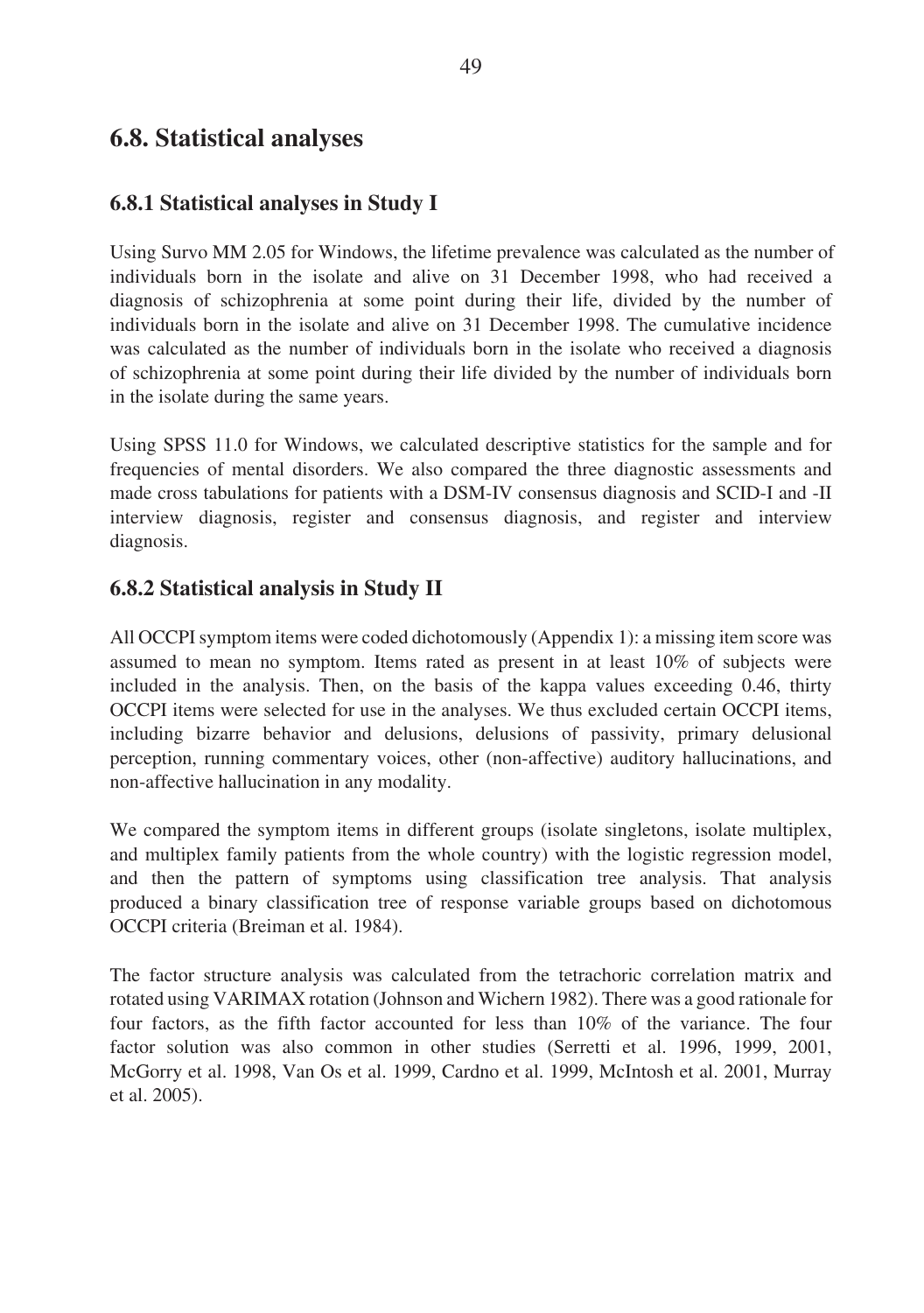## 6.8. Statistical analyses

### 6.8.1 Statistical analyses in Study I

Using Survo MM 2.05 for Windows, the lifetime prevalence was calculated as the number of individuals born in the isolate and alive on 31 December 1998, who had received a diagnosis of schizophrenia at some point during their life, divided by the number of individuals born in the isolate and alive on 31 December 1998. The cumulative incidence was calculated as the number of individuals born in the isolate who received a diagnosis of schizophrenia at some point during their life divided by the number of individuals born in the isolate during the same years.

Using SPSS 11.0 for Windows, we calculated descriptive statistics for the sample and for frequencies of mental disorders. We also compared the three diagnostic assessments and made cross tabulations for patients with a DSM-IV consensus diagnosis and SCID-I and -II interview diagnosis, register and consensus diagnosis, and register and interview diagnosis.

### 6.8.2 Statistical analysis in Study II

All OCCPI symptom items were coded dichotomously (Appendix 1): a missing item score was assumed to mean no symptom. Items rated as present in at least 10% of subjects were included in the analysis. Then, on the basis of the kappa values exceeding 0.46, thirty OCCPI items were selected for use in the analyses. We thus excluded certain OCCPI items, including bizarre behavior and delusions, delusions of passivity, primary delusional perception, running commentary voices, other (non-affective) auditory hallucinations, and non-affective hallucination in any modality.

We compared the symptom items in different groups (isolate singletons, isolate multiplex, and multiplex family patients from the whole country) with the logistic regression model, and then the pattern of symptoms using classification tree analysis. That analysis produced a binary classification tree of response variable groups based on dichotomous OCCPI criteria (Breiman et al. 1984).

The factor structure analysis was calculated from the tetrachoric correlation matrix and rotated using VARIMAX rotation (Johnson and Wichern 1982). There was a good rationale for four factors, as the fifth factor accounted for less than 10% of the variance. The four factor solution was also common in other studies (Serretti et al. 1996, 1999, 2001, McGorry et al. 1998, Van Os et al. 1999, Cardno et al. 1999, McIntosh et al. 2001, Murray et al. 2005).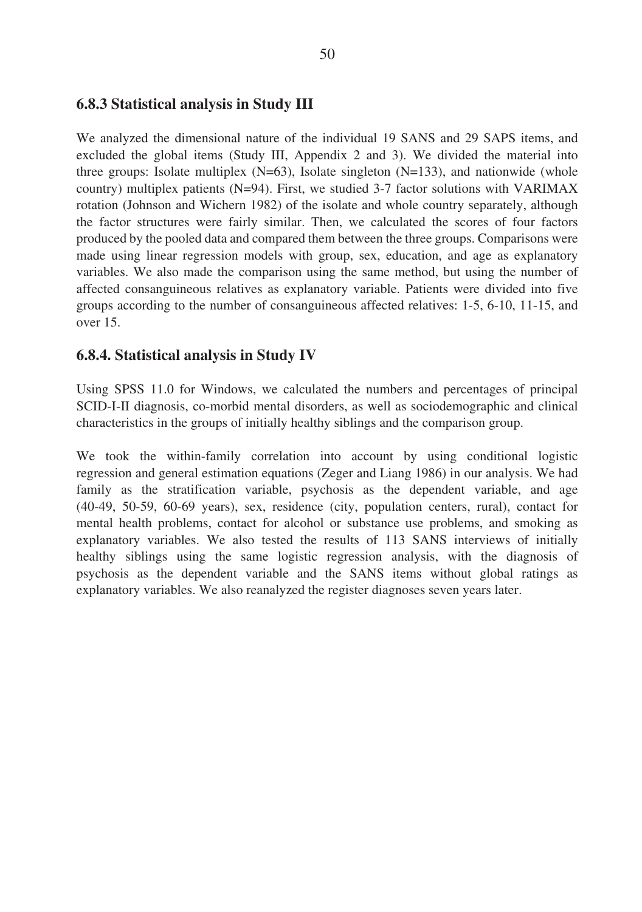### 6.8.3 Statistical analysis in Study III

We analyzed the dimensional nature of the individual 19 SANS and 29 SAPS items, and excluded the global items (Study III, Appendix 2 and 3). We divided the material into three groups: Isolate multiplex (N=63), Isolate singleton (N=133), and nationwide (whole country) multiplex patients (N=94). First, we studied 3-7 factor solutions with VARIMAX rotation (Johnson and Wichern 1982) of the isolate and whole country separately, although the factor structures were fairly similar. Then, we calculated the scores of four factors produced by the pooled data and compared them between the three groups. Comparisons were made using linear regression models with group, sex, education, and age as explanatory variables. We also made the comparison using the same method, but using the number of affected consanguineous relatives as explanatory variable. Patients were divided into five groups according to the number of consanguineous affected relatives: 1-5, 6-10, 11-15, and over 15.

### 6.8.4. Statistical analysis in Study IV

Using SPSS 11.0 for Windows, we calculated the numbers and percentages of principal SCID-I-II diagnosis, co-morbid mental disorders, as well as sociodemographic and clinical characteristics in the groups of initially healthy siblings and the comparison group.

We took the within-family correlation into account by using conditional logistic regression and general estimation equations (Zeger and Liang 1986) in our analysis. We had family as the stratification variable, psychosis as the dependent variable, and age (40-49, 50-59, 60-69 years), sex, residence (city, population centers, rural), contact for mental health problems, contact for alcohol or substance use problems, and smoking as explanatory variables. We also tested the results of 113 SANS interviews of initially healthy siblings using the same logistic regression analysis, with the diagnosis of psychosis as the dependent variable and the SANS items without global ratings as explanatory variables. We also reanalyzed the register diagnoses seven years later.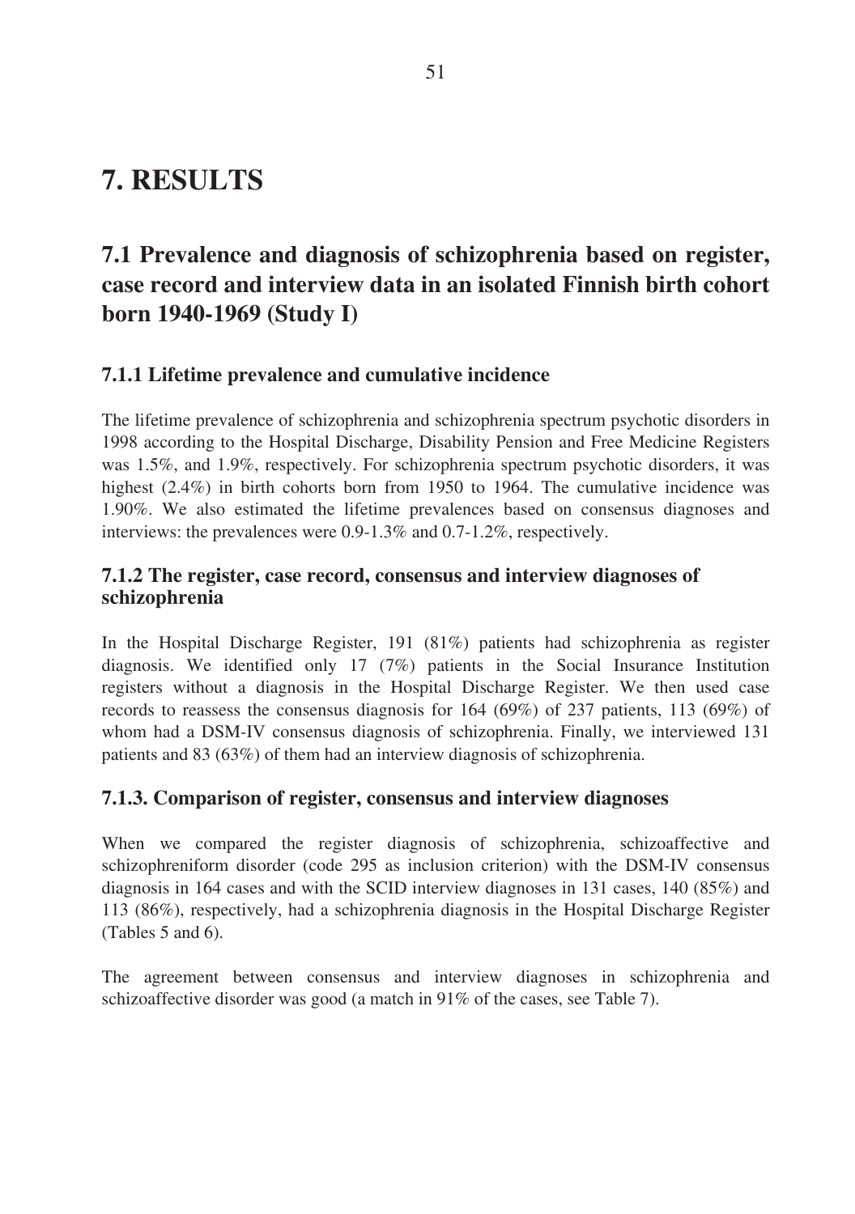# 7. RESULTS

## 7.1 Prevalence and diagnosis of schizophrenia based on register, case record and interview data in an isolated Finnish birth cohort born 1940-1969 (Study I)

### 7.1.1 Lifetime prevalence and cumulative incidence

The lifetime prevalence of schizophrenia and schizophrenia spectrum psychotic disorders in 1998 according to the Hospital Discharge, Disability Pension and Free Medicine Registers was 1.5%, and 1.9%, respectively. For schizophrenia spectrum psychotic disorders, it was highest (2.4%) in birth cohorts born from 1950 to 1964. The cumulative incidence was 1.90%. We also estimated the lifetime prevalences based on consensus diagnoses and interviews: the prevalences were 0.9-1.3% and 0.7-1.2%, respectively.

### 7.1.2 The register, case record, consensus and interview diagnoses of schizophrenia

In the Hospital Discharge Register, 191 (81%) patients had schizophrenia as register diagnosis. We identified only 17 (7%) patients in the Social Insurance Institution registers without a diagnosis in the Hospital Discharge Register. We then used case records to reassess the consensus diagnosis for 164 (69%) of 237 patients, 113 (69%) of whom had a DSM-IV consensus diagnosis of schizophrenia. Finally, we interviewed 131 patients and 83 (63%) of them had an interview diagnosis of schizophrenia.

### 7.1.3. Comparison of register, consensus and interview diagnoses

When we compared the register diagnosis of schizophrenia, schizoaffective and schizophreniform disorder (code 295 as inclusion criterion) with the DSM-IV consensus diagnosis in 164 cases and with the SCID interview diagnoses in 131 cases, 140 (85%) and 113 (86%), respectively, had a schizophrenia diagnosis in the Hospital Discharge Register (Tables 5 and 6).

The agreement between consensus and interview diagnoses in schizophrenia and schizoaffective disorder was good (a match in 91% of the cases, see Table 7).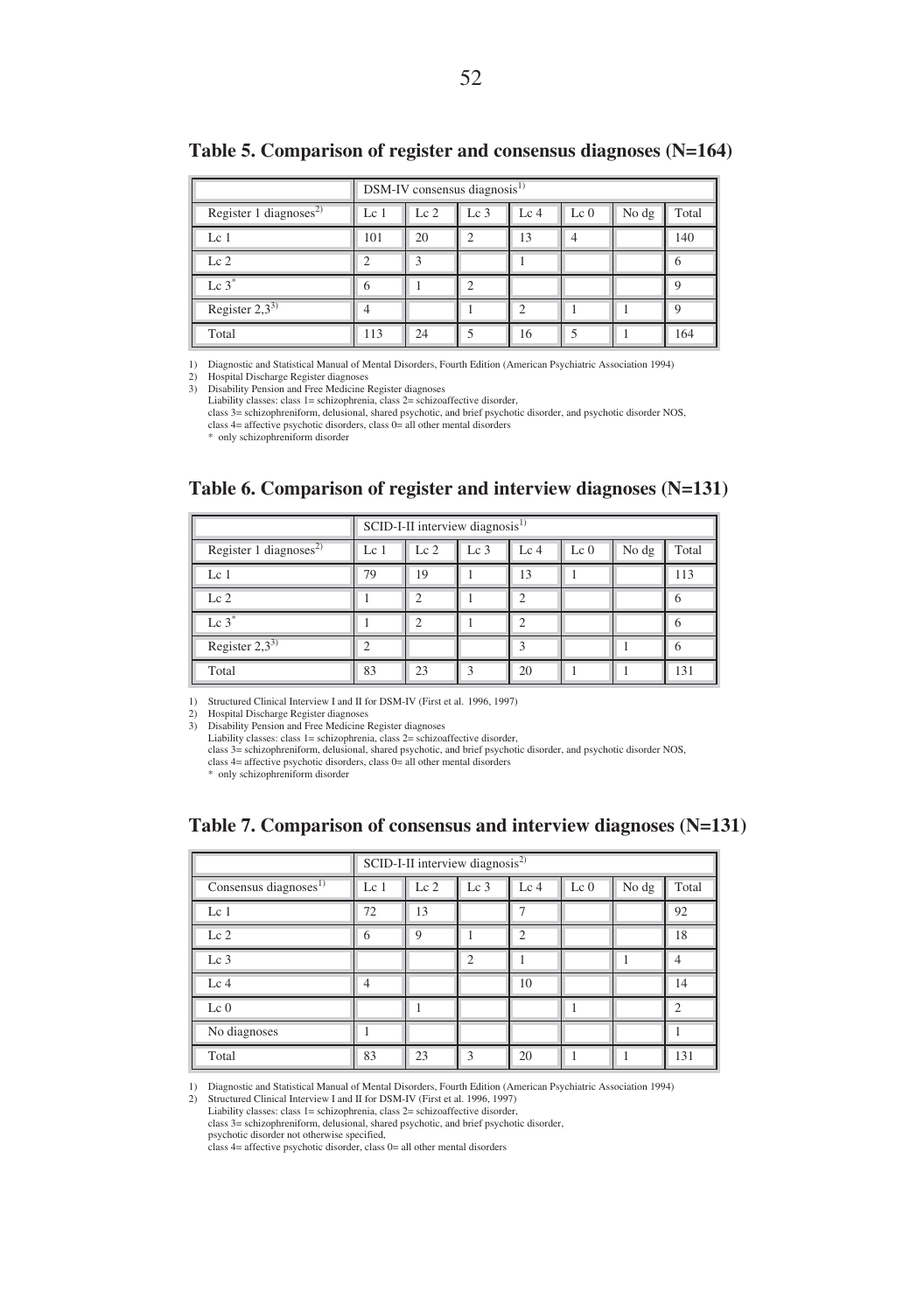**Table 5. Comparison of register and consensus diagnoses (N=164)**

| | DSM-IV consensus diagnosis[1] | | | | | | |
|---|---|---|---|---|---|---|---|
| Register 1 diagnoses[2] | Lc 1 | Lc 2 | Lc 3 | Lc 4 | Lc 0 | No dg | Total |
| Lc 1 | 101 | 20 | 2 | 13 | 4 | | 140 |
| Lc 2 | 2 | 3 | | 1 | | | 6 |
| Lc 3* | 6 | 1 | 2 | | | | 9 |
| Register 2,3[3] | 4 | | 1 | 2 | 1 | 1 | 9 |
| Total | 113 | 24 | 5 | 16 | 5 | 1 | 164 |

1) Diagnostic and Statistical Manual of Mental Disorders, Fourth Edition (American Psychiatric Association 1994)
2) Hospital Discharge Register diagnoses
3) Disability Pension and Free Medicine Register diagnoses
Liability classes: class 1= schizophrenia, class 2= schizoaffective disorder,
class 3= schizophreniform, delusional, shared psychotic, and brief psychotic disorder, and psychotic disorder NOS,
class 4= affective psychotic disorders, class 0= all other mental disorders
\* only schizophreniform disorder

**Table 6. Comparison of register and interview diagnoses (N=131)**

| | SCID-I-II interview diagnosis[1] | | | | | | |
|---|---|---|---|---|---|---|---|
| Register 1 diagnoses[2] | Lc 1 | Lc 2 | Lc 3 | Lc 4 | Lc 0 | No dg | Total |
| Lc 1 | 79 | 19 | 1 | 13 | 1 | | 113 |
| Lc 2 | 1 | 2 | 1 | 2 | | | 6 |
| Lc 3* | 1 | 2 | 1 | 2 | | | 6 |
| Register 2,3[3] | 2 | | | 3 | | 1 | 6 |
| Total | 83 | 23 | 3 | 20 | 1 | 1 | 131 |

1) Structured Clinical Interview I and II for DSM-IV (First et al. 1996, 1997)
2) Hospital Discharge Register diagnoses
3) Disability Pension and Free Medicine Register diagnoses
Liability classes: class 1= schizophrenia, class 2= schizoaffective disorder,
class 3= schizophreniform, delusional, shared psychotic, and brief psychotic disorder, and psychotic disorder NOS,
class 4= affective psychotic disorders, class 0= all other mental disorders
\* only schizophreniform disorder

**Table 7. Comparison of consensus and interview diagnoses (N=131)**

| | SCID-I-II interview diagnosis[2] | | | | | | |
|---|---|---|---|---|---|---|---|
| Consensus diagnoses[1] | Lc 1 | Lc 2 | Lc 3 | Lc 4 | Lc 0 | No dg | Total |
| Lc 1 | 72 | 13 | | 7 | | | 92 |
| Lc 2 | 6 | 9 | 1 | 2 | | | 18 |
| Lc 3 | | | 2 | 1 | | 1 | 4 |
| Lc 4 | 4 | | | 10 | | | 14 |
| Lc 0 | | 1 | | | 1 | | 2 |
| No diagnoses | 1 | | | | | | 1 |
| Total | 83 | 23 | 3 | 20 | 1 | 1 | 131 |

1) Diagnostic and Statistical Manual of Mental Disorders, Fourth Edition (American Psychiatric Association 1994)
2) Structured Clinical Interview I and II for DSM-IV (First et al. 1996, 1997)
Liability classes: class 1= schizophrenia, class 2= schizoaffective disorder,
class 3= schizophreniform, delusional, shared psychotic, and brief psychotic disorder,
psychotic disorder not otherwise specified,
class 4= affective psychotic disorder, class 0= all other mental disorders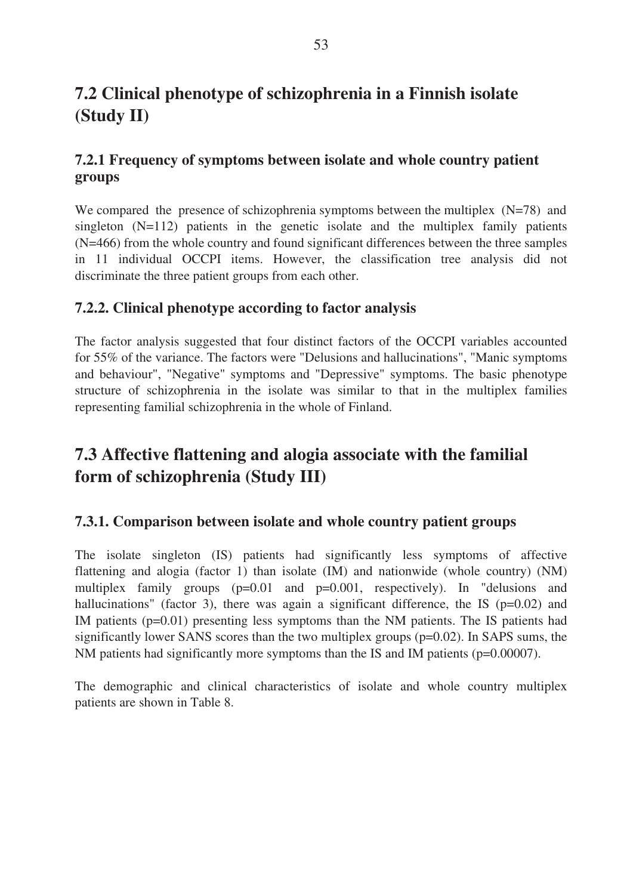## 7.2 Clinical phenotype of schizophrenia in a Finnish isolate (Study II)

### 7.2.1 Frequency of symptoms between isolate and whole country patient groups

We compared the presence of schizophrenia symptoms between the multiplex (N=78) and singleton (N=112) patients in the genetic isolate and the multiplex family patients (N=466) from the whole country and found significant differences between the three samples in 11 individual OCCPI items. However, the classification tree analysis did not discriminate the three patient groups from each other.

### 7.2.2. Clinical phenotype according to factor analysis

The factor analysis suggested that four distinct factors of the OCCPI variables accounted for 55% of the variance. The factors were "Delusions and hallucinations", "Manic symptoms and behaviour", "Negative" symptoms and "Depressive" symptoms. The basic phenotype structure of schizophrenia in the isolate was similar to that in the multiplex families representing familial schizophrenia in the whole of Finland.

## 7.3 Affective flattening and alogia associate with the familial form of schizophrenia (Study III)

### 7.3.1. Comparison between isolate and whole country patient groups

The isolate singleton (IS) patients had significantly less symptoms of affective flattening and alogia (factor 1) than isolate (IM) and nationwide (whole country) (NM) multiplex family groups ($p=0.01$ and $p=0.001$, respectively). In "delusions and hallucinations" (factor 3), there was again a significant difference, the IS ($p=0.02$) and IM patients ($p=0.01$) presenting less symptoms than the NM patients. The IS patients had significantly lower SANS scores than the two multiplex groups ($p=0.02$). In SAPS sums, the NM patients had significantly more symptoms than the IS and IM patients ($p=0.00007$).

The demographic and clinical characteristics of isolate and whole country multiplex patients are shown in Table 8.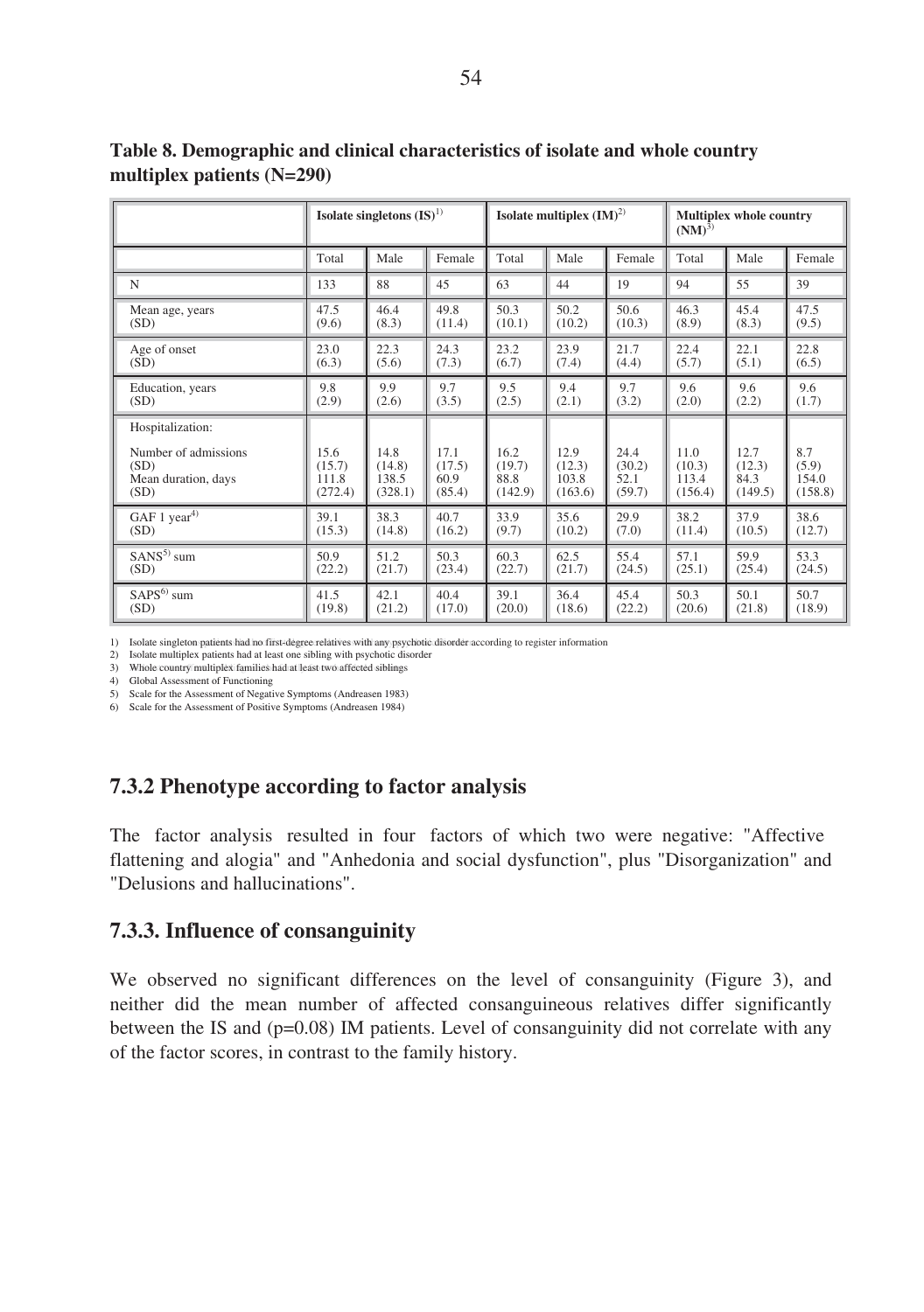**Table 8. Demographic and clinical characteristics of isolate and whole country multiplex patients (N=290)**

| | Isolate singletons (IS)[1] | | | Isolate multiplex (IM)[2] | | | Multiplex whole country (NM)[3] | | |
|---|---|---|---|---|---|---|---|---|---|
| | Total | Male | Female | Total | Male | Female | Total | Male | Female |
| N | 133 | 88 | 45 | 63 | 44 | 19 | 94 | 55 | 39 |
| Mean age, years (SD) | 47.5 (9.6) | 46.4 (8.3) | 49.8 (11.4) | 50.3 (10.1) | 50.2 (10.2) | 50.6 (10.3) | 46.3 (8.9) | 45.4 (8.3) | 47.5 (9.5) |
| Age of onset (SD) | 23.0 (6.3) | 22.3 (5.6) | 24.3 (7.3) | 23.2 (6.7) | 23.9 (7.4) | 21.7 (4.4) | 22.4 (5.7) | 22.1 (5.1) | 22.8 (6.5) |
| Education, years (SD) | 9.8 (2.9) | 9.9 (2.6) | 9.7 (3.5) | 9.5 (2.5) | 9.4 (2.1) | 9.7 (3.2) | 9.6 (2.0) | 9.6 (2.2) | 9.6 (1.7) |
| Hospitalization: | | | | | | | | | |
| Number of admissions (SD) | 15.6 (15.7) | 14.8 (14.8) | 17.1 (17.5) | 16.2 (19.7) | 12.9 (12.3) | 24.4 (30.2) | 11.0 (10.3) | 12.7 (12.3) | 8.7 (5.9) |
| Mean duration, days (SD) | 111.8 (272.4) | 138.5 (328.1) | 60.9 (85.4) | 88.8 (142.9) | 103.8 (163.6) | 52.1 (59.7) | 113.4 (156.4) | 84.3 (149.5) | 154.0 (158.8) |
| GAF 1 year[4] (SD) | 39.1 (15.3) | 38.3 (14.8) | 40.7 (16.2) | 33.9 (9.7) | 35.6 (10.2) | 29.9 (7.0) | 38.2 (11.4) | 37.9 (10.5) | 38.6 (12.7) |
| SANS[5] sum (SD) | 50.9 (22.2) | 51.2 (21.7) | 50.3 (23.4) | 60.3 (22.7) | 62.5 (21.7) | 55.4 (24.5) | 57.1 (25.1) | 59.9 (25.4) | 53.3 (24.5) |
| SAPS[6] sum (SD) | 41.5 (19.8) | 42.1 (21.2) | 40.4 (17.0) | 39.1 (20.0) | 36.4 (18.6) | 45.4 (22.2) | 50.3 (20.6) | 50.1 (21.8) | 50.7 (18.9) |

1) Isolate singleton patients had no first-degree relatives with any psychotic disorder according to register information
2) Isolate multiplex patients had at least one sibling with psychotic disorder
3) Whole country multiplex families had at least two affected siblings
4) Global Assessment of Functioning
5) Scale for the Assessment of Negative Symptoms (Andreasen 1983)
6) Scale for the Assessment of Positive Symptoms (Andreasen 1984)

## 7.3.2 Phenotype according to factor analysis

The factor analysis resulted in four factors of which two were negative: "Affective flattening and alogia" and "Anhedonia and social dysfunction", plus "Disorganization" and "Delusions and hallucinations".

## 7.3.3. Influence of consanguinity

We observed no significant differences on the level of consanguinity (Figure 3), and neither did the mean number of affected consanguineous relatives differ significantly between the IS and (p=0.08) IM patients. Level of consanguinity did not correlate with any of the factor scores, in contrast to the family history.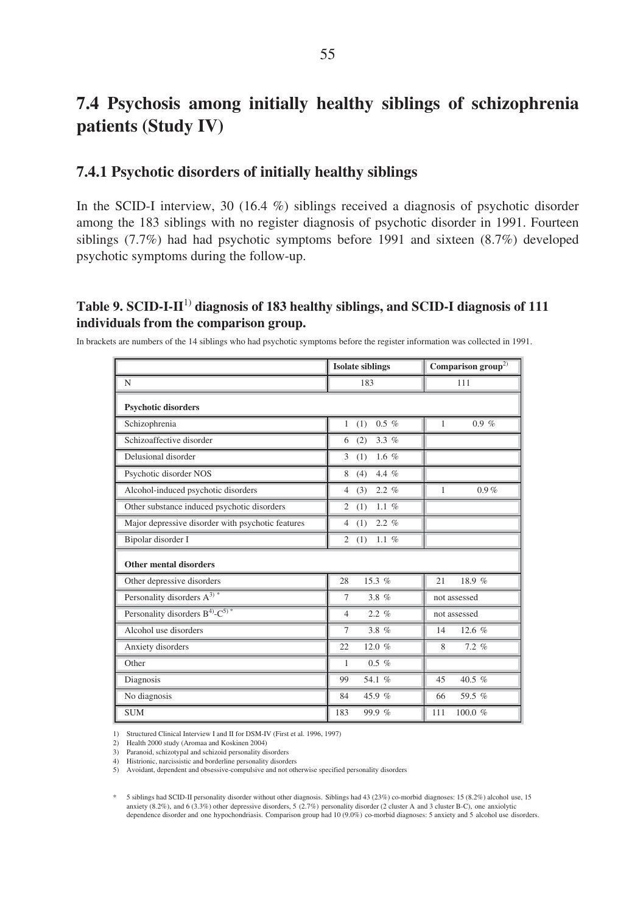# 7.4 Psychosis among initially healthy siblings of schizophrenia patients (Study IV)

## 7.4.1 Psychotic disorders of initially healthy siblings

In the SCID-I interview, 30 (16.4 %) siblings received a diagnosis of psychotic disorder among the 183 siblings with no register diagnosis of psychotic disorder in 1991. Fourteen siblings (7.7%) had had psychotic symptoms before 1991 and sixteen (8.7%) developed psychotic symptoms during the follow-up.

### Table 9. SCID-I-II[1] diagnosis of 183 healthy siblings, and SCID-I diagnosis of 111 individuals from the comparison group.

In brackets are numbers of the 14 siblings who had psychotic symptoms before the register information was collected in 1991.

| | Isolate siblings | Comparison group[2] |
|---|---|---|
| N | 183 | 111 |
| **Psychotic disorders** | | |
| Schizophrenia | 1 (1) 0.5 % | 1 0.9 % |
| Schizoaffective disorder | 6 (2) 3.3 % | |
| Delusional disorder | 3 (1) 1.6 % | |
| Psychotic disorder NOS | 8 (4) 4.4 % | |
| Alcohol-induced psychotic disorders | 4 (3) 2.2 % | 1 0.9 % |
| Other substance induced psychotic disorders | 2 (1) 1.1 % | |
| Major depressive disorder with psychotic features | 4 (1) 2.2 % | |
| Bipolar disorder I | 2 (1) 1.1 % | |
| **Other mental disorders** | | |
| Other depressive disorders | 28 15.3 % | 21 18.9 % |
| Personality disorders A[3] * | 7 3.8 % | not assessed |
| Personality disorders B[4]-C[5] * | 4 2.2 % | not assessed |
| Alcohol use disorders | 7 3.8 % | 14 12.6 % |
| Anxiety disorders | 22 12.0 % | 8 7.2 % |
| Other | 1 0.5 % | |
| Diagnosis | 99 54.1 % | 45 40.5 % |
| No diagnosis | 84 45.9 % | 66 59.5 % |
| SUM | 183 99.9 % | 111 100.0 % |

1) Structured Clinical Interview I and II for DSM-IV (First et al. 1996, 1997)
2) Health 2000 study (Aromaa and Koskinen 2004)
3) Paranoid, schizotypal and schizoid personality disorders
4) Histrionic, narcissistic and borderline personality disorders
5) Avoidant, dependent and obsessive-compulsive and not otherwise specified personality disorders

\* 5 siblings had SCID-II personality disorder without other diagnosis. Siblings had 43 (23%) co-morbid diagnoses: 15 (8.2%) alcohol use, 15 anxiety (8.2%), and 6 (3.3%) other depressive disorders, 5 (2.7%) personality disorder (2 cluster A and 3 cluster B-C), one anxiolytic dependence disorder and one hypochondriasis. Comparison group had 10 (9.0%) co-morbid diagnoses: 5 anxiety and 5 alcohol use disorders.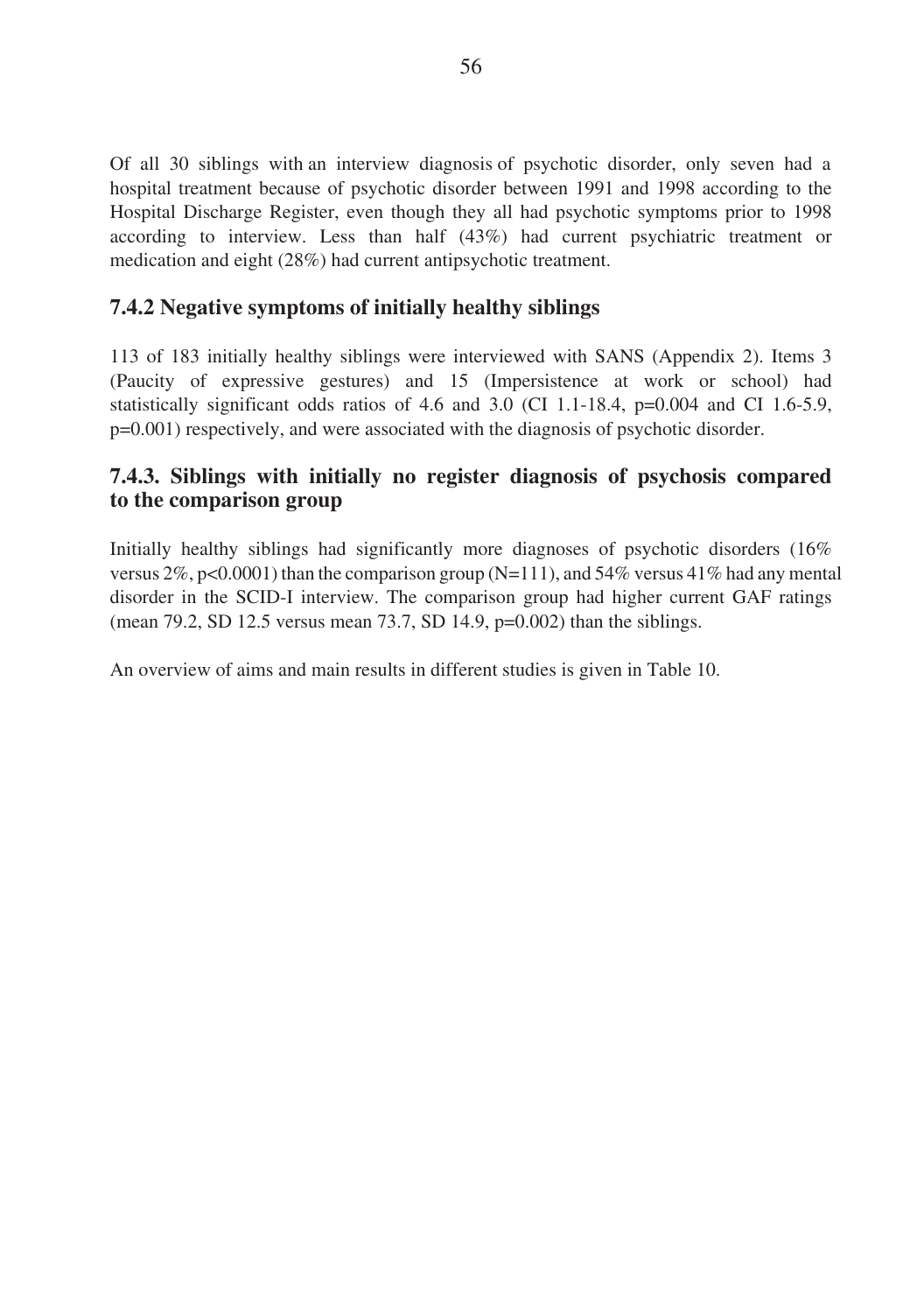Of all 30 siblings with an interview diagnosis of psychotic disorder, only seven had a hospital treatment because of psychotic disorder between 1991 and 1998 according to the Hospital Discharge Register, even though they all had psychotic symptoms prior to 1998 according to interview. Less than half (43%) had current psychiatric treatment or medication and eight (28%) had current antipsychotic treatment.

### 7.4.2 Negative symptoms of initially healthy siblings

113 of 183 initially healthy siblings were interviewed with SANS (Appendix 2). Items 3 (Paucity of expressive gestures) and 15 (Impersistence at work or school) had statistically significant odds ratios of 4.6 and 3.0 (CI 1.1-18.4, $p=0.004$ and CI 1.6-5.9, $p=0.001$) respectively, and were associated with the diagnosis of psychotic disorder.

### 7.4.3. Siblings with initially no register diagnosis of psychosis compared to the comparison group

Initially healthy siblings had significantly more diagnoses of psychotic disorders (16% versus 2%, $p<0.0001$) than the comparison group (N=111), and 54% versus 41% had any mental disorder in the SCID-I interview. The comparison group had higher current GAF ratings (mean 79.2, SD 12.5 versus mean 73.7, SD 14.9, $p=0.002$) than the siblings.

An overview of aims and main results in different studies is given in Table 10.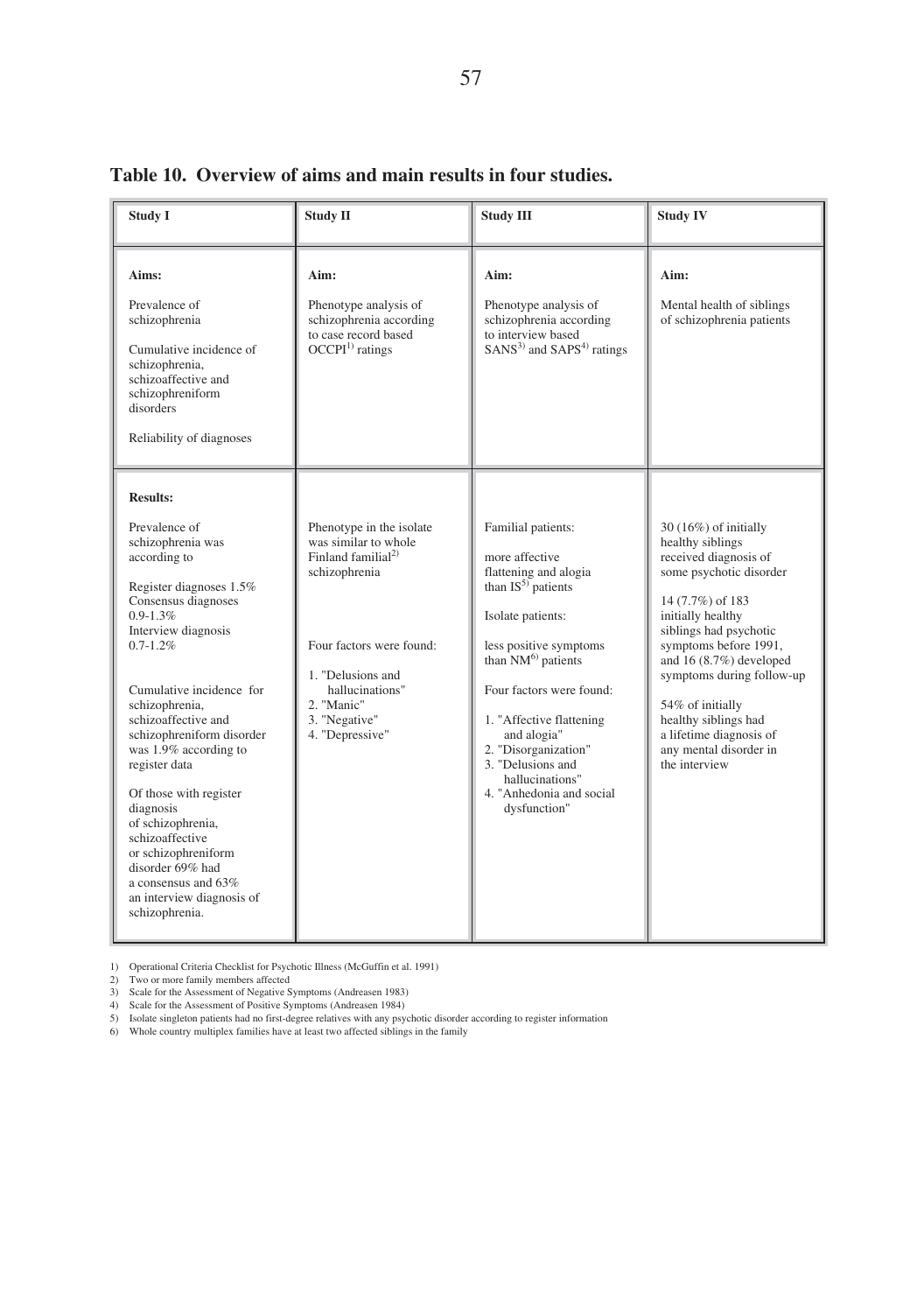**Table 10. Overview of aims and main results in four studies.**

| Study I | Study II | Study III | Study IV |
|---|---|---|---|
| **Aims:**<br><br>Prevalence of schizophrenia<br><br>Cumulative incidence of schizophrenia, schizoaffective and schizophreniform disorders<br><br>Reliability of diagnoses | **Aim:**<br><br>Phenotype analysis of schizophrenia according to case record based OCCPI[1] ratings | **Aim:**<br><br>Phenotype analysis of schizophrenia according to interview based SANS[3] and SAPS[4] ratings | **Aim:**<br><br>Mental health of siblings of schizophrenia patients |
| **Results:**<br><br>Prevalence of schizophrenia was according to<br><br>Register diagnoses 1.5%<br>Consensus diagnoses 0.9-1.3%<br>Interview diagnosis 0.7-1.2%<br><br>Cumulative incidence for schizophrenia, schizoaffective and schizophreniform disorder was 1.9% according to register data<br><br>Of those with register diagnosis of schizophrenia, schizoaffective or schizophreniform disorder 69% had a consensus and 63% an interview diagnosis of schizophrenia. | Phenotype in the isolate was similar to whole Finland familial[2] schizophrenia<br><br>Four factors were found:<br><br>1. "Delusions and hallucinations"<br>2. "Manic"<br>3. "Negative"<br>4. "Depressive" | Familial patients:<br><br>more affective flattening and alogia than IS[5] patients<br><br>Isolate patients:<br><br>less positive symptoms than NM[6] patients<br><br>Four factors were found:<br><br>1. "Affective flattening and alogia"<br>2. "Disorganization"<br>3. "Delusions and hallucinations"<br>4. "Anhedonia and social dysfunction" | 30 (16%) of initially healthy siblings received diagnosis of some psychotic disorder<br><br>14 (7.7%) of 183 initially healthy siblings had psychotic symptoms before 1991, and 16 (8.7%) developed symptoms during follow-up<br><br>54% of initially healthy siblings had a lifetime diagnosis of any mental disorder in the interview |

1) Operational Criteria Checklist for Psychotic Illness (McGuffin et al. 1991)
2) Two or more family members affected
3) Scale for the Assessment of Negative Symptoms (Andreasen 1983)
4) Scale for the Assessment of Positive Symptoms (Andreasen 1984)
5) Isolate singleton patients had no first-degree relatives with any psychotic disorder according to register information
6) Whole country multiplex families have at least two affected siblings in the family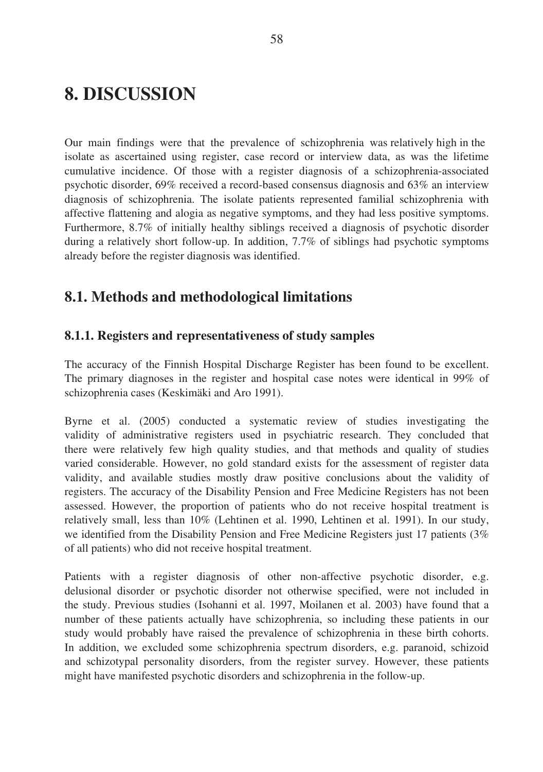# 8. DISCUSSION

Our main findings were that the prevalence of schizophrenia was relatively high in the isolate as ascertained using register, case record or interview data, as was the lifetime cumulative incidence. Of those with a register diagnosis of a schizophrenia-associated psychotic disorder, 69% received a record-based consensus diagnosis and 63% an interview diagnosis of schizophrenia. The isolate patients represented familial schizophrenia with affective flattening and alogia as negative symptoms, and they had less positive symptoms. Furthermore, 8.7% of initially healthy siblings received a diagnosis of psychotic disorder during a relatively short follow-up. In addition, 7.7% of siblings had psychotic symptoms already before the register diagnosis was identified.

## 8.1. Methods and methodological limitations

### 8.1.1. Registers and representativeness of study samples

The accuracy of the Finnish Hospital Discharge Register has been found to be excellent. The primary diagnoses in the register and hospital case notes were identical in 99% of schizophrenia cases (Keskimäki and Aro 1991).

Byrne et al. (2005) conducted a systematic review of studies investigating the validity of administrative registers used in psychiatric research. They concluded that there were relatively few high quality studies, and that methods and quality of studies varied considerable. However, no gold standard exists for the assessment of register data validity, and available studies mostly draw positive conclusions about the validity of registers. The accuracy of the Disability Pension and Free Medicine Registers has not been assessed. However, the proportion of patients who do not receive hospital treatment is relatively small, less than 10% (Lehtinen et al. 1990, Lehtinen et al. 1991). In our study, we identified from the Disability Pension and Free Medicine Registers just 17 patients (3% of all patients) who did not receive hospital treatment.

Patients with a register diagnosis of other non-affective psychotic disorder, e.g. delusional disorder or psychotic disorder not otherwise specified, were not included in the study. Previous studies (Isohanni et al. 1997, Moilanen et al. 2003) have found that a number of these patients actually have schizophrenia, so including these patients in our study would probably have raised the prevalence of schizophrenia in these birth cohorts. In addition, we excluded some schizophrenia spectrum disorders, e.g. paranoid, schizoid and schizotypal personality disorders, from the register survey. However, these patients might have manifested psychotic disorders and schizophrenia in the follow-up.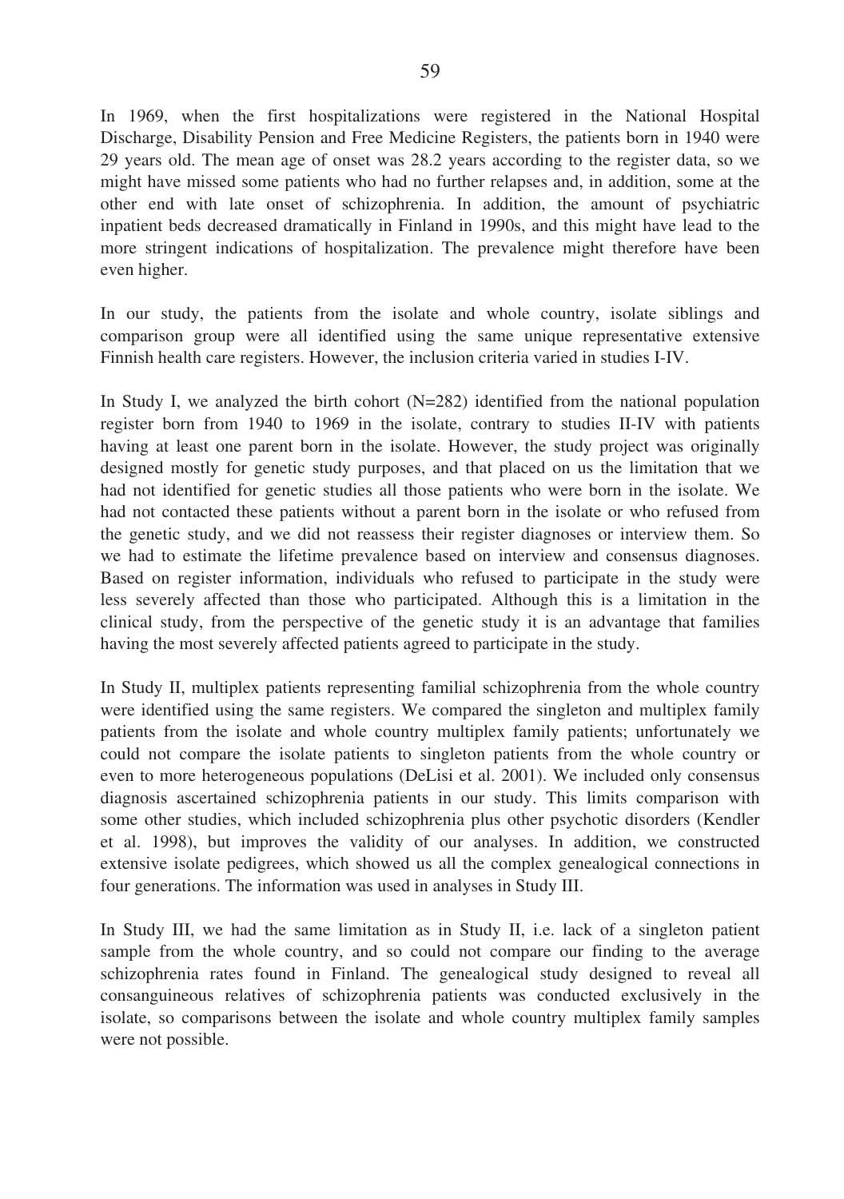In 1969, when the first hospitalizations were registered in the National Hospital Discharge, Disability Pension and Free Medicine Registers, the patients born in 1940 were 29 years old. The mean age of onset was 28.2 years according to the register data, so we might have missed some patients who had no further relapses and, in addition, some at the other end with late onset of schizophrenia. In addition, the amount of psychiatric inpatient beds decreased dramatically in Finland in 1990s, and this might have lead to the more stringent indications of hospitalization. The prevalence might therefore have been even higher.

In our study, the patients from the isolate and whole country, isolate siblings and comparison group were all identified using the same unique representative extensive Finnish health care registers. However, the inclusion criteria varied in studies I-IV.

In Study I, we analyzed the birth cohort (N=282) identified from the national population register born from 1940 to 1969 in the isolate, contrary to studies II-IV with patients having at least one parent born in the isolate. However, the study project was originally designed mostly for genetic study purposes, and that placed on us the limitation that we had not identified for genetic studies all those patients who were born in the isolate. We had not contacted these patients without a parent born in the isolate or who refused from the genetic study, and we did not reassess their register diagnoses or interview them. So we had to estimate the lifetime prevalence based on interview and consensus diagnoses. Based on register information, individuals who refused to participate in the study were less severely affected than those who participated. Although this is a limitation in the clinical study, from the perspective of the genetic study it is an advantage that families having the most severely affected patients agreed to participate in the study.

In Study II, multiplex patients representing familial schizophrenia from the whole country were identified using the same registers. We compared the singleton and multiplex family patients from the isolate and whole country multiplex family patients; unfortunately we could not compare the isolate patients to singleton patients from the whole country or even to more heterogeneous populations (DeLisi et al. 2001). We included only consensus diagnosis ascertained schizophrenia patients in our study. This limits comparison with some other studies, which included schizophrenia plus other psychotic disorders (Kendler et al. 1998), but improves the validity of our analyses. In addition, we constructed extensive isolate pedigrees, which showed us all the complex genealogical connections in four generations. The information was used in analyses in Study III.

In Study III, we had the same limitation as in Study II, i.e. lack of a singleton patient sample from the whole country, and so could not compare our finding to the average schizophrenia rates found in Finland. The genealogical study designed to reveal all consanguineous relatives of schizophrenia patients was conducted exclusively in the isolate, so comparisons between the isolate and whole country multiplex family samples were not possible.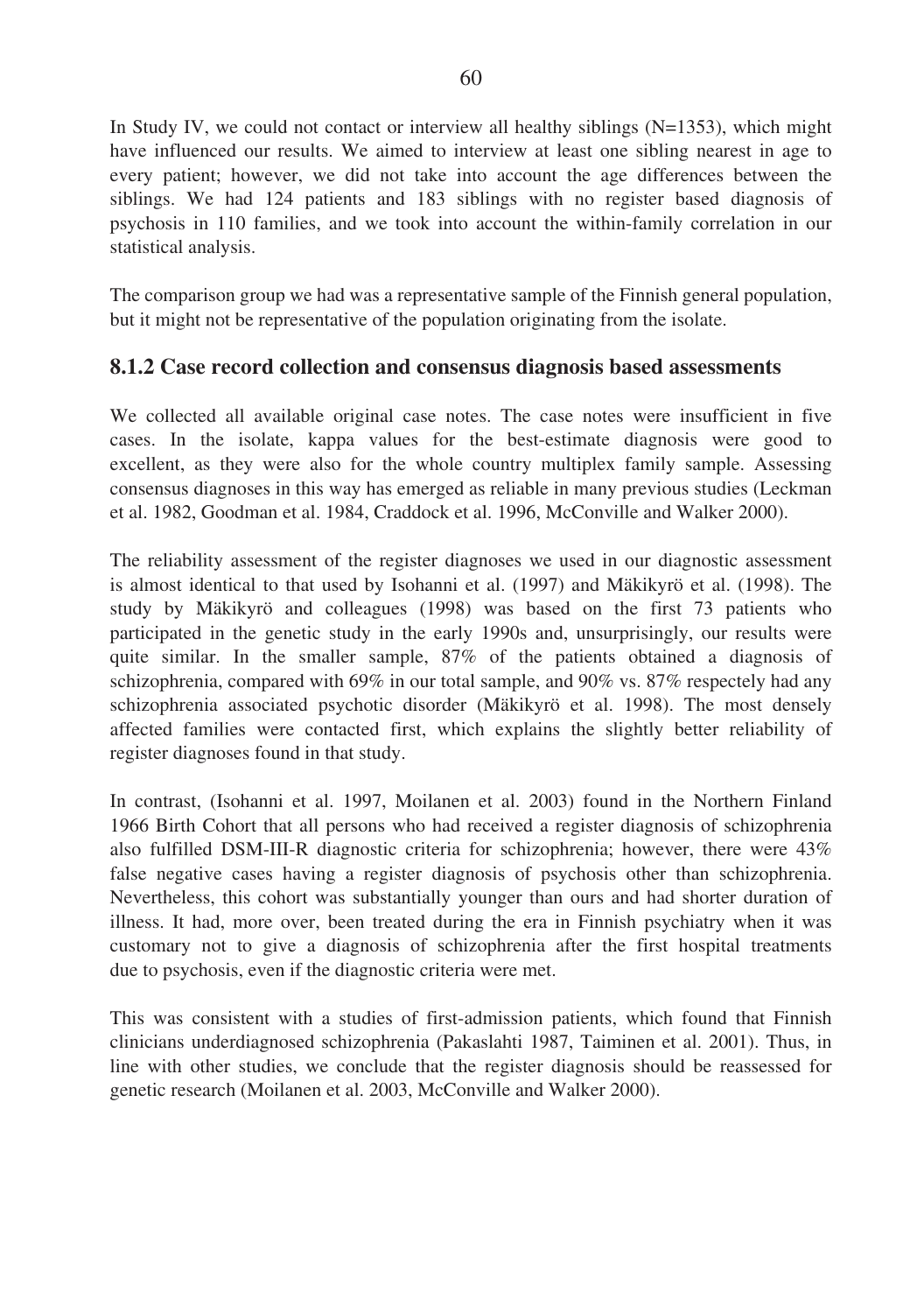In Study IV, we could not contact or interview all healthy siblings (N=1353), which might have influenced our results. We aimed to interview at least one sibling nearest in age to every patient; however, we did not take into account the age differences between the siblings. We had 124 patients and 183 siblings with no register based diagnosis of psychosis in 110 families, and we took into account the within-family correlation in our statistical analysis.

The comparison group we had was a representative sample of the Finnish general population, but it might not be representative of the population originating from the isolate.

### 8.1.2 Case record collection and consensus diagnosis based assessments

We collected all available original case notes. The case notes were insufficient in five cases. In the isolate, kappa values for the best-estimate diagnosis were good to excellent, as they were also for the whole country multiplex family sample. Assessing consensus diagnoses in this way has emerged as reliable in many previous studies (Leckman et al. 1982, Goodman et al. 1984, Craddock et al. 1996, McConville and Walker 2000).

The reliability assessment of the register diagnoses we used in our diagnostic assessment is almost identical to that used by Isohanni et al. (1997) and Mäkikyrö et al. (1998). The study by Mäkikyrö and colleagues (1998) was based on the first 73 patients who participated in the genetic study in the early 1990s and, unsurprisingly, our results were quite similar. In the smaller sample, 87% of the patients obtained a diagnosis of schizophrenia, compared with 69% in our total sample, and 90% vs. 87% respectely had any schizophrenia associated psychotic disorder (Mäkikyrö et al. 1998). The most densely affected families were contacted first, which explains the slightly better reliability of register diagnoses found in that study.

In contrast, (Isohanni et al. 1997, Moilanen et al. 2003) found in the Northern Finland 1966 Birth Cohort that all persons who had received a register diagnosis of schizophrenia also fulfilled DSM-III-R diagnostic criteria for schizophrenia; however, there were 43% false negative cases having a register diagnosis of psychosis other than schizophrenia. Nevertheless, this cohort was substantially younger than ours and had shorter duration of illness. It had, more over, been treated during the era in Finnish psychiatry when it was customary not to give a diagnosis of schizophrenia after the first hospital treatments due to psychosis, even if the diagnostic criteria were met.

This was consistent with a studies of first-admission patients, which found that Finnish clinicians underdiagnosed schizophrenia (Pakaslahti 1987, Taiminen et al. 2001). Thus, in line with other studies, we conclude that the register diagnosis should be reassessed for genetic research (Moilanen et al. 2003, McConville and Walker 2000).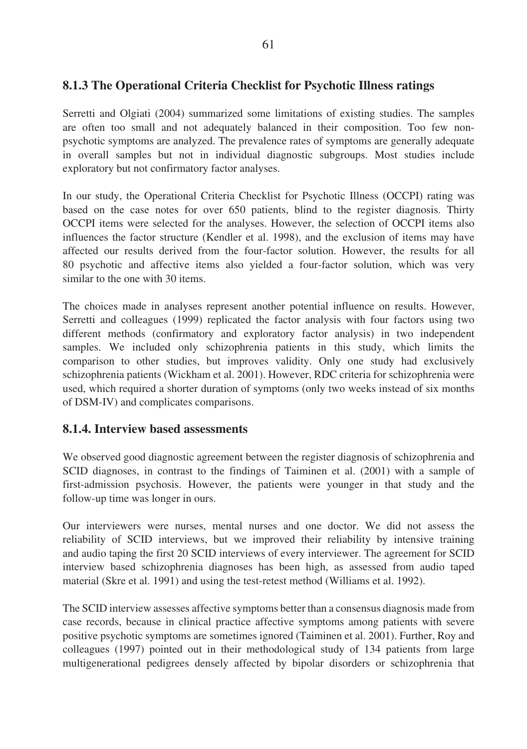### 8.1.3 The Operational Criteria Checklist for Psychotic Illness ratings

Serretti and Olgiati (2004) summarized some limitations of existing studies. The samples are often too small and not adequately balanced in their composition. Too few non-psychotic symptoms are analyzed. The prevalence rates of symptoms are generally adequate in overall samples but not in individual diagnostic subgroups. Most studies include exploratory but not confirmatory factor analyses.

In our study, the Operational Criteria Checklist for Psychotic Illness (OCCPI) rating was based on the case notes for over 650 patients, blind to the register diagnosis. Thirty OCCPI items were selected for the analyses. However, the selection of OCCPI items also influences the factor structure (Kendler et al. 1998), and the exclusion of items may have affected our results derived from the four-factor solution. However, the results for all 80 psychotic and affective items also yielded a four-factor solution, which was very similar to the one with 30 items.

The choices made in analyses represent another potential influence on results. However, Serretti and colleagues (1999) replicated the factor analysis with four factors using two different methods (confirmatory and exploratory factor analysis) in two independent samples. We included only schizophrenia patients in this study, which limits the comparison to other studies, but improves validity. Only one study had exclusively schizophrenia patients (Wickham et al. 2001). However, RDC criteria for schizophrenia were used, which required a shorter duration of symptoms (only two weeks instead of six months of DSM-IV) and complicates comparisons.

### 8.1.4. Interview based assessments

We observed good diagnostic agreement between the register diagnosis of schizophrenia and SCID diagnoses, in contrast to the findings of Taiminen et al. (2001) with a sample of first-admission psychosis. However, the patients were younger in that study and the follow-up time was longer in ours.

Our interviewers were nurses, mental nurses and one doctor. We did not assess the reliability of SCID interviews, but we improved their reliability by intensive training and audio taping the first 20 SCID interviews of every interviewer. The agreement for SCID interview based schizophrenia diagnoses has been high, as assessed from audio taped material (Skre et al. 1991) and using the test-retest method (Williams et al. 1992).

The SCID interview assesses affective symptoms better than a consensus diagnosis made from case records, because in clinical practice affective symptoms among patients with severe positive psychotic symptoms are sometimes ignored (Taiminen et al. 2001). Further, Roy and colleagues (1997) pointed out in their methodological study of 134 patients from large multigenerational pedigrees densely affected by bipolar disorders or schizophrenia that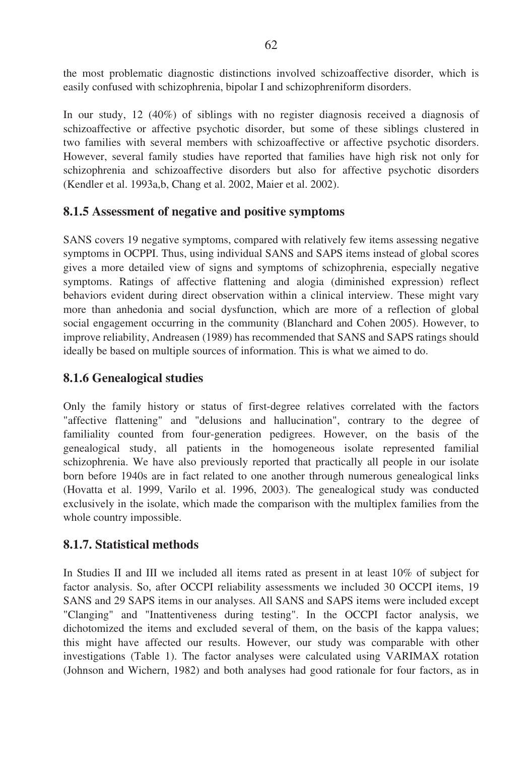the most problematic diagnostic distinctions involved schizoaffective disorder, which is easily confused with schizophrenia, bipolar I and schizophreniform disorders.

In our study, 12 (40%) of siblings with no register diagnosis received a diagnosis of schizoaffective or affective psychotic disorder, but some of these siblings clustered in two families with several members with schizoaffective or affective psychotic disorders. However, several family studies have reported that families have high risk not only for schizophrenia and schizoaffective disorders but also for affective psychotic disorders (Kendler et al. 1993a,b, Chang et al. 2002, Maier et al. 2002).

### 8.1.5 Assessment of negative and positive symptoms

SANS covers 19 negative symptoms, compared with relatively few items assessing negative symptoms in OCPPI. Thus, using individual SANS and SAPS items instead of global scores gives a more detailed view of signs and symptoms of schizophrenia, especially negative symptoms. Ratings of affective flattening and alogia (diminished expression) reflect behaviors evident during direct observation within a clinical interview. These might vary more than anhedonia and social dysfunction, which are more of a reflection of global social engagement occurring in the community (Blanchard and Cohen 2005). However, to improve reliability, Andreasen (1989) has recommended that SANS and SAPS ratings should ideally be based on multiple sources of information. This is what we aimed to do.

### 8.1.6 Genealogical studies

Only the family history or status of first-degree relatives correlated with the factors "affective flattening" and "delusions and hallucination", contrary to the degree of familiality counted from four-generation pedigrees. However, on the basis of the genealogical study, all patients in the homogeneous isolate represented familial schizophrenia. We have also previously reported that practically all people in our isolate born before 1940s are in fact related to one another through numerous genealogical links (Hovatta et al. 1999, Varilo et al. 1996, 2003). The genealogical study was conducted exclusively in the isolate, which made the comparison with the multiplex families from the whole country impossible.

### 8.1.7. Statistical methods

In Studies II and III we included all items rated as present in at least 10% of subject for factor analysis. So, after OCCPI reliability assessments we included 30 OCCPI items, 19 SANS and 29 SAPS items in our analyses. All SANS and SAPS items were included except "Clanging" and "Inattentiveness during testing". In the OCCPI factor analysis, we dichotomized the items and excluded several of them, on the basis of the kappa values; this might have affected our results. However, our study was comparable with other investigations (Table 1). The factor analyses were calculated using VARIMAX rotation (Johnson and Wichern, 1982) and both analyses had good rationale for four factors, as in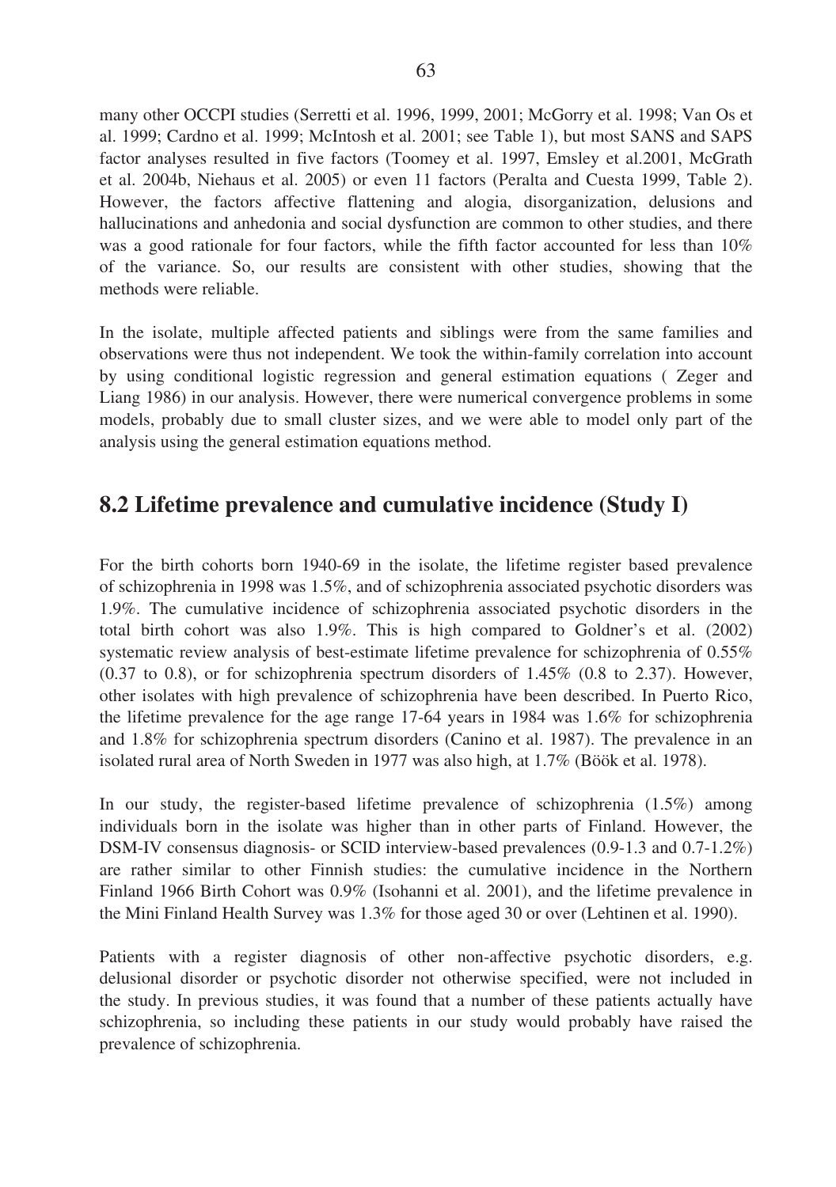many other OCCPI studies (Serretti et al. 1996, 1999, 2001; McGorry et al. 1998; Van Os et al. 1999; Cardno et al. 1999; McIntosh et al. 2001; see Table 1), but most SANS and SAPS factor analyses resulted in five factors (Toomey et al. 1997, Emsley et al.2001, McGrath et al. 2004b, Niehaus et al. 2005) or even 11 factors (Peralta and Cuesta 1999, Table 2). However, the factors affective flattening and alogia, disorganization, delusions and hallucinations and anhedonia and social dysfunction are common to other studies, and there was a good rationale for four factors, while the fifth factor accounted for less than 10% of the variance. So, our results are consistent with other studies, showing that the methods were reliable.

In the isolate, multiple affected patients and siblings were from the same families and observations were thus not independent. We took the within-family correlation into account by using conditional logistic regression and general estimation equations ( Zeger and Liang 1986) in our analysis. However, there were numerical convergence problems in some models, probably due to small cluster sizes, and we were able to model only part of the analysis using the general estimation equations method.

## 8.2 Lifetime prevalence and cumulative incidence (Study I)

For the birth cohorts born 1940-69 in the isolate, the lifetime register based prevalence of schizophrenia in 1998 was 1.5%, and of schizophrenia associated psychotic disorders was 1.9%. The cumulative incidence of schizophrenia associated psychotic disorders in the total birth cohort was also 1.9%. This is high compared to Goldner's et al. (2002) systematic review analysis of best-estimate lifetime prevalence for schizophrenia of 0.55% (0.37 to 0.8), or for schizophrenia spectrum disorders of 1.45% (0.8 to 2.37). However, other isolates with high prevalence of schizophrenia have been described. In Puerto Rico, the lifetime prevalence for the age range 17-64 years in 1984 was 1.6% for schizophrenia and 1.8% for schizophrenia spectrum disorders (Canino et al. 1987). The prevalence in an isolated rural area of North Sweden in 1977 was also high, at 1.7% (Böök et al. 1978).

In our study, the register-based lifetime prevalence of schizophrenia (1.5%) among individuals born in the isolate was higher than in other parts of Finland. However, the DSM-IV consensus diagnosis- or SCID interview-based prevalences (0.9-1.3 and 0.7-1.2%) are rather similar to other Finnish studies: the cumulative incidence in the Northern Finland 1966 Birth Cohort was 0.9% (Isohanni et al. 2001), and the lifetime prevalence in the Mini Finland Health Survey was 1.3% for those aged 30 or over (Lehtinen et al. 1990).

Patients with a register diagnosis of other non-affective psychotic disorders, e.g. delusional disorder or psychotic disorder not otherwise specified, were not included in the study. In previous studies, it was found that a number of these patients actually have schizophrenia, so including these patients in our study would probably have raised the prevalence of schizophrenia.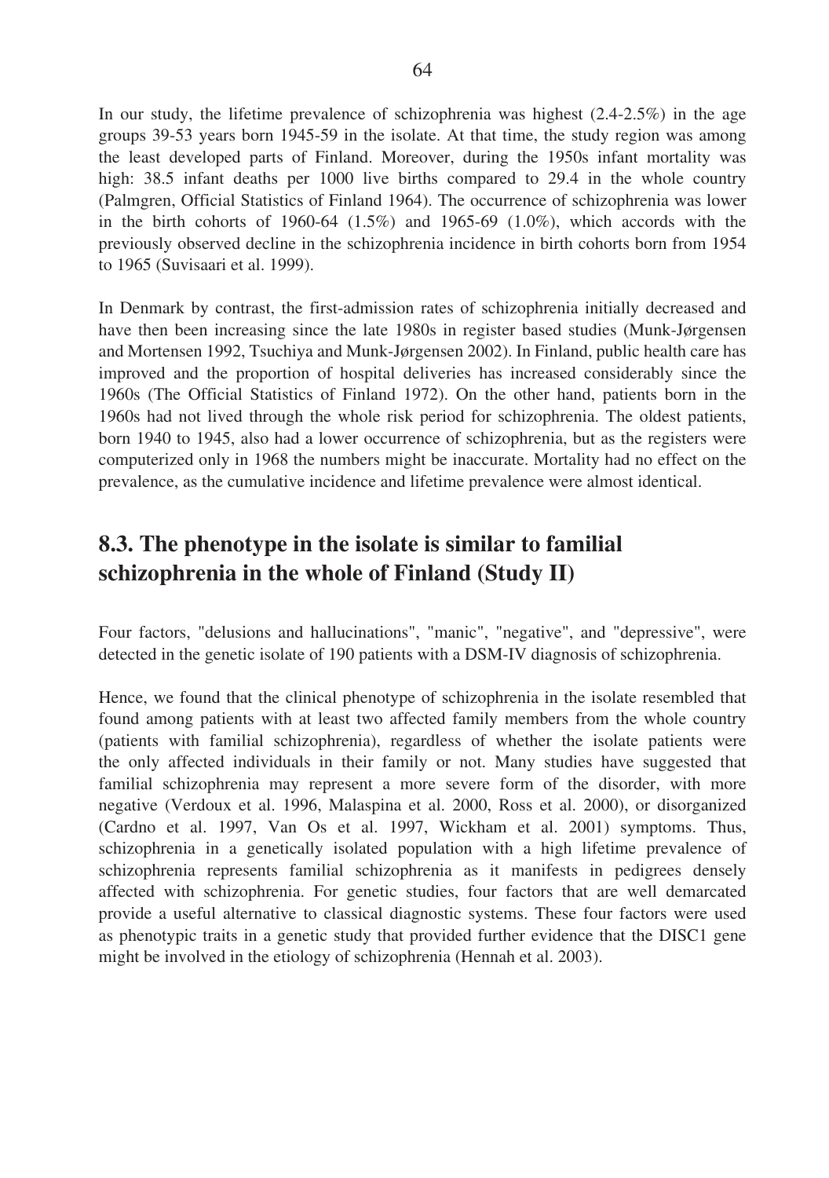In our study, the lifetime prevalence of schizophrenia was highest (2.4-2.5%) in the age groups 39-53 years born 1945-59 in the isolate. At that time, the study region was among the least developed parts of Finland. Moreover, during the 1950s infant mortality was high: 38.5 infant deaths per 1000 live births compared to 29.4 in the whole country (Palmgren, Official Statistics of Finland 1964). The occurrence of schizophrenia was lower in the birth cohorts of 1960-64 (1.5%) and 1965-69 (1.0%), which accords with the previously observed decline in the schizophrenia incidence in birth cohorts born from 1954 to 1965 (Suvisaari et al. 1999).

In Denmark by contrast, the first-admission rates of schizophrenia initially decreased and have then been increasing since the late 1980s in register based studies (Munk-Jørgensen and Mortensen 1992, Tsuchiya and Munk-Jørgensen 2002). In Finland, public health care has improved and the proportion of hospital deliveries has increased considerably since the 1960s (The Official Statistics of Finland 1972). On the other hand, patients born in the 1960s had not lived through the whole risk period for schizophrenia. The oldest patients, born 1940 to 1945, also had a lower occurrence of schizophrenia, but as the registers were computerized only in 1968 the numbers might be inaccurate. Mortality had no effect on the prevalence, as the cumulative incidence and lifetime prevalence were almost identical.

## 8.3. The phenotype in the isolate is similar to familial schizophrenia in the whole of Finland (Study II)

Four factors, "delusions and hallucinations", "manic", "negative", and "depressive", were detected in the genetic isolate of 190 patients with a DSM-IV diagnosis of schizophrenia.

Hence, we found that the clinical phenotype of schizophrenia in the isolate resembled that found among patients with at least two affected family members from the whole country (patients with familial schizophrenia), regardless of whether the isolate patients were the only affected individuals in their family or not. Many studies have suggested that familial schizophrenia may represent a more severe form of the disorder, with more negative (Verdoux et al. 1996, Malaspina et al. 2000, Ross et al. 2000), or disorganized (Cardno et al. 1997, Van Os et al. 1997, Wickham et al. 2001) symptoms. Thus, schizophrenia in a genetically isolated population with a high lifetime prevalence of schizophrenia represents familial schizophrenia as it manifests in pedigrees densely affected with schizophrenia. For genetic studies, four factors that are well demarcated provide a useful alternative to classical diagnostic systems. These four factors were used as phenotypic traits in a genetic study that provided further evidence that the DISC1 gene might be involved in the etiology of schizophrenia (Hennah et al. 2003).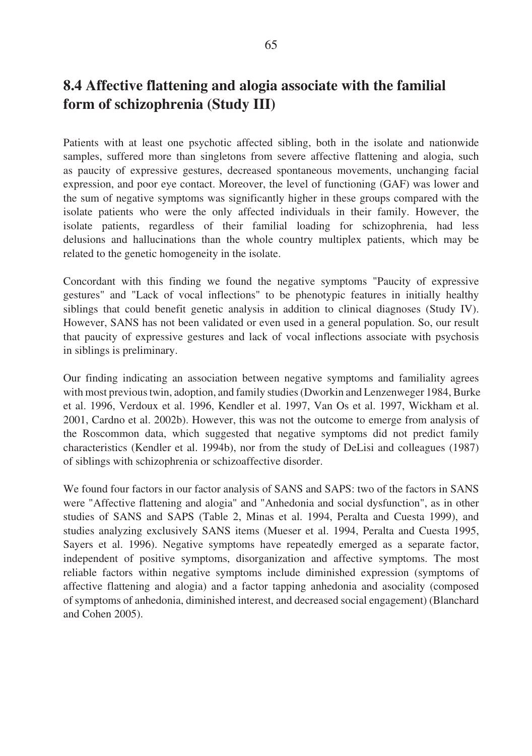## 8.4 Affective flattening and alogia associate with the familial form of schizophrenia (Study III)

Patients with at least one psychotic affected sibling, both in the isolate and nationwide samples, suffered more than singletons from severe affective flattening and alogia, such as paucity of expressive gestures, decreased spontaneous movements, unchanging facial expression, and poor eye contact. Moreover, the level of functioning (GAF) was lower and the sum of negative symptoms was significantly higher in these groups compared with the isolate patients who were the only affected individuals in their family. However, the isolate patients, regardless of their familial loading for schizophrenia, had less delusions and hallucinations than the whole country multiplex patients, which may be related to the genetic homogeneity in the isolate.

Concordant with this finding we found the negative symptoms "Paucity of expressive gestures" and "Lack of vocal inflections" to be phenotypic features in initially healthy siblings that could benefit genetic analysis in addition to clinical diagnoses (Study IV). However, SANS has not been validated or even used in a general population. So, our result that paucity of expressive gestures and lack of vocal inflections associate with psychosis in siblings is preliminary.

Our finding indicating an association between negative symptoms and familiality agrees with most previous twin, adoption, and family studies (Dworkin and Lenzenweger 1984, Burke et al. 1996, Verdoux et al. 1996, Kendler et al. 1997, Van Os et al. 1997, Wickham et al. 2001, Cardno et al. 2002b). However, this was not the outcome to emerge from analysis of the Roscommon data, which suggested that negative symptoms did not predict family characteristics (Kendler et al. 1994b), nor from the study of DeLisi and colleagues (1987) of siblings with schizophrenia or schizoaffective disorder.

We found four factors in our factor analysis of SANS and SAPS: two of the factors in SANS were "Affective flattening and alogia" and "Anhedonia and social dysfunction", as in other studies of SANS and SAPS (Table 2, Minas et al. 1994, Peralta and Cuesta 1999), and studies analyzing exclusively SANS items (Mueser et al. 1994, Peralta and Cuesta 1995, Sayers et al. 1996). Negative symptoms have repeatedly emerged as a separate factor, independent of positive symptoms, disorganization and affective symptoms. The most reliable factors within negative symptoms include diminished expression (symptoms of affective flattening and alogia) and a factor tapping anhedonia and asociality (composed of symptoms of anhedonia, diminished interest, and decreased social engagement) (Blanchard and Cohen 2005).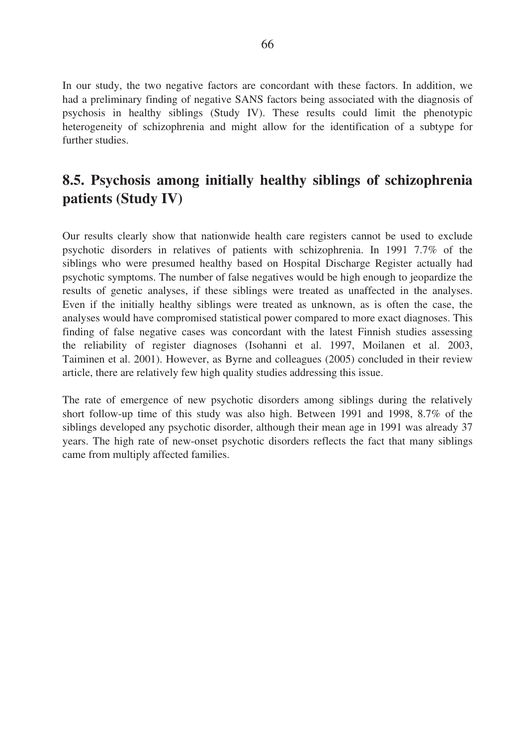In our study, the two negative factors are concordant with these factors. In addition, we had a preliminary finding of negative SANS factors being associated with the diagnosis of psychosis in healthy siblings (Study IV). These results could limit the phenotypic heterogeneity of schizophrenia and might allow for the identification of a subtype for further studies.

## 8.5. Psychosis among initially healthy siblings of schizophrenia patients (Study IV)

Our results clearly show that nationwide health care registers cannot be used to exclude psychotic disorders in relatives of patients with schizophrenia. In 1991 7.7% of the siblings who were presumed healthy based on Hospital Discharge Register actually had psychotic symptoms. The number of false negatives would be high enough to jeopardize the results of genetic analyses, if these siblings were treated as unaffected in the analyses. Even if the initially healthy siblings were treated as unknown, as is often the case, the analyses would have compromised statistical power compared to more exact diagnoses. This finding of false negative cases was concordant with the latest Finnish studies assessing the reliability of register diagnoses (Isohanni et al. 1997, Moilanen et al. 2003, Taiminen et al. 2001). However, as Byrne and colleagues (2005) concluded in their review article, there are relatively few high quality studies addressing this issue.

The rate of emergence of new psychotic disorders among siblings during the relatively short follow-up time of this study was also high. Between 1991 and 1998, 8.7% of the siblings developed any psychotic disorder, although their mean age in 1991 was already 37 years. The high rate of new-onset psychotic disorders reflects the fact that many siblings came from multiply affected families.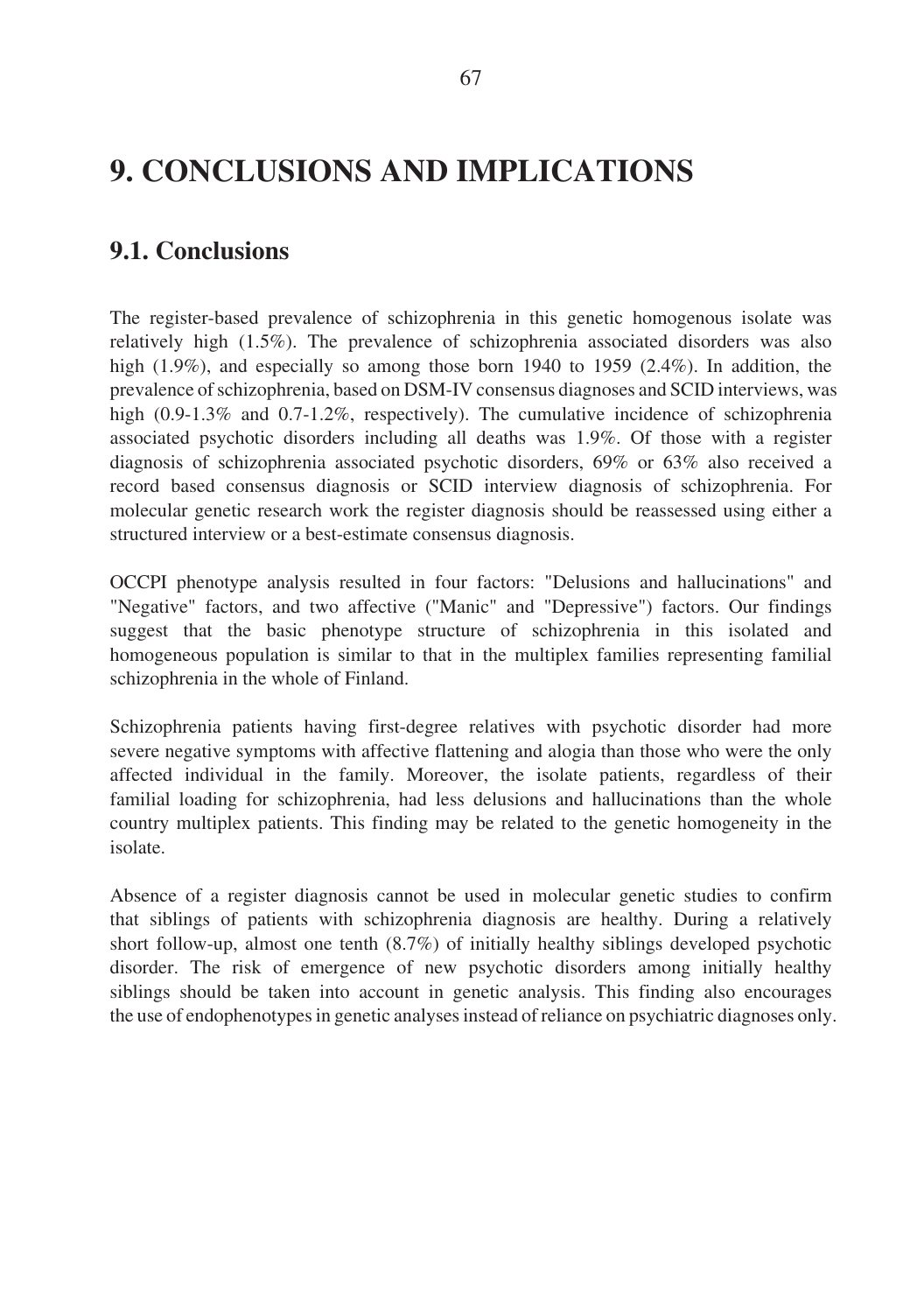# 9. CONCLUSIONS AND IMPLICATIONS

## 9.1. Conclusions

The register-based prevalence of schizophrenia in this genetic homogenous isolate was relatively high (1.5%). The prevalence of schizophrenia associated disorders was also high (1.9%), and especially so among those born 1940 to 1959 (2.4%). In addition, the prevalence of schizophrenia, based on DSM-IV consensus diagnoses and SCID interviews, was high (0.9-1.3% and 0.7-1.2%, respectively). The cumulative incidence of schizophrenia associated psychotic disorders including all deaths was 1.9%. Of those with a register diagnosis of schizophrenia associated psychotic disorders, 69% or 63% also received a record based consensus diagnosis or SCID interview diagnosis of schizophrenia. For molecular genetic research work the register diagnosis should be reassessed using either a structured interview or a best-estimate consensus diagnosis.

OCCPI phenotype analysis resulted in four factors: "Delusions and hallucinations" and "Negative" factors, and two affective ("Manic" and "Depressive") factors. Our findings suggest that the basic phenotype structure of schizophrenia in this isolated and homogeneous population is similar to that in the multiplex families representing familial schizophrenia in the whole of Finland.

Schizophrenia patients having first-degree relatives with psychotic disorder had more severe negative symptoms with affective flattening and alogia than those who were the only affected individual in the family. Moreover, the isolate patients, regardless of their familial loading for schizophrenia, had less delusions and hallucinations than the whole country multiplex patients. This finding may be related to the genetic homogeneity in the isolate.

Absence of a register diagnosis cannot be used in molecular genetic studies to confirm that siblings of patients with schizophrenia diagnosis are healthy. During a relatively short follow-up, almost one tenth (8.7%) of initially healthy siblings developed psychotic disorder. The risk of emergence of new psychotic disorders among initially healthy siblings should be taken into account in genetic analysis. This finding also encourages the use of endophenotypes in genetic analyses instead of reliance on psychiatric diagnoses only.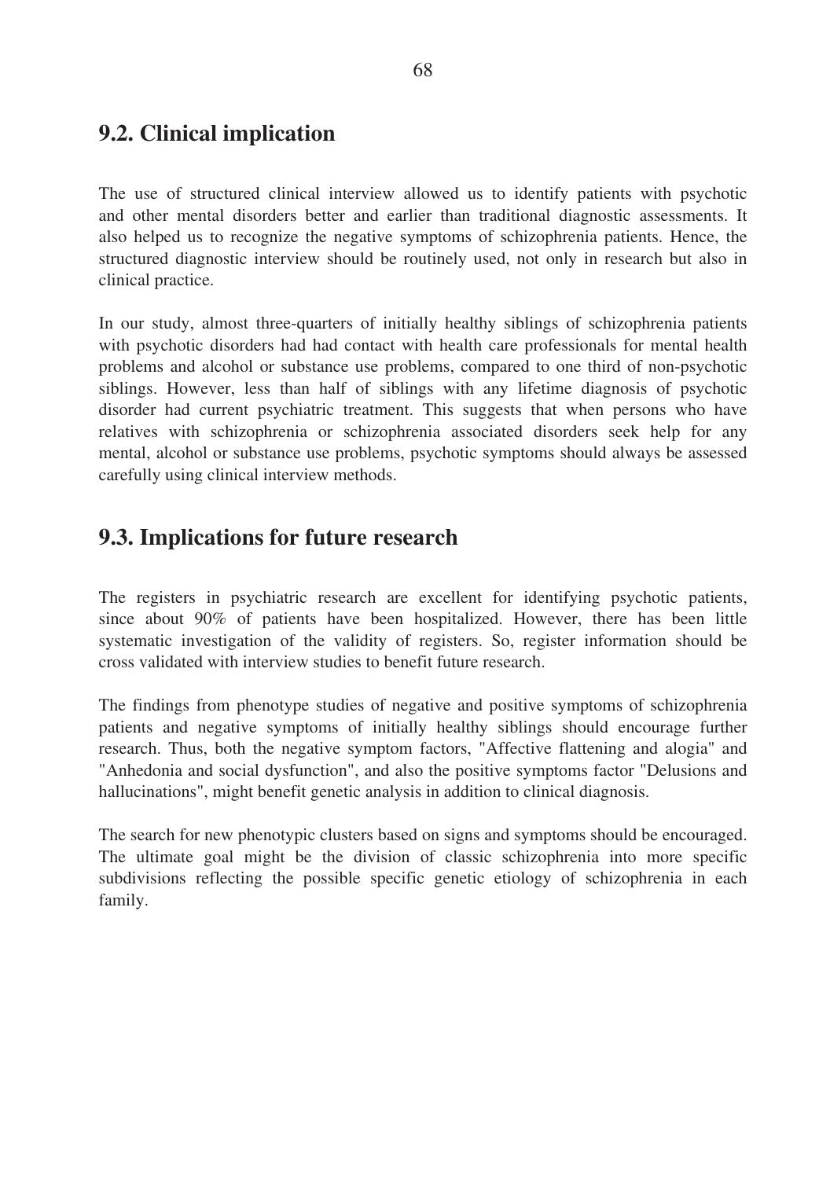## 9.2. Clinical implication

The use of structured clinical interview allowed us to identify patients with psychotic and other mental disorders better and earlier than traditional diagnostic assessments. It also helped us to recognize the negative symptoms of schizophrenia patients. Hence, the structured diagnostic interview should be routinely used, not only in research but also in clinical practice.

In our study, almost three-quarters of initially healthy siblings of schizophrenia patients with psychotic disorders had had contact with health care professionals for mental health problems and alcohol or substance use problems, compared to one third of non-psychotic siblings. However, less than half of siblings with any lifetime diagnosis of psychotic disorder had current psychiatric treatment. This suggests that when persons who have relatives with schizophrenia or schizophrenia associated disorders seek help for any mental, alcohol or substance use problems, psychotic symptoms should always be assessed carefully using clinical interview methods.

## 9.3. Implications for future research

The registers in psychiatric research are excellent for identifying psychotic patients, since about 90% of patients have been hospitalized. However, there has been little systematic investigation of the validity of registers. So, register information should be cross validated with interview studies to benefit future research.

The findings from phenotype studies of negative and positive symptoms of schizophrenia patients and negative symptoms of initially healthy siblings should encourage further research. Thus, both the negative symptom factors, "Affective flattening and alogia" and "Anhedonia and social dysfunction", and also the positive symptoms factor "Delusions and hallucinations", might benefit genetic analysis in addition to clinical diagnosis.

The search for new phenotypic clusters based on signs and symptoms should be encouraged. The ultimate goal might be the division of classic schizophrenia into more specific subdivisions reflecting the possible specific genetic etiology of schizophrenia in each family.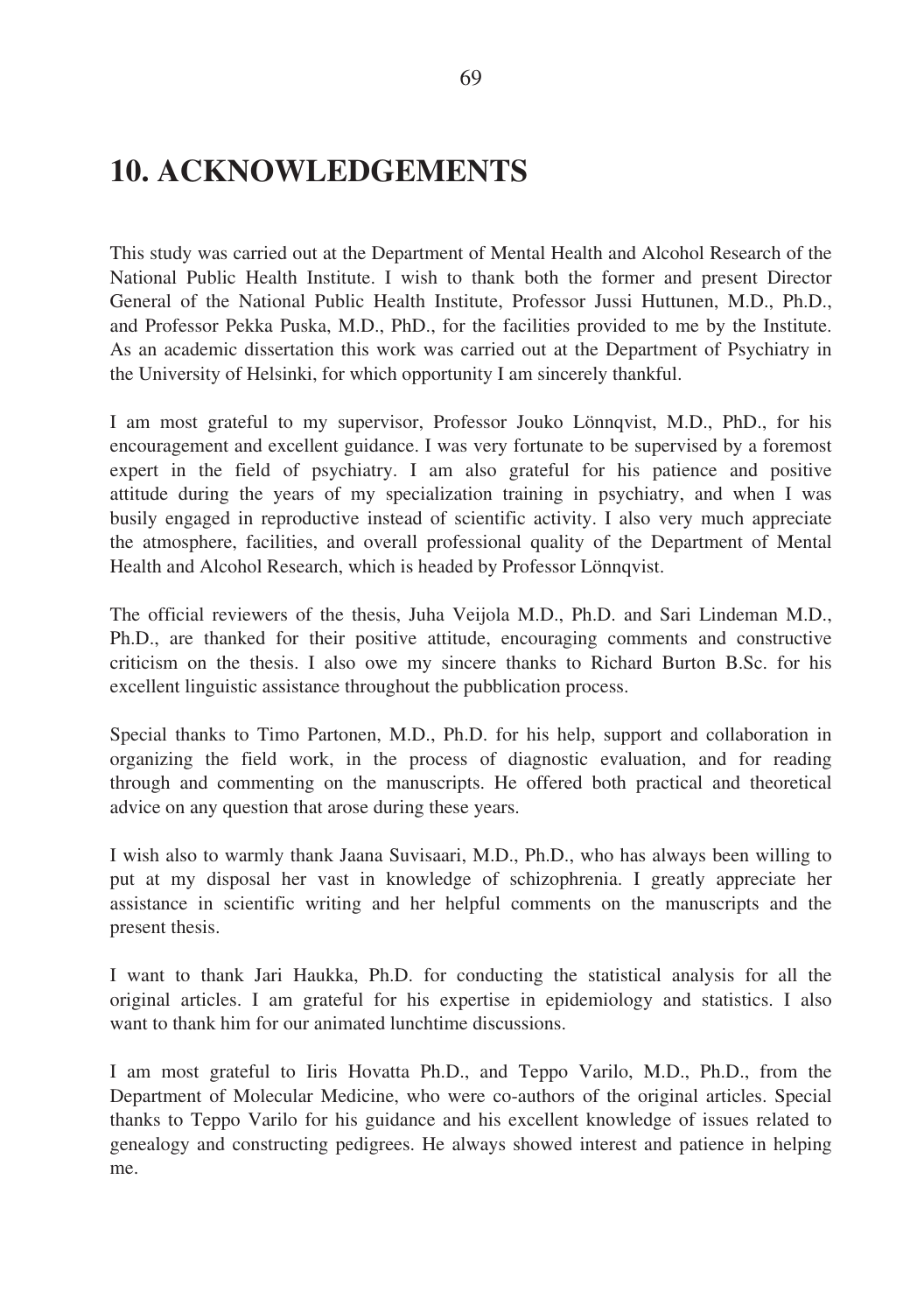# 10. ACKNOWLEDGEMENTS

This study was carried out at the Department of Mental Health and Alcohol Research of the National Public Health Institute. I wish to thank both the former and present Director General of the National Public Health Institute, Professor Jussi Huttunen, M.D., Ph.D., and Professor Pekka Puska, M.D., PhD., for the facilities provided to me by the Institute. As an academic dissertation this work was carried out at the Department of Psychiatry in the University of Helsinki, for which opportunity I am sincerely thankful.

I am most grateful to my supervisor, Professor Jouko Lönnqvist, M.D., PhD., for his encouragement and excellent guidance. I was very fortunate to be supervised by a foremost expert in the field of psychiatry. I am also grateful for his patience and positive attitude during the years of my specialization training in psychiatry, and when I was busily engaged in reproductive instead of scientific activity. I also very much appreciate the atmosphere, facilities, and overall professional quality of the Department of Mental Health and Alcohol Research, which is headed by Professor Lönnqvist.

The official reviewers of the thesis, Juha Veijola M.D., Ph.D. and Sari Lindeman M.D., Ph.D., are thanked for their positive attitude, encouraging comments and constructive criticism on the thesis. I also owe my sincere thanks to Richard Burton B.Sc. for his excellent linguistic assistance throughout the pubblication process.

Special thanks to Timo Partonen, M.D., Ph.D. for his help, support and collaboration in organizing the field work, in the process of diagnostic evaluation, and for reading through and commenting on the manuscripts. He offered both practical and theoretical advice on any question that arose during these years.

I wish also to warmly thank Jaana Suvisaari, M.D., Ph.D., who has always been willing to put at my disposal her vast in knowledge of schizophrenia. I greatly appreciate her assistance in scientific writing and her helpful comments on the manuscripts and the present thesis.

I want to thank Jari Haukka, Ph.D. for conducting the statistical analysis for all the original articles. I am grateful for his expertise in epidemiology and statistics. I also want to thank him for our animated lunchtime discussions.

I am most grateful to Iiris Hovatta Ph.D., and Teppo Varilo, M.D., Ph.D., from the Department of Molecular Medicine, who were co-authors of the original articles. Special thanks to Teppo Varilo for his guidance and his excellent knowledge of issues related to genealogy and constructing pedigrees. He always showed interest and patience in helping me.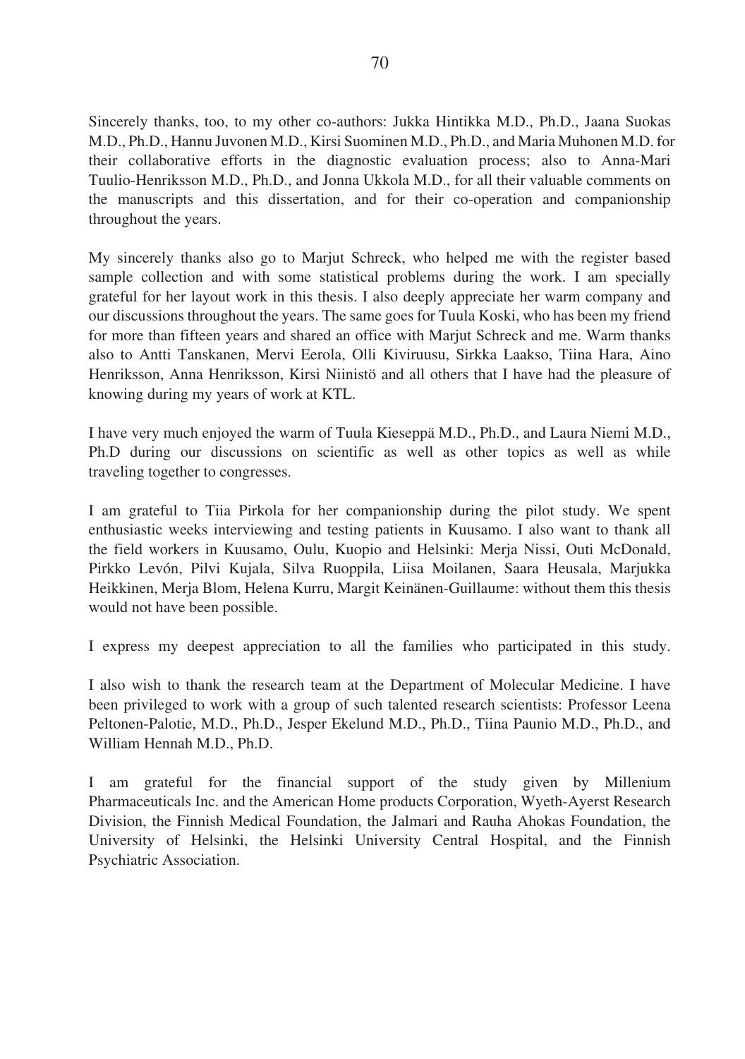Sincerely thanks, too, to my other co-authors: Jukka Hintikka M.D., Ph.D., Jaana Suokas M.D., Ph.D., Hannu Juvonen M.D., Kirsi Suominen M.D., Ph.D., and Maria Muhonen M.D. for their collaborative efforts in the diagnostic evaluation process; also to Anna-Mari Tuulio-Henriksson M.D., Ph.D., and Jonna Ukkola M.D., for all their valuable comments on the manuscripts and this dissertation, and for their co-operation and companionship throughout the years.

My sincerely thanks also go to Marjut Schreck, who helped me with the register based sample collection and with some statistical problems during the work. I am specially grateful for her layout work in this thesis. I also deeply appreciate her warm company and our discussions throughout the years. The same goes for Tuula Koski, who has been my friend for more than fifteen years and shared an office with Marjut Schreck and me. Warm thanks also to Antti Tanskanen, Mervi Eerola, Olli Kiviruusu, Sirkka Laakso, Tiina Hara, Aino Henriksson, Anna Henriksson, Kirsi Niinistö and all others that I have had the pleasure of knowing during my years of work at KTL.

I have very much enjoyed the warm of Tuula Kieseppä M.D., Ph.D., and Laura Niemi M.D., Ph.D during our discussions on scientific as well as other topics as well as while traveling together to congresses.

I am grateful to Tiia Pirkola for her companionship during the pilot study. We spent enthusiastic weeks interviewing and testing patients in Kuusamo. I also want to thank all the field workers in Kuusamo, Oulu, Kuopio and Helsinki: Merja Nissi, Outi McDonald, Pirkko Levón, Pilvi Kujala, Silva Ruoppila, Liisa Moilanen, Saara Heusala, Marjukka Heikkinen, Merja Blom, Helena Kurru, Margit Keinänen-Guillaume: without them this thesis would not have been possible.

I express my deepest appreciation to all the families who participated in this study.

I also wish to thank the research team at the Department of Molecular Medicine. I have been privileged to work with a group of such talented research scientists: Professor Leena Peltonen-Palotie, M.D., Ph.D., Jesper Ekelund M.D., Ph.D., Tiina Paunio M.D., Ph.D., and William Hennah M.D., Ph.D.

I am grateful for the financial support of the study given by Millenium Pharmaceuticals Inc. and the American Home products Corporation, Wyeth-Ayerst Research Division, the Finnish Medical Foundation, the Jalmari and Rauha Ahokas Foundation, the University of Helsinki, the Helsinki University Central Hospital, and the Finnish Psychiatric Association.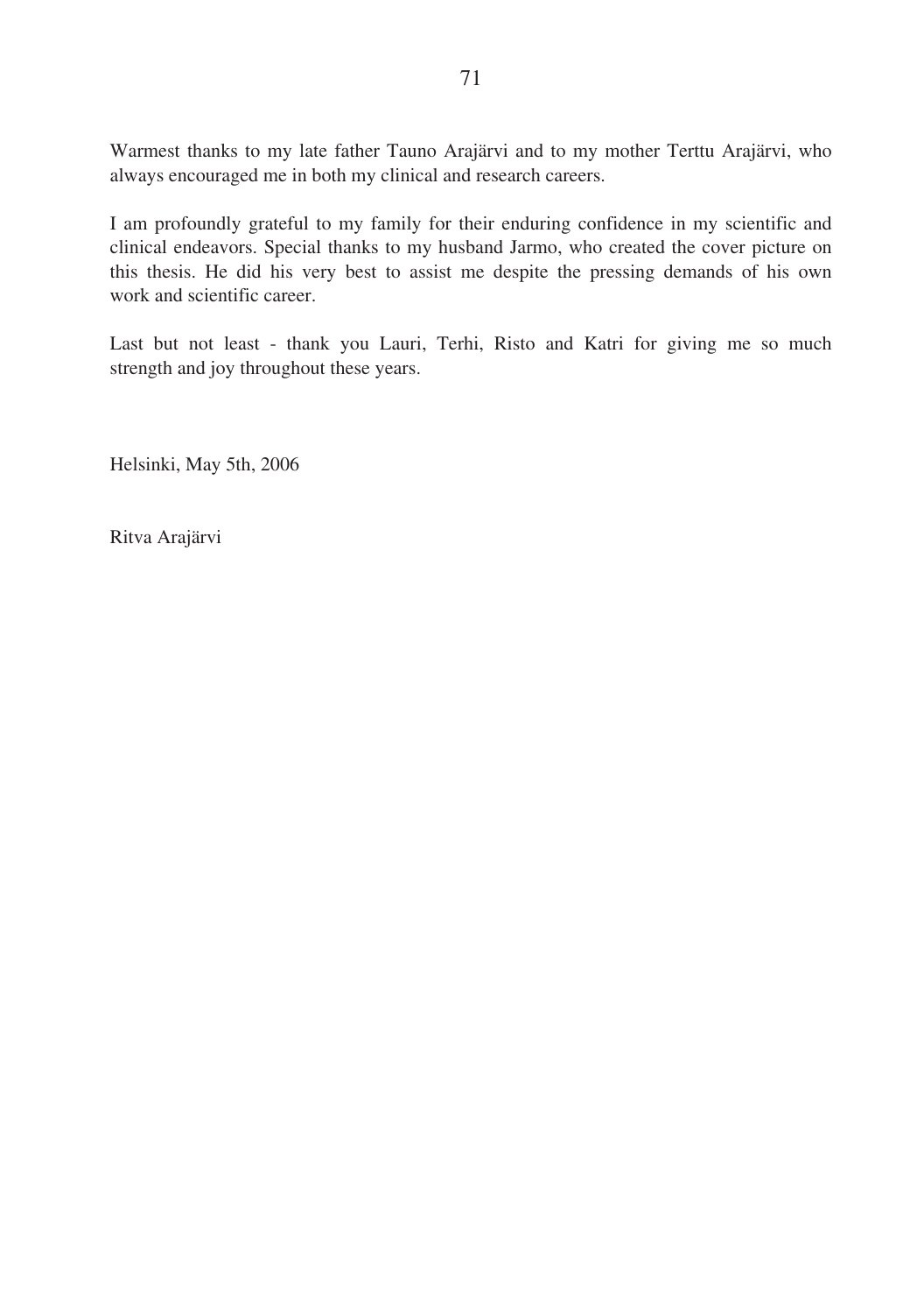Warmest thanks to my late father Tauno Arajärvi and to my mother Terttu Arajärvi, who always encouraged me in both my clinical and research careers.

I am profoundly grateful to my family for their enduring confidence in my scientific and clinical endeavors. Special thanks to my husband Jarmo, who created the cover picture on this thesis. He did his very best to assist me despite the pressing demands of his own work and scientific career.

Last but not least - thank you Lauri, Terhi, Risto and Katri for giving me so much strength and joy throughout these years.

Helsinki, May 5th, 2006

Ritva Arajärvi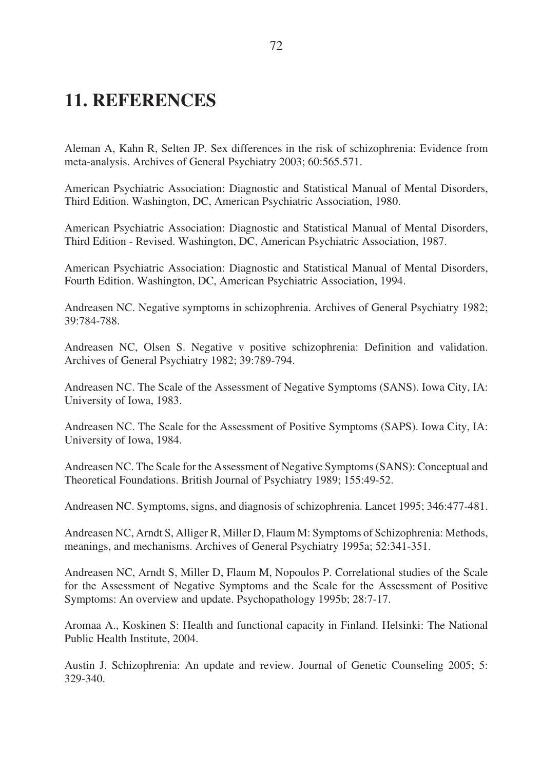# 11. REFERENCES

Aleman A, Kahn R, Selten JP. Sex differences in the risk of schizophrenia: Evidence from meta-analysis. Archives of General Psychiatry 2003; 60:565.571.

American Psychiatric Association: Diagnostic and Statistical Manual of Mental Disorders, Third Edition. Washington, DC, American Psychiatric Association, 1980.

American Psychiatric Association: Diagnostic and Statistical Manual of Mental Disorders, Third Edition - Revised. Washington, DC, American Psychiatric Association, 1987.

American Psychiatric Association: Diagnostic and Statistical Manual of Mental Disorders, Fourth Edition. Washington, DC, American Psychiatric Association, 1994.

Andreasen NC. Negative symptoms in schizophrenia. Archives of General Psychiatry 1982; 39:784-788.

Andreasen NC, Olsen S. Negative v positive schizophrenia: Definition and validation. Archives of General Psychiatry 1982; 39:789-794.

Andreasen NC. The Scale of the Assessment of Negative Symptoms (SANS). Iowa City, IA: University of Iowa, 1983.

Andreasen NC. The Scale for the Assessment of Positive Symptoms (SAPS). Iowa City, IA: University of Iowa, 1984.

Andreasen NC. The Scale for the Assessment of Negative Symptoms (SANS): Conceptual and Theoretical Foundations. British Journal of Psychiatry 1989; 155:49-52.

Andreasen NC. Symptoms, signs, and diagnosis of schizophrenia. Lancet 1995; 346:477-481.

Andreasen NC, Arndt S, Alliger R, Miller D, Flaum M: Symptoms of Schizophrenia: Methods, meanings, and mechanisms. Archives of General Psychiatry 1995a; 52:341-351.

Andreasen NC, Arndt S, Miller D, Flaum M, Nopoulos P. Correlational studies of the Scale for the Assessment of Negative Symptoms and the Scale for the Assessment of Positive Symptoms: An overview and update. Psychopathology 1995b; 28:7-17.

Aromaa A., Koskinen S: Health and functional capacity in Finland. Helsinki: The National Public Health Institute, 2004.

Austin J. Schizophrenia: An update and review. Journal of Genetic Counseling 2005; 5: 329-340.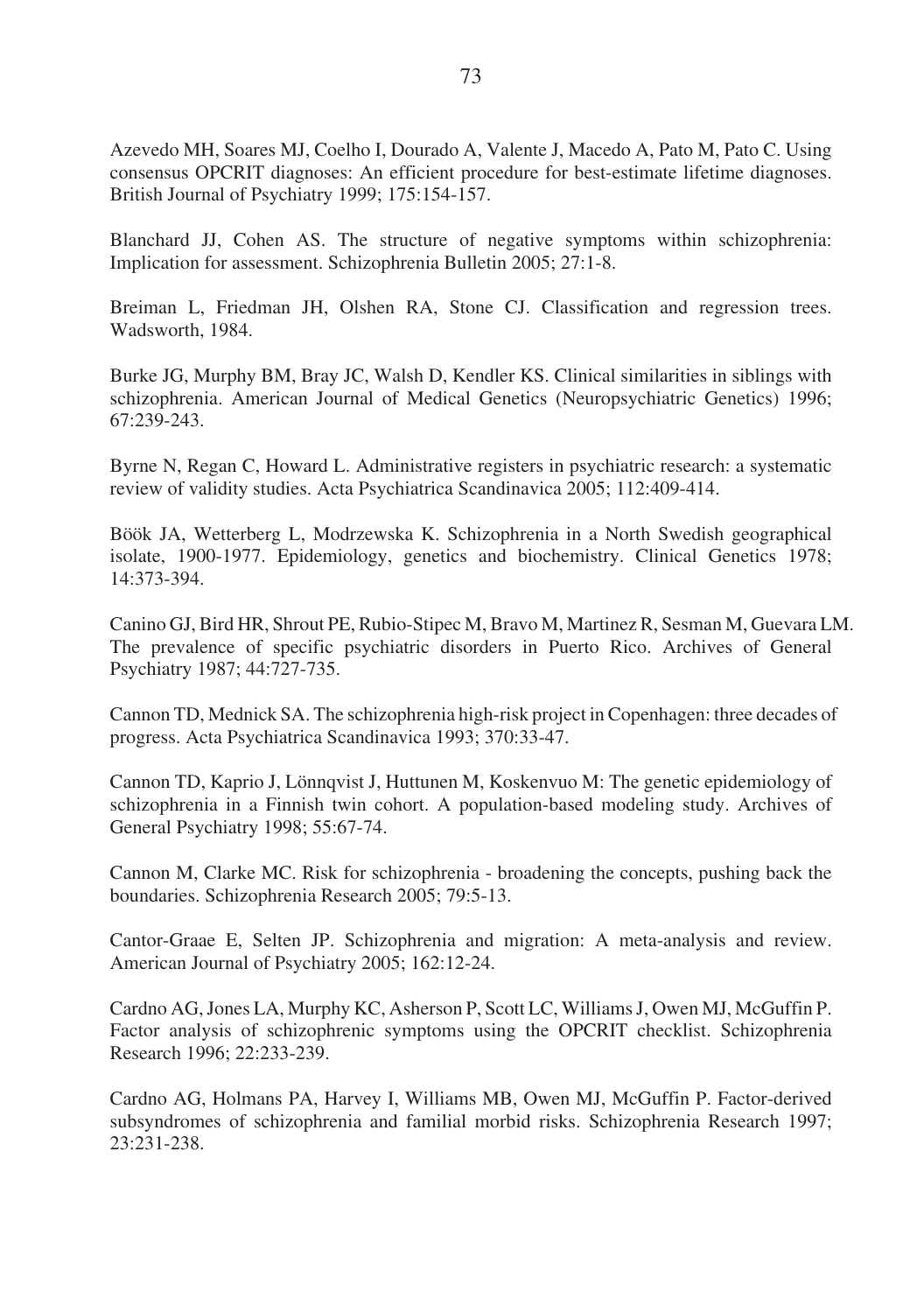Azevedo MH, Soares MJ, Coelho I, Dourado A, Valente J, Macedo A, Pato M, Pato C. Using consensus OPCRIT diagnoses: An efficient procedure for best-estimate lifetime diagnoses. British Journal of Psychiatry 1999; 175:154-157.

Blanchard JJ, Cohen AS. The structure of negative symptoms within schizophrenia: Implication for assessment. Schizophrenia Bulletin 2005; 27:1-8.

Breiman L, Friedman JH, Olshen RA, Stone CJ. Classification and regression trees. Wadsworth, 1984.

Burke JG, Murphy BM, Bray JC, Walsh D, Kendler KS. Clinical similarities in siblings with schizophrenia. American Journal of Medical Genetics (Neuropsychiatric Genetics) 1996; 67:239-243.

Byrne N, Regan C, Howard L. Administrative registers in psychiatric research: a systematic review of validity studies. Acta Psychiatrica Scandinavica 2005; 112:409-414.

Böök JA, Wetterberg L, Modrzewska K. Schizophrenia in a North Swedish geographical isolate, 1900-1977. Epidemiology, genetics and biochemistry. Clinical Genetics 1978; 14:373-394.

Canino GJ, Bird HR, Shrout PE, Rubio-Stipec M, Bravo M, Martinez R, Sesman M, Guevara LM. The prevalence of specific psychiatric disorders in Puerto Rico. Archives of General Psychiatry 1987; 44:727-735.

Cannon TD, Mednick SA. The schizophrenia high-risk project in Copenhagen: three decades of progress. Acta Psychiatrica Scandinavica 1993; 370:33-47.

Cannon TD, Kaprio J, Lönnqvist J, Huttunen M, Koskenvuo M: The genetic epidemiology of schizophrenia in a Finnish twin cohort. A population-based modeling study. Archives of General Psychiatry 1998; 55:67-74.

Cannon M, Clarke MC. Risk for schizophrenia - broadening the concepts, pushing back the boundaries. Schizophrenia Research 2005; 79:5-13.

Cantor-Graae E, Selten JP. Schizophrenia and migration: A meta-analysis and review. American Journal of Psychiatry 2005; 162:12-24.

Cardno AG, Jones LA, Murphy KC, Asherson P, Scott LC, Williams J, Owen MJ, McGuffin P. Factor analysis of schizophrenic symptoms using the OPCRIT checklist. Schizophrenia Research 1996; 22:233-239.

Cardno AG, Holmans PA, Harvey I, Williams MB, Owen MJ, McGuffin P. Factor-derived subsyndromes of schizophrenia and familial morbid risks. Schizophrenia Research 1997; 23:231-238.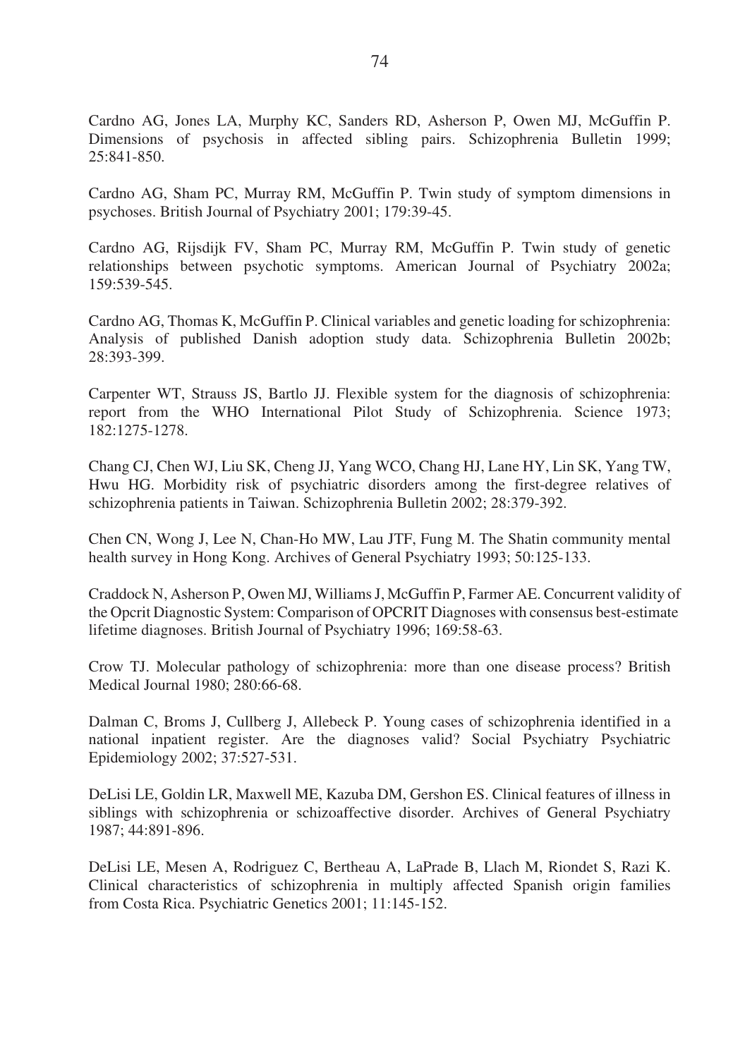Cardno AG, Jones LA, Murphy KC, Sanders RD, Asherson P, Owen MJ, McGuffin P. Dimensions of psychosis in affected sibling pairs. Schizophrenia Bulletin 1999; 25:841-850.

Cardno AG, Sham PC, Murray RM, McGuffin P. Twin study of symptom dimensions in psychoses. British Journal of Psychiatry 2001; 179:39-45.

Cardno AG, Rijsdijk FV, Sham PC, Murray RM, McGuffin P. Twin study of genetic relationships between psychotic symptoms. American Journal of Psychiatry 2002a; 159:539-545.

Cardno AG, Thomas K, McGuffin P. Clinical variables and genetic loading for schizophrenia: Analysis of published Danish adoption study data. Schizophrenia Bulletin 2002b; 28:393-399.

Carpenter WT, Strauss JS, Bartlo JJ. Flexible system for the diagnosis of schizophrenia: report from the WHO International Pilot Study of Schizophrenia. Science 1973; 182:1275-1278.

Chang CJ, Chen WJ, Liu SK, Cheng JJ, Yang WCO, Chang HJ, Lane HY, Lin SK, Yang TW, Hwu HG. Morbidity risk of psychiatric disorders among the first-degree relatives of schizophrenia patients in Taiwan. Schizophrenia Bulletin 2002; 28:379-392.

Chen CN, Wong J, Lee N, Chan-Ho MW, Lau JTF, Fung M. The Shatin community mental health survey in Hong Kong. Archives of General Psychiatry 1993; 50:125-133.

Craddock N, Asherson P, Owen MJ, Williams J, McGuffin P, Farmer AE. Concurrent validity of the Opcrit Diagnostic System: Comparison of OPCRIT Diagnoses with consensus best-estimate lifetime diagnoses. British Journal of Psychiatry 1996; 169:58-63.

Crow TJ. Molecular pathology of schizophrenia: more than one disease process? British Medical Journal 1980; 280:66-68.

Dalman C, Broms J, Cullberg J, Allebeck P. Young cases of schizophrenia identified in a national inpatient register. Are the diagnoses valid? Social Psychiatry Psychiatric Epidemiology 2002; 37:527-531.

DeLisi LE, Goldin LR, Maxwell ME, Kazuba DM, Gershon ES. Clinical features of illness in siblings with schizophrenia or schizoaffective disorder. Archives of General Psychiatry 1987; 44:891-896.

DeLisi LE, Mesen A, Rodriguez C, Bertheau A, LaPrade B, Llach M, Riondet S, Razi K. Clinical characteristics of schizophrenia in multiply affected Spanish origin families from Costa Rica. Psychiatric Genetics 2001; 11:145-152.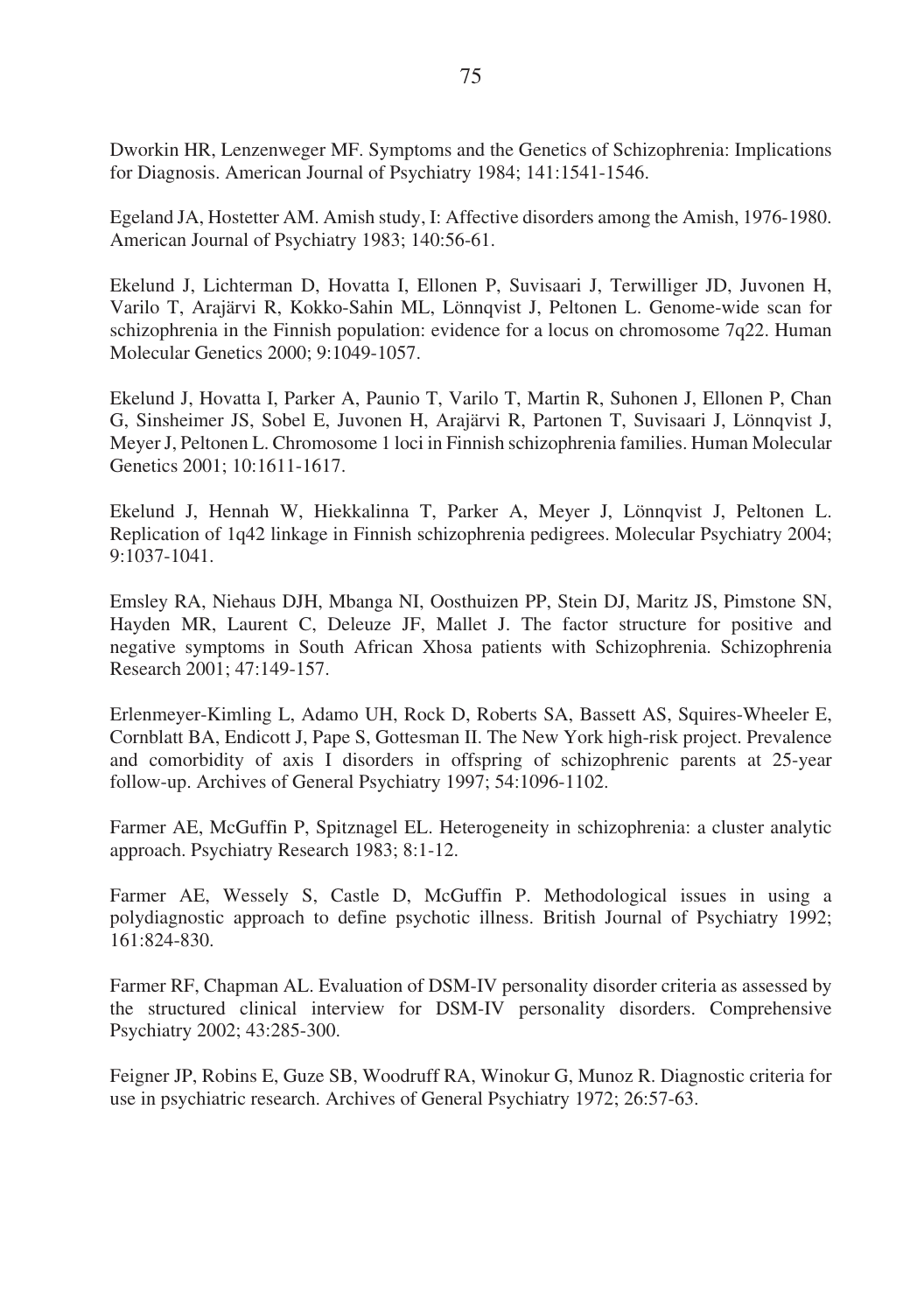Dworkin HR, Lenzenweger MF. Symptoms and the Genetics of Schizophrenia: Implications for Diagnosis. American Journal of Psychiatry 1984; 141:1541-1546.

Egeland JA, Hostetter AM. Amish study, I: Affective disorders among the Amish, 1976-1980. American Journal of Psychiatry 1983; 140:56-61.

Ekelund J, Lichterman D, Hovatta I, Ellonen P, Suvisaari J, Terwilliger JD, Juvonen H, Varilo T, Arajärvi R, Kokko-Sahin ML, Lönnqvist J, Peltonen L. Genome-wide scan for schizophrenia in the Finnish population: evidence for a locus on chromosome 7q22. Human Molecular Genetics 2000; 9:1049-1057.

Ekelund J, Hovatta I, Parker A, Paunio T, Varilo T, Martin R, Suhonen J, Ellonen P, Chan G, Sinsheimer JS, Sobel E, Juvonen H, Arajärvi R, Partonen T, Suvisaari J, Lönnqvist J, Meyer J, Peltonen L. Chromosome 1 loci in Finnish schizophrenia families. Human Molecular Genetics 2001; 10:1611-1617.

Ekelund J, Hennah W, Hiekkalinna T, Parker A, Meyer J, Lönnqvist J, Peltonen L. Replication of 1q42 linkage in Finnish schizophrenia pedigrees. Molecular Psychiatry 2004; 9:1037-1041.

Emsley RA, Niehaus DJH, Mbanga NI, Oosthuizen PP, Stein DJ, Maritz JS, Pimstone SN, Hayden MR, Laurent C, Deleuze JF, Mallet J. The factor structure for positive and negative symptoms in South African Xhosa patients with Schizophrenia. Schizophrenia Research 2001; 47:149-157.

Erlenmeyer-Kimling L, Adamo UH, Rock D, Roberts SA, Bassett AS, Squires-Wheeler E, Cornblatt BA, Endicott J, Pape S, Gottesman II. The New York high-risk project. Prevalence and comorbidity of axis I disorders in offspring of schizophrenic parents at 25-year follow-up. Archives of General Psychiatry 1997; 54:1096-1102.

Farmer AE, McGuffin P, Spitznagel EL. Heterogeneity in schizophrenia: a cluster analytic approach. Psychiatry Research 1983; 8:1-12.

Farmer AE, Wessely S, Castle D, McGuffin P. Methodological issues in using a polydiagnostic approach to define psychotic illness. British Journal of Psychiatry 1992; 161:824-830.

Farmer RF, Chapman AL. Evaluation of DSM-IV personality disorder criteria as assessed by the structured clinical interview for DSM-IV personality disorders. Comprehensive Psychiatry 2002; 43:285-300.

Feigner JP, Robins E, Guze SB, Woodruff RA, Winokur G, Munoz R. Diagnostic criteria for use in psychiatric research. Archives of General Psychiatry 1972; 26:57-63.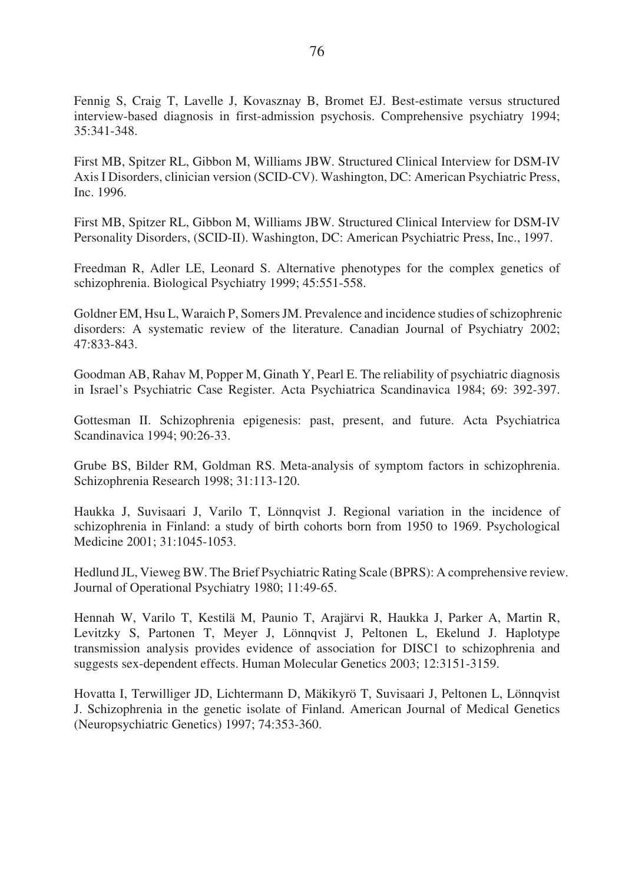Fennig S, Craig T, Lavelle J, Kovasznay B, Bromet EJ. Best-estimate versus structured interview-based diagnosis in first-admission psychosis. Comprehensive psychiatry 1994; 35:341-348.

First MB, Spitzer RL, Gibbon M, Williams JBW. Structured Clinical Interview for DSM-IV Axis I Disorders, clinician version (SCID-CV). Washington, DC: American Psychiatric Press, Inc. 1996.

First MB, Spitzer RL, Gibbon M, Williams JBW. Structured Clinical Interview for DSM-IV Personality Disorders, (SCID-II). Washington, DC: American Psychiatric Press, Inc., 1997.

Freedman R, Adler LE, Leonard S. Alternative phenotypes for the complex genetics of schizophrenia. Biological Psychiatry 1999; 45:551-558.

Goldner EM, Hsu L, Waraich P, Somers JM. Prevalence and incidence studies of schizophrenic disorders: A systematic review of the literature. Canadian Journal of Psychiatry 2002; 47:833-843.

Goodman AB, Rahav M, Popper M, Ginath Y, Pearl E. The reliability of psychiatric diagnosis in Israel's Psychiatric Case Register. Acta Psychiatrica Scandinavica 1984; 69: 392-397.

Gottesman II. Schizophrenia epigenesis: past, present, and future. Acta Psychiatrica Scandinavica 1994; 90:26-33.

Grube BS, Bilder RM, Goldman RS. Meta-analysis of symptom factors in schizophrenia. Schizophrenia Research 1998; 31:113-120.

Haukka J, Suvisaari J, Varilo T, Lönnqvist J. Regional variation in the incidence of schizophrenia in Finland: a study of birth cohorts born from 1950 to 1969. Psychological Medicine 2001; 31:1045-1053.

Hedlund JL, Vieweg BW. The Brief Psychiatric Rating Scale (BPRS): A comprehensive review. Journal of Operational Psychiatry 1980; 11:49-65.

Hennah W, Varilo T, Kestilä M, Paunio T, Arajärvi R, Haukka J, Parker A, Martin R, Levitzky S, Partonen T, Meyer J, Lönnqvist J, Peltonen L, Ekelund J. Haplotype transmission analysis provides evidence of association for DISC1 to schizophrenia and suggests sex-dependent effects. Human Molecular Genetics 2003; 12:3151-3159.

Hovatta I, Terwilliger JD, Lichtermann D, Mäkikyrö T, Suvisaari J, Peltonen L, Lönnqvist J. Schizophrenia in the genetic isolate of Finland. American Journal of Medical Genetics (Neuropsychiatric Genetics) 1997; 74:353-360.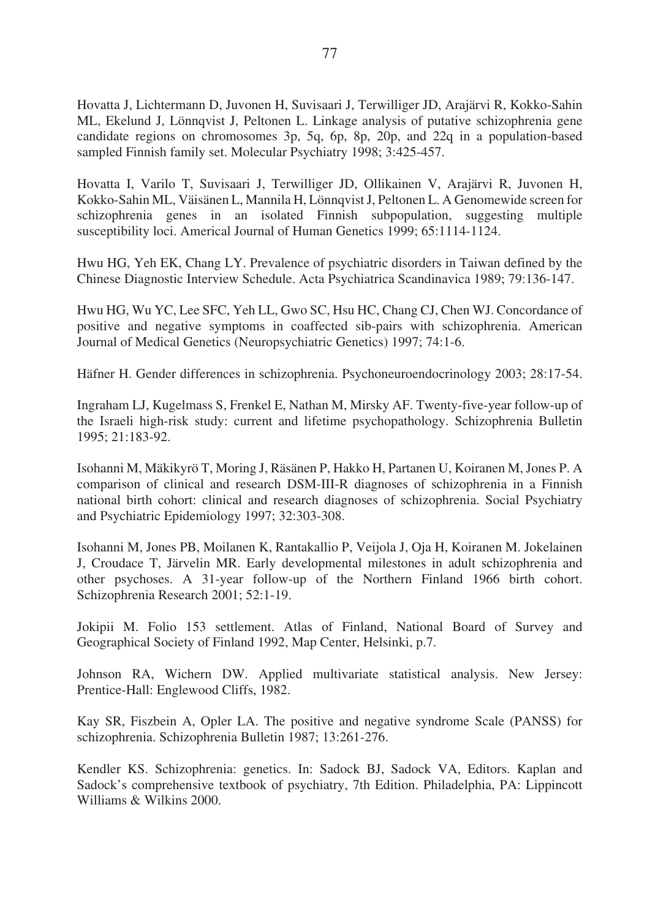Hovatta J, Lichtermann D, Juvonen H, Suvisaari J, Terwilliger JD, Arajärvi R, Kokko-Sahin ML, Ekelund J, Lönnqvist J, Peltonen L. Linkage analysis of putative schizophrenia gene candidate regions on chromosomes 3p, 5q, 6p, 8p, 20p, and 22q in a population-based sampled Finnish family set. Molecular Psychiatry 1998; 3:425-457.

Hovatta I, Varilo T, Suvisaari J, Terwilliger JD, Ollikainen V, Arajärvi R, Juvonen H, Kokko-Sahin ML, Väisänen L, Mannila H, Lönnqvist J, Peltonen L. A Genomewide screen for schizophrenia genes in an isolated Finnish subpopulation, suggesting multiple susceptibility loci. Americal Journal of Human Genetics 1999; 65:1114-1124.

Hwu HG, Yeh EK, Chang LY. Prevalence of psychiatric disorders in Taiwan defined by the Chinese Diagnostic Interview Schedule. Acta Psychiatrica Scandinavica 1989; 79:136-147.

Hwu HG, Wu YC, Lee SFC, Yeh LL, Gwo SC, Hsu HC, Chang CJ, Chen WJ. Concordance of positive and negative symptoms in coaffected sib-pairs with schizophrenia. American Journal of Medical Genetics (Neuropsychiatric Genetics) 1997; 74:1-6.

Häfner H. Gender differences in schizophrenia. Psychoneuroendocrinology 2003; 28:17-54.

Ingraham LJ, Kugelmass S, Frenkel E, Nathan M, Mirsky AF. Twenty-five-year follow-up of the Israeli high-risk study: current and lifetime psychopathology. Schizophrenia Bulletin 1995; 21:183-92.

Isohanni M, Mäkikyrö T, Moring J, Räsänen P, Hakko H, Partanen U, Koiranen M, Jones P. A comparison of clinical and research DSM-III-R diagnoses of schizophrenia in a Finnish national birth cohort: clinical and research diagnoses of schizophrenia. Social Psychiatry and Psychiatric Epidemiology 1997; 32:303-308.

Isohanni M, Jones PB, Moilanen K, Rantakallio P, Veijola J, Oja H, Koiranen M. Jokelainen J, Croudace T, Järvelin MR. Early developmental milestones in adult schizophrenia and other psychoses. A 31-year follow-up of the Northern Finland 1966 birth cohort. Schizophrenia Research 2001; 52:1-19.

Jokipii M. Folio 153 settlement. Atlas of Finland, National Board of Survey and Geographical Society of Finland 1992, Map Center, Helsinki, p.7.

Johnson RA, Wichern DW. Applied multivariate statistical analysis. New Jersey: Prentice-Hall: Englewood Cliffs, 1982.

Kay SR, Fiszbein A, Opler LA. The positive and negative syndrome Scale (PANSS) for schizophrenia. Schizophrenia Bulletin 1987; 13:261-276.

Kendler KS. Schizophrenia: genetics. In: Sadock BJ, Sadock VA, Editors. Kaplan and Sadock's comprehensive textbook of psychiatry, 7th Edition. Philadelphia, PA: Lippincott Williams & Wilkins 2000.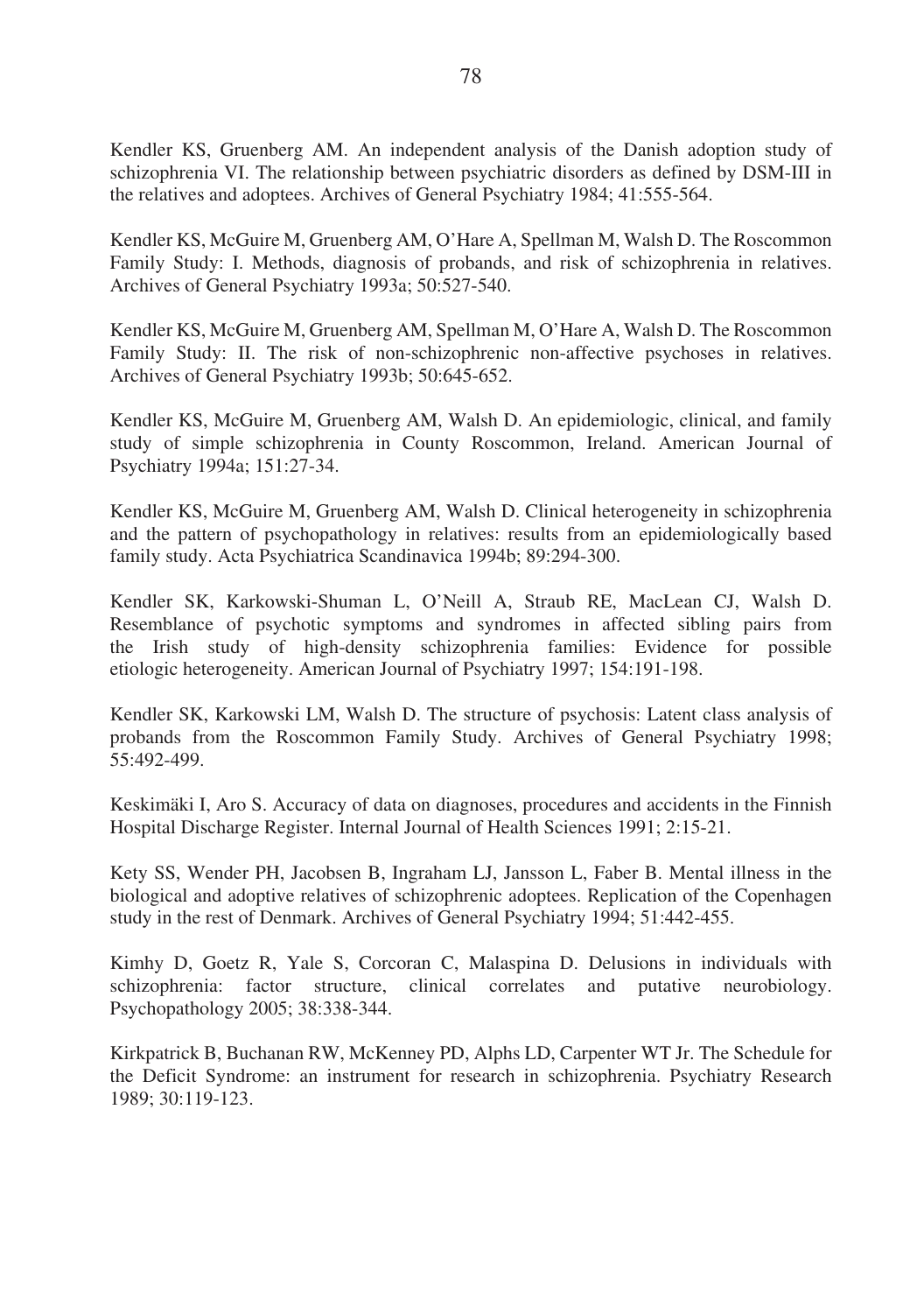Kendler KS, Gruenberg AM. An independent analysis of the Danish adoption study of schizophrenia VI. The relationship between psychiatric disorders as defined by DSM-III in the relatives and adoptees. Archives of General Psychiatry 1984; 41:555-564.

Kendler KS, McGuire M, Gruenberg AM, O'Hare A, Spellman M, Walsh D. The Roscommon Family Study: I. Methods, diagnosis of probands, and risk of schizophrenia in relatives. Archives of General Psychiatry 1993a; 50:527-540.

Kendler KS, McGuire M, Gruenberg AM, Spellman M, O'Hare A, Walsh D. The Roscommon Family Study: II. The risk of non-schizophrenic non-affective psychoses in relatives. Archives of General Psychiatry 1993b; 50:645-652.

Kendler KS, McGuire M, Gruenberg AM, Walsh D. An epidemiologic, clinical, and family study of simple schizophrenia in County Roscommon, Ireland. American Journal of Psychiatry 1994a; 151:27-34.

Kendler KS, McGuire M, Gruenberg AM, Walsh D. Clinical heterogeneity in schizophrenia and the pattern of psychopathology in relatives: results from an epidemiologically based family study. Acta Psychiatrica Scandinavica 1994b; 89:294-300.

Kendler SK, Karkowski-Shuman L, O'Neill A, Straub RE, MacLean CJ, Walsh D. Resemblance of psychotic symptoms and syndromes in affected sibling pairs from the Irish study of high-density schizophrenia families: Evidence for possible etiologic heterogeneity. American Journal of Psychiatry 1997; 154:191-198.

Kendler SK, Karkowski LM, Walsh D. The structure of psychosis: Latent class analysis of probands from the Roscommon Family Study. Archives of General Psychiatry 1998; 55:492-499.

Keskimäki I, Aro S. Accuracy of data on diagnoses, procedures and accidents in the Finnish Hospital Discharge Register. Internal Journal of Health Sciences 1991; 2:15-21.

Kety SS, Wender PH, Jacobsen B, Ingraham LJ, Jansson L, Faber B. Mental illness in the biological and adoptive relatives of schizophrenic adoptees. Replication of the Copenhagen study in the rest of Denmark. Archives of General Psychiatry 1994; 51:442-455.

Kimhy D, Goetz R, Yale S, Corcoran C, Malaspina D. Delusions in individuals with schizophrenia: factor structure, clinical correlates and putative neurobiology. Psychopathology 2005; 38:338-344.

Kirkpatrick B, Buchanan RW, McKenney PD, Alphs LD, Carpenter WT Jr. The Schedule for the Deficit Syndrome: an instrument for research in schizophrenia. Psychiatry Research 1989; 30:119-123.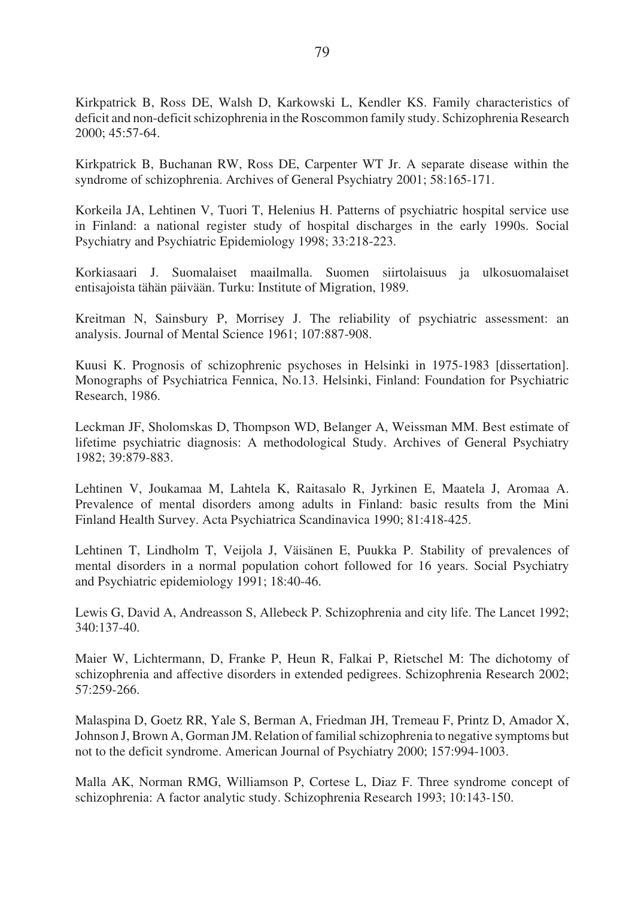Kirkpatrick B, Ross DE, Walsh D, Karkowski L, Kendler KS. Family characteristics of deficit and non-deficit schizophrenia in the Roscommon family study. Schizophrenia Research 2000; 45:57-64.

Kirkpatrick B, Buchanan RW, Ross DE, Carpenter WT Jr. A separate disease within the syndrome of schizophrenia. Archives of General Psychiatry 2001; 58:165-171.

Korkeila JA, Lehtinen V, Tuori T, Helenius H. Patterns of psychiatric hospital service use in Finland: a national register study of hospital discharges in the early 1990s. Social Psychiatry and Psychiatric Epidemiology 1998; 33:218-223.

Korkiasaari J. Suomalaiset maailmalla. Suomen siirtolaisuus ja ulkosuomalaiset entisajoista tähän päivään. Turku: Institute of Migration, 1989.

Kreitman N, Sainsbury P, Morrisey J. The reliability of psychiatric assessment: an analysis. Journal of Mental Science 1961; 107:887-908.

Kuusi K. Prognosis of schizophrenic psychoses in Helsinki in 1975-1983 [dissertation]. Monographs of Psychiatrica Fennica, No.13. Helsinki, Finland: Foundation for Psychiatric Research, 1986.

Leckman JF, Sholomskas D, Thompson WD, Belanger A, Weissman MM. Best estimate of lifetime psychiatric diagnosis: A methodological Study. Archives of General Psychiatry 1982; 39:879-883.

Lehtinen V, Joukamaa M, Lahtela K, Raitasalo R, Jyrkinen E, Maatela J, Aromaa A. Prevalence of mental disorders among adults in Finland: basic results from the Mini Finland Health Survey. Acta Psychiatrica Scandinavica 1990; 81:418-425.

Lehtinen T, Lindholm T, Veijola J, Väisänen E, Puukka P. Stability of prevalences of mental disorders in a normal population cohort followed for 16 years. Social Psychiatry and Psychiatric epidemiology 1991; 18:40-46.

Lewis G, David A, Andreasson S, Allebeck P. Schizophrenia and city life. The Lancet 1992; 340:137-40.

Maier W, Lichtermann, D, Franke P, Heun R, Falkai P, Rietschel M: The dichotomy of schizophrenia and affective disorders in extended pedigrees. Schizophrenia Research 2002; 57:259-266.

Malaspina D, Goetz RR, Yale S, Berman A, Friedman JH, Tremeau F, Printz D, Amador X, Johnson J, Brown A, Gorman JM. Relation of familial schizophrenia to negative symptoms but not to the deficit syndrome. American Journal of Psychiatry 2000; 157:994-1003.

Malla AK, Norman RMG, Williamson P, Cortese L, Diaz F. Three syndrome concept of schizophrenia: A factor analytic study. Schizophrenia Research 1993; 10:143-150.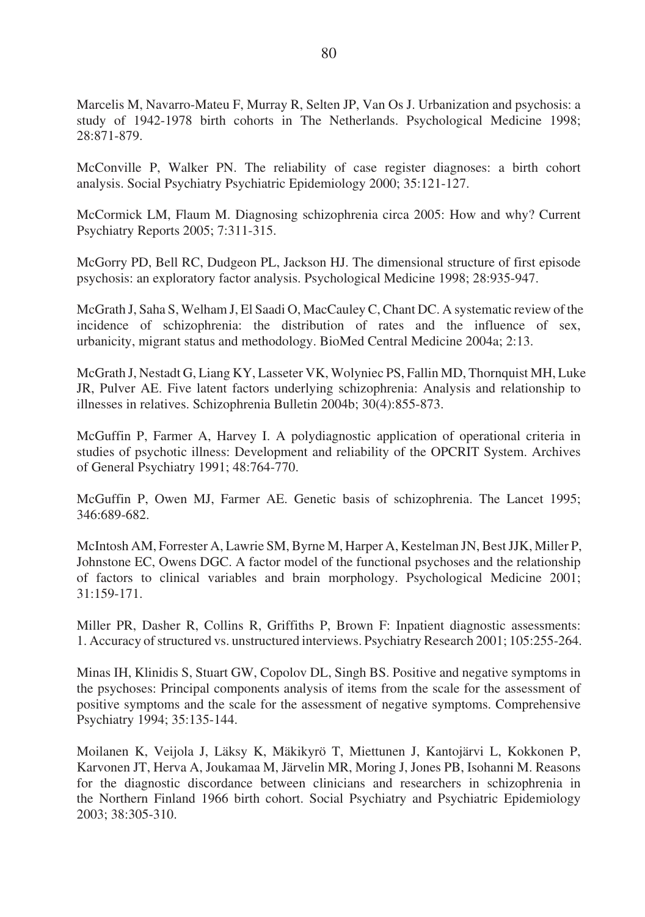Marcelis M, Navarro-Mateu F, Murray R, Selten JP, Van Os J. Urbanization and psychosis: a study of 1942-1978 birth cohorts in The Netherlands. Psychological Medicine 1998; 28:871-879.

McConville P, Walker PN. The reliability of case register diagnoses: a birth cohort analysis. Social Psychiatry Psychiatric Epidemiology 2000; 35:121-127.

McCormick LM, Flaum M. Diagnosing schizophrenia circa 2005: How and why? Current Psychiatry Reports 2005; 7:311-315.

McGorry PD, Bell RC, Dudgeon PL, Jackson HJ. The dimensional structure of first episode psychosis: an exploratory factor analysis. Psychological Medicine 1998; 28:935-947.

McGrath J, Saha S, Welham J, El Saadi O, MacCauley C, Chant DC. A systematic review of the incidence of schizophrenia: the distribution of rates and the influence of sex, urbanicity, migrant status and methodology. BioMed Central Medicine 2004a; 2:13.

McGrath J, Nestadt G, Liang KY, Lasseter VK, Wolyniec PS, Fallin MD, Thornquist MH, Luke JR, Pulver AE. Five latent factors underlying schizophrenia: Analysis and relationship to illnesses in relatives. Schizophrenia Bulletin 2004b; 30(4):855-873.

McGuffin P, Farmer A, Harvey I. A polydiagnostic application of operational criteria in studies of psychotic illness: Development and reliability of the OPCRIT System. Archives of General Psychiatry 1991; 48:764-770.

McGuffin P, Owen MJ, Farmer AE. Genetic basis of schizophrenia. The Lancet 1995; 346:689-682.

McIntosh AM, Forrester A, Lawrie SM, Byrne M, Harper A, Kestelman JN, Best JJK, Miller P, Johnstone EC, Owens DGC. A factor model of the functional psychoses and the relationship of factors to clinical variables and brain morphology. Psychological Medicine 2001; 31:159-171.

Miller PR, Dasher R, Collins R, Griffiths P, Brown F: Inpatient diagnostic assessments: 1. Accuracy of structured vs. unstructured interviews. Psychiatry Research 2001; 105:255-264.

Minas IH, Klinidis S, Stuart GW, Copolov DL, Singh BS. Positive and negative symptoms in the psychoses: Principal components analysis of items from the scale for the assessment of positive symptoms and the scale for the assessment of negative symptoms. Comprehensive Psychiatry 1994; 35:135-144.

Moilanen K, Veijola J, Läksy K, Mäkikyrö T, Miettunen J, Kantojärvi L, Kokkonen P, Karvonen JT, Herva A, Joukamaa M, Järvelin MR, Moring J, Jones PB, Isohanni M. Reasons for the diagnostic discordance between clinicians and researchers in schizophrenia in the Northern Finland 1966 birth cohort. Social Psychiatry and Psychiatric Epidemiology 2003; 38:305-310.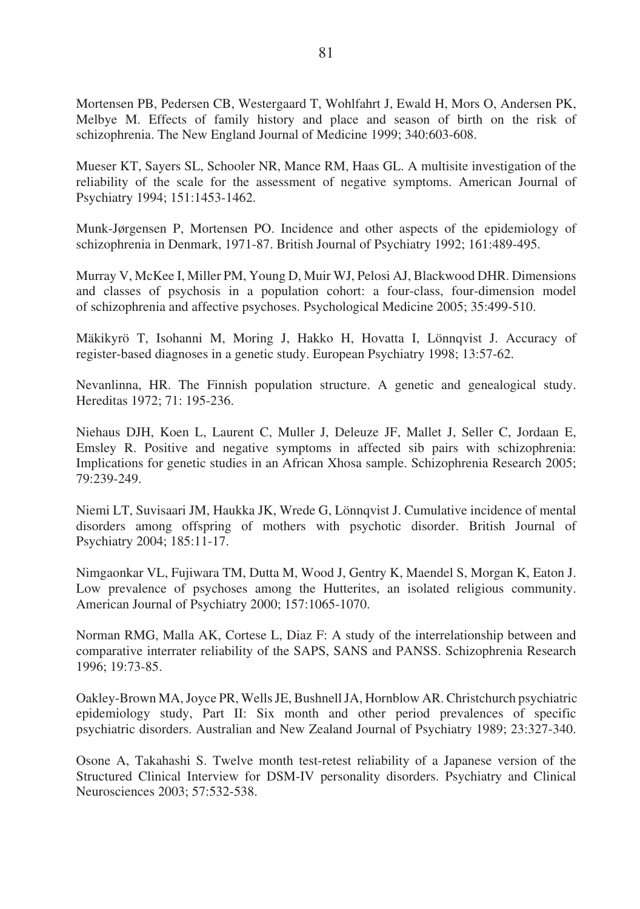Mortensen PB, Pedersen CB, Westergaard T, Wohlfahrt J, Ewald H, Mors O, Andersen PK, Melbye M. Effects of family history and place and season of birth on the risk of schizophrenia. The New England Journal of Medicine 1999; 340:603-608.

Mueser KT, Sayers SL, Schooler NR, Mance RM, Haas GL. A multisite investigation of the reliability of the scale for the assessment of negative symptoms. American Journal of Psychiatry 1994; 151:1453-1462.

Munk-Jørgensen P, Mortensen PO. Incidence and other aspects of the epidemiology of schizophrenia in Denmark, 1971-87. British Journal of Psychiatry 1992; 161:489-495.

Murray V, McKee I, Miller PM, Young D, Muir WJ, Pelosi AJ, Blackwood DHR. Dimensions and classes of psychosis in a population cohort: a four-class, four-dimension model of schizophrenia and affective psychoses. Psychological Medicine 2005; 35:499-510.

Mäkikyrö T, Isohanni M, Moring J, Hakko H, Hovatta I, Lönnqvist J. Accuracy of register-based diagnoses in a genetic study. European Psychiatry 1998; 13:57-62.

Nevanlinna, HR. The Finnish population structure. A genetic and genealogical study. Hereditas 1972; 71: 195-236.

Niehaus DJH, Koen L, Laurent C, Muller J, Deleuze JF, Mallet J, Seller C, Jordaan E, Emsley R. Positive and negative symptoms in affected sib pairs with schizophrenia: Implications for genetic studies in an African Xhosa sample. Schizophrenia Research 2005; 79:239-249.

Niemi LT, Suvisaari JM, Haukka JK, Wrede G, Lönnqvist J. Cumulative incidence of mental disorders among offspring of mothers with psychotic disorder. British Journal of Psychiatry 2004; 185:11-17.

Nimgaonkar VL, Fujiwara TM, Dutta M, Wood J, Gentry K, Maendel S, Morgan K, Eaton J. Low prevalence of psychoses among the Hutterites, an isolated religious community. American Journal of Psychiatry 2000; 157:1065-1070.

Norman RMG, Malla AK, Cortese L, Diaz F: A study of the interrelationship between and comparative interrater reliability of the SAPS, SANS and PANSS. Schizophrenia Research 1996; 19:73-85.

Oakley-Brown MA, Joyce PR, Wells JE, Bushnell JA, Hornblow AR. Christchurch psychiatric epidemiology study, Part II: Six month and other period prevalences of specific psychiatric disorders. Australian and New Zealand Journal of Psychiatry 1989; 23:327-340.

Osone A, Takahashi S. Twelve month test-retest reliability of a Japanese version of the Structured Clinical Interview for DSM-IV personality disorders. Psychiatry and Clinical Neurosciences 2003; 57:532-538.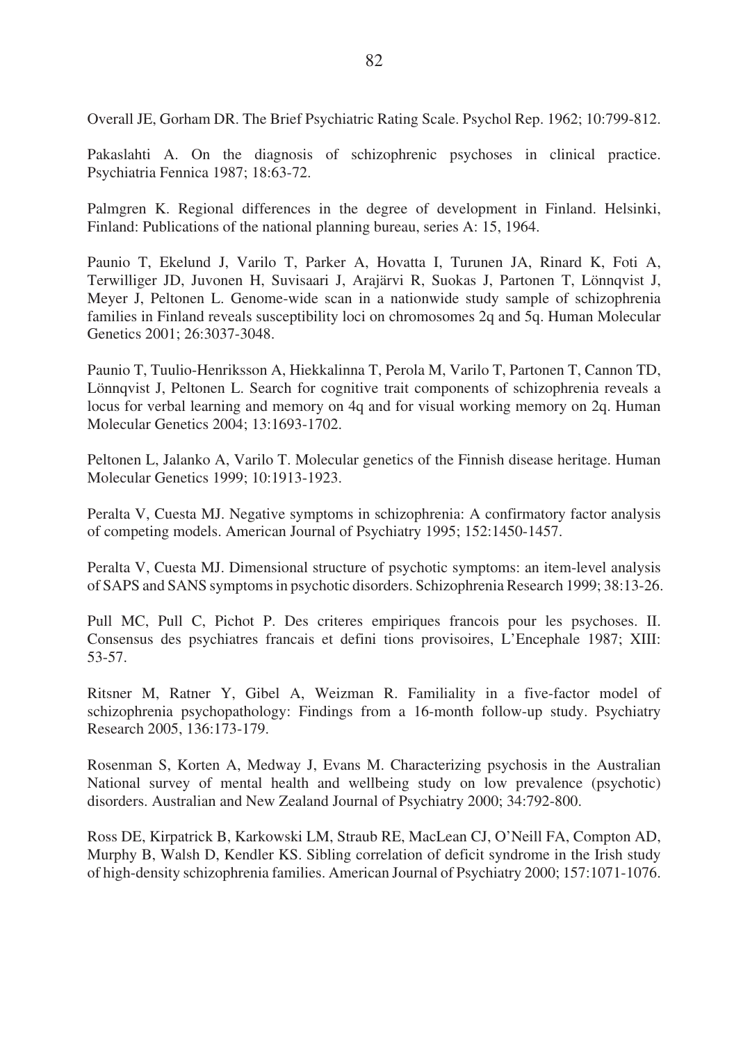Overall JE, Gorham DR. The Brief Psychiatric Rating Scale. Psychol Rep. 1962; 10:799-812.

Pakaslahti A. On the diagnosis of schizophrenic psychoses in clinical practice. Psychiatria Fennica 1987; 18:63-72.

Palmgren K. Regional differences in the degree of development in Finland. Helsinki, Finland: Publications of the national planning bureau, series A: 15, 1964.

Paunio T, Ekelund J, Varilo T, Parker A, Hovatta I, Turunen JA, Rinard K, Foti A, Terwilliger JD, Juvonen H, Suvisaari J, Arajärvi R, Suokas J, Partonen T, Lönnqvist J, Meyer J, Peltonen L. Genome-wide scan in a nationwide study sample of schizophrenia families in Finland reveals susceptibility loci on chromosomes 2q and 5q. Human Molecular Genetics 2001; 26:3037-3048.

Paunio T, Tuulio-Henriksson A, Hiekkalinna T, Perola M, Varilo T, Partonen T, Cannon TD, Lönnqvist J, Peltonen L. Search for cognitive trait components of schizophrenia reveals a locus for verbal learning and memory on 4q and for visual working memory on 2q. Human Molecular Genetics 2004; 13:1693-1702.

Peltonen L, Jalanko A, Varilo T. Molecular genetics of the Finnish disease heritage. Human Molecular Genetics 1999; 10:1913-1923.

Peralta V, Cuesta MJ. Negative symptoms in schizophrenia: A confirmatory factor analysis of competing models. American Journal of Psychiatry 1995; 152:1450-1457.

Peralta V, Cuesta MJ. Dimensional structure of psychotic symptoms: an item-level analysis of SAPS and SANS symptoms in psychotic disorders. Schizophrenia Research 1999; 38:13-26.

Pull MC, Pull C, Pichot P. Des criteres empiriques francois pour les psychoses. II. Consensus des psychiatres francais et defini tions provisoires, L'Encephale 1987; XIII: 53-57.

Ritsner M, Ratner Y, Gibel A, Weizman R. Familiality in a five-factor model of schizophrenia psychopathology: Findings from a 16-month follow-up study. Psychiatry Research 2005, 136:173-179.

Rosenman S, Korten A, Medway J, Evans M. Characterizing psychosis in the Australian National survey of mental health and wellbeing study on low prevalence (psychotic) disorders. Australian and New Zealand Journal of Psychiatry 2000; 34:792-800.

Ross DE, Kirpatrick B, Karkowski LM, Straub RE, MacLean CJ, O'Neill FA, Compton AD, Murphy B, Walsh D, Kendler KS. Sibling correlation of deficit syndrome in the Irish study of high-density schizophrenia families. American Journal of Psychiatry 2000; 157:1071-1076.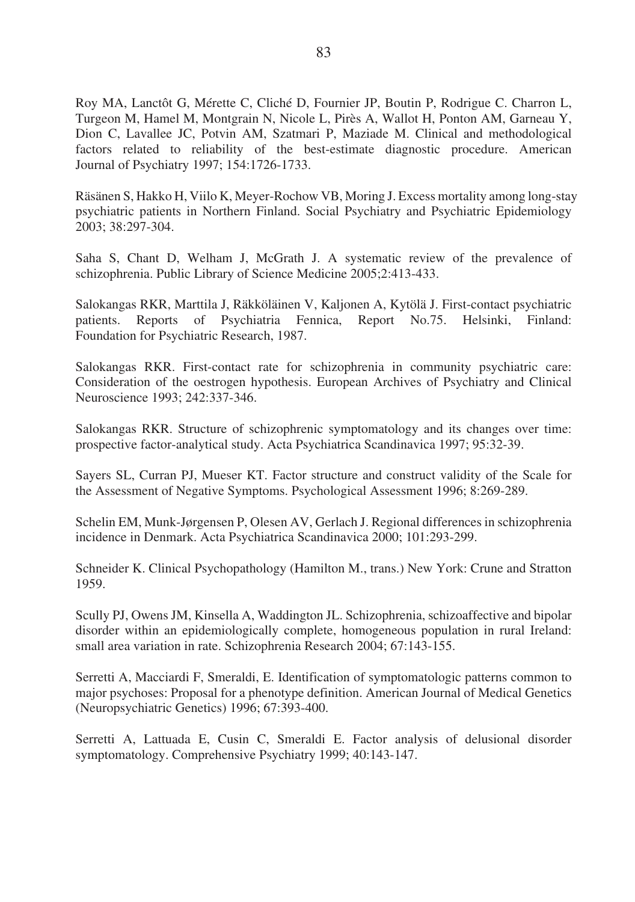Roy MA, Lanctôt G, Mérette C, Cliché D, Fournier JP, Boutin P, Rodrigue C. Charron L, Turgeon M, Hamel M, Montgrain N, Nicole L, Pirès A, Wallot H, Ponton AM, Garneau Y, Dion C, Lavallee JC, Potvin AM, Szatmari P, Maziade M. Clinical and methodological factors related to reliability of the best-estimate diagnostic procedure. American Journal of Psychiatry 1997; 154:1726-1733.

Räsänen S, Hakko H, Viilo K, Meyer-Rochow VB, Moring J. Excess mortality among long-stay psychiatric patients in Northern Finland. Social Psychiatry and Psychiatric Epidemiology 2003; 38:297-304.

Saha S, Chant D, Welham J, McGrath J. A systematic review of the prevalence of schizophrenia. Public Library of Science Medicine 2005;2:413-433.

Salokangas RKR, Marttila J, Räkköläinen V, Kaljonen A, Kytölä J. First-contact psychiatric patients. Reports of Psychiatria Fennica, Report No.75. Helsinki, Finland: Foundation for Psychiatric Research, 1987.

Salokangas RKR. First-contact rate for schizophrenia in community psychiatric care: Consideration of the oestrogen hypothesis. European Archives of Psychiatry and Clinical Neuroscience 1993; 242:337-346.

Salokangas RKR. Structure of schizophrenic symptomatology and its changes over time: prospective factor-analytical study. Acta Psychiatrica Scandinavica 1997; 95:32-39.

Sayers SL, Curran PJ, Mueser KT. Factor structure and construct validity of the Scale for the Assessment of Negative Symptoms. Psychological Assessment 1996; 8:269-289.

Schelin EM, Munk-Jørgensen P, Olesen AV, Gerlach J. Regional differences in schizophrenia incidence in Denmark. Acta Psychiatrica Scandinavica 2000; 101:293-299.

Schneider K. Clinical Psychopathology (Hamilton M., trans.) New York: Crune and Stratton 1959.

Scully PJ, Owens JM, Kinsella A, Waddington JL. Schizophrenia, schizoaffective and bipolar disorder within an epidemiologically complete, homogeneous population in rural Ireland: small area variation in rate. Schizophrenia Research 2004; 67:143-155.

Serretti A, Macciardi F, Smeraldi, E. Identification of symptomatologic patterns common to major psychoses: Proposal for a phenotype definition. American Journal of Medical Genetics (Neuropsychiatric Genetics) 1996; 67:393-400.

Serretti A, Lattuada E, Cusin C, Smeraldi E. Factor analysis of delusional disorder symptomatology. Comprehensive Psychiatry 1999; 40:143-147.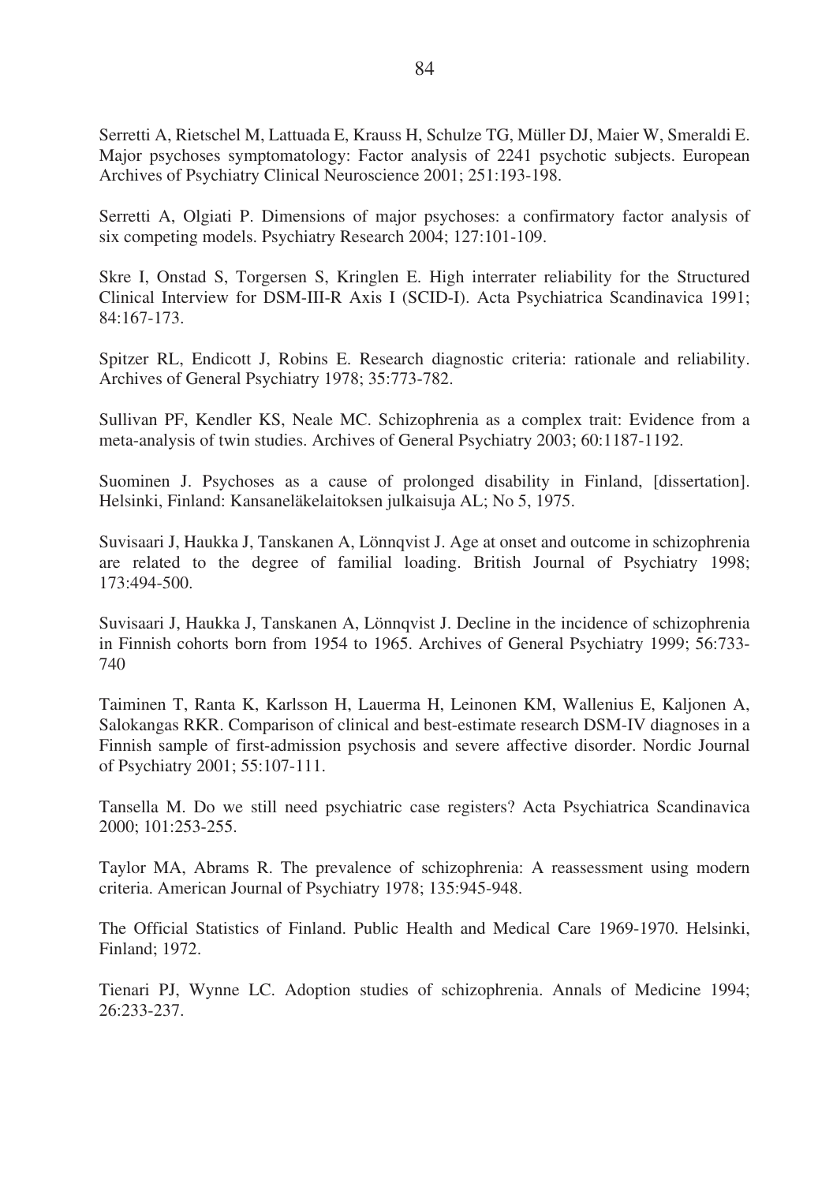Serretti A, Rietschel M, Lattuada E, Krauss H, Schulze TG, Müller DJ, Maier W, Smeraldi E. Major psychoses symptomatology: Factor analysis of 2241 psychotic subjects. European Archives of Psychiatry Clinical Neuroscience 2001; 251:193-198.

Serretti A, Olgiati P. Dimensions of major psychoses: a confirmatory factor analysis of six competing models. Psychiatry Research 2004; 127:101-109.

Skre I, Onstad S, Torgersen S, Kringlen E. High interrater reliability for the Structured Clinical Interview for DSM-III-R Axis I (SCID-I). Acta Psychiatrica Scandinavica 1991; 84:167-173.

Spitzer RL, Endicott J, Robins E. Research diagnostic criteria: rationale and reliability. Archives of General Psychiatry 1978; 35:773-782.

Sullivan PF, Kendler KS, Neale MC. Schizophrenia as a complex trait: Evidence from a meta-analysis of twin studies. Archives of General Psychiatry 2003; 60:1187-1192.

Suominen J. Psychoses as a cause of prolonged disability in Finland, [dissertation]. Helsinki, Finland: Kansaneläkelaitoksen julkaisuja AL; No 5, 1975.

Suvisaari J, Haukka J, Tanskanen A, Lönnqvist J. Age at onset and outcome in schizophrenia are related to the degree of familial loading. British Journal of Psychiatry 1998; 173:494-500.

Suvisaari J, Haukka J, Tanskanen A, Lönnqvist J. Decline in the incidence of schizophrenia in Finnish cohorts born from 1954 to 1965. Archives of General Psychiatry 1999; 56:733-740

Taiminen T, Ranta K, Karlsson H, Lauerma H, Leinonen KM, Wallenius E, Kaljonen A, Salokangas RKR. Comparison of clinical and best-estimate research DSM-IV diagnoses in a Finnish sample of first-admission psychosis and severe affective disorder. Nordic Journal of Psychiatry 2001; 55:107-111.

Tansella M. Do we still need psychiatric case registers? Acta Psychiatrica Scandinavica 2000; 101:253-255.

Taylor MA, Abrams R. The prevalence of schizophrenia: A reassessment using modern criteria. American Journal of Psychiatry 1978; 135:945-948.

The Official Statistics of Finland. Public Health and Medical Care 1969-1970. Helsinki, Finland; 1972.

Tienari PJ, Wynne LC. Adoption studies of schizophrenia. Annals of Medicine 1994; 26:233-237.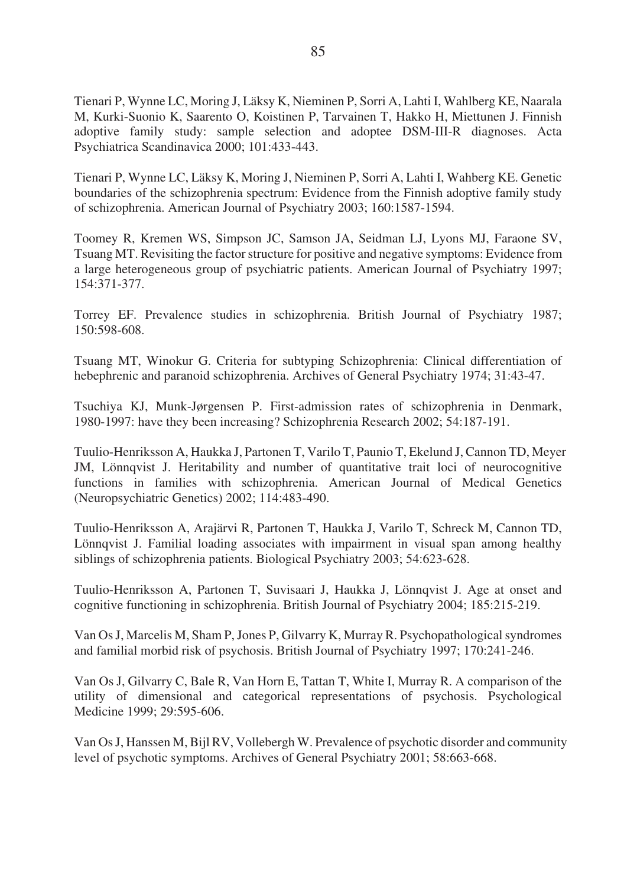Tienari P, Wynne LC, Moring J, Läksy K, Nieminen P, Sorri A, Lahti I, Wahlberg KE, Naarala M, Kurki-Suonio K, Saarento O, Koistinen P, Tarvainen T, Hakko H, Miettunen J. Finnish adoptive family study: sample selection and adoptee DSM-III-R diagnoses. Acta Psychiatrica Scandinavica 2000; 101:433-443.

Tienari P, Wynne LC, Läksy K, Moring J, Nieminen P, Sorri A, Lahti I, Wahberg KE. Genetic boundaries of the schizophrenia spectrum: Evidence from the Finnish adoptive family study of schizophrenia. American Journal of Psychiatry 2003; 160:1587-1594.

Toomey R, Kremen WS, Simpson JC, Samson JA, Seidman LJ, Lyons MJ, Faraone SV, Tsuang MT. Revisiting the factor structure for positive and negative symptoms: Evidence from a large heterogeneous group of psychiatric patients. American Journal of Psychiatry 1997; 154:371-377.

Torrey EF. Prevalence studies in schizophrenia. British Journal of Psychiatry 1987; 150:598-608.

Tsuang MT, Winokur G. Criteria for subtyping Schizophrenia: Clinical differentiation of hebephrenic and paranoid schizophrenia. Archives of General Psychiatry 1974; 31:43-47.

Tsuchiya KJ, Munk-Jørgensen P. First-admission rates of schizophrenia in Denmark, 1980-1997: have they been increasing? Schizophrenia Research 2002; 54:187-191.

Tuulio-Henriksson A, Haukka J, Partonen T, Varilo T, Paunio T, Ekelund J, Cannon TD, Meyer JM, Lönnqvist J. Heritability and number of quantitative trait loci of neurocognitive functions in families with schizophrenia. American Journal of Medical Genetics (Neuropsychiatric Genetics) 2002; 114:483-490.

Tuulio-Henriksson A, Arajärvi R, Partonen T, Haukka J, Varilo T, Schreck M, Cannon TD, Lönnqvist J. Familial loading associates with impairment in visual span among healthy siblings of schizophrenia patients. Biological Psychiatry 2003; 54:623-628.

Tuulio-Henriksson A, Partonen T, Suvisaari J, Haukka J, Lönnqvist J. Age at onset and cognitive functioning in schizophrenia. British Journal of Psychiatry 2004; 185:215-219.

Van Os J, Marcelis M, Sham P, Jones P, Gilvarry K, Murray R. Psychopathological syndromes and familial morbid risk of psychosis. British Journal of Psychiatry 1997; 170:241-246.

Van Os J, Gilvarry C, Bale R, Van Horn E, Tattan T, White I, Murray R. A comparison of the utility of dimensional and categorical representations of psychosis. Psychological Medicine 1999; 29:595-606.

Van Os J, Hanssen M, Bijl RV, Vollebergh W. Prevalence of psychotic disorder and community level of psychotic symptoms. Archives of General Psychiatry 2001; 58:663-668.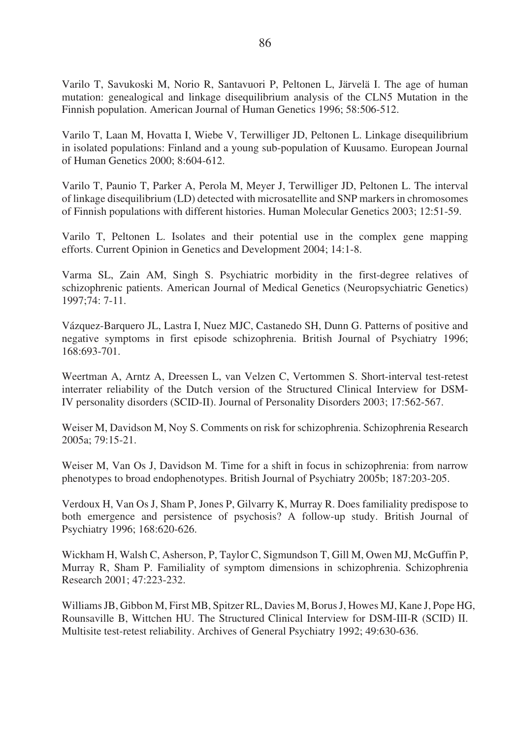Varilo T, Savukoski M, Norio R, Santavuori P, Peltonen L, Järvelä I. The age of human mutation: genealogical and linkage disequilibrium analysis of the CLN5 Mutation in the Finnish population. American Journal of Human Genetics 1996; 58:506-512.

Varilo T, Laan M, Hovatta I, Wiebe V, Terwilliger JD, Peltonen L. Linkage disequilibrium in isolated populations: Finland and a young sub-population of Kuusamo. European Journal of Human Genetics 2000; 8:604-612.

Varilo T, Paunio T, Parker A, Perola M, Meyer J, Terwilliger JD, Peltonen L. The interval of linkage disequilibrium (LD) detected with microsatellite and SNP markers in chromosomes of Finnish populations with different histories. Human Molecular Genetics 2003; 12:51-59.

Varilo T, Peltonen L. Isolates and their potential use in the complex gene mapping efforts. Current Opinion in Genetics and Development 2004; 14:1-8.

Varma SL, Zain AM, Singh S. Psychiatric morbidity in the first-degree relatives of schizophrenic patients. American Journal of Medical Genetics (Neuropsychiatric Genetics) 1997;74: 7-11.

Vázquez-Barquero JL, Lastra I, Nuez MJC, Castanedo SH, Dunn G. Patterns of positive and negative symptoms in first episode schizophrenia. British Journal of Psychiatry 1996; 168:693-701.

Weertman A, Arntz A, Dreessen L, van Velzen C, Vertommen S. Short-interval test-retest interrater reliability of the Dutch version of the Structured Clinical Interview for DSM-IV personality disorders (SCID-II). Journal of Personality Disorders 2003; 17:562-567.

Weiser M, Davidson M, Noy S. Comments on risk for schizophrenia. Schizophrenia Research 2005a; 79:15-21.

Weiser M, Van Os J, Davidson M. Time for a shift in focus in schizophrenia: from narrow phenotypes to broad endophenotypes. British Journal of Psychiatry 2005b; 187:203-205.

Verdoux H, Van Os J, Sham P, Jones P, Gilvarry K, Murray R. Does familiality predispose to both emergence and persistence of psychosis? A follow-up study. British Journal of Psychiatry 1996; 168:620-626.

Wickham H, Walsh C, Asherson, P, Taylor C, Sigmundson T, Gill M, Owen MJ, McGuffin P, Murray R, Sham P. Familiality of symptom dimensions in schizophrenia. Schizophrenia Research 2001; 47:223-232.

Williams JB, Gibbon M, First MB, Spitzer RL, Davies M, Borus J, Howes MJ, Kane J, Pope HG, Rounsaville B, Wittchen HU. The Structured Clinical Interview for DSM-III-R (SCID) II. Multisite test-retest reliability. Archives of General Psychiatry 1992; 49:630-636.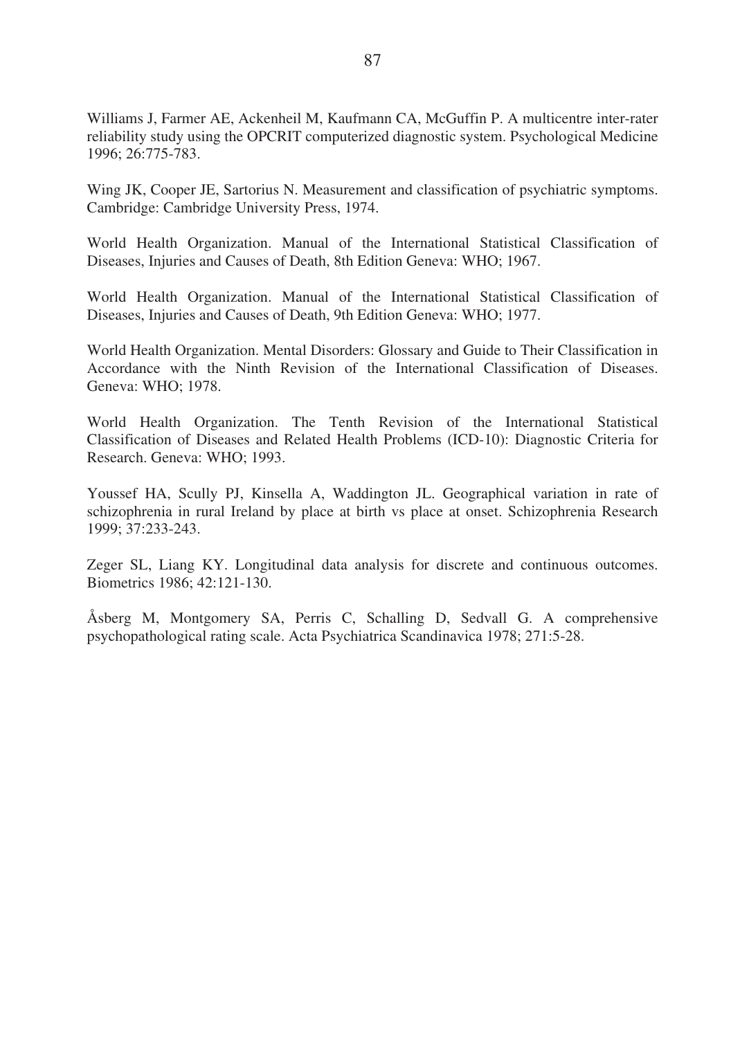Williams J, Farmer AE, Ackenheil M, Kaufmann CA, McGuffin P. A multicentre inter-rater reliability study using the OPCRIT computerized diagnostic system. Psychological Medicine 1996; 26:775-783.

Wing JK, Cooper JE, Sartorius N. Measurement and classification of psychiatric symptoms. Cambridge: Cambridge University Press, 1974.

World Health Organization. Manual of the International Statistical Classification of Diseases, Injuries and Causes of Death, 8th Edition Geneva: WHO; 1967.

World Health Organization. Manual of the International Statistical Classification of Diseases, Injuries and Causes of Death, 9th Edition Geneva: WHO; 1977.

World Health Organization. Mental Disorders: Glossary and Guide to Their Classification in Accordance with the Ninth Revision of the International Classification of Diseases. Geneva: WHO; 1978.

World Health Organization. The Tenth Revision of the International Statistical Classification of Diseases and Related Health Problems (ICD-10): Diagnostic Criteria for Research. Geneva: WHO; 1993.

Youssef HA, Scully PJ, Kinsella A, Waddington JL. Geographical variation in rate of schizophrenia in rural Ireland by place at birth vs place at onset. Schizophrenia Research 1999; 37:233-243.

Zeger SL, Liang KY. Longitudinal data analysis for discrete and continuous outcomes. Biometrics 1986; 42:121-130.

Åsberg M, Montgomery SA, Perris C, Schalling D, Sedvall G. A comprehensive psychopathological rating scale. Acta Psychiatrica Scandinavica 1978; 271:5-28.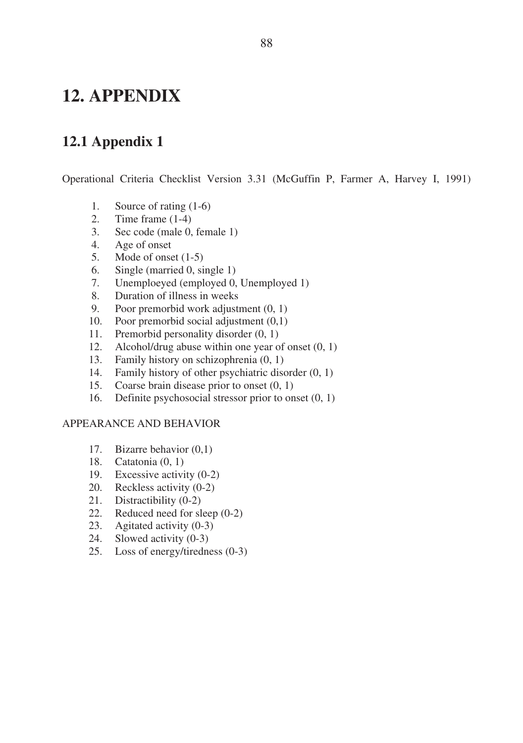# 12. APPENDIX

## 12.1 Appendix 1

Operational Criteria Checklist Version 3.31 (McGuffin P, Farmer A, Harvey I, 1991)

1. Source of rating (1-6)
2. Time frame (1-4)
3. Sec code (male 0, female 1)
4. Age of onset
5. Mode of onset (1-5)
6. Single (married 0, single 1)
7. Unemploeyed (employed 0, Unemployed 1)
8. Duration of illness in weeks
9. Poor premorbid work adjustment (0, 1)
10. Poor premorbid social adjustment (0,1)
11. Premorbid personality disorder (0, 1)
12. Alcohol/drug abuse within one year of onset (0, 1)
13. Family history on schizophrenia (0, 1)
14. Family history of other psychiatric disorder (0, 1)
15. Coarse brain disease prior to onset (0, 1)
16. Definite psychosocial stressor prior to onset (0, 1)

APPEARANCE AND BEHAVIOR

17. Bizarre behavior (0,1)
18. Catatonia (0, 1)
19. Excessive activity (0-2)
20. Reckless activity (0-2)
21. Distractibility (0-2)
22. Reduced need for sleep (0-2)
23. Agitated activity (0-3)
24. Slowed activity (0-3)
25. Loss of energy/tiredness (0-3)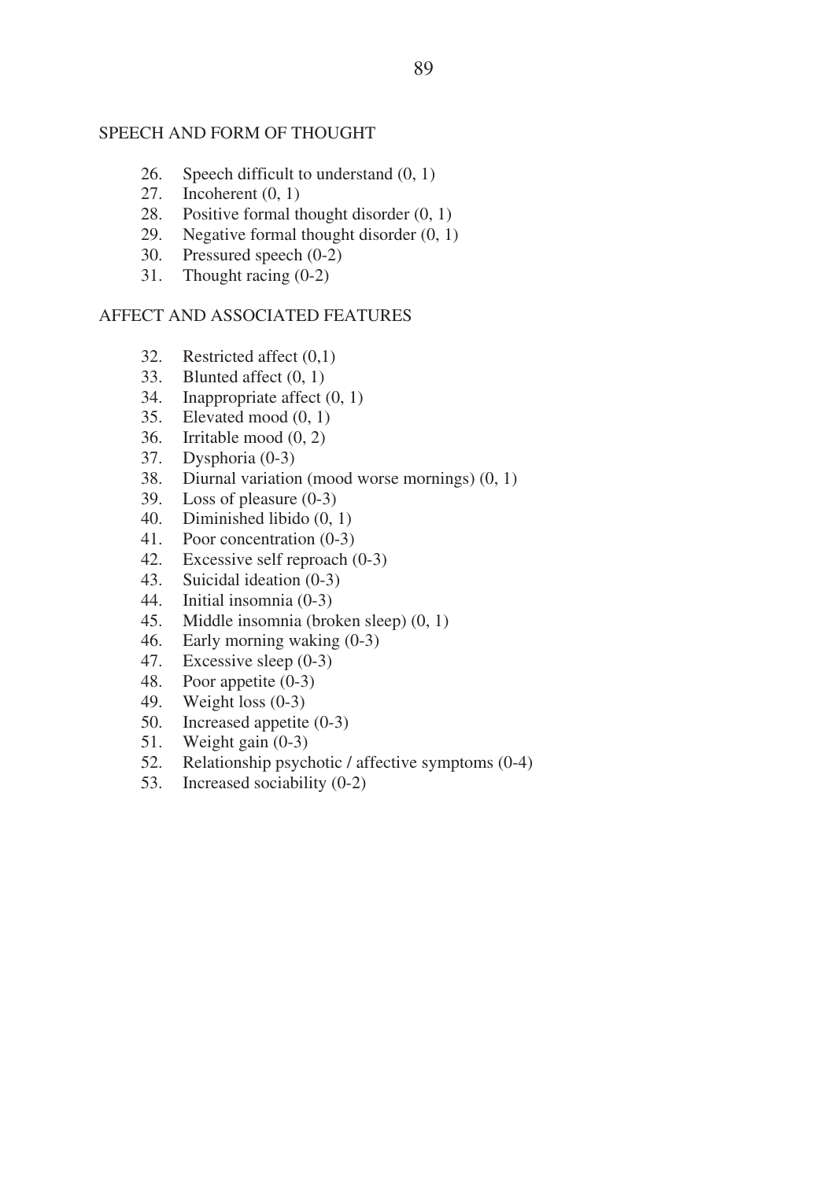SPEECH AND FORM OF THOUGHT

26. Speech difficult to understand (0, 1)
27. Incoherent (0, 1)
28. Positive formal thought disorder (0, 1)
29. Negative formal thought disorder (0, 1)
30. Pressured speech (0-2)
31. Thought racing (0-2)

AFFECT AND ASSOCIATED FEATURES

32. Restricted affect (0,1)
33. Blunted affect (0, 1)
34. Inappropriate affect (0, 1)
35. Elevated mood (0, 1)
36. Irritable mood (0, 2)
37. Dysphoria (0-3)
38. Diurnal variation (mood worse mornings) (0, 1)
39. Loss of pleasure (0-3)
40. Diminished libido (0, 1)
41. Poor concentration (0-3)
42. Excessive self reproach (0-3)
43. Suicidal ideation (0-3)
44. Initial insomnia (0-3)
45. Middle insomnia (broken sleep) (0, 1)
46. Early morning waking (0-3)
47. Excessive sleep (0-3)
48. Poor appetite (0-3)
49. Weight loss (0-3)
50. Increased appetite (0-3)
51. Weight gain (0-3)
52. Relationship psychotic / affective symptoms (0-4)
53. Increased sociability (0-2)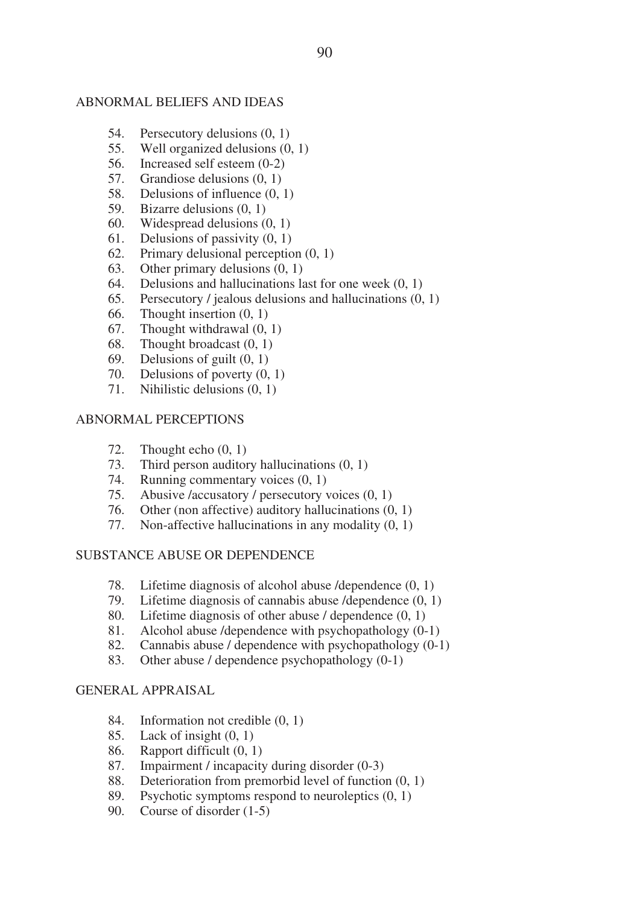## ABNORMAL BELIEFS AND IDEAS

54. Persecutory delusions (0, 1)
55. Well organized delusions (0, 1)
56. Increased self esteem (0-2)
57. Grandiose delusions (0, 1)
58. Delusions of influence (0, 1)
59. Bizarre delusions (0, 1)
60. Widespread delusions (0, 1)
61. Delusions of passivity (0, 1)
62. Primary delusional perception (0, 1)
63. Other primary delusions (0, 1)
64. Delusions and hallucinations last for one week (0, 1)
65. Persecutory / jealous delusions and hallucinations (0, 1)
66. Thought insertion (0, 1)
67. Thought withdrawal (0, 1)
68. Thought broadcast (0, 1)
69. Delusions of guilt (0, 1)
70. Delusions of poverty (0, 1)
71. Nihilistic delusions (0, 1)

## ABNORMAL PERCEPTIONS

72. Thought echo (0, 1)
73. Third person auditory hallucinations (0, 1)
74. Running commentary voices (0, 1)
75. Abusive /accusatory / persecutory voices (0, 1)
76. Other (non affective) auditory hallucinations (0, 1)
77. Non-affective hallucinations in any modality (0, 1)

## SUBSTANCE ABUSE OR DEPENDENCE

78. Lifetime diagnosis of alcohol abuse /dependence (0, 1)
79. Lifetime diagnosis of cannabis abuse /dependence (0, 1)
80. Lifetime diagnosis of other abuse / dependence (0, 1)
81. Alcohol abuse /dependence with psychopathology (0-1)
82. Cannabis abuse / dependence with psychopathology (0-1)
83. Other abuse / dependence psychopathology (0-1)

## GENERAL APPRAISAL

84. Information not credible (0, 1)
85. Lack of insight (0, 1)
86. Rapport difficult (0, 1)
87. Impairment / incapacity during disorder (0-3)
88. Deterioration from premorbid level of function (0, 1)
89. Psychotic symptoms respond to neuroleptics (0, 1)
90. Course of disorder (1-5)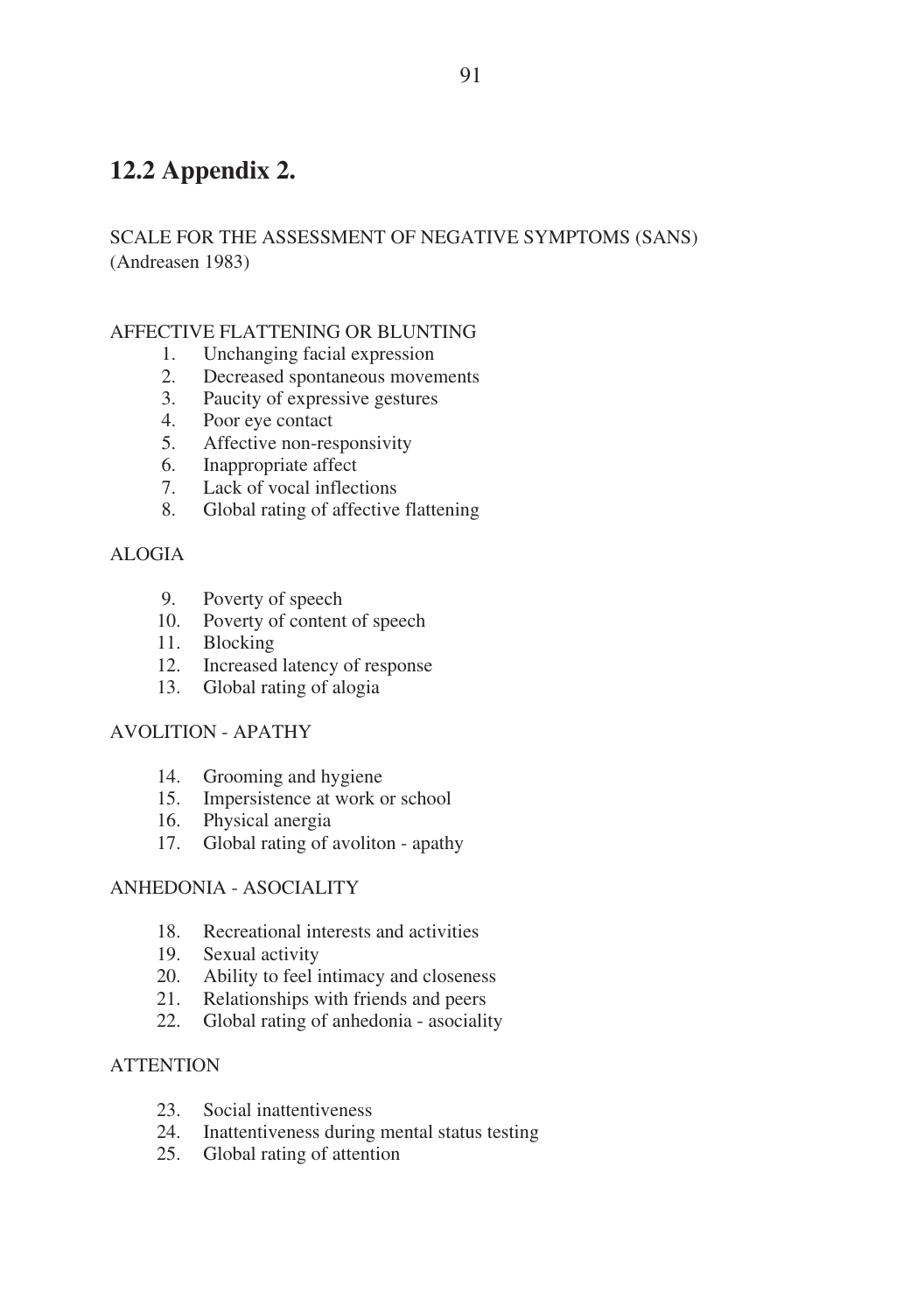## 12.2 Appendix 2.

SCALE FOR THE ASSESSMENT OF NEGATIVE SYMPTOMS (SANS)
(Andreasen 1983)

AFFECTIVE FLATTENING OR BLUNTING

1. Unchanging facial expression
2. Decreased spontaneous movements
3. Paucity of expressive gestures
4. Poor eye contact
5. Affective non-responsivity
6. Inappropriate affect
7. Lack of vocal inflections
8. Global rating of affective flattening

ALOGIA

9. Poverty of speech
10. Poverty of content of speech
11. Blocking
12. Increased latency of response
13. Global rating of alogia

AVOLITION - APATHY

14. Grooming and hygiene
15. Impersistence at work or school
16. Physical anergia
17. Global rating of avoliton - apathy

ANHEDONIA - ASOCIALITY

18. Recreational interests and activities
19. Sexual activity
20. Ability to feel intimacy and closeness
21. Relationships with friends and peers
22. Global rating of anhedonia - asociality

ATTENTION

23. Social inattentiveness
24. Inattentiveness during mental status testing
25. Global rating of attention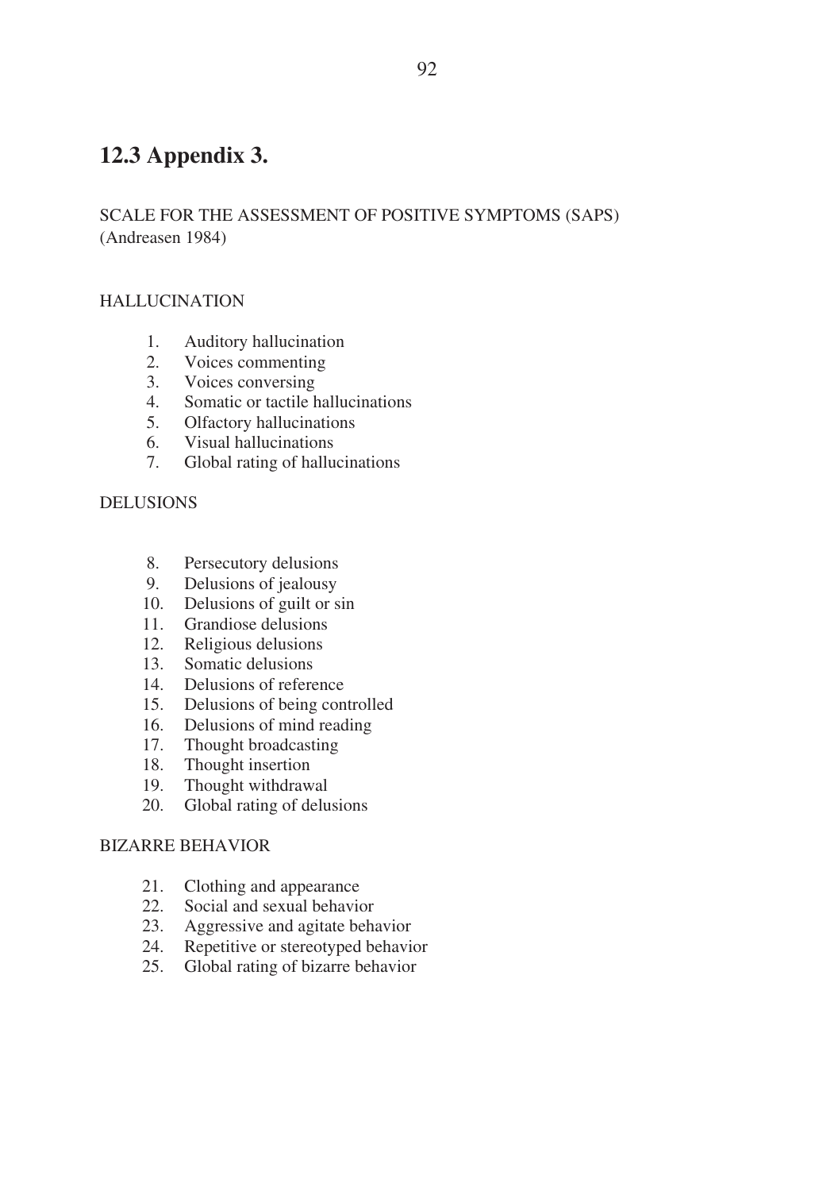## 12.3 Appendix 3.

SCALE FOR THE ASSESSMENT OF POSITIVE SYMPTOMS (SAPS)
(Andreasen 1984)

HALLUCINATION

1. Auditory hallucination
2. Voices commenting
3. Voices conversing
4. Somatic or tactile hallucinations
5. Olfactory hallucinations
6. Visual hallucinations
7. Global rating of hallucinations

DELUSIONS

8. Persecutory delusions
9. Delusions of jealousy
10. Delusions of guilt or sin
11. Grandiose delusions
12. Religious delusions
13. Somatic delusions
14. Delusions of reference
15. Delusions of being controlled
16. Delusions of mind reading
17. Thought broadcasting
18. Thought insertion
19. Thought withdrawal
20. Global rating of delusions

BIZARRE BEHAVIOR

21. Clothing and appearance
22. Social and sexual behavior
23. Aggressive and agitate behavior
24. Repetitive or stereotyped behavior
25. Global rating of bizarre behavior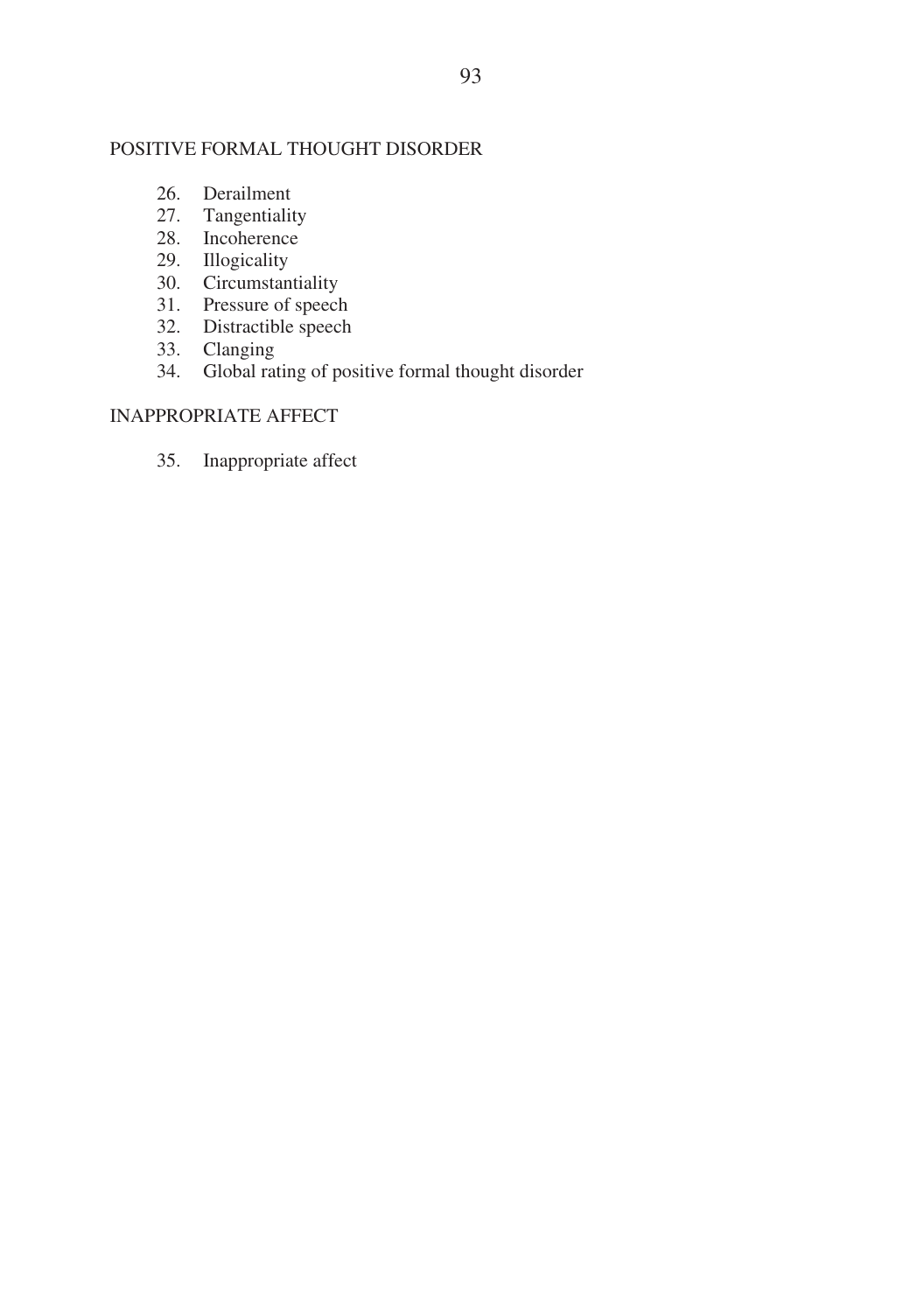POSITIVE FORMAL THOUGHT DISORDER

26. Derailment
27. Tangentiality
28. Incoherence
29. Illogicality
30. Circumstantiality
31. Pressure of speech
32. Distractible speech
33. Clanging
34. Global rating of positive formal thought disorder

INAPPROPRIATE AFFECT

35. Inappropriate affect